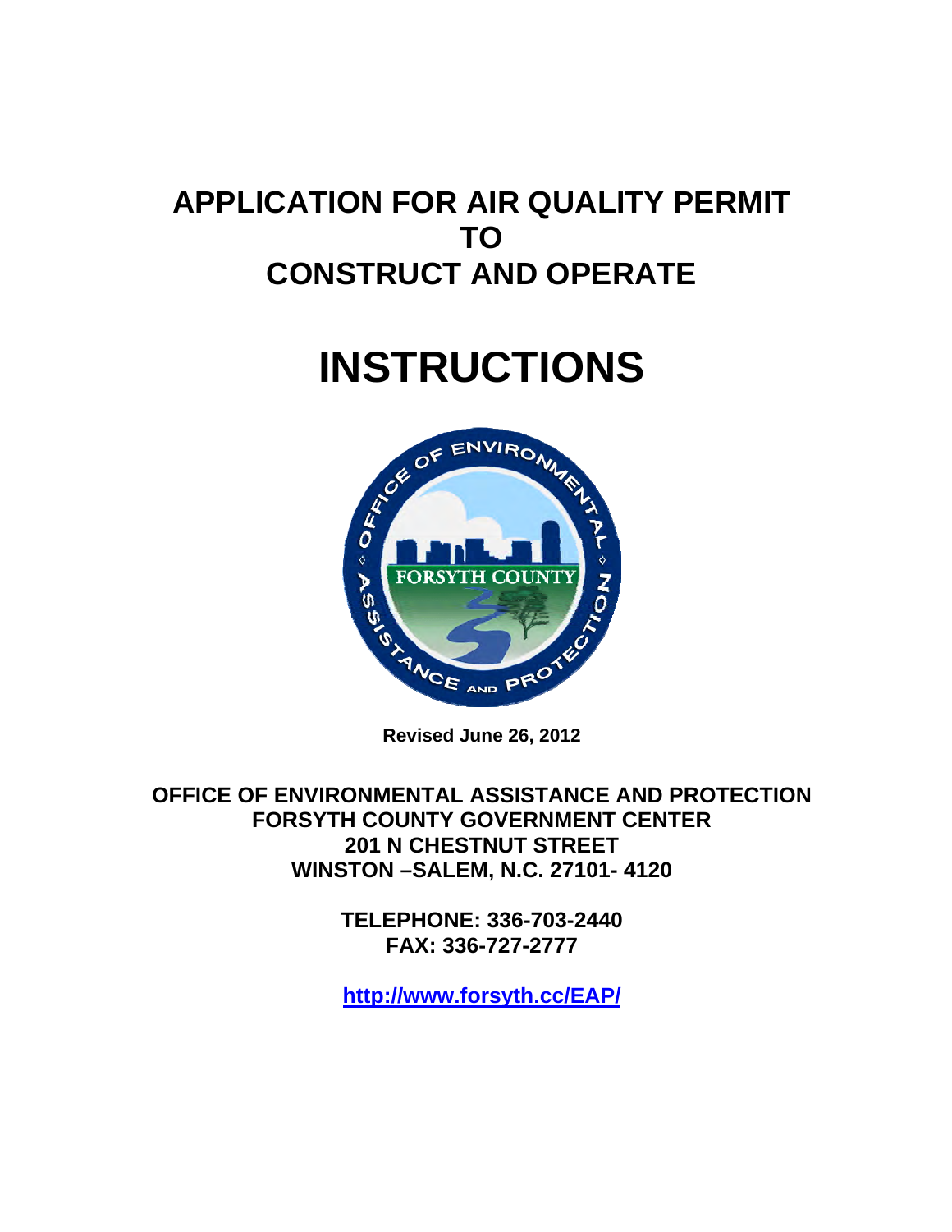# APPLICATION FOR AIR QUALITY PERMIT TO CONSTRUCT AND OPERATE

# INSTRUCTIONS

**Revised June 26, 2012**

**OFFICE OF ENVIRONMENTAL ASSISTANCE AND PROTECTION**
**FORSYTH COUNTY GOVERNMENT CENTER**
**201 N CHESTNUT STREET**
**WINSTON –SALEM, N.C. 27101- 4120**

**TELEPHONE: 336-703-2440**
**FAX: 336-727-2777**

**http://www.forsyth.cc/EAP/**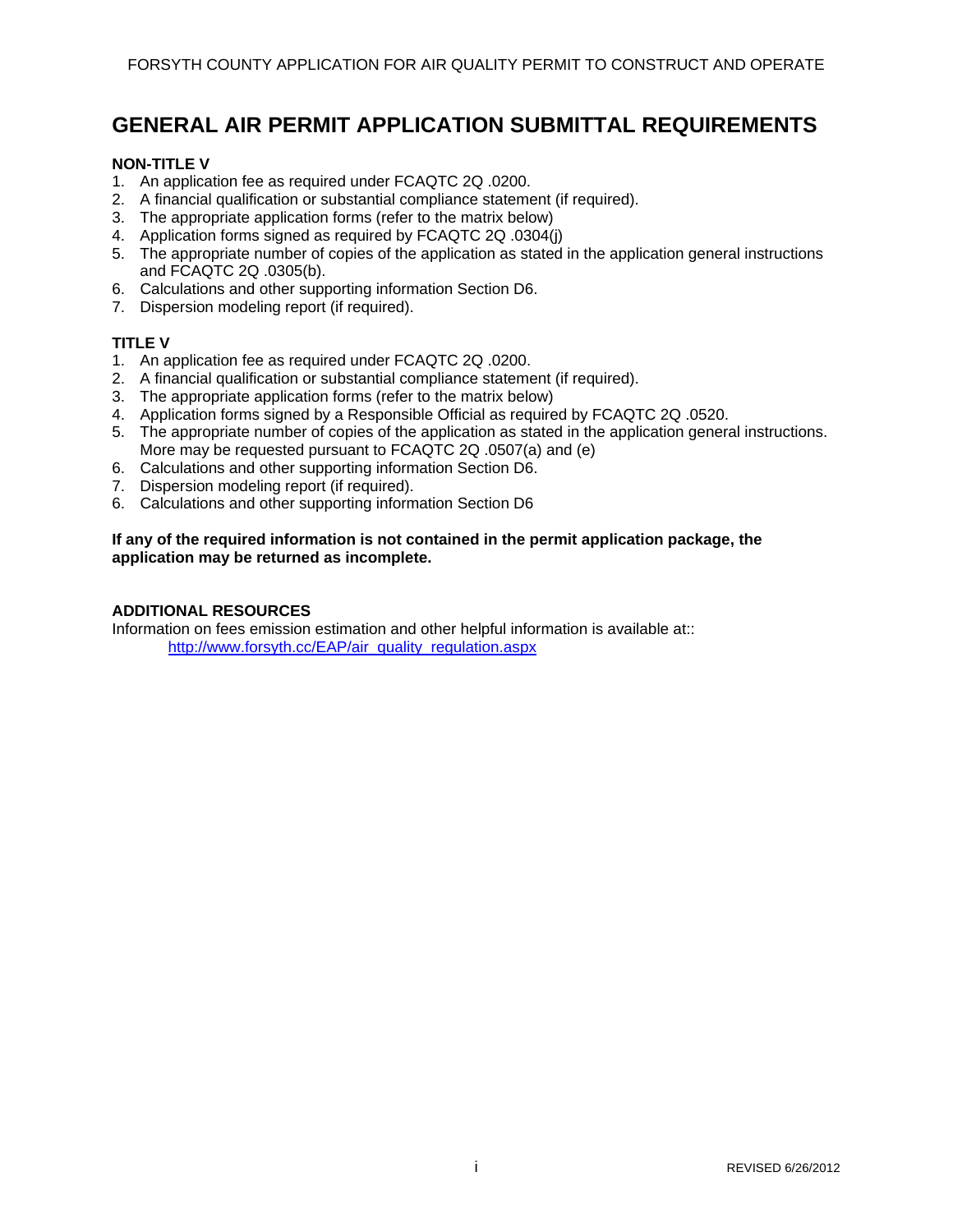# GENERAL AIR PERMIT APPLICATION SUBMITTAL REQUIREMENTS

**NON-TITLE V**

1. An application fee as required under FCAQTC 2Q .0200.
2. A financial qualification or substantial compliance statement (if required).
3. The appropriate application forms (refer to the matrix below)
4. Application forms signed as required by FCAQTC 2Q .0304(j)
5. The appropriate number of copies of the application as stated in the application general instructions and FCAQTC 2Q .0305(b).
6. Calculations and other supporting information Section D6.
7. Dispersion modeling report (if required).

**TITLE V**

1. An application fee as required under FCAQTC 2Q .0200.
2. A financial qualification or substantial compliance statement (if required).
3. The appropriate application forms (refer to the matrix below)
4. Application forms signed by a Responsible Official as required by FCAQTC 2Q .0520.
5. The appropriate number of copies of the application as stated in the application general instructions. More may be requested pursuant to FCAQTC 2Q .0507(a) and (e)
6. Calculations and other supporting information Section D6.
7. Dispersion modeling report (if required).
6. Calculations and other supporting information Section D6

**If any of the required information is not contained in the permit application package, the application may be returned as incomplete.**

**ADDITIONAL RESOURCES**

Information on fees emission estimation and other helpful information is available at::

http://www.forsyth.cc/EAP/air_quality_regulation.aspx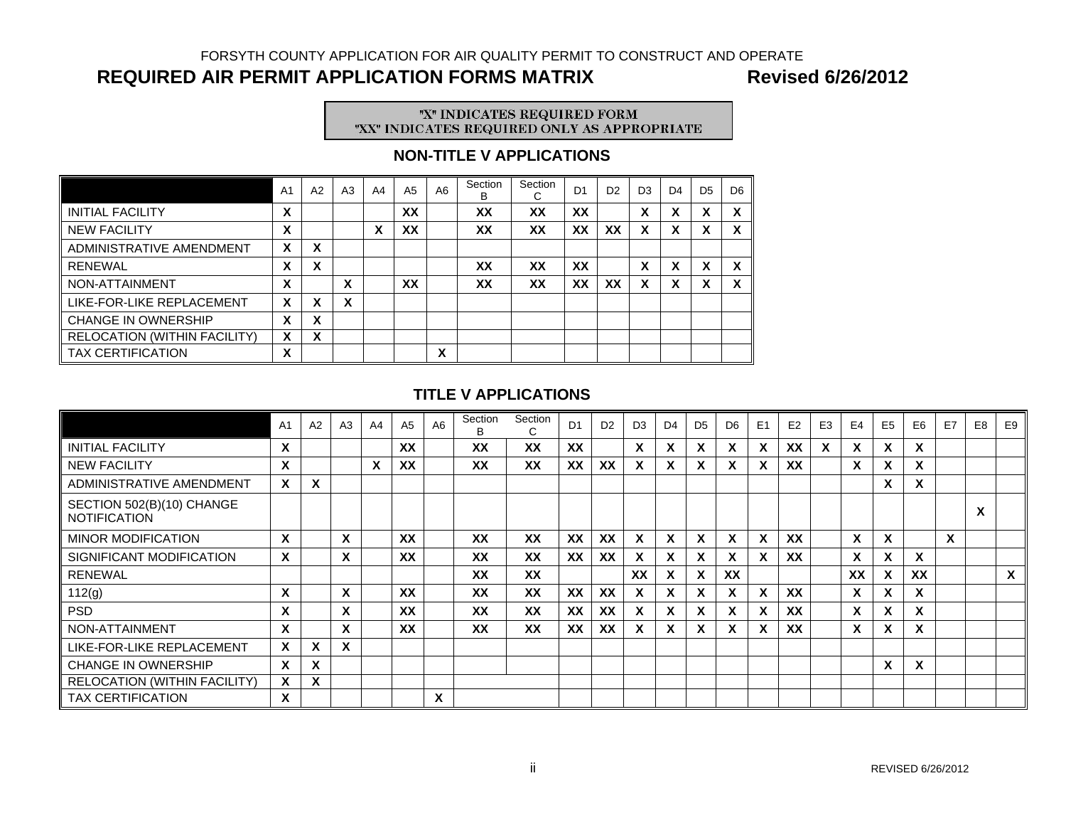FORSYTH COUNTY APPLICATION FOR AIR QUALITY PERMIT TO CONSTRUCT AND OPERATE

# REQUIRED AIR PERMIT APPLICATION FORMS MATRIX Revised 6/26/2012

"X" INDICATES REQUIRED FORM
"XX" INDICATES REQUIRED ONLY AS APPROPRIATE

## NON-TITLE V APPLICATIONS

| | A1 | A2 | A3 | A4 | A5 | A6 | Section B | Section C | D1 | D2 | D3 | D4 | D5 | D6 |
|---|---|---|---|---|---|---|---|---|---|---|---|---|---|---|
| INITIAL FACILITY | X | | | | XX | | XX | XX | XX | | X | X | X | X |
| NEW FACILITY | X | | | X | XX | | XX | XX | XX | XX | X | X | X | X |
| ADMINISTRATIVE AMENDMENT | X | X | | | | | | | | | | | | |
| RENEWAL | X | X | | | | | XX | XX | XX | | X | X | X | X |
| NON-ATTAINMENT | X | | X | | XX | | XX | XX | XX | XX | X | X | X | X |
| LIKE-FOR-LIKE REPLACEMENT | X | X | X | | | | | | | | | | | |
| CHANGE IN OWNERSHIP | X | X | | | | | | | | | | | | |
| RELOCATION (WITHIN FACILITY) | X | X | | | | | | | | | | | | |
| TAX CERTIFICATION | X | | | | | X | | | | | | | | |

## TITLE V APPLICATIONS

| | A1 | A2 | A3 | A4 | A5 | A6 | Section B | Section C | D1 | D2 | D3 | D4 | D5 | D6 | E1 | E2 | E3 | E4 | E5 | E6 | E7 | E8 | E9 |
|---|---|---|---|---|---|---|---|---|---|---|---|---|---|---|---|---|---|---|---|---|---|---|---|
| INITIAL FACILITY | X | | | | XX | | XX | XX | XX | | X | X | X | X | X | XX | X | X | X | X | | | |
| NEW FACILITY | X | | | X | XX | | XX | XX | XX | XX | X | X | X | X | X | XX | | X | X | X | | | |
| ADMINISTRATIVE AMENDMENT | X | X | | | | | | | | | | | | | | | | | X | X | | | |
| SECTION 502(B)(10) CHANGE NOTIFICATION | | | | | | | | | | | | | | | | | | | | | | X | |
| MINOR MODIFICATION | X | | X | | XX | | XX | XX | XX | XX | X | X | X | X | X | XX | | X | X | | X | | |
| SIGNIFICANT MODIFICATION | X | | X | | XX | | XX | XX | XX | XX | X | X | X | X | X | XX | | X | X | X | | | |
| RENEWAL | | | | | | | XX | XX | | | XX | X | X | XX | | | | XX | X | XX | | | X |
| 112(g) | X | | X | | XX | | XX | XX | XX | XX | X | X | X | X | X | XX | | X | X | X | | | |
| PSD | X | | X | | XX | | XX | XX | XX | XX | X | X | X | X | X | XX | | X | X | X | | | |
| NON-ATTAINMENT | X | | X | | XX | | XX | XX | XX | XX | X | X | X | X | X | XX | | X | X | X | | | |
| LIKE-FOR-LIKE REPLACEMENT | X | X | X | | | | | | | | | | | | | | | | | | | | |
| CHANGE IN OWNERSHIP | X | X | | | | | | | | | | | | | | | | | X | X | | | |
| RELOCATION (WITHIN FACILITY) | X | X | | | | | | | | | | | | | | | | | | | | | |
| TAX CERTIFICATION | X | | | | | X | | | | | | | | | | | | | | | | | |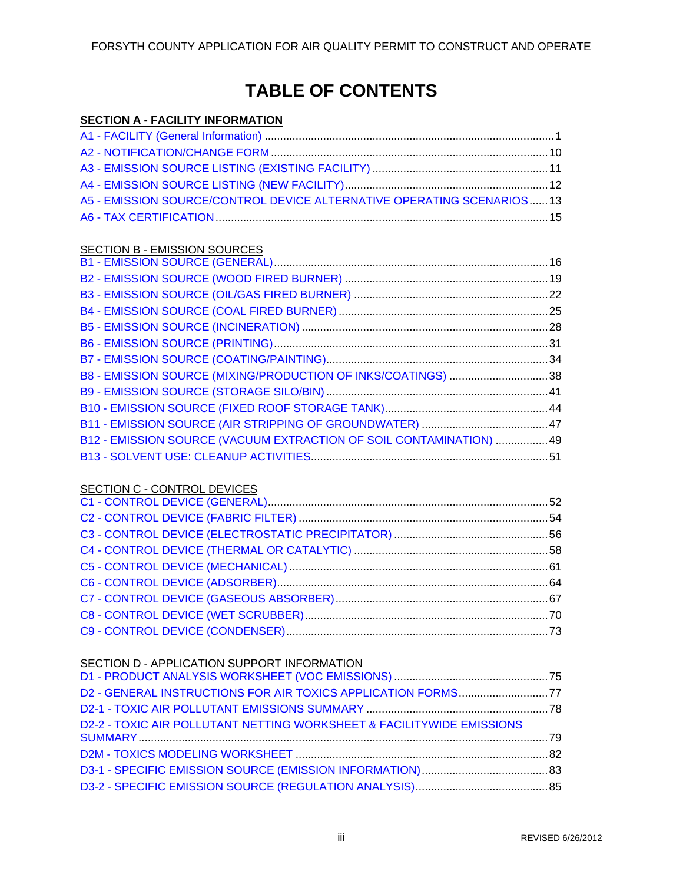# TABLE OF CONTENTS

**SECTION A - FACILITY INFORMATION**

A1 - FACILITY (General Information) .......... 1
A2 - NOTIFICATION/CHANGE FORM .......... 10
A3 - EMISSION SOURCE LISTING (EXISTING FACILITY) .......... 11
A4 - EMISSION SOURCE LISTING (NEW FACILITY) .......... 12
A5 - EMISSION SOURCE/CONTROL DEVICE ALTERNATIVE OPERATING SCENARIOS .......... 13
A6 - TAX CERTIFICATION .......... 15

SECTION B - EMISSION SOURCES

B1 - EMISSION SOURCE (GENERAL) .......... 16
B2 - EMISSION SOURCE (WOOD FIRED BURNER) .......... 19
B3 - EMISSION SOURCE (OIL/GAS FIRED BURNER) .......... 22
B4 - EMISSION SOURCE (COAL FIRED BURNER) .......... 25
B5 - EMISSION SOURCE (INCINERATION) .......... 28
B6 - EMISSION SOURCE (PRINTING) .......... 31
B7 - EMISSION SOURCE (COATING/PAINTING) .......... 34
B8 - EMISSION SOURCE (MIXING/PRODUCTION OF INKS/COATINGS) .......... 38
B9 - EMISSION SOURCE (STORAGE SILO/BIN) .......... 41
B10 - EMISSION SOURCE (FIXED ROOF STORAGE TANK) .......... 44
B11 - EMISSION SOURCE (AIR STRIPPING OF GROUNDWATER) .......... 47
B12 - EMISSION SOURCE (VACUUM EXTRACTION OF SOIL CONTAMINATION) .......... 49
B13 - SOLVENT USE: CLEANUP ACTIVITIES .......... 51

SECTION C - CONTROL DEVICES

C1 - CONTROL DEVICE (GENERAL) .......... 52
C2 - CONTROL DEVICE (FABRIC FILTER) .......... 54
C3 - CONTROL DEVICE (ELECTROSTATIC PRECIPITATOR) .......... 56
C4 - CONTROL DEVICE (THERMAL OR CATALYTIC) .......... 58
C5 - CONTROL DEVICE (MECHANICAL) .......... 61
C6 - CONTROL DEVICE (ADSORBER) .......... 64
C7 - CONTROL DEVICE (GASEOUS ABSORBER) .......... 67
C8 - CONTROL DEVICE (WET SCRUBBER) .......... 70
C9 - CONTROL DEVICE (CONDENSER) .......... 73

SECTION D - APPLICATION SUPPORT INFORMATION

D1 - PRODUCT ANALYSIS WORKSHEET (VOC EMISSIONS) .......... 75
D2 - GENERAL INSTRUCTIONS FOR AIR TOXICS APPLICATION FORMS .......... 77
D2-1 - TOXIC AIR POLLUTANT EMISSIONS SUMMARY .......... 78
D2-2 - TOXIC AIR POLLUTANT NETTING WORKSHEET & FACILITYWIDE EMISSIONS SUMMARY .......... 79
D2M - TOXICS MODELING WORKSHEET .......... 82
D3-1 - SPECIFIC EMISSION SOURCE (EMISSION INFORMATION) .......... 83
D3-2 - SPECIFIC EMISSION SOURCE (REGULATION ANALYSIS) .......... 85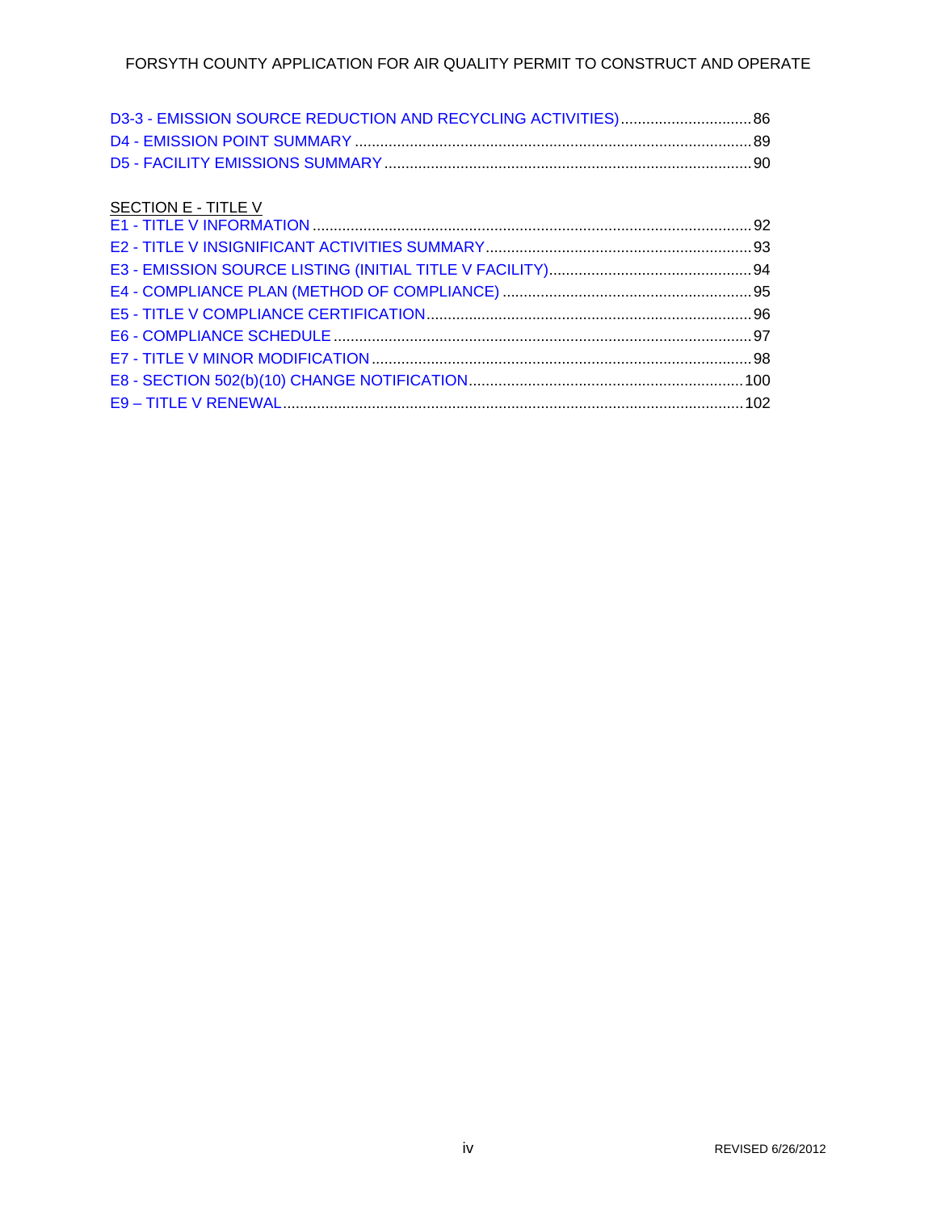D3-3 - EMISSION SOURCE REDUCTION AND RECYCLING ACTIVITIES) ............................... 86
D4 - EMISSION POINT SUMMARY ............................................................................................. 89
D5 - FACILITY EMISSIONS SUMMARY ...................................................................................... 90

SECTION E - TITLE V

E1 - TITLE V INFORMATION ....................................................................................................... 92
E2 - TITLE V INSIGNIFICANT ACTIVITIES SUMMARY ............................................................... 93
E3 - EMISSION SOURCE LISTING (INITIAL TITLE V FACILITY) ................................................ 94
E4 - COMPLIANCE PLAN (METHOD OF COMPLIANCE) ........................................................... 95
E5 - TITLE V COMPLIANCE CERTIFICATION ............................................................................. 96
E6 - COMPLIANCE SCHEDULE .................................................................................................... 97
E7 - TITLE V MINOR MODIFICATION .......................................................................................... 98
E8 - SECTION 502(b)(10) CHANGE NOTIFICATION ................................................................. 100
E9 – TITLE V RENEWAL ............................................................................................................. 102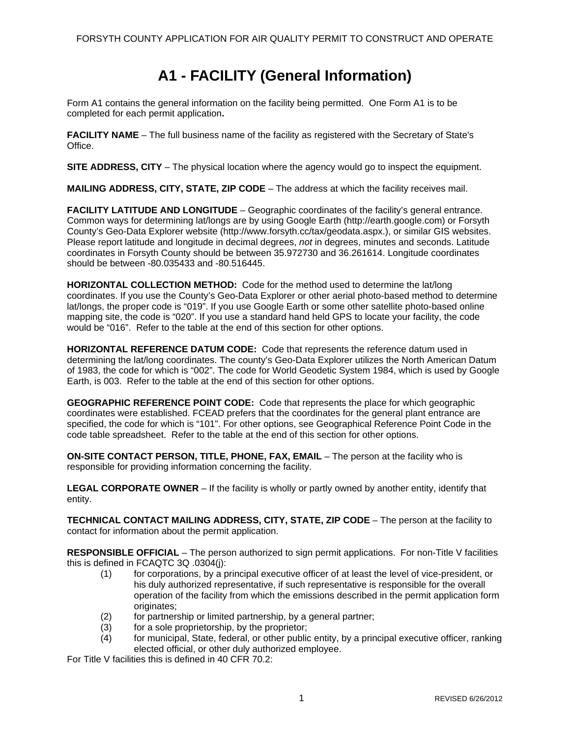# A1 - FACILITY (General Information)

Form A1 contains the general information on the facility being permitted. One Form A1 is to be completed for each permit application**.**

**FACILITY NAME** – The full business name of the facility as registered with the Secretary of State's Office.

**SITE ADDRESS, CITY** – The physical location where the agency would go to inspect the equipment.

**MAILING ADDRESS, CITY, STATE, ZIP CODE** – The address at which the facility receives mail.

**FACILITY LATITUDE AND LONGITUDE** – Geographic coordinates of the facility's general entrance. Common ways for determining lat/longs are by using Google Earth (http://earth.google.com) or Forsyth County's Geo-Data Explorer website (http://www.forsyth.cc/tax/geodata.aspx.), or similar GIS websites. Please report latitude and longitude in decimal degrees, *not* in degrees, minutes and seconds. Latitude coordinates in Forsyth County should be between 35.972730 and 36.261614. Longitude coordinates should be between -80.035433 and -80.516445.

**HORIZONTAL COLLECTION METHOD:** Code for the method used to determine the lat/long coordinates. If you use the County's Geo-Data Explorer or other aerial photo-based method to determine lat/longs, the proper code is "019". If you use Google Earth or some other satellite photo-based online mapping site, the code is "020". If you use a standard hand held GPS to locate your facility, the code would be "016". Refer to the table at the end of this section for other options.

**HORIZONTAL REFERENCE DATUM CODE:** Code that represents the reference datum used in determining the lat/long coordinates. The county's Geo-Data Explorer utilizes the North American Datum of 1983, the code for which is "002". The code for World Geodetic System 1984, which is used by Google Earth, is 003. Refer to the table at the end of this section for other options.

**GEOGRAPHIC REFERENCE POINT CODE:** Code that represents the place for which geographic coordinates were established. FCEAD prefers that the coordinates for the general plant entrance are specified, the code for which is "101". For other options, see Geographical Reference Point Code in the code table spreadsheet. Refer to the table at the end of this section for other options.

**ON-SITE CONTACT PERSON, TITLE, PHONE, FAX, EMAIL** – The person at the facility who is responsible for providing information concerning the facility.

**LEGAL CORPORATE OWNER** – If the facility is wholly or partly owned by another entity, identify that entity.

**TECHNICAL CONTACT MAILING ADDRESS, CITY, STATE, ZIP CODE** – The person at the facility to contact for information about the permit application.

**RESPONSIBLE OFFICIAL** – The person authorized to sign permit applications. For non-Title V facilities this is defined in FCAQTC 3Q .0304(j):

(1) for corporations, by a principal executive officer of at least the level of vice-president, or his duly authorized representative, if such representative is responsible for the overall operation of the facility from which the emissions described in the permit application form originates;

(2) for partnership or limited partnership, by a general partner;

(3) for a sole proprietorship, by the proprietor;

(4) for municipal, State, federal, or other public entity, by a principal executive officer, ranking elected official, or other duly authorized employee.

For Title V facilities this is defined in 40 CFR 70.2: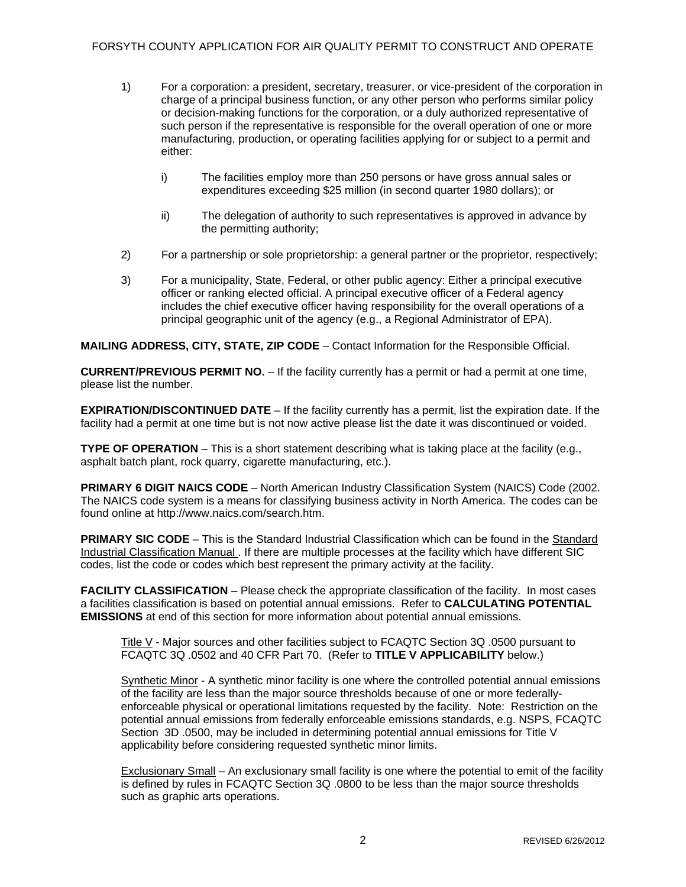1) For a corporation: a president, secretary, treasurer, or vice-president of the corporation in charge of a principal business function, or any other person who performs similar policy or decision-making functions for the corporation, or a duly authorized representative of such person if the representative is responsible for the overall operation of one or more manufacturing, production, or operating facilities applying for or subject to a permit and either:

   i) The facilities employ more than 250 persons or have gross annual sales or expenditures exceeding $25 million (in second quarter 1980 dollars); or

   ii) The delegation of authority to such representatives is approved in advance by the permitting authority;

2) For a partnership or sole proprietorship: a general partner or the proprietor, respectively;

3) For a municipality, State, Federal, or other public agency: Either a principal executive officer or ranking elected official. A principal executive officer of a Federal agency includes the chief executive officer having responsibility for the overall operations of a principal geographic unit of the agency (e.g., a Regional Administrator of EPA).

**MAILING ADDRESS, CITY, STATE, ZIP CODE** – Contact Information for the Responsible Official.

**CURRENT/PREVIOUS PERMIT NO.** – If the facility currently has a permit or had a permit at one time, please list the number.

**EXPIRATION/DISCONTINUED DATE** – If the facility currently has a permit, list the expiration date. If the facility had a permit at one time but is not now active please list the date it was discontinued or voided.

**TYPE OF OPERATION** – This is a short statement describing what is taking place at the facility (e.g., asphalt batch plant, rock quarry, cigarette manufacturing, etc.).

**PRIMARY 6 DIGIT NAICS CODE** – North American Industry Classification System (NAICS) Code (2002. The NAICS code system is a means for classifying business activity in North America. The codes can be found online at http://www.naics.com/search.htm.

**PRIMARY SIC CODE** – This is the Standard Industrial Classification which can be found in the Standard Industrial Classification Manual . If there are multiple processes at the facility which have different SIC codes, list the code or codes which best represent the primary activity at the facility.

**FACILITY CLASSIFICATION** – Please check the appropriate classification of the facility. In most cases a facilities classification is based on potential annual emissions. Refer to **CALCULATING POTENTIAL EMISSIONS** at end of this section for more information about potential annual emissions.

Title V - Major sources and other facilities subject to FCAQTC Section 3Q .0500 pursuant to FCAQTC 3Q .0502 and 40 CFR Part 70. (Refer to **TITLE V APPLICABILITY** below.)

Synthetic Minor - A synthetic minor facility is one where the controlled potential annual emissions of the facility are less than the major source thresholds because of one or more federally-enforceable physical or operational limitations requested by the facility. Note: Restriction on the potential annual emissions from federally enforceable emissions standards, e.g. NSPS, FCAQTC Section 3D .0500, may be included in determining potential annual emissions for Title V applicability before considering requested synthetic minor limits.

Exclusionary Small – An exclusionary small facility is one where the potential to emit of the facility is defined by rules in FCAQTC Section 3Q .0800 to be less than the major source thresholds such as graphic arts operations.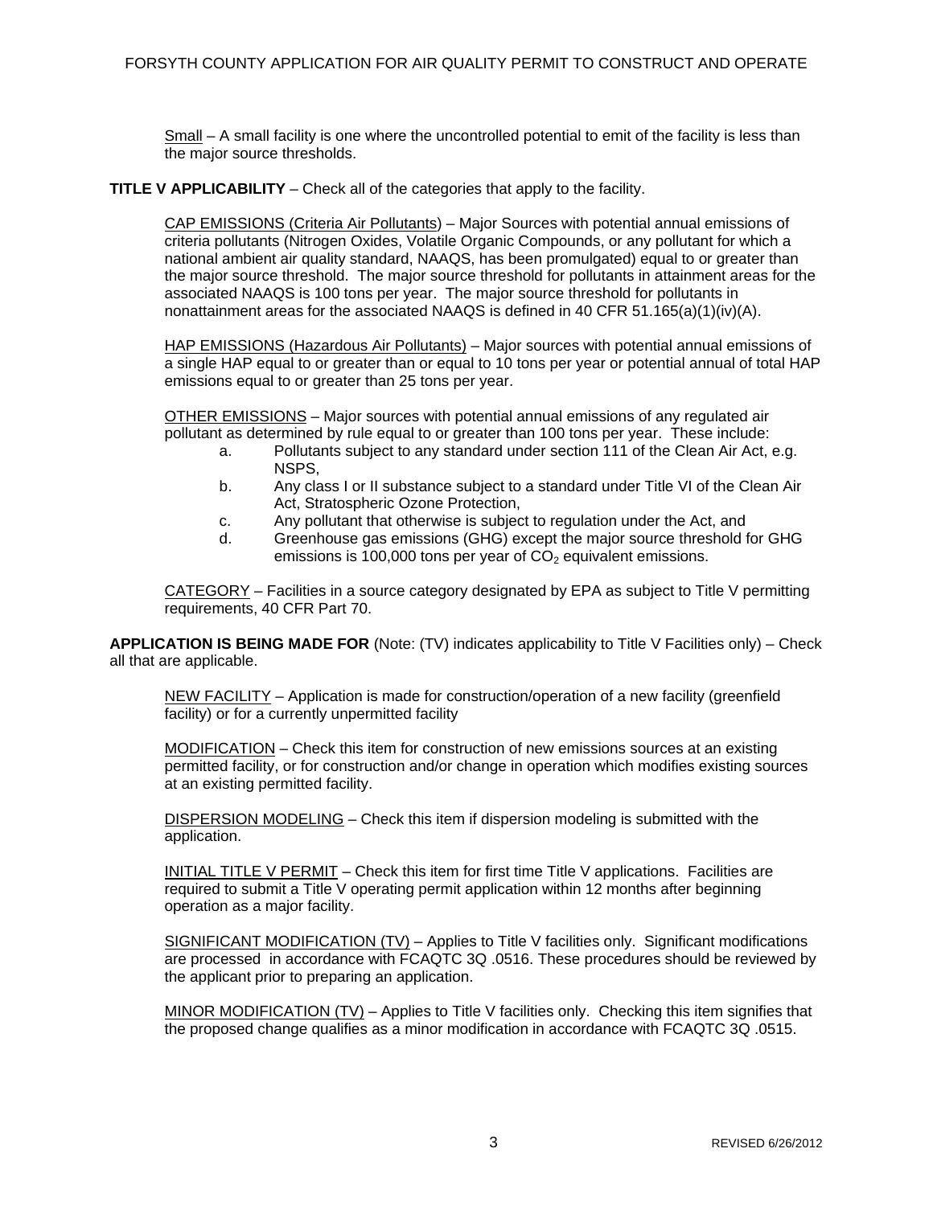<u>Small</u> – A small facility is one where the uncontrolled potential to emit of the facility is less than the major source thresholds.

**TITLE V APPLICABILITY** – Check all of the categories that apply to the facility.

<u>CAP EMISSIONS (Criteria Air Pollutants)</u> – Major Sources with potential annual emissions of criteria pollutants (Nitrogen Oxides, Volatile Organic Compounds, or any pollutant for which a national ambient air quality standard, NAAQS, has been promulgated) equal to or greater than the major source threshold. The major source threshold for pollutants in attainment areas for the associated NAAQS is 100 tons per year. The major source threshold for pollutants in nonattainment areas for the associated NAAQS is defined in 40 CFR 51.165(a)(1)(iv)(A).

<u>HAP EMISSIONS (Hazardous Air Pollutants)</u> – Major sources with potential annual emissions of a single HAP equal to or greater than or equal to 10 tons per year or potential annual of total HAP emissions equal to or greater than 25 tons per year.

<u>OTHER EMISSIONS</u> – Major sources with potential annual emissions of any regulated air pollutant as determined by rule equal to or greater than 100 tons per year. These include:

- a. Pollutants subject to any standard under section 111 of the Clean Air Act, e.g. NSPS,
- b. Any class I or II substance subject to a standard under Title VI of the Clean Air Act, Stratospheric Ozone Protection,
- c. Any pollutant that otherwise is subject to regulation under the Act, and
- d. Greenhouse gas emissions (GHG) except the major source threshold for GHG emissions is 100,000 tons per year of $CO_2$ equivalent emissions.

<u>CATEGORY</u> – Facilities in a source category designated by EPA as subject to Title V permitting requirements, 40 CFR Part 70.

**APPLICATION IS BEING MADE FOR** (Note: (TV) indicates applicability to Title V Facilities only) – Check all that are applicable.

<u>NEW FACILITY</u> – Application is made for construction/operation of a new facility (greenfield facility) or for a currently unpermitted facility

<u>MODIFICATION</u> – Check this item for construction of new emissions sources at an existing permitted facility, or for construction and/or change in operation which modifies existing sources at an existing permitted facility.

<u>DISPERSION MODELING</u> – Check this item if dispersion modeling is submitted with the application.

<u>INITIAL TITLE V PERMIT</u> – Check this item for first time Title V applications. Facilities are required to submit a Title V operating permit application within 12 months after beginning operation as a major facility.

<u>SIGNIFICANT MODIFICATION (TV)</u> – Applies to Title V facilities only. Significant modifications are processed in accordance with FCAQTC 3Q .0516. These procedures should be reviewed by the applicant prior to preparing an application.

<u>MINOR MODIFICATION (TV)</u> – Applies to Title V facilities only. Checking this item signifies that the proposed change qualifies as a minor modification in accordance with FCAQTC 3Q .0515.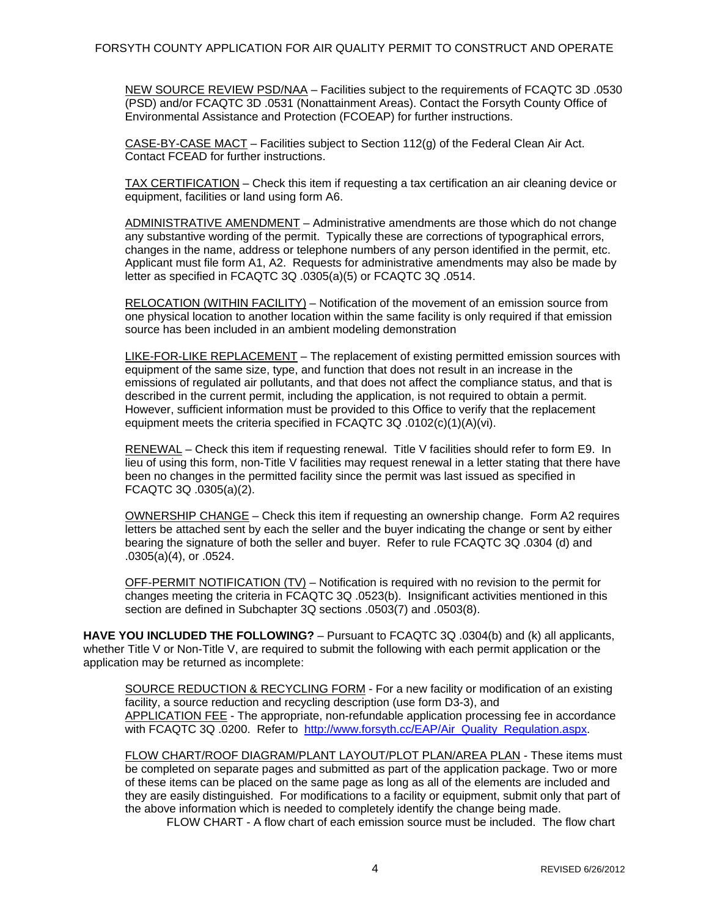NEW SOURCE REVIEW PSD/NAA – Facilities subject to the requirements of FCAQTC 3D .0530 (PSD) and/or FCAQTC 3D .0531 (Nonattainment Areas). Contact the Forsyth County Office of Environmental Assistance and Protection (FCOEAP) for further instructions.

CASE-BY-CASE MACT – Facilities subject to Section 112(g) of the Federal Clean Air Act. Contact FCEAD for further instructions.

TAX CERTIFICATION – Check this item if requesting a tax certification an air cleaning device or equipment, facilities or land using form A6.

ADMINISTRATIVE AMENDMENT – Administrative amendments are those which do not change any substantive wording of the permit. Typically these are corrections of typographical errors, changes in the name, address or telephone numbers of any person identified in the permit, etc. Applicant must file form A1, A2. Requests for administrative amendments may also be made by letter as specified in FCAQTC 3Q .0305(a)(5) or FCAQTC 3Q .0514.

RELOCATION (WITHIN FACILITY) – Notification of the movement of an emission source from one physical location to another location within the same facility is only required if that emission source has been included in an ambient modeling demonstration

LIKE-FOR-LIKE REPLACEMENT – The replacement of existing permitted emission sources with equipment of the same size, type, and function that does not result in an increase in the emissions of regulated air pollutants, and that does not affect the compliance status, and that is described in the current permit, including the application, is not required to obtain a permit. However, sufficient information must be provided to this Office to verify that the replacement equipment meets the criteria specified in FCAQTC 3Q .0102(c)(1)(A)(vi).

RENEWAL – Check this item if requesting renewal. Title V facilities should refer to form E9. In lieu of using this form, non-Title V facilities may request renewal in a letter stating that there have been no changes in the permitted facility since the permit was last issued as specified in FCAQTC 3Q .0305(a)(2).

OWNERSHIP CHANGE – Check this item if requesting an ownership change. Form A2 requires letters be attached sent by each the seller and the buyer indicating the change or sent by either bearing the signature of both the seller and buyer. Refer to rule FCAQTC 3Q .0304 (d) and .0305(a)(4), or .0524.

OFF-PERMIT NOTIFICATION (TV) – Notification is required with no revision to the permit for changes meeting the criteria in FCAQTC 3Q .0523(b). Insignificant activities mentioned in this section are defined in Subchapter 3Q sections .0503(7) and .0503(8).

**HAVE YOU INCLUDED THE FOLLOWING?** – Pursuant to FCAQTC 3Q .0304(b) and (k) all applicants, whether Title V or Non-Title V, are required to submit the following with each permit application or the application may be returned as incomplete:

SOURCE REDUCTION & RECYCLING FORM - For a new facility or modification of an existing facility, a source reduction and recycling description (use form D3-3), and
APPLICATION FEE - The appropriate, non-refundable application processing fee in accordance with FCAQTC 3Q .0200. Refer to http://www.forsyth.cc/EAP/Air_Quality_Regulation.aspx.

FLOW CHART/ROOF DIAGRAM/PLANT LAYOUT/PLOT PLAN/AREA PLAN - These items must be completed on separate pages and submitted as part of the application package. Two or more of these items can be placed on the same page as long as all of the elements are included and they are easily distinguished. For modifications to a facility or equipment, submit only that part of the above information which is needed to completely identify the change being made.

FLOW CHART - A flow chart of each emission source must be included. The flow chart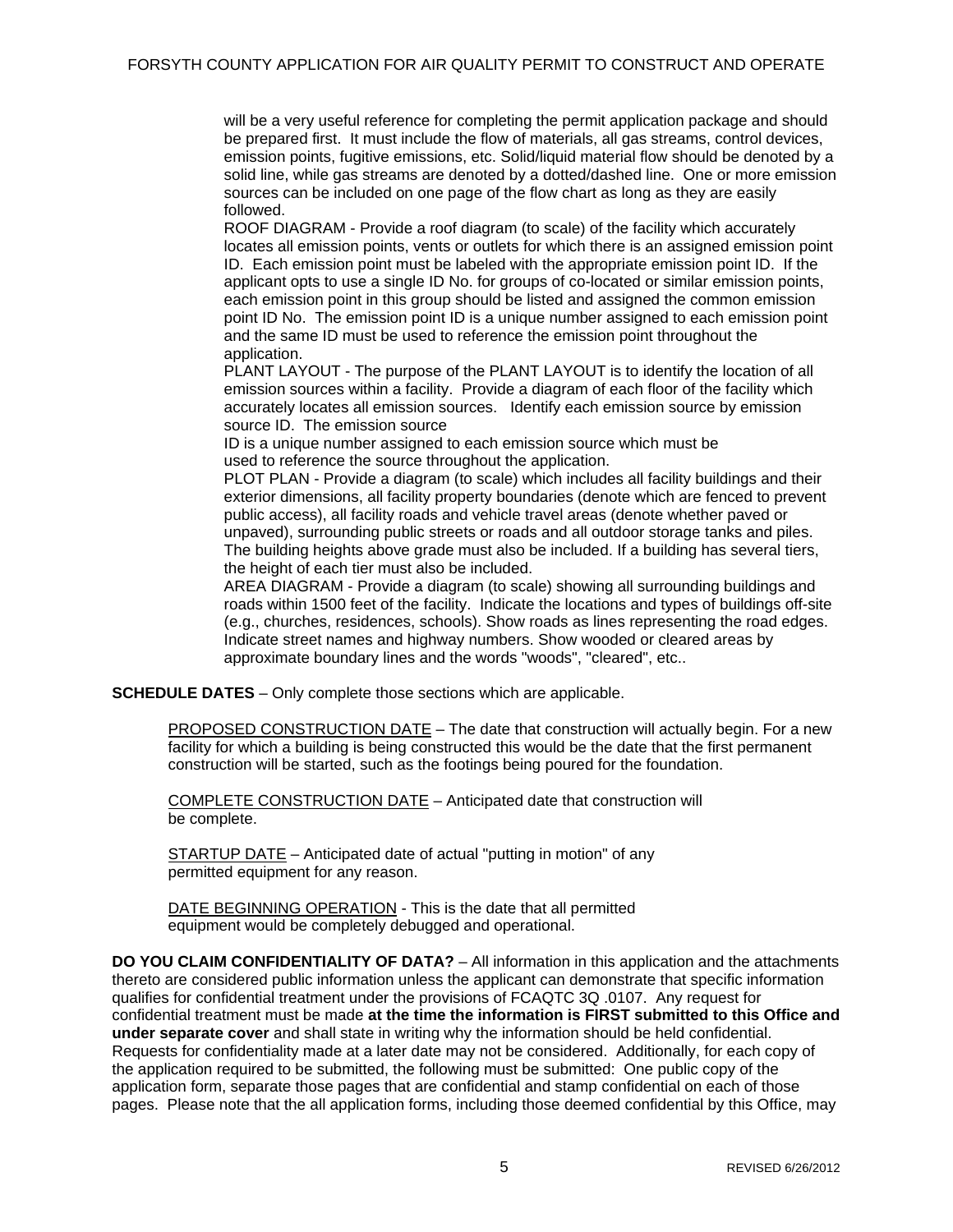will be a very useful reference for completing the permit application package and should be prepared first. It must include the flow of materials, all gas streams, control devices, emission points, fugitive emissions, etc. Solid/liquid material flow should be denoted by a solid line, while gas streams are denoted by a dotted/dashed line. One or more emission sources can be included on one page of the flow chart as long as they are easily followed.

ROOF DIAGRAM - Provide a roof diagram (to scale) of the facility which accurately locates all emission points, vents or outlets for which there is an assigned emission point ID. Each emission point must be labeled with the appropriate emission point ID. If the applicant opts to use a single ID No. for groups of co-located or similar emission points, each emission point in this group should be listed and assigned the common emission point ID No. The emission point ID is a unique number assigned to each emission point and the same ID must be used to reference the emission point throughout the application.

PLANT LAYOUT - The purpose of the PLANT LAYOUT is to identify the location of all emission sources within a facility. Provide a diagram of each floor of the facility which accurately locates all emission sources. Identify each emission source by emission source ID. The emission source ID is a unique number assigned to each emission source which must be used to reference the source throughout the application.

PLOT PLAN - Provide a diagram (to scale) which includes all facility buildings and their exterior dimensions, all facility property boundaries (denote which are fenced to prevent public access), all facility roads and vehicle travel areas (denote whether paved or unpaved), surrounding public streets or roads and all outdoor storage tanks and piles. The building heights above grade must also be included. If a building has several tiers, the height of each tier must also be included.

AREA DIAGRAM - Provide a diagram (to scale) showing all surrounding buildings and roads within 1500 feet of the facility. Indicate the locations and types of buildings off-site (e.g., churches, residences, schools). Show roads as lines representing the road edges. Indicate street names and highway numbers. Show wooded or cleared areas by approximate boundary lines and the words "woods", "cleared", etc..

**SCHEDULE DATES** – Only complete those sections which are applicable.

PROPOSED CONSTRUCTION DATE – The date that construction will actually begin. For a new facility for which a building is being constructed this would be the date that the first permanent construction will be started, such as the footings being poured for the foundation.

COMPLETE CONSTRUCTION DATE – Anticipated date that construction will be complete.

STARTUP DATE – Anticipated date of actual "putting in motion" of any permitted equipment for any reason.

DATE BEGINNING OPERATION - This is the date that all permitted equipment would be completely debugged and operational.

**DO YOU CLAIM CONFIDENTIALITY OF DATA?** – All information in this application and the attachments thereto are considered public information unless the applicant can demonstrate that specific information qualifies for confidential treatment under the provisions of FCAQTC 3Q .0107. Any request for confidential treatment must be made **at the time the information is FIRST submitted to this Office and under separate cover** and shall state in writing why the information should be held confidential. Requests for confidentiality made at a later date may not be considered. Additionally, for each copy of the application required to be submitted, the following must be submitted: One public copy of the application form, separate those pages that are confidential and stamp confidential on each of those pages. Please note that the all application forms, including those deemed confidential by this Office, may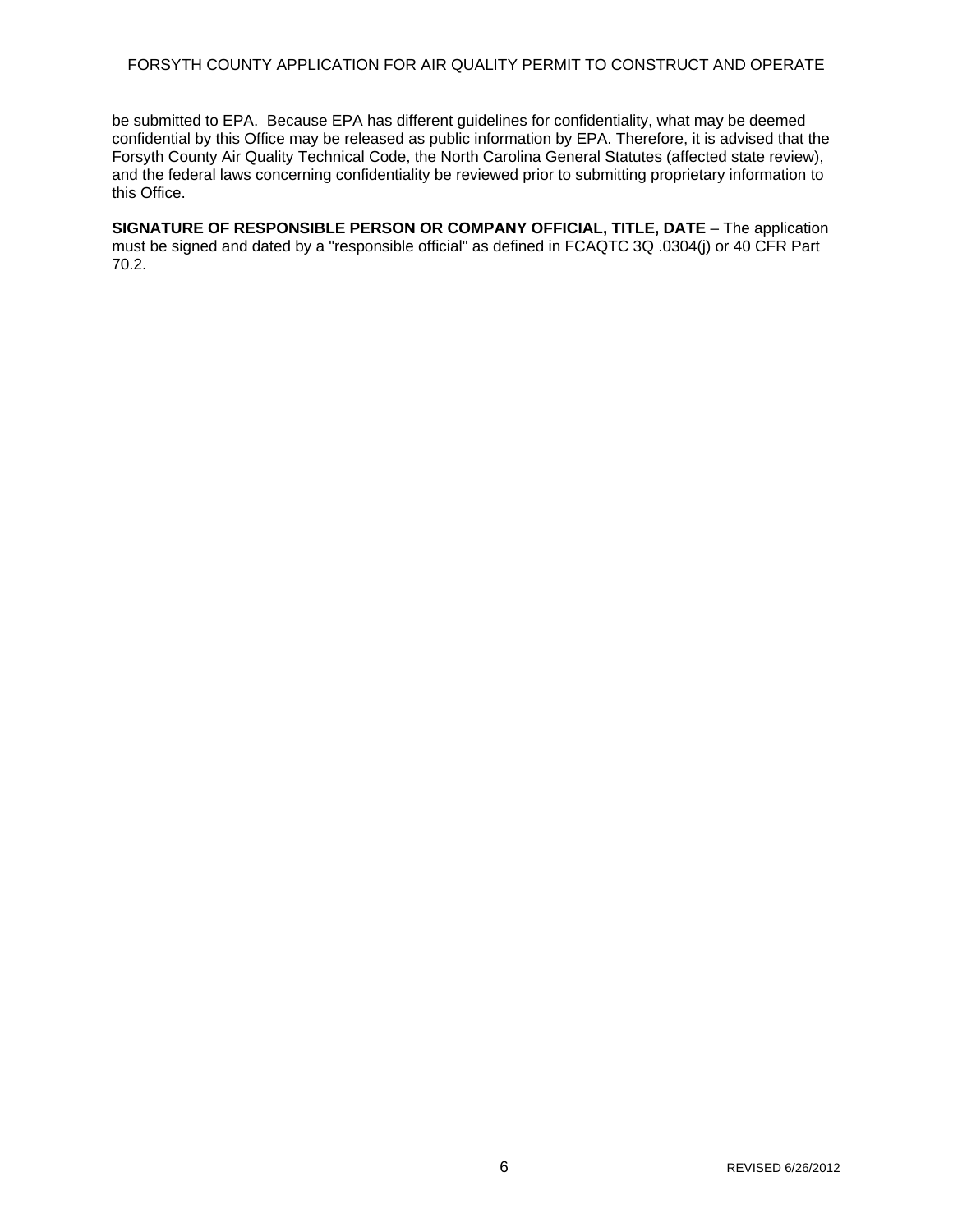be submitted to EPA. Because EPA has different guidelines for confidentiality, what may be deemed confidential by this Office may be released as public information by EPA. Therefore, it is advised that the Forsyth County Air Quality Technical Code, the North Carolina General Statutes (affected state review), and the federal laws concerning confidentiality be reviewed prior to submitting proprietary information to this Office.

**SIGNATURE OF RESPONSIBLE PERSON OR COMPANY OFFICIAL, TITLE, DATE** – The application must be signed and dated by a "responsible official" as defined in FCAQTC 3Q .0304(j) or 40 CFR Part 70.2.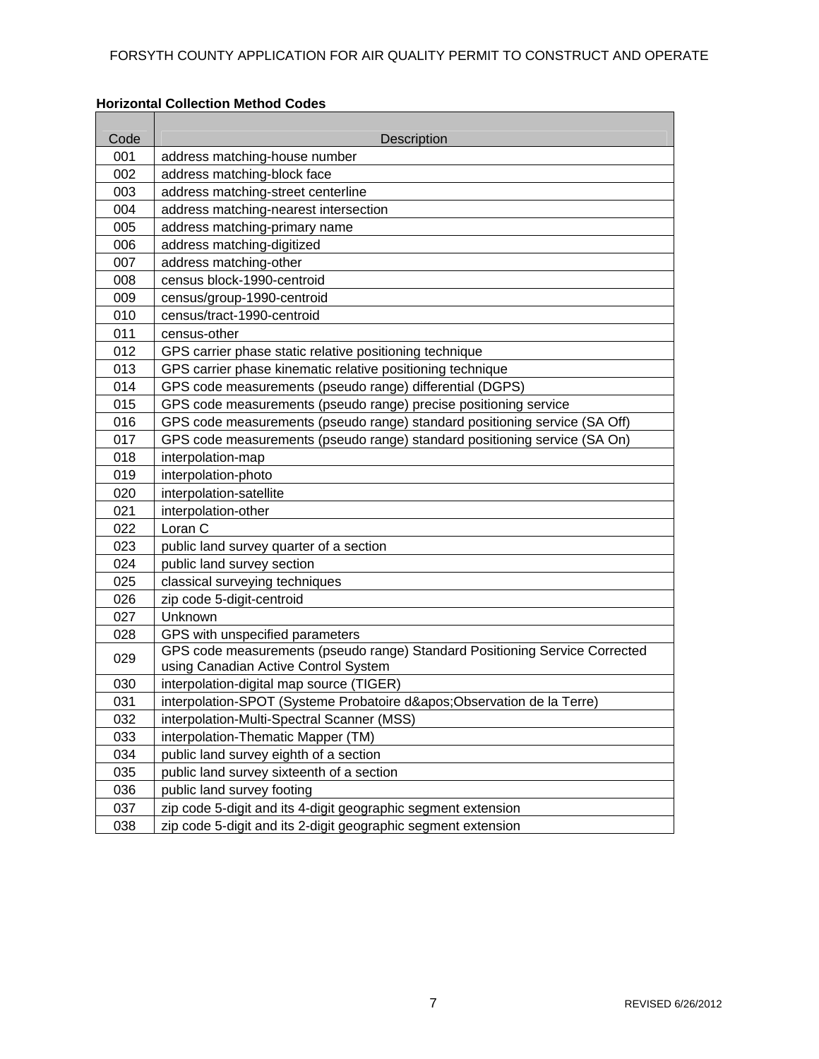**Horizontal Collection Method Codes**

| Code | Description |
| --- | --- |
| 001 | address matching-house number |
| 002 | address matching-block face |
| 003 | address matching-street centerline |
| 004 | address matching-nearest intersection |
| 005 | address matching-primary name |
| 006 | address matching-digitized |
| 007 | address matching-other |
| 008 | census block-1990-centroid |
| 009 | census/group-1990-centroid |
| 010 | census/tract-1990-centroid |
| 011 | census-other |
| 012 | GPS carrier phase static relative positioning technique |
| 013 | GPS carrier phase kinematic relative positioning technique |
| 014 | GPS code measurements (pseudo range) differential (DGPS) |
| 015 | GPS code measurements (pseudo range) precise positioning service |
| 016 | GPS code measurements (pseudo range) standard positioning service (SA Off) |
| 017 | GPS code measurements (pseudo range) standard positioning service (SA On) |
| 018 | interpolation-map |
| 019 | interpolation-photo |
| 020 | interpolation-satellite |
| 021 | interpolation-other |
| 022 | Loran C |
| 023 | public land survey quarter of a section |
| 024 | public land survey section |
| 025 | classical surveying techniques |
| 026 | zip code 5-digit-centroid |
| 027 | Unknown |
| 028 | GPS with unspecified parameters |
| 029 | GPS code measurements (pseudo range) Standard Positioning Service Corrected using Canadian Active Control System |
| 030 | interpolation-digital map source (TIGER) |
| 031 | interpolation-SPOT (Systeme Probatoire d&apos;Observation de la Terre) |
| 032 | interpolation-Multi-Spectral Scanner (MSS) |
| 033 | interpolation-Thematic Mapper (TM) |
| 034 | public land survey eighth of a section |
| 035 | public land survey sixteenth of a section |
| 036 | public land survey footing |
| 037 | zip code 5-digit and its 4-digit geographic segment extension |
| 038 | zip code 5-digit and its 2-digit geographic segment extension |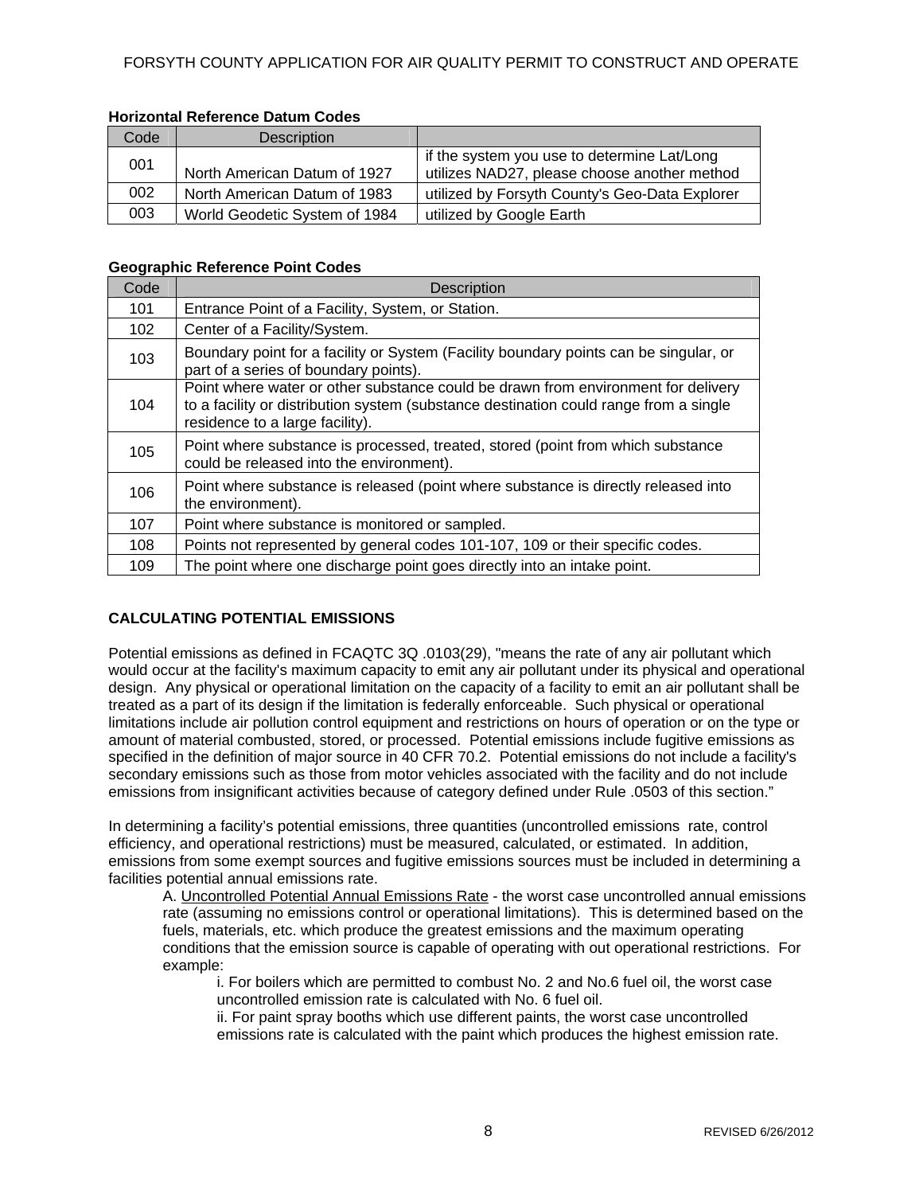**Horizontal Reference Datum Codes**

| Code | Description | |
|---|---|---|
| 001 | North American Datum of 1927 | if the system you use to determine Lat/Long utilizes NAD27, please choose another method |
| 002 | North American Datum of 1983 | utilized by Forsyth County's Geo-Data Explorer |
| 003 | World Geodetic System of 1984 | utilized by Google Earth |

**Geographic Reference Point Codes**

| Code | Description |
|---|---|
| 101 | Entrance Point of a Facility, System, or Station. |
| 102 | Center of a Facility/System. |
| 103 | Boundary point for a facility or System (Facility boundary points can be singular, or part of a series of boundary points). |
| 104 | Point where water or other substance could be drawn from environment for delivery to a facility or distribution system (substance destination could range from a single residence to a large facility). |
| 105 | Point where substance is processed, treated, stored (point from which substance could be released into the environment). |
| 106 | Point where substance is released (point where substance is directly released into the environment). |
| 107 | Point where substance is monitored or sampled. |
| 108 | Points not represented by general codes 101-107, 109 or their specific codes. |
| 109 | The point where one discharge point goes directly into an intake point. |

**CALCULATING POTENTIAL EMISSIONS**

Potential emissions as defined in FCAQTC 3Q .0103(29), "means the rate of any air pollutant which would occur at the facility's maximum capacity to emit any air pollutant under its physical and operational design. Any physical or operational limitation on the capacity of a facility to emit an air pollutant shall be treated as a part of its design if the limitation is federally enforceable. Such physical or operational limitations include air pollution control equipment and restrictions on hours of operation or on the type or amount of material combusted, stored, or processed. Potential emissions include fugitive emissions as specified in the definition of major source in 40 CFR 70.2. Potential emissions do not include a facility's secondary emissions such as those from motor vehicles associated with the facility and do not include emissions from insignificant activities because of category defined under Rule .0503 of this section."

In determining a facility's potential emissions, three quantities (uncontrolled emissions rate, control efficiency, and operational restrictions) must be measured, calculated, or estimated. In addition, emissions from some exempt sources and fugitive emissions sources must be included in determining a facilities potential annual emissions rate.

A. Uncontrolled Potential Annual Emissions Rate - the worst case uncontrolled annual emissions rate (assuming no emissions control or operational limitations). This is determined based on the fuels, materials, etc. which produce the greatest emissions and the maximum operating conditions that the emission source is capable of operating with out operational restrictions. For example:

i. For boilers which are permitted to combust No. 2 and No.6 fuel oil, the worst case uncontrolled emission rate is calculated with No. 6 fuel oil.

ii. For paint spray booths which use different paints, the worst case uncontrolled emissions rate is calculated with the paint which produces the highest emission rate.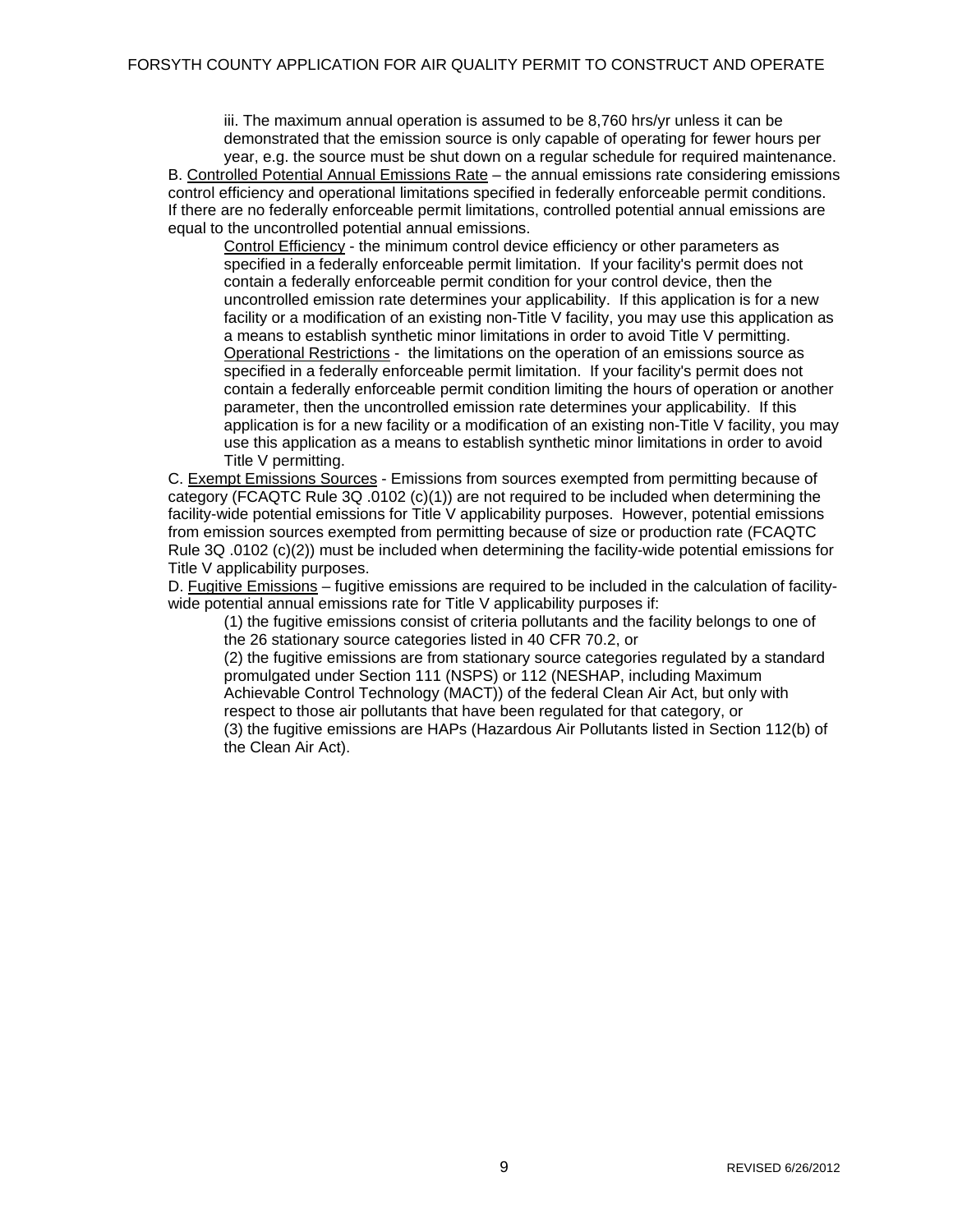iii. The maximum annual operation is assumed to be 8,760 hrs/yr unless it can be demonstrated that the emission source is only capable of operating for fewer hours per year, e.g. the source must be shut down on a regular schedule for required maintenance.

B. Controlled Potential Annual Emissions Rate – the annual emissions rate considering emissions control efficiency and operational limitations specified in federally enforceable permit conditions. If there are no federally enforceable permit limitations, controlled potential annual emissions are equal to the uncontrolled potential annual emissions.

Control Efficiency - the minimum control device efficiency or other parameters as specified in a federally enforceable permit limitation. If your facility's permit does not contain a federally enforceable permit condition for your control device, then the uncontrolled emission rate determines your applicability. If this application is for a new facility or a modification of an existing non-Title V facility, you may use this application as a means to establish synthetic minor limitations in order to avoid Title V permitting.

Operational Restrictions - the limitations on the operation of an emissions source as specified in a federally enforceable permit limitation. If your facility's permit does not contain a federally enforceable permit condition limiting the hours of operation or another parameter, then the uncontrolled emission rate determines your applicability. If this application is for a new facility or a modification of an existing non-Title V facility, you may use this application as a means to establish synthetic minor limitations in order to avoid Title V permitting.

C. Exempt Emissions Sources - Emissions from sources exempted from permitting because of category (FCAQTC Rule 3Q .0102 (c)(1)) are not required to be included when determining the facility-wide potential emissions for Title V applicability purposes. However, potential emissions from emission sources exempted from permitting because of size or production rate (FCAQTC Rule 3Q .0102 (c)(2)) must be included when determining the facility-wide potential emissions for Title V applicability purposes.

D. Fugitive Emissions – fugitive emissions are required to be included in the calculation of facility-wide potential annual emissions rate for Title V applicability purposes if:

(1) the fugitive emissions consist of criteria pollutants and the facility belongs to one of the 26 stationary source categories listed in 40 CFR 70.2, or

(2) the fugitive emissions are from stationary source categories regulated by a standard promulgated under Section 111 (NSPS) or 112 (NESHAP, including Maximum Achievable Control Technology (MACT)) of the federal Clean Air Act, but only with respect to those air pollutants that have been regulated for that category, or

(3) the fugitive emissions are HAPs (Hazardous Air Pollutants listed in Section 112(b) of the Clean Air Act).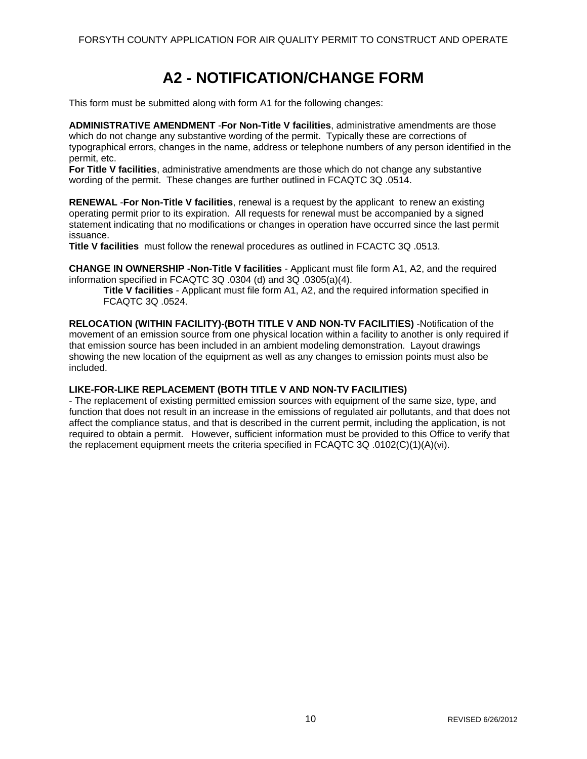# A2 - NOTIFICATION/CHANGE FORM

This form must be submitted along with form A1 for the following changes:

**ADMINISTRATIVE AMENDMENT** -**For Non-Title V facilities**, administrative amendments are those which do not change any substantive wording of the permit. Typically these are corrections of typographical errors, changes in the name, address or telephone numbers of any person identified in the permit, etc.
**For Title V facilities**, administrative amendments are those which do not change any substantive wording of the permit. These changes are further outlined in FCAQTC 3Q .0514.

**RENEWAL** -**For Non-Title V facilities**, renewal is a request by the applicant to renew an existing operating permit prior to its expiration. All requests for renewal must be accompanied by a signed statement indicating that no modifications or changes in operation have occurred since the last permit issuance.
**Title V facilities** must follow the renewal procedures as outlined in FCACTC 3Q .0513.

**CHANGE IN OWNERSHIP -Non-Title V facilities** - Applicant must file form A1, A2, and the required information specified in FCAQTC 3Q .0304 (d) and 3Q .0305(a)(4).

**Title V facilities** - Applicant must file form A1, A2, and the required information specified in FCAQTC 3Q .0524.

**RELOCATION (WITHIN FACILITY)-(BOTH TITLE V AND NON-TV FACILITIES)** -Notification of the movement of an emission source from one physical location within a facility to another is only required if that emission source has been included in an ambient modeling demonstration. Layout drawings showing the new location of the equipment as well as any changes to emission points must also be included.

**LIKE-FOR-LIKE REPLACEMENT (BOTH TITLE V AND NON-TV FACILITIES)**
- The replacement of existing permitted emission sources with equipment of the same size, type, and function that does not result in an increase in the emissions of regulated air pollutants, and that does not affect the compliance status, and that is described in the current permit, including the application, is not required to obtain a permit. However, sufficient information must be provided to this Office to verify that the replacement equipment meets the criteria specified in FCAQTC 3Q .0102(C)(1)(A)(vi).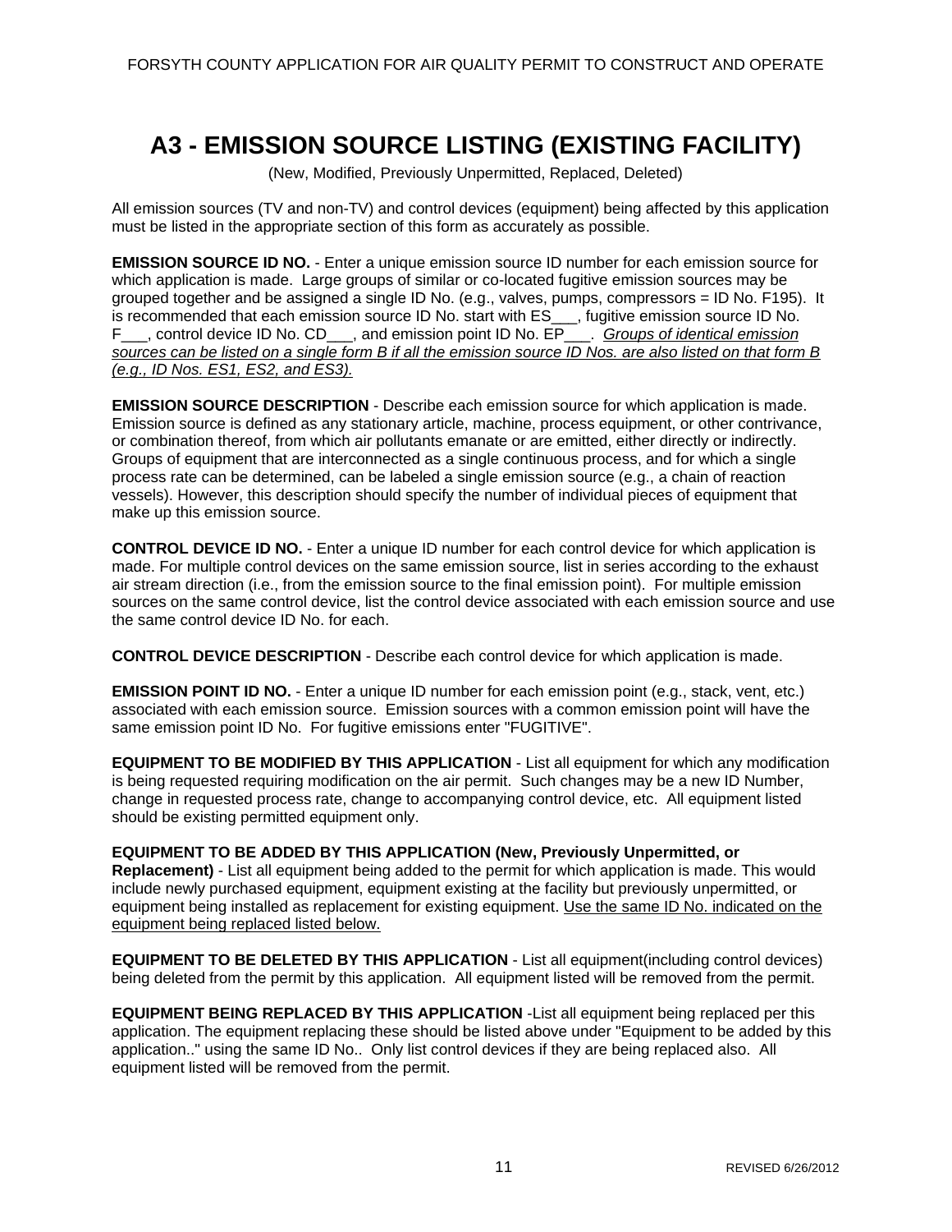# A3 - EMISSION SOURCE LISTING (EXISTING FACILITY)

(New, Modified, Previously Unpermitted, Replaced, Deleted)

All emission sources (TV and non-TV) and control devices (equipment) being affected by this application must be listed in the appropriate section of this form as accurately as possible.

**EMISSION SOURCE ID NO.** - Enter a unique emission source ID number for each emission source for which application is made. Large groups of similar or co-located fugitive emission sources may be grouped together and be assigned a single ID No. (e.g., valves, pumps, compressors = ID No. F195). It is recommended that each emission source ID No. start with ES___, fugitive emission source ID No. F___, control device ID No. CD___, and emission point ID No. EP___. *Groups of identical emission sources can be listed on a single form B if all the emission source ID Nos. are also listed on that form B (e.g., ID Nos. ES1, ES2, and ES3).*

**EMISSION SOURCE DESCRIPTION** - Describe each emission source for which application is made. Emission source is defined as any stationary article, machine, process equipment, or other contrivance, or combination thereof, from which air pollutants emanate or are emitted, either directly or indirectly. Groups of equipment that are interconnected as a single continuous process, and for which a single process rate can be determined, can be labeled a single emission source (e.g., a chain of reaction vessels). However, this description should specify the number of individual pieces of equipment that make up this emission source.

**CONTROL DEVICE ID NO.** - Enter a unique ID number for each control device for which application is made. For multiple control devices on the same emission source, list in series according to the exhaust air stream direction (i.e., from the emission source to the final emission point). For multiple emission sources on the same control device, list the control device associated with each emission source and use the same control device ID No. for each.

**CONTROL DEVICE DESCRIPTION** - Describe each control device for which application is made.

**EMISSION POINT ID NO.** - Enter a unique ID number for each emission point (e.g., stack, vent, etc.) associated with each emission source. Emission sources with a common emission point will have the same emission point ID No. For fugitive emissions enter "FUGITIVE".

**EQUIPMENT TO BE MODIFIED BY THIS APPLICATION** - List all equipment for which any modification is being requested requiring modification on the air permit. Such changes may be a new ID Number, change in requested process rate, change to accompanying control device, etc. All equipment listed should be existing permitted equipment only.

**EQUIPMENT TO BE ADDED BY THIS APPLICATION (New, Previously Unpermitted, or Replacement)** - List all equipment being added to the permit for which application is made. This would include newly purchased equipment, equipment existing at the facility but previously unpermitted, or equipment being installed as replacement for existing equipment. Use the same ID No. indicated on the equipment being replaced listed below.

**EQUIPMENT TO BE DELETED BY THIS APPLICATION** - List all equipment(including control devices) being deleted from the permit by this application. All equipment listed will be removed from the permit.

**EQUIPMENT BEING REPLACED BY THIS APPLICATION** -List all equipment being replaced per this application. The equipment replacing these should be listed above under "Equipment to be added by this application.." using the same ID No.. Only list control devices if they are being replaced also. All equipment listed will be removed from the permit.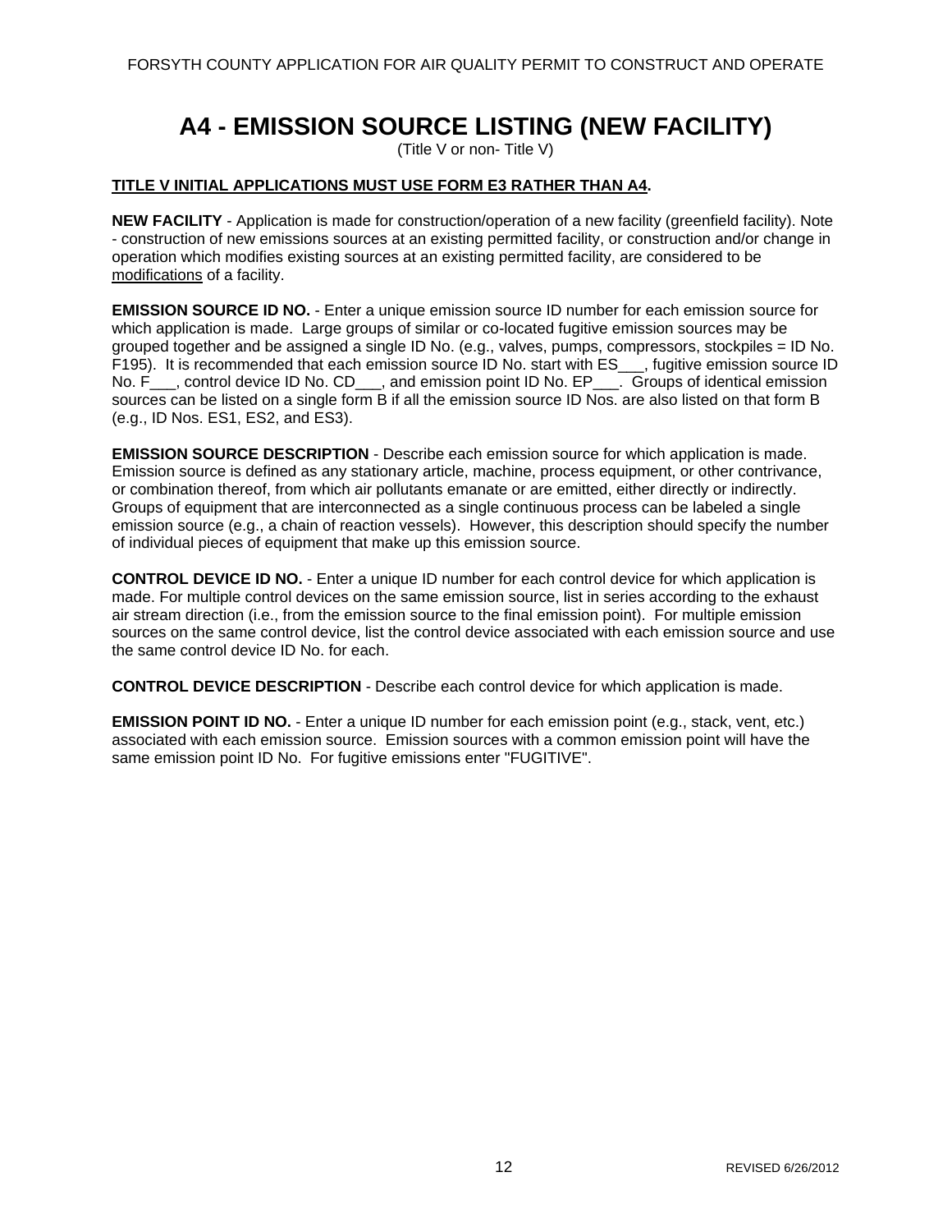# A4 - EMISSION SOURCE LISTING (NEW FACILITY)

(Title V or non- Title V)

**TITLE V INITIAL APPLICATIONS MUST USE FORM E3 RATHER THAN A4.**

**NEW FACILITY** - Application is made for construction/operation of a new facility (greenfield facility). Note - construction of new emissions sources at an existing permitted facility, or construction and/or change in operation which modifies existing sources at an existing permitted facility, are considered to be modifications of a facility.

**EMISSION SOURCE ID NO.** - Enter a unique emission source ID number for each emission source for which application is made. Large groups of similar or co-located fugitive emission sources may be grouped together and be assigned a single ID No. (e.g., valves, pumps, compressors, stockpiles = ID No. F195). It is recommended that each emission source ID No. start with ES___, fugitive emission source ID No. F___, control device ID No. CD___, and emission point ID No. EP___. Groups of identical emission sources can be listed on a single form B if all the emission source ID Nos. are also listed on that form B (e.g., ID Nos. ES1, ES2, and ES3).

**EMISSION SOURCE DESCRIPTION** - Describe each emission source for which application is made. Emission source is defined as any stationary article, machine, process equipment, or other contrivance, or combination thereof, from which air pollutants emanate or are emitted, either directly or indirectly. Groups of equipment that are interconnected as a single continuous process can be labeled a single emission source (e.g., a chain of reaction vessels). However, this description should specify the number of individual pieces of equipment that make up this emission source.

**CONTROL DEVICE ID NO.** - Enter a unique ID number for each control device for which application is made. For multiple control devices on the same emission source, list in series according to the exhaust air stream direction (i.e., from the emission source to the final emission point). For multiple emission sources on the same control device, list the control device associated with each emission source and use the same control device ID No. for each.

**CONTROL DEVICE DESCRIPTION** - Describe each control device for which application is made.

**EMISSION POINT ID NO.** - Enter a unique ID number for each emission point (e.g., stack, vent, etc.) associated with each emission source. Emission sources with a common emission point will have the same emission point ID No. For fugitive emissions enter "FUGITIVE".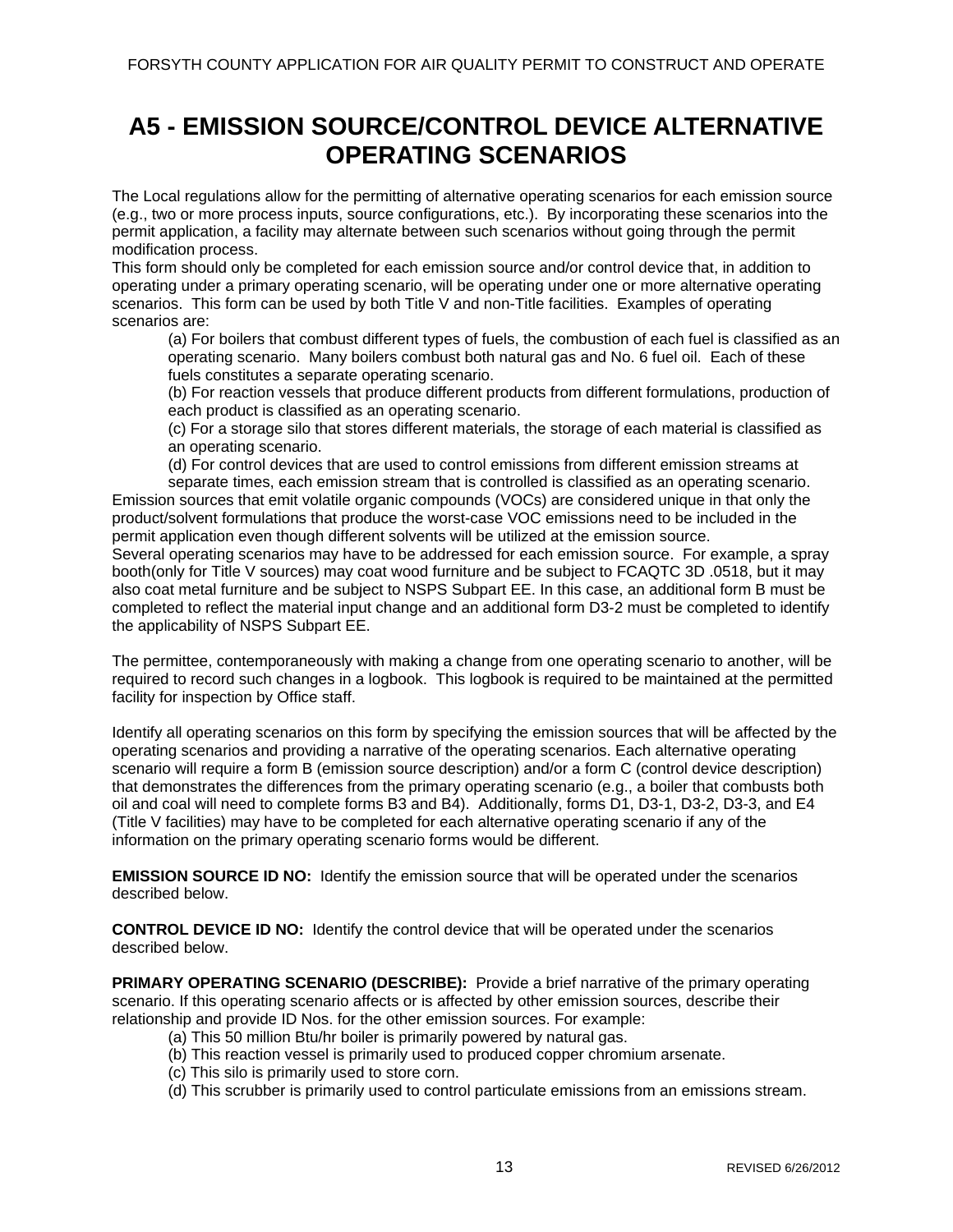# A5 - EMISSION SOURCE/CONTROL DEVICE ALTERNATIVE OPERATING SCENARIOS

The Local regulations allow for the permitting of alternative operating scenarios for each emission source (e.g., two or more process inputs, source configurations, etc.). By incorporating these scenarios into the permit application, a facility may alternate between such scenarios without going through the permit modification process.

This form should only be completed for each emission source and/or control device that, in addition to operating under a primary operating scenario, will be operating under one or more alternative operating scenarios. This form can be used by both Title V and non-Title facilities. Examples of operating scenarios are:

(a) For boilers that combust different types of fuels, the combustion of each fuel is classified as an operating scenario. Many boilers combust both natural gas and No. 6 fuel oil. Each of these fuels constitutes a separate operating scenario.

(b) For reaction vessels that produce different products from different formulations, production of each product is classified as an operating scenario.

(c) For a storage silo that stores different materials, the storage of each material is classified as an operating scenario.

(d) For control devices that are used to control emissions from different emission streams at separate times, each emission stream that is controlled is classified as an operating scenario.

Emission sources that emit volatile organic compounds (VOCs) are considered unique in that only the product/solvent formulations that produce the worst-case VOC emissions need to be included in the permit application even though different solvents will be utilized at the emission source.

Several operating scenarios may have to be addressed for each emission source. For example, a spray booth(only for Title V sources) may coat wood furniture and be subject to FCAQTC 3D .0518, but it may also coat metal furniture and be subject to NSPS Subpart EE. In this case, an additional form B must be completed to reflect the material input change and an additional form D3-2 must be completed to identify the applicability of NSPS Subpart EE.

The permittee, contemporaneously with making a change from one operating scenario to another, will be required to record such changes in a logbook. This logbook is required to be maintained at the permitted facility for inspection by Office staff.

Identify all operating scenarios on this form by specifying the emission sources that will be affected by the operating scenarios and providing a narrative of the operating scenarios. Each alternative operating scenario will require a form B (emission source description) and/or a form C (control device description) that demonstrates the differences from the primary operating scenario (e.g., a boiler that combusts both oil and coal will need to complete forms B3 and B4). Additionally, forms D1, D3-1, D3-2, D3-3, and E4 (Title V facilities) may have to be completed for each alternative operating scenario if any of the information on the primary operating scenario forms would be different.

**EMISSION SOURCE ID NO:** Identify the emission source that will be operated under the scenarios described below.

**CONTROL DEVICE ID NO:** Identify the control device that will be operated under the scenarios described below.

**PRIMARY OPERATING SCENARIO (DESCRIBE):** Provide a brief narrative of the primary operating scenario. If this operating scenario affects or is affected by other emission sources, describe their relationship and provide ID Nos. for the other emission sources. For example:

(a) This 50 million Btu/hr boiler is primarily powered by natural gas.

(b) This reaction vessel is primarily used to produced copper chromium arsenate.

(c) This silo is primarily used to store corn.

(d) This scrubber is primarily used to control particulate emissions from an emissions stream.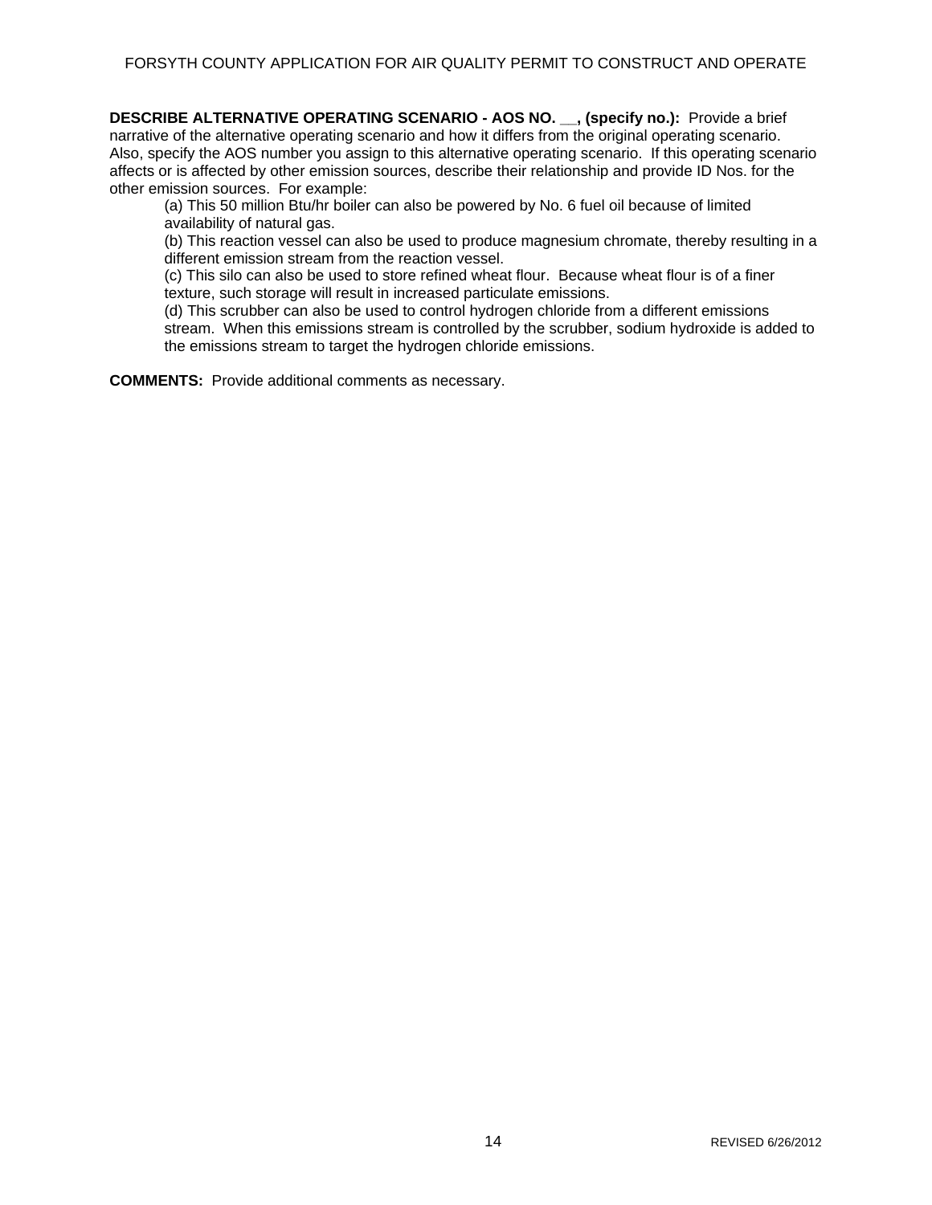**DESCRIBE ALTERNATIVE OPERATING SCENARIO - AOS NO. __, (specify no.):** Provide a brief narrative of the alternative operating scenario and how it differs from the original operating scenario. Also, specify the AOS number you assign to this alternative operating scenario. If this operating scenario affects or is affected by other emission sources, describe their relationship and provide ID Nos. for the other emission sources. For example:

(a) This 50 million Btu/hr boiler can also be powered by No. 6 fuel oil because of limited availability of natural gas.

(b) This reaction vessel can also be used to produce magnesium chromate, thereby resulting in a different emission stream from the reaction vessel.

(c) This silo can also be used to store refined wheat flour. Because wheat flour is of a finer texture, such storage will result in increased particulate emissions.

(d) This scrubber can also be used to control hydrogen chloride from a different emissions stream. When this emissions stream is controlled by the scrubber, sodium hydroxide is added to the emissions stream to target the hydrogen chloride emissions.

**COMMENTS:** Provide additional comments as necessary.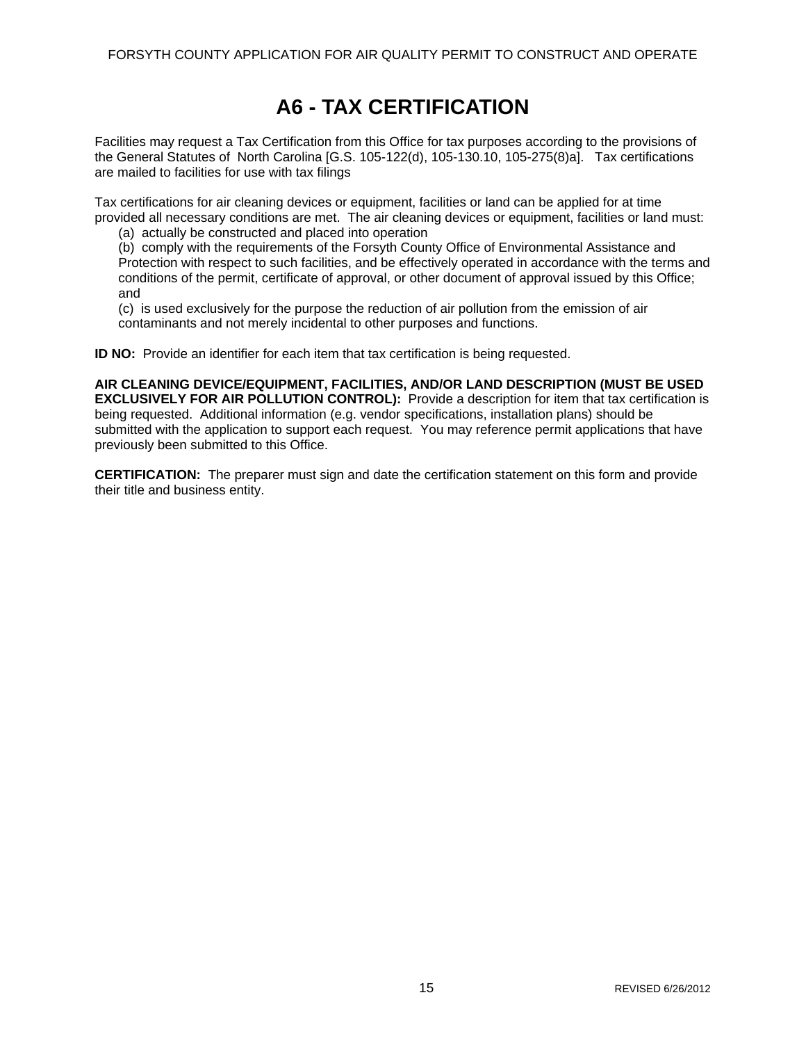# A6 - TAX CERTIFICATION

Facilities may request a Tax Certification from this Office for tax purposes according to the provisions of the General Statutes of North Carolina [G.S. 105-122(d), 105-130.10, 105-275(8)a]. Tax certifications are mailed to facilities for use with tax filings

Tax certifications for air cleaning devices or equipment, facilities or land can be applied for at time provided all necessary conditions are met. The air cleaning devices or equipment, facilities or land must:

(a) actually be constructed and placed into operation

(b) comply with the requirements of the Forsyth County Office of Environmental Assistance and Protection with respect to such facilities, and be effectively operated in accordance with the terms and conditions of the permit, certificate of approval, or other document of approval issued by this Office; and

(c) is used exclusively for the purpose the reduction of air pollution from the emission of air contaminants and not merely incidental to other purposes and functions.

**ID NO:** Provide an identifier for each item that tax certification is being requested.

**AIR CLEANING DEVICE/EQUIPMENT, FACILITIES, AND/OR LAND DESCRIPTION (MUST BE USED EXCLUSIVELY FOR AIR POLLUTION CONTROL):** Provide a description for item that tax certification is being requested. Additional information (e.g. vendor specifications, installation plans) should be submitted with the application to support each request. You may reference permit applications that have previously been submitted to this Office.

**CERTIFICATION:** The preparer must sign and date the certification statement on this form and provide their title and business entity.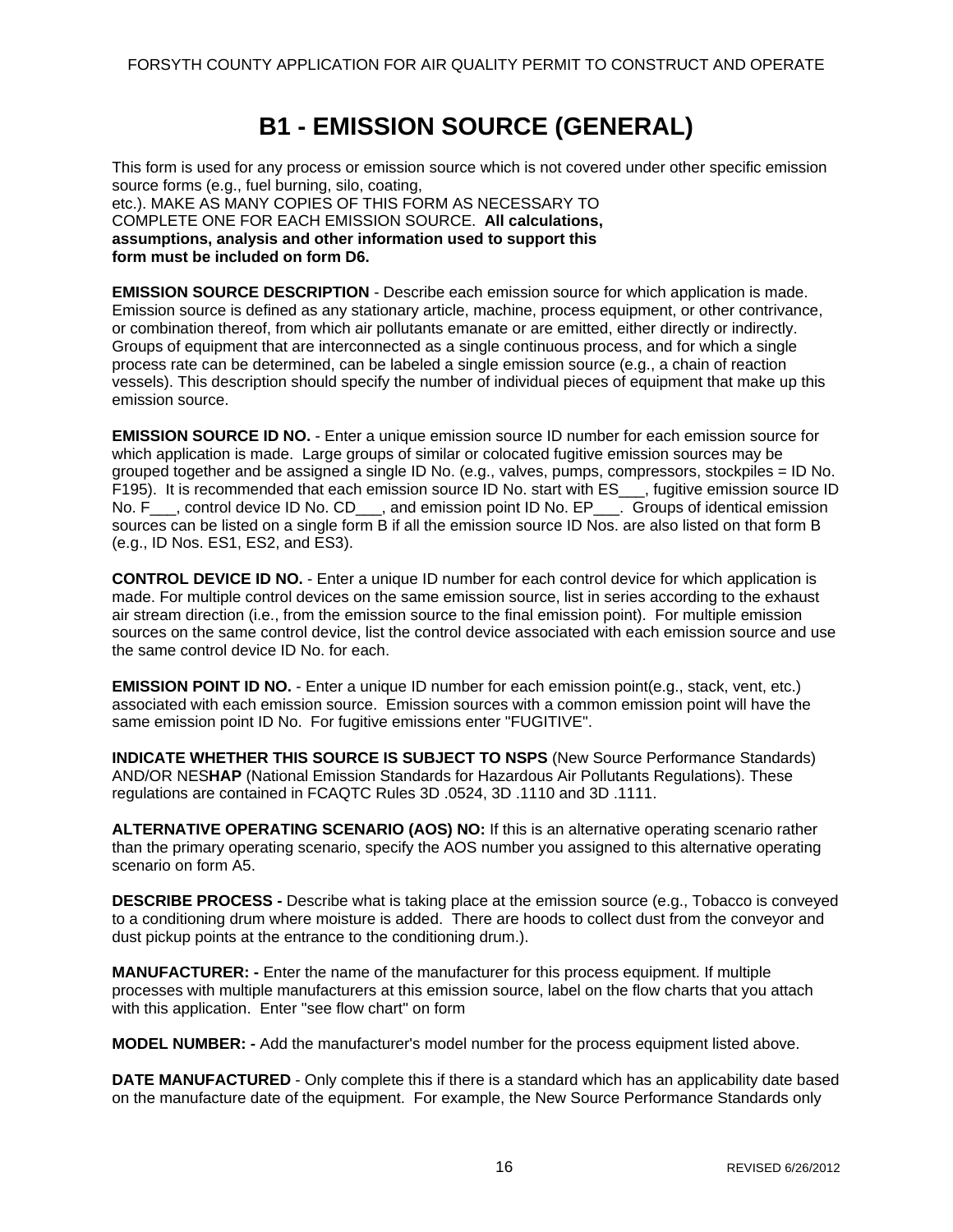# B1 - EMISSION SOURCE (GENERAL)

This form is used for any process or emission source which is not covered under other specific emission source forms (e.g., fuel burning, silo, coating, etc.). MAKE AS MANY COPIES OF THIS FORM AS NECESSARY TO COMPLETE ONE FOR EACH EMISSION SOURCE. **All calculations, assumptions, analysis and other information used to support this form must be included on form D6.**

**EMISSION SOURCE DESCRIPTION** - Describe each emission source for which application is made. Emission source is defined as any stationary article, machine, process equipment, or other contrivance, or combination thereof, from which air pollutants emanate or are emitted, either directly or indirectly. Groups of equipment that are interconnected as a single continuous process, and for which a single process rate can be determined, can be labeled a single emission source (e.g., a chain of reaction vessels). This description should specify the number of individual pieces of equipment that make up this emission source.

**EMISSION SOURCE ID NO.** - Enter a unique emission source ID number for each emission source for which application is made. Large groups of similar or colocated fugitive emission sources may be grouped together and be assigned a single ID No. (e.g., valves, pumps, compressors, stockpiles = ID No. F195). It is recommended that each emission source ID No. start with ES___, fugitive emission source ID No. F___, control device ID No. CD___, and emission point ID No. EP___. Groups of identical emission sources can be listed on a single form B if all the emission source ID Nos. are also listed on that form B (e.g., ID Nos. ES1, ES2, and ES3).

**CONTROL DEVICE ID NO.** - Enter a unique ID number for each control device for which application is made. For multiple control devices on the same emission source, list in series according to the exhaust air stream direction (i.e., from the emission source to the final emission point). For multiple emission sources on the same control device, list the control device associated with each emission source and use the same control device ID No. for each.

**EMISSION POINT ID NO.** - Enter a unique ID number for each emission point(e.g., stack, vent, etc.) associated with each emission source. Emission sources with a common emission point will have the same emission point ID No. For fugitive emissions enter "FUGITIVE".

**INDICATE WHETHER THIS SOURCE IS SUBJECT TO NSPS** (New Source Performance Standards) AND/OR NES**HAP** (National Emission Standards for Hazardous Air Pollutants Regulations). These regulations are contained in FCAQTC Rules 3D .0524, 3D .1110 and 3D .1111.

**ALTERNATIVE OPERATING SCENARIO (AOS) NO:** If this is an alternative operating scenario rather than the primary operating scenario, specify the AOS number you assigned to this alternative operating scenario on form A5.

**DESCRIBE PROCESS -** Describe what is taking place at the emission source (e.g., Tobacco is conveyed to a conditioning drum where moisture is added. There are hoods to collect dust from the conveyor and dust pickup points at the entrance to the conditioning drum.).

**MANUFACTURER: -** Enter the name of the manufacturer for this process equipment. If multiple processes with multiple manufacturers at this emission source, label on the flow charts that you attach with this application. Enter "see flow chart" on form

**MODEL NUMBER: -** Add the manufacturer's model number for the process equipment listed above.

**DATE MANUFACTURED** - Only complete this if there is a standard which has an applicability date based on the manufacture date of the equipment. For example, the New Source Performance Standards only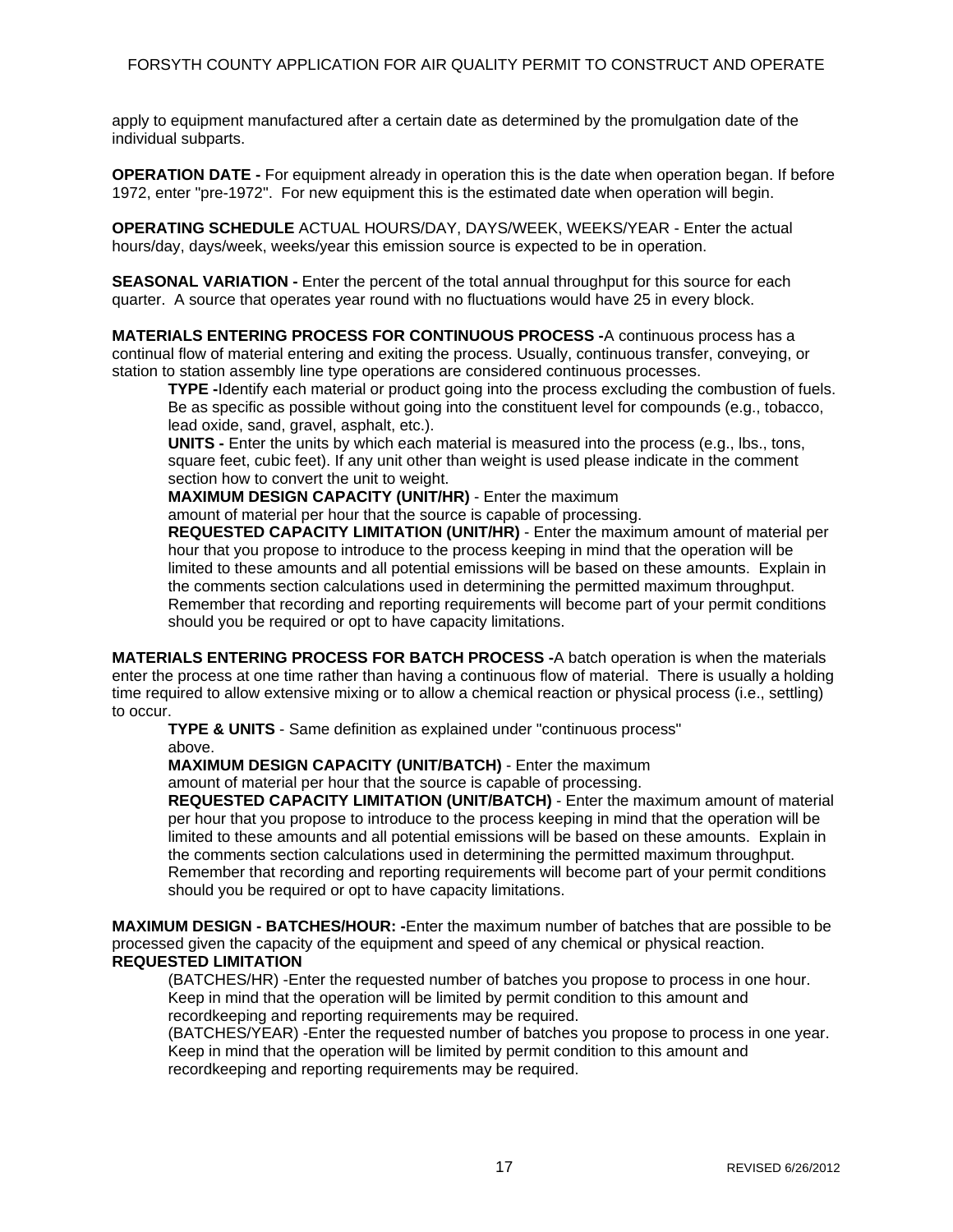apply to equipment manufactured after a certain date as determined by the promulgation date of the individual subparts.

**OPERATION DATE -** For equipment already in operation this is the date when operation began. If before 1972, enter "pre-1972". For new equipment this is the estimated date when operation will begin.

**OPERATING SCHEDULE** ACTUAL HOURS/DAY, DAYS/WEEK, WEEKS/YEAR - Enter the actual hours/day, days/week, weeks/year this emission source is expected to be in operation.

**SEASONAL VARIATION -** Enter the percent of the total annual throughput for this source for each quarter. A source that operates year round with no fluctuations would have 25 in every block.

**MATERIALS ENTERING PROCESS FOR CONTINUOUS PROCESS -**A continuous process has a continual flow of material entering and exiting the process. Usually, continuous transfer, conveying, or station to station assembly line type operations are considered continuous processes.

> **TYPE -**Identify each material or product going into the process excluding the combustion of fuels. Be as specific as possible without going into the constituent level for compounds (e.g., tobacco, lead oxide, sand, gravel, asphalt, etc.).
>
> **UNITS -** Enter the units by which each material is measured into the process (e.g., lbs., tons, square feet, cubic feet). If any unit other than weight is used please indicate in the comment section how to convert the unit to weight.
>
> **MAXIMUM DESIGN CAPACITY (UNIT/HR)** - Enter the maximum amount of material per hour that the source is capable of processing.
>
> **REQUESTED CAPACITY LIMITATION (UNIT/HR)** - Enter the maximum amount of material per hour that you propose to introduce to the process keeping in mind that the operation will be limited to these amounts and all potential emissions will be based on these amounts. Explain in the comments section calculations used in determining the permitted maximum throughput. Remember that recording and reporting requirements will become part of your permit conditions should you be required or opt to have capacity limitations.

**MATERIALS ENTERING PROCESS FOR BATCH PROCESS -**A batch operation is when the materials enter the process at one time rather than having a continuous flow of material. There is usually a holding time required to allow extensive mixing or to allow a chemical reaction or physical process (i.e., settling) to occur.

> **TYPE & UNITS** - Same definition as explained under "continuous process" above.
>
> **MAXIMUM DESIGN CAPACITY (UNIT/BATCH)** - Enter the maximum amount of material per hour that the source is capable of processing.
>
> **REQUESTED CAPACITY LIMITATION (UNIT/BATCH)** - Enter the maximum amount of material per hour that you propose to introduce to the process keeping in mind that the operation will be limited to these amounts and all potential emissions will be based on these amounts. Explain in the comments section calculations used in determining the permitted maximum throughput. Remember that recording and reporting requirements will become part of your permit conditions should you be required or opt to have capacity limitations.

**MAXIMUM DESIGN - BATCHES/HOUR: -**Enter the maximum number of batches that are possible to be processed given the capacity of the equipment and speed of any chemical or physical reaction.

**REQUESTED LIMITATION**

> (BATCHES/HR) -Enter the requested number of batches you propose to process in one hour. Keep in mind that the operation will be limited by permit condition to this amount and recordkeeping and reporting requirements may be required.
>
> (BATCHES/YEAR) -Enter the requested number of batches you propose to process in one year. Keep in mind that the operation will be limited by permit condition to this amount and recordkeeping and reporting requirements may be required.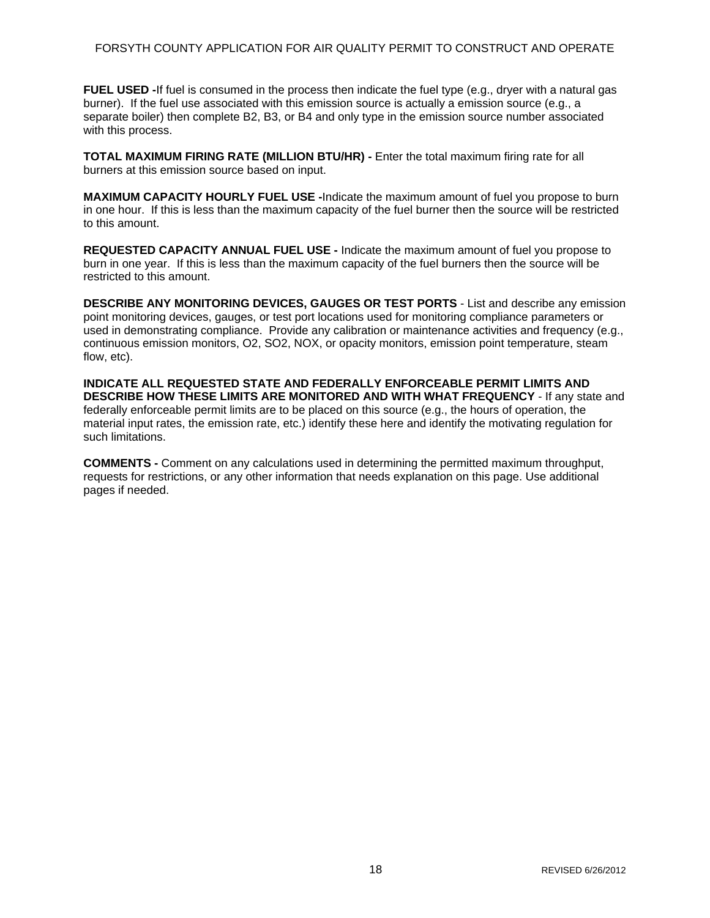**FUEL USED -**If fuel is consumed in the process then indicate the fuel type (e.g., dryer with a natural gas burner). If the fuel use associated with this emission source is actually a emission source (e.g., a separate boiler) then complete B2, B3, or B4 and only type in the emission source number associated with this process.

**TOTAL MAXIMUM FIRING RATE (MILLION BTU/HR) -** Enter the total maximum firing rate for all burners at this emission source based on input.

**MAXIMUM CAPACITY HOURLY FUEL USE -**Indicate the maximum amount of fuel you propose to burn in one hour. If this is less than the maximum capacity of the fuel burner then the source will be restricted to this amount.

**REQUESTED CAPACITY ANNUAL FUEL USE -** Indicate the maximum amount of fuel you propose to burn in one year. If this is less than the maximum capacity of the fuel burners then the source will be restricted to this amount.

**DESCRIBE ANY MONITORING DEVICES, GAUGES OR TEST PORTS** - List and describe any emission point monitoring devices, gauges, or test port locations used for monitoring compliance parameters or used in demonstrating compliance. Provide any calibration or maintenance activities and frequency (e.g., continuous emission monitors, O2, SO2, NOX, or opacity monitors, emission point temperature, steam flow, etc).

**INDICATE ALL REQUESTED STATE AND FEDERALLY ENFORCEABLE PERMIT LIMITS AND DESCRIBE HOW THESE LIMITS ARE MONITORED AND WITH WHAT FREQUENCY** - If any state and federally enforceable permit limits are to be placed on this source (e.g., the hours of operation, the material input rates, the emission rate, etc.) identify these here and identify the motivating regulation for such limitations.

**COMMENTS -** Comment on any calculations used in determining the permitted maximum throughput, requests for restrictions, or any other information that needs explanation on this page. Use additional pages if needed.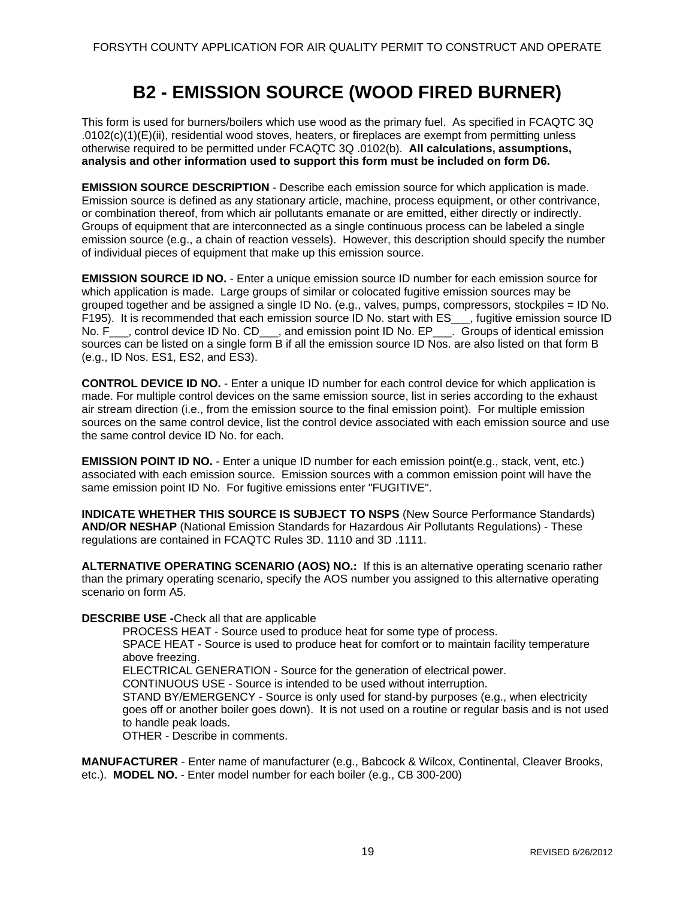# B2 - EMISSION SOURCE (WOOD FIRED BURNER)

This form is used for burners/boilers which use wood as the primary fuel. As specified in FCAQTC 3Q .0102(c)(1)(E)(ii), residential wood stoves, heaters, or fireplaces are exempt from permitting unless otherwise required to be permitted under FCAQTC 3Q .0102(b). **All calculations, assumptions, analysis and other information used to support this form must be included on form D6.**

**EMISSION SOURCE DESCRIPTION** - Describe each emission source for which application is made. Emission source is defined as any stationary article, machine, process equipment, or other contrivance, or combination thereof, from which air pollutants emanate or are emitted, either directly or indirectly. Groups of equipment that are interconnected as a single continuous process can be labeled a single emission source (e.g., a chain of reaction vessels). However, this description should specify the number of individual pieces of equipment that make up this emission source.

**EMISSION SOURCE ID NO.** - Enter a unique emission source ID number for each emission source for which application is made. Large groups of similar or colocated fugitive emission sources may be grouped together and be assigned a single ID No. (e.g., valves, pumps, compressors, stockpiles = ID No. F195). It is recommended that each emission source ID No. start with ES___, fugitive emission source ID No. F___, control device ID No. CD___, and emission point ID No. EP___. Groups of identical emission sources can be listed on a single form B if all the emission source ID Nos. are also listed on that form B (e.g., ID Nos. ES1, ES2, and ES3).

**CONTROL DEVICE ID NO.** - Enter a unique ID number for each control device for which application is made. For multiple control devices on the same emission source, list in series according to the exhaust air stream direction (i.e., from the emission source to the final emission point). For multiple emission sources on the same control device, list the control device associated with each emission source and use the same control device ID No. for each.

**EMISSION POINT ID NO.** - Enter a unique ID number for each emission point(e.g., stack, vent, etc.) associated with each emission source. Emission sources with a common emission point will have the same emission point ID No. For fugitive emissions enter "FUGITIVE".

**INDICATE WHETHER THIS SOURCE IS SUBJECT TO NSPS** (New Source Performance Standards) **AND/OR NESHAP** (National Emission Standards for Hazardous Air Pollutants Regulations) - These regulations are contained in FCAQTC Rules 3D. 1110 and 3D .1111.

**ALTERNATIVE OPERATING SCENARIO (AOS) NO.:** If this is an alternative operating scenario rather than the primary operating scenario, specify the AOS number you assigned to this alternative operating scenario on form A5.

**DESCRIBE USE -**Check all that are applicable

- PROCESS HEAT - Source used to produce heat for some type of process.
- SPACE HEAT - Source is used to produce heat for comfort or to maintain facility temperature above freezing.
- ELECTRICAL GENERATION - Source for the generation of electrical power.
- CONTINUOUS USE - Source is intended to be used without interruption.
- STAND BY/EMERGENCY - Source is only used for stand-by purposes (e.g., when electricity goes off or another boiler goes down). It is not used on a routine or regular basis and is not used to handle peak loads.
- OTHER - Describe in comments.

**MANUFACTURER** - Enter name of manufacturer (e.g., Babcock & Wilcox, Continental, Cleaver Brooks, etc.). **MODEL NO.** - Enter model number for each boiler (e.g., CB 300-200)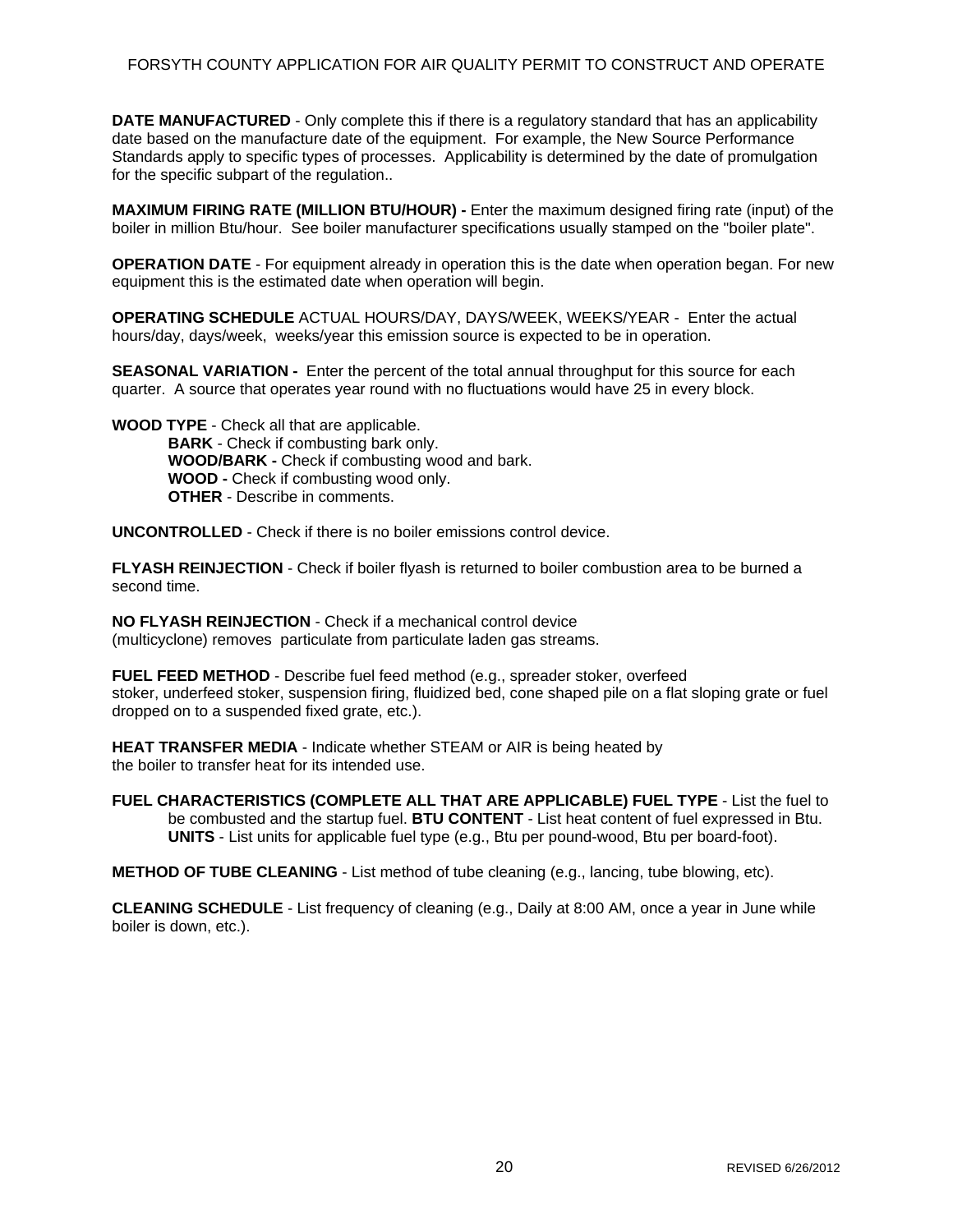**DATE MANUFACTURED** - Only complete this if there is a regulatory standard that has an applicability date based on the manufacture date of the equipment. For example, the New Source Performance Standards apply to specific types of processes. Applicability is determined by the date of promulgation for the specific subpart of the regulation..

**MAXIMUM FIRING RATE (MILLION BTU/HOUR) -** Enter the maximum designed firing rate (input) of the boiler in million Btu/hour. See boiler manufacturer specifications usually stamped on the "boiler plate".

**OPERATION DATE** - For equipment already in operation this is the date when operation began. For new equipment this is the estimated date when operation will begin.

**OPERATING SCHEDULE** ACTUAL HOURS/DAY, DAYS/WEEK, WEEKS/YEAR - Enter the actual hours/day, days/week, weeks/year this emission source is expected to be in operation.

**SEASONAL VARIATION -** Enter the percent of the total annual throughput for this source for each quarter. A source that operates year round with no fluctuations would have 25 in every block.

**WOOD TYPE** - Check all that are applicable.

- **BARK** - Check if combusting bark only.
- **WOOD/BARK -** Check if combusting wood and bark.
- **WOOD -** Check if combusting wood only.
- **OTHER** - Describe in comments.

**UNCONTROLLED** - Check if there is no boiler emissions control device.

**FLYASH REINJECTION** - Check if boiler flyash is returned to boiler combustion area to be burned a second time.

**NO FLYASH REINJECTION** - Check if a mechanical control device (multicyclone) removes particulate from particulate laden gas streams.

**FUEL FEED METHOD** - Describe fuel feed method (e.g., spreader stoker, overfeed stoker, underfeed stoker, suspension firing, fluidized bed, cone shaped pile on a flat sloping grate or fuel dropped on to a suspended fixed grate, etc.).

**HEAT TRANSFER MEDIA** - Indicate whether STEAM or AIR is being heated by the boiler to transfer heat for its intended use.

**FUEL CHARACTERISTICS (COMPLETE ALL THAT ARE APPLICABLE) FUEL TYPE** - List the fuel to be combusted and the startup fuel. **BTU CONTENT** - List heat content of fuel expressed in Btu. **UNITS** - List units for applicable fuel type (e.g., Btu per pound-wood, Btu per board-foot).

**METHOD OF TUBE CLEANING** - List method of tube cleaning (e.g., lancing, tube blowing, etc).

**CLEANING SCHEDULE** - List frequency of cleaning (e.g., Daily at 8:00 AM, once a year in June while boiler is down, etc.).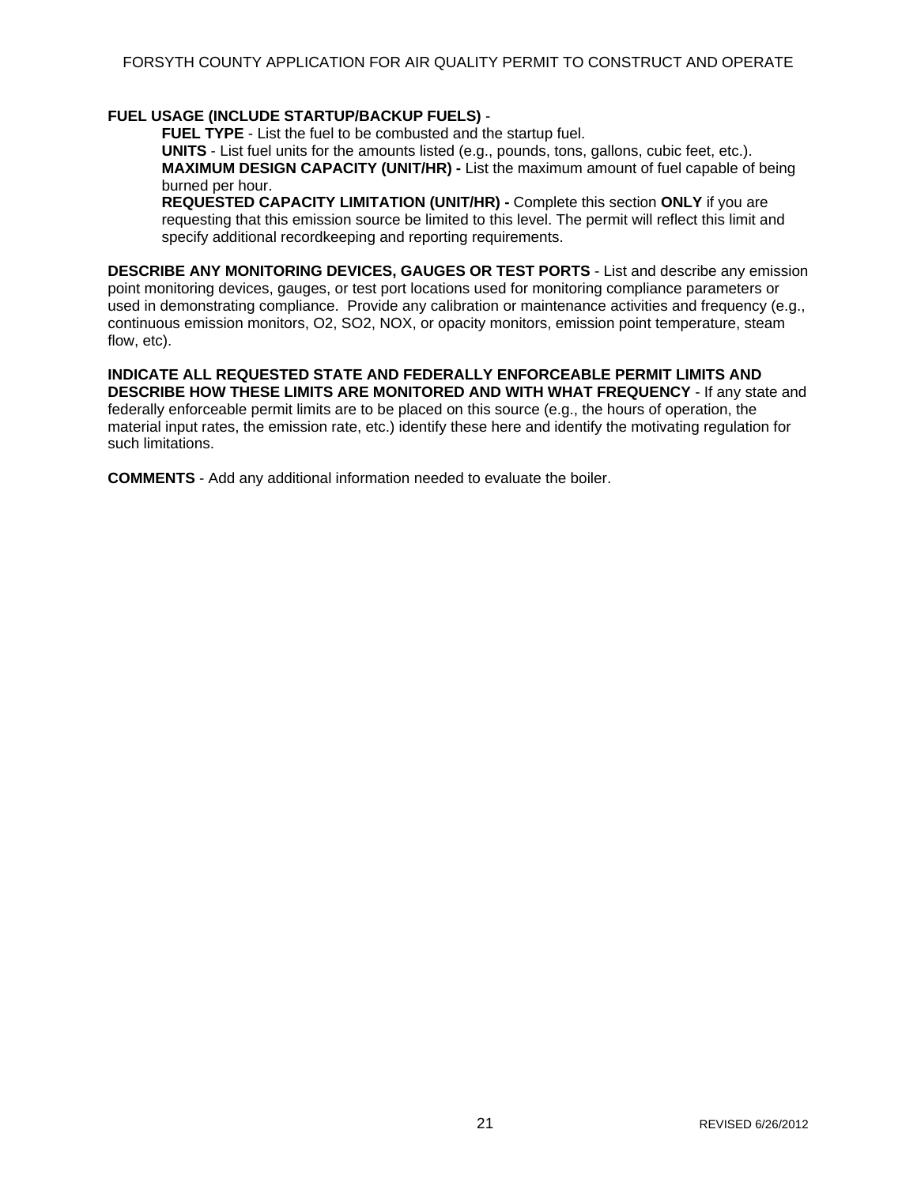**FUEL USAGE (INCLUDE STARTUP/BACKUP FUELS)** -

> **FUEL TYPE** - List the fuel to be combusted and the startup fuel.
> **UNITS** - List fuel units for the amounts listed (e.g., pounds, tons, gallons, cubic feet, etc.).
> **MAXIMUM DESIGN CAPACITY (UNIT/HR) -** List the maximum amount of fuel capable of being burned per hour.
> **REQUESTED CAPACITY LIMITATION (UNIT/HR) -** Complete this section **ONLY** if you are requesting that this emission source be limited to this level. The permit will reflect this limit and specify additional recordkeeping and reporting requirements.

**DESCRIBE ANY MONITORING DEVICES, GAUGES OR TEST PORTS** - List and describe any emission point monitoring devices, gauges, or test port locations used for monitoring compliance parameters or used in demonstrating compliance. Provide any calibration or maintenance activities and frequency (e.g., continuous emission monitors, O2, SO2, NOX, or opacity monitors, emission point temperature, steam flow, etc).

**INDICATE ALL REQUESTED STATE AND FEDERALLY ENFORCEABLE PERMIT LIMITS AND DESCRIBE HOW THESE LIMITS ARE MONITORED AND WITH WHAT FREQUENCY** - If any state and federally enforceable permit limits are to be placed on this source (e.g., the hours of operation, the material input rates, the emission rate, etc.) identify these here and identify the motivating regulation for such limitations.

**COMMENTS** - Add any additional information needed to evaluate the boiler.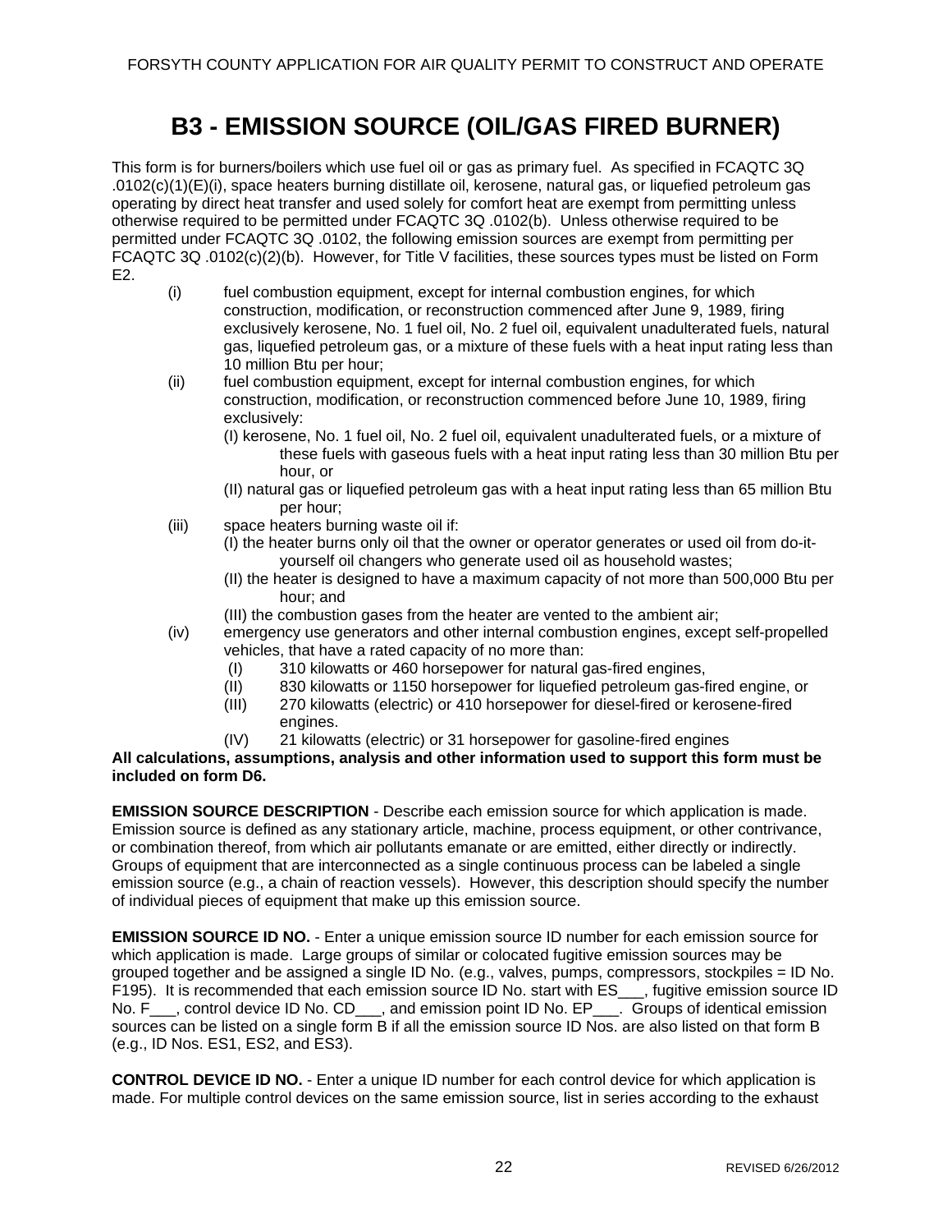# B3 - EMISSION SOURCE (OIL/GAS FIRED BURNER)

This form is for burners/boilers which use fuel oil or gas as primary fuel. As specified in FCAQTC 3Q .0102(c)(1)(E)(i), space heaters burning distillate oil, kerosene, natural gas, or liquefied petroleum gas operating by direct heat transfer and used solely for comfort heat are exempt from permitting unless otherwise required to be permitted under FCAQTC 3Q .0102(b). Unless otherwise required to be permitted under FCAQTC 3Q .0102, the following emission sources are exempt from permitting per FCAQTC 3Q .0102(c)(2)(b). However, for Title V facilities, these sources types must be listed on Form E2.

- (i) fuel combustion equipment, except for internal combustion engines, for which construction, modification, or reconstruction commenced after June 9, 1989, firing exclusively kerosene, No. 1 fuel oil, No. 2 fuel oil, equivalent unadulterated fuels, natural gas, liquefied petroleum gas, or a mixture of these fuels with a heat input rating less than 10 million Btu per hour;
- (ii) fuel combustion equipment, except for internal combustion engines, for which construction, modification, or reconstruction commenced before June 10, 1989, firing exclusively:
  - (I) kerosene, No. 1 fuel oil, No. 2 fuel oil, equivalent unadulterated fuels, or a mixture of these fuels with gaseous fuels with a heat input rating less than 30 million Btu per hour, or
  - (II) natural gas or liquefied petroleum gas with a heat input rating less than 65 million Btu per hour;
- (iii) space heaters burning waste oil if:
  - (I) the heater burns only oil that the owner or operator generates or used oil from do-it-yourself oil changers who generate used oil as household wastes;
  - (II) the heater is designed to have a maximum capacity of not more than 500,000 Btu per hour; and
  - (III) the combustion gases from the heater are vented to the ambient air;
- (iv) emergency use generators and other internal combustion engines, except self-propelled vehicles, that have a rated capacity of no more than:
  - (I) 310 kilowatts or 460 horsepower for natural gas-fired engines,
  - (II) 830 kilowatts or 1150 horsepower for liquefied petroleum gas-fired engine, or
  - (III) 270 kilowatts (electric) or 410 horsepower for diesel-fired or kerosene-fired engines.
  - (IV) 21 kilowatts (electric) or 31 horsepower for gasoline-fired engines

**All calculations, assumptions, analysis and other information used to support this form must be included on form D6.**

**EMISSION SOURCE DESCRIPTION** - Describe each emission source for which application is made. Emission source is defined as any stationary article, machine, process equipment, or other contrivance, or combination thereof, from which air pollutants emanate or are emitted, either directly or indirectly. Groups of equipment that are interconnected as a single continuous process can be labeled a single emission source (e.g., a chain of reaction vessels). However, this description should specify the number of individual pieces of equipment that make up this emission source.

**EMISSION SOURCE ID NO.** - Enter a unique emission source ID number for each emission source for which application is made. Large groups of similar or colocated fugitive emission sources may be grouped together and be assigned a single ID No. (e.g., valves, pumps, compressors, stockpiles = ID No. F195). It is recommended that each emission source ID No. start with ES___, fugitive emission source ID No. F___, control device ID No. CD___, and emission point ID No. EP___. Groups of identical emission sources can be listed on a single form B if all the emission source ID Nos. are also listed on that form B (e.g., ID Nos. ES1, ES2, and ES3).

**CONTROL DEVICE ID NO.** - Enter a unique ID number for each control device for which application is made. For multiple control devices on the same emission source, list in series according to the exhaust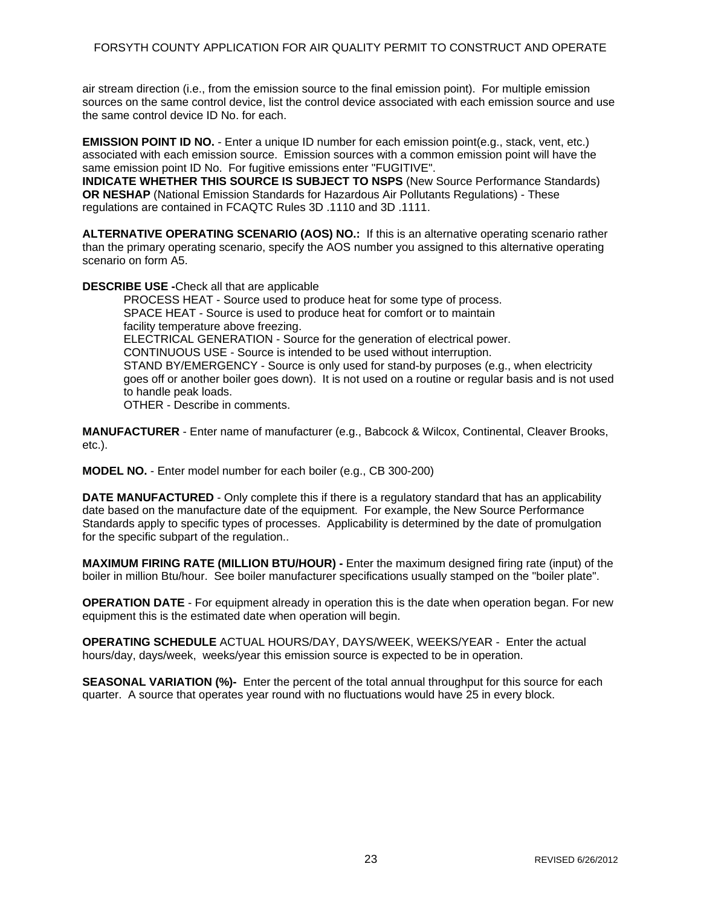air stream direction (i.e., from the emission source to the final emission point). For multiple emission sources on the same control device, list the control device associated with each emission source and use the same control device ID No. for each.

**EMISSION POINT ID NO.** - Enter a unique ID number for each emission point(e.g., stack, vent, etc.) associated with each emission source. Emission sources with a common emission point will have the same emission point ID No. For fugitive emissions enter "FUGITIVE".

**INDICATE WHETHER THIS SOURCE IS SUBJECT TO NSPS** (New Source Performance Standards) **OR NESHAP** (National Emission Standards for Hazardous Air Pollutants Regulations) - These regulations are contained in FCAQTC Rules 3D .1110 and 3D .1111.

**ALTERNATIVE OPERATING SCENARIO (AOS) NO.:** If this is an alternative operating scenario rather than the primary operating scenario, specify the AOS number you assigned to this alternative operating scenario on form A5.

**DESCRIBE USE -**Check all that are applicable

- PROCESS HEAT - Source used to produce heat for some type of process.
- SPACE HEAT - Source is used to produce heat for comfort or to maintain facility temperature above freezing.
- ELECTRICAL GENERATION - Source for the generation of electrical power.
- CONTINUOUS USE - Source is intended to be used without interruption.
- STAND BY/EMERGENCY - Source is only used for stand-by purposes (e.g., when electricity goes off or another boiler goes down). It is not used on a routine or regular basis and is not used to handle peak loads.
- OTHER - Describe in comments.

**MANUFACTURER** - Enter name of manufacturer (e.g., Babcock & Wilcox, Continental, Cleaver Brooks, etc.).

**MODEL NO.** - Enter model number for each boiler (e.g., CB 300-200)

**DATE MANUFACTURED** - Only complete this if there is a regulatory standard that has an applicability date based on the manufacture date of the equipment. For example, the New Source Performance Standards apply to specific types of processes. Applicability is determined by the date of promulgation for the specific subpart of the regulation..

**MAXIMUM FIRING RATE (MILLION BTU/HOUR) -** Enter the maximum designed firing rate (input) of the boiler in million Btu/hour. See boiler manufacturer specifications usually stamped on the "boiler plate".

**OPERATION DATE** - For equipment already in operation this is the date when operation began. For new equipment this is the estimated date when operation will begin.

**OPERATING SCHEDULE** ACTUAL HOURS/DAY, DAYS/WEEK, WEEKS/YEAR - Enter the actual hours/day, days/week, weeks/year this emission source is expected to be in operation.

**SEASONAL VARIATION (%)-** Enter the percent of the total annual throughput for this source for each quarter. A source that operates year round with no fluctuations would have 25 in every block.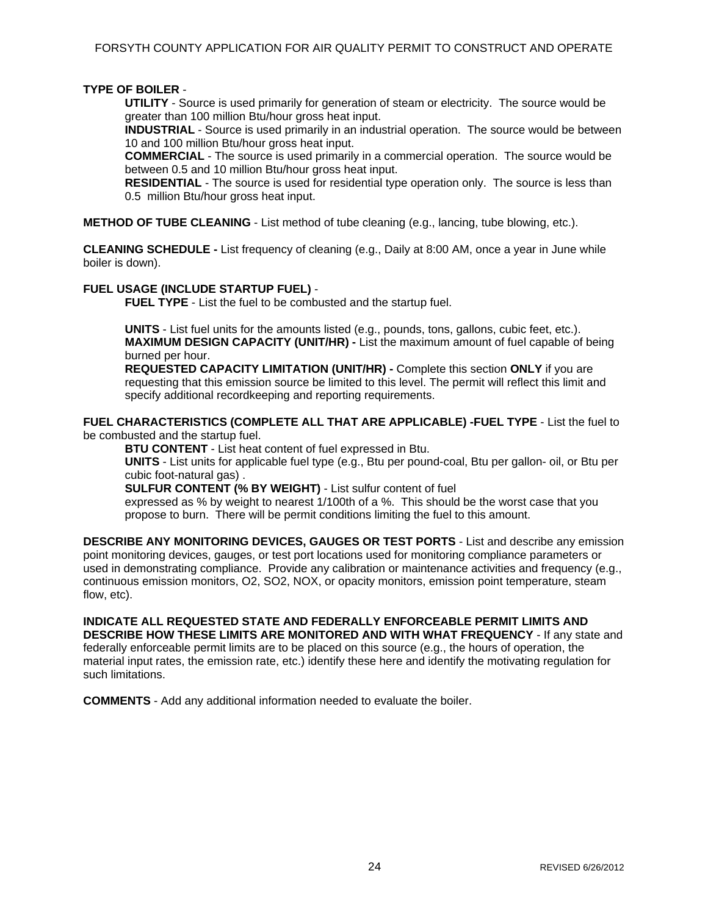**TYPE OF BOILER** -

**UTILITY** - Source is used primarily for generation of steam or electricity. The source would be greater than 100 million Btu/hour gross heat input.
**INDUSTRIAL** - Source is used primarily in an industrial operation. The source would be between 10 and 100 million Btu/hour gross heat input.
**COMMERCIAL** - The source is used primarily in a commercial operation. The source would be between 0.5 and 10 million Btu/hour gross heat input.
**RESIDENTIAL** - The source is used for residential type operation only. The source is less than 0.5 million Btu/hour gross heat input.

**METHOD OF TUBE CLEANING** - List method of tube cleaning (e.g., lancing, tube blowing, etc.).

**CLEANING SCHEDULE -** List frequency of cleaning (e.g., Daily at 8:00 AM, once a year in June while boiler is down).

**FUEL USAGE (INCLUDE STARTUP FUEL)** -

**FUEL TYPE** - List the fuel to be combusted and the startup fuel.

**UNITS** - List fuel units for the amounts listed (e.g., pounds, tons, gallons, cubic feet, etc.).
**MAXIMUM DESIGN CAPACITY (UNIT/HR) -** List the maximum amount of fuel capable of being burned per hour.
**REQUESTED CAPACITY LIMITATION (UNIT/HR) -** Complete this section **ONLY** if you are requesting that this emission source be limited to this level. The permit will reflect this limit and specify additional recordkeeping and reporting requirements.

**FUEL CHARACTERISTICS (COMPLETE ALL THAT ARE APPLICABLE) -FUEL TYPE** - List the fuel to be combusted and the startup fuel.

**BTU CONTENT** - List heat content of fuel expressed in Btu.
**UNITS** - List units for applicable fuel type (e.g., Btu per pound-coal, Btu per gallon- oil, or Btu per cubic foot-natural gas) .
**SULFUR CONTENT (% BY WEIGHT)** - List sulfur content of fuel expressed as % by weight to nearest 1/100th of a %. This should be the worst case that you propose to burn. There will be permit conditions limiting the fuel to this amount.

**DESCRIBE ANY MONITORING DEVICES, GAUGES OR TEST PORTS** - List and describe any emission point monitoring devices, gauges, or test port locations used for monitoring compliance parameters or used in demonstrating compliance. Provide any calibration or maintenance activities and frequency (e.g., continuous emission monitors, O2, SO2, NOX, or opacity monitors, emission point temperature, steam flow, etc).

**INDICATE ALL REQUESTED STATE AND FEDERALLY ENFORCEABLE PERMIT LIMITS AND DESCRIBE HOW THESE LIMITS ARE MONITORED AND WITH WHAT FREQUENCY** - If any state and federally enforceable permit limits are to be placed on this source (e.g., the hours of operation, the material input rates, the emission rate, etc.) identify these here and identify the motivating regulation for such limitations.

**COMMENTS** - Add any additional information needed to evaluate the boiler.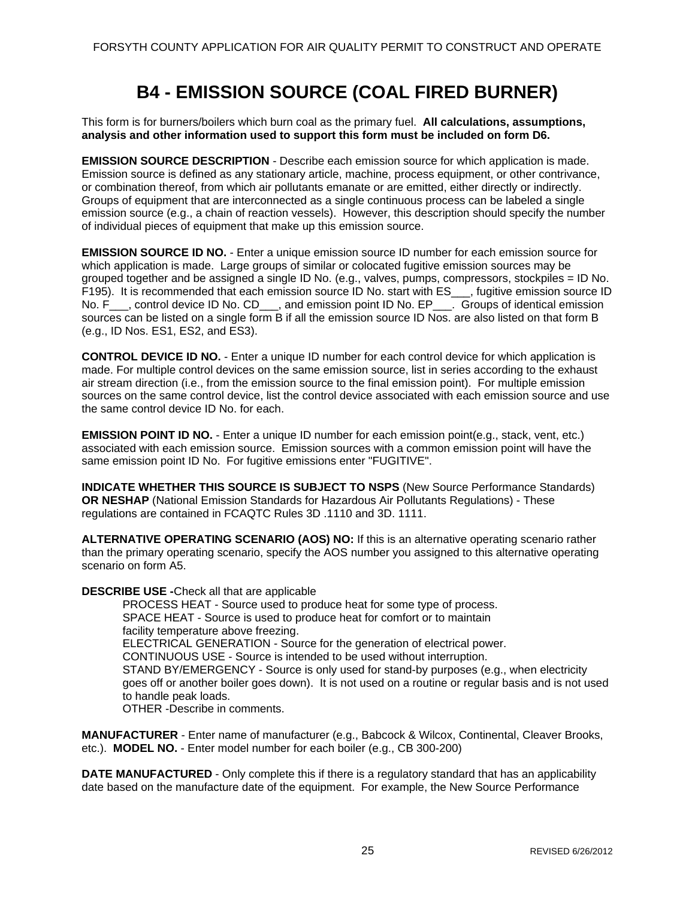# B4 - EMISSION SOURCE (COAL FIRED BURNER)

This form is for burners/boilers which burn coal as the primary fuel. **All calculations, assumptions, analysis and other information used to support this form must be included on form D6.**

**EMISSION SOURCE DESCRIPTION** - Describe each emission source for which application is made. Emission source is defined as any stationary article, machine, process equipment, or other contrivance, or combination thereof, from which air pollutants emanate or are emitted, either directly or indirectly. Groups of equipment that are interconnected as a single continuous process can be labeled a single emission source (e.g., a chain of reaction vessels). However, this description should specify the number of individual pieces of equipment that make up this emission source.

**EMISSION SOURCE ID NO.** - Enter a unique emission source ID number for each emission source for which application is made. Large groups of similar or colocated fugitive emission sources may be grouped together and be assigned a single ID No. (e.g., valves, pumps, compressors, stockpiles = ID No. F195). It is recommended that each emission source ID No. start with ES___, fugitive emission source ID No. F___, control device ID No. CD___, and emission point ID No. EP___. Groups of identical emission sources can be listed on a single form B if all the emission source ID Nos. are also listed on that form B (e.g., ID Nos. ES1, ES2, and ES3).

**CONTROL DEVICE ID NO.** - Enter a unique ID number for each control device for which application is made. For multiple control devices on the same emission source, list in series according to the exhaust air stream direction (i.e., from the emission source to the final emission point). For multiple emission sources on the same control device, list the control device associated with each emission source and use the same control device ID No. for each.

**EMISSION POINT ID NO.** - Enter a unique ID number for each emission point(e.g., stack, vent, etc.) associated with each emission source. Emission sources with a common emission point will have the same emission point ID No. For fugitive emissions enter "FUGITIVE".

**INDICATE WHETHER THIS SOURCE IS SUBJECT TO NSPS** (New Source Performance Standards) **OR NESHAP** (National Emission Standards for Hazardous Air Pollutants Regulations) - These regulations are contained in FCAQTC Rules 3D .1110 and 3D. 1111.

**ALTERNATIVE OPERATING SCENARIO (AOS) NO:** If this is an alternative operating scenario rather than the primary operating scenario, specify the AOS number you assigned to this alternative operating scenario on form A5.

**DESCRIBE USE -**Check all that are applicable

PROCESS HEAT - Source used to produce heat for some type of process.
SPACE HEAT - Source is used to produce heat for comfort or to maintain facility temperature above freezing.
ELECTRICAL GENERATION - Source for the generation of electrical power.
CONTINUOUS USE - Source is intended to be used without interruption.
STAND BY/EMERGENCY - Source is only used for stand-by purposes (e.g., when electricity goes off or another boiler goes down). It is not used on a routine or regular basis and is not used to handle peak loads.
OTHER -Describe in comments.

**MANUFACTURER** - Enter name of manufacturer (e.g., Babcock & Wilcox, Continental, Cleaver Brooks, etc.). **MODEL NO.** - Enter model number for each boiler (e.g., CB 300-200)

**DATE MANUFACTURED** - Only complete this if there is a regulatory standard that has an applicability date based on the manufacture date of the equipment. For example, the New Source Performance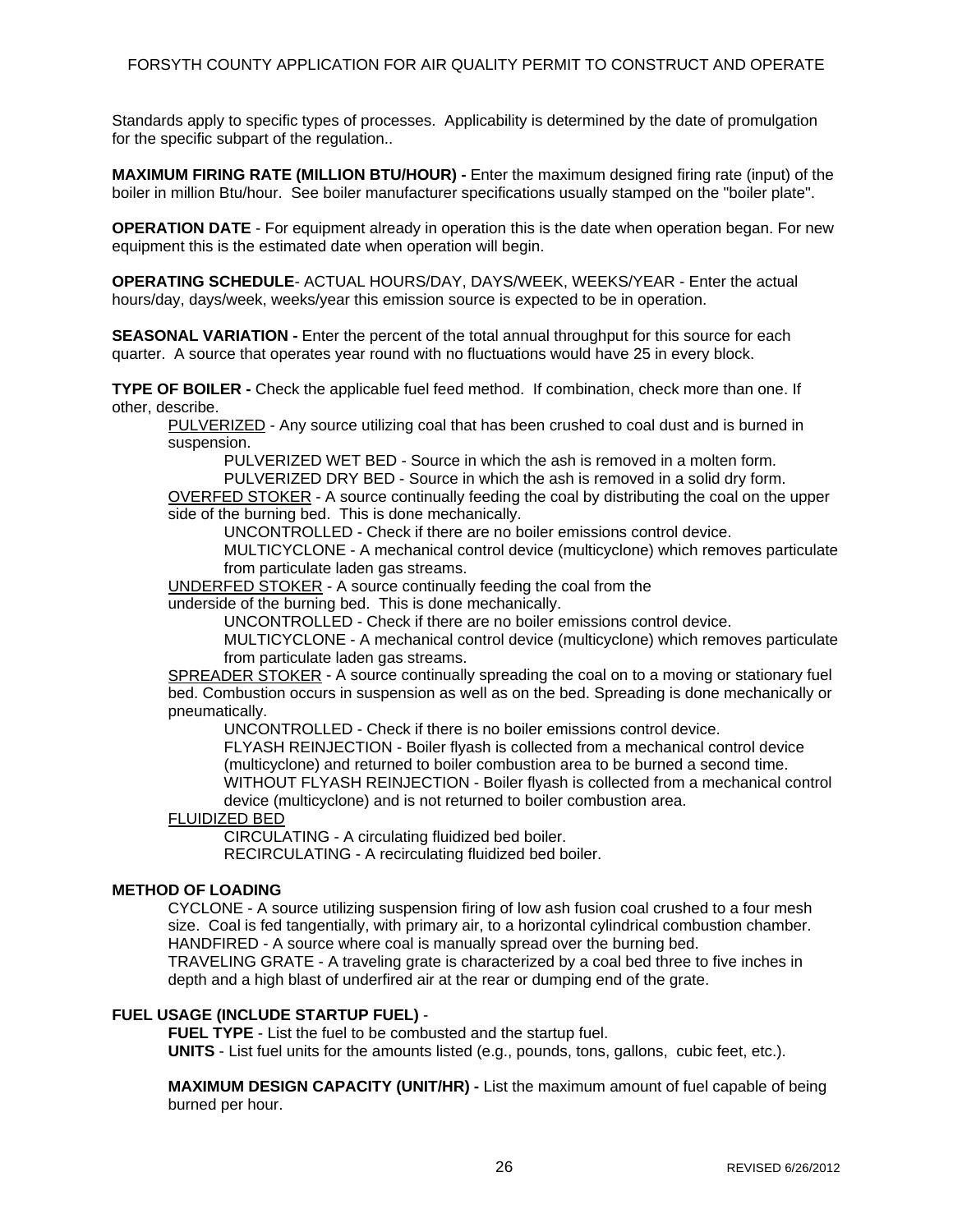Standards apply to specific types of processes. Applicability is determined by the date of promulgation for the specific subpart of the regulation..

**MAXIMUM FIRING RATE (MILLION BTU/HOUR) -** Enter the maximum designed firing rate (input) of the boiler in million Btu/hour. See boiler manufacturer specifications usually stamped on the "boiler plate".

**OPERATION DATE** - For equipment already in operation this is the date when operation began. For new equipment this is the estimated date when operation will begin.

**OPERATING SCHEDULE**- ACTUAL HOURS/DAY, DAYS/WEEK, WEEKS/YEAR - Enter the actual hours/day, days/week, weeks/year this emission source is expected to be in operation.

**SEASONAL VARIATION -** Enter the percent of the total annual throughput for this source for each quarter. A source that operates year round with no fluctuations would have 25 in every block.

**TYPE OF BOILER -** Check the applicable fuel feed method. If combination, check more than one. If other, describe.

- PULVERIZED - Any source utilizing coal that has been crushed to coal dust and is burned in suspension.
  - PULVERIZED WET BED - Source in which the ash is removed in a molten form.
  - PULVERIZED DRY BED - Source in which the ash is removed in a solid dry form.
- OVERFED STOKER - A source continually feeding the coal by distributing the coal on the upper side of the burning bed. This is done mechanically.
  - UNCONTROLLED - Check if there are no boiler emissions control device.
  - MULTICYCLONE - A mechanical control device (multicyclone) which removes particulate from particulate laden gas streams.
- UNDERFED STOKER - A source continually feeding the coal from the underside of the burning bed. This is done mechanically.
  - UNCONTROLLED - Check if there are no boiler emissions control device.
  - MULTICYCLONE - A mechanical control device (multicyclone) which removes particulate from particulate laden gas streams.
- SPREADER STOKER - A source continually spreading the coal on to a moving or stationary fuel bed. Combustion occurs in suspension as well as on the bed. Spreading is done mechanically or pneumatically.
  - UNCONTROLLED - Check if there is no boiler emissions control device.
  - FLYASH REINJECTION - Boiler flyash is collected from a mechanical control device (multicyclone) and returned to boiler combustion area to be burned a second time.
  - WITHOUT FLYASH REINJECTION - Boiler flyash is collected from a mechanical control device (multicyclone) and is not returned to boiler combustion area.
- FLUIDIZED BED
  - CIRCULATING - A circulating fluidized bed boiler.
  - RECIRCULATING - A recirculating fluidized bed boiler.

**METHOD OF LOADING**

CYCLONE - A source utilizing suspension firing of low ash fusion coal crushed to a four mesh size. Coal is fed tangentially, with primary air, to a horizontal cylindrical combustion chamber.
HANDFIRED - A source where coal is manually spread over the burning bed.
TRAVELING GRATE - A traveling grate is characterized by a coal bed three to five inches in depth and a high blast of underfired air at the rear or dumping end of the grate.

**FUEL USAGE (INCLUDE STARTUP FUEL)** -

**FUEL TYPE** - List the fuel to be combusted and the startup fuel.
**UNITS** - List fuel units for the amounts listed (e.g., pounds, tons, gallons, cubic feet, etc.).

**MAXIMUM DESIGN CAPACITY (UNIT/HR) -** List the maximum amount of fuel capable of being burned per hour.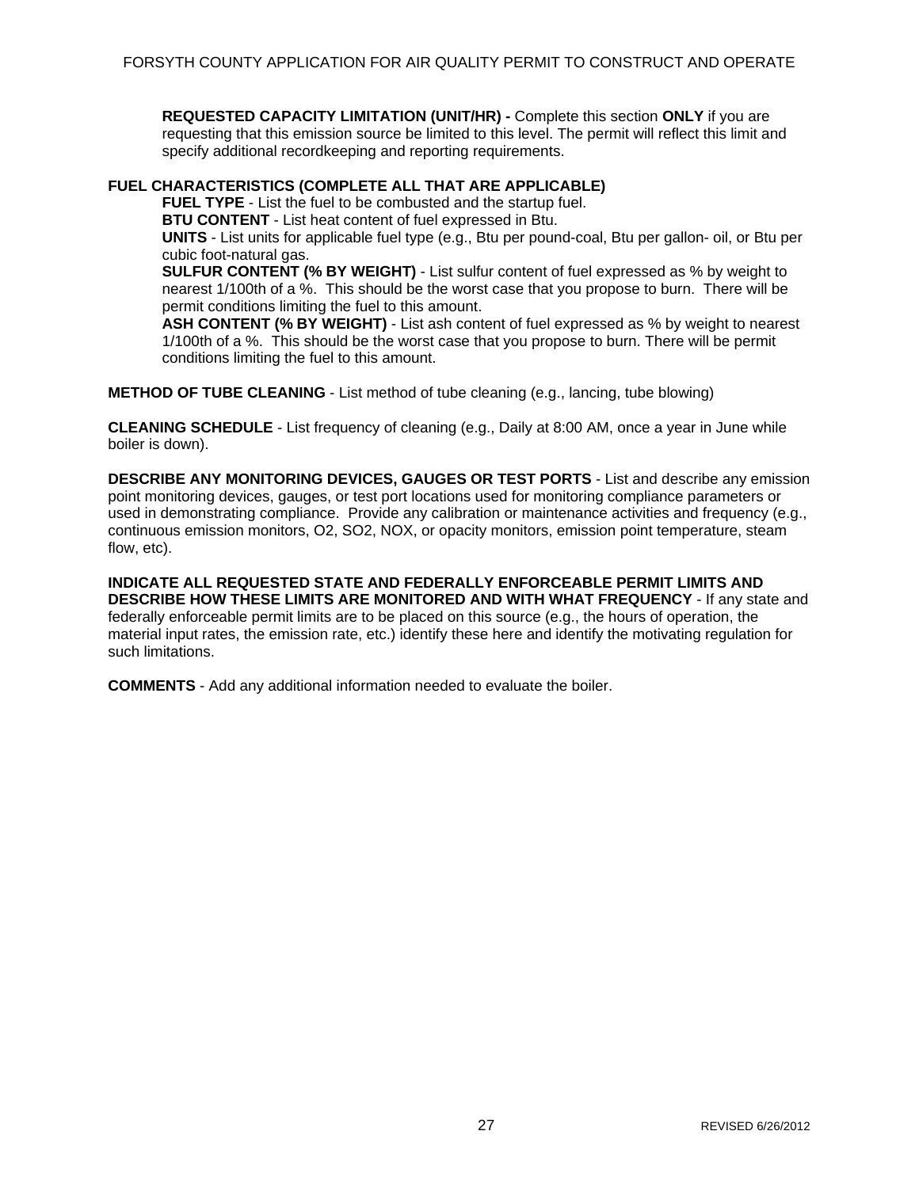**REQUESTED CAPACITY LIMITATION (UNIT/HR) -** Complete this section **ONLY** if you are requesting that this emission source be limited to this level. The permit will reflect this limit and specify additional recordkeeping and reporting requirements.

**FUEL CHARACTERISTICS (COMPLETE ALL THAT ARE APPLICABLE)**

**FUEL TYPE** - List the fuel to be combusted and the startup fuel.

**BTU CONTENT** - List heat content of fuel expressed in Btu.

**UNITS** - List units for applicable fuel type (e.g., Btu per pound-coal, Btu per gallon- oil, or Btu per cubic foot-natural gas.

**SULFUR CONTENT (% BY WEIGHT)** - List sulfur content of fuel expressed as % by weight to nearest 1/100th of a %. This should be the worst case that you propose to burn. There will be permit conditions limiting the fuel to this amount.

**ASH CONTENT (% BY WEIGHT)** - List ash content of fuel expressed as % by weight to nearest 1/100th of a %. This should be the worst case that you propose to burn. There will be permit conditions limiting the fuel to this amount.

**METHOD OF TUBE CLEANING** - List method of tube cleaning (e.g., lancing, tube blowing)

**CLEANING SCHEDULE** - List frequency of cleaning (e.g., Daily at 8:00 AM, once a year in June while boiler is down).

**DESCRIBE ANY MONITORING DEVICES, GAUGES OR TEST PORTS** - List and describe any emission point monitoring devices, gauges, or test port locations used for monitoring compliance parameters or used in demonstrating compliance. Provide any calibration or maintenance activities and frequency (e.g., continuous emission monitors, O2, SO2, NOX, or opacity monitors, emission point temperature, steam flow, etc).

**INDICATE ALL REQUESTED STATE AND FEDERALLY ENFORCEABLE PERMIT LIMITS AND DESCRIBE HOW THESE LIMITS ARE MONITORED AND WITH WHAT FREQUENCY** - If any state and federally enforceable permit limits are to be placed on this source (e.g., the hours of operation, the material input rates, the emission rate, etc.) identify these here and identify the motivating regulation for such limitations.

**COMMENTS** - Add any additional information needed to evaluate the boiler.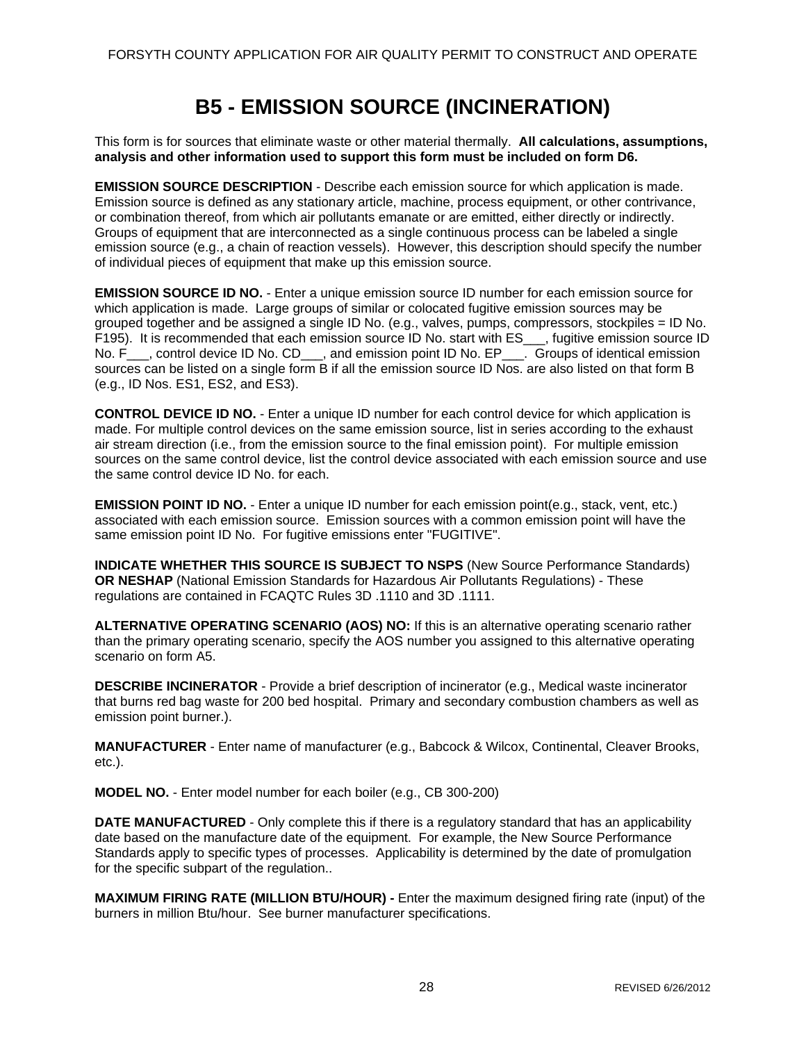# B5 - EMISSION SOURCE (INCINERATION)

This form is for sources that eliminate waste or other material thermally. **All calculations, assumptions, analysis and other information used to support this form must be included on form D6.**

**EMISSION SOURCE DESCRIPTION** - Describe each emission source for which application is made. Emission source is defined as any stationary article, machine, process equipment, or other contrivance, or combination thereof, from which air pollutants emanate or are emitted, either directly or indirectly. Groups of equipment that are interconnected as a single continuous process can be labeled a single emission source (e.g., a chain of reaction vessels). However, this description should specify the number of individual pieces of equipment that make up this emission source.

**EMISSION SOURCE ID NO.** - Enter a unique emission source ID number for each emission source for which application is made. Large groups of similar or colocated fugitive emission sources may be grouped together and be assigned a single ID No. (e.g., valves, pumps, compressors, stockpiles = ID No. F195). It is recommended that each emission source ID No. start with ES___, fugitive emission source ID No. F___, control device ID No. CD___, and emission point ID No. EP___. Groups of identical emission sources can be listed on a single form B if all the emission source ID Nos. are also listed on that form B (e.g., ID Nos. ES1, ES2, and ES3).

**CONTROL DEVICE ID NO.** - Enter a unique ID number for each control device for which application is made. For multiple control devices on the same emission source, list in series according to the exhaust air stream direction (i.e., from the emission source to the final emission point). For multiple emission sources on the same control device, list the control device associated with each emission source and use the same control device ID No. for each.

**EMISSION POINT ID NO.** - Enter a unique ID number for each emission point(e.g., stack, vent, etc.) associated with each emission source. Emission sources with a common emission point will have the same emission point ID No. For fugitive emissions enter "FUGITIVE".

**INDICATE WHETHER THIS SOURCE IS SUBJECT TO NSPS** (New Source Performance Standards) **OR NESHAP** (National Emission Standards for Hazardous Air Pollutants Regulations) - These regulations are contained in FCAQTC Rules 3D .1110 and 3D .1111.

**ALTERNATIVE OPERATING SCENARIO (AOS) NO:** If this is an alternative operating scenario rather than the primary operating scenario, specify the AOS number you assigned to this alternative operating scenario on form A5.

**DESCRIBE INCINERATOR** - Provide a brief description of incinerator (e.g., Medical waste incinerator that burns red bag waste for 200 bed hospital. Primary and secondary combustion chambers as well as emission point burner.).

**MANUFACTURER** - Enter name of manufacturer (e.g., Babcock & Wilcox, Continental, Cleaver Brooks, etc.).

**MODEL NO.** - Enter model number for each boiler (e.g., CB 300-200)

**DATE MANUFACTURED** - Only complete this if there is a regulatory standard that has an applicability date based on the manufacture date of the equipment. For example, the New Source Performance Standards apply to specific types of processes. Applicability is determined by the date of promulgation for the specific subpart of the regulation..

**MAXIMUM FIRING RATE (MILLION BTU/HOUR) -** Enter the maximum designed firing rate (input) of the burners in million Btu/hour. See burner manufacturer specifications.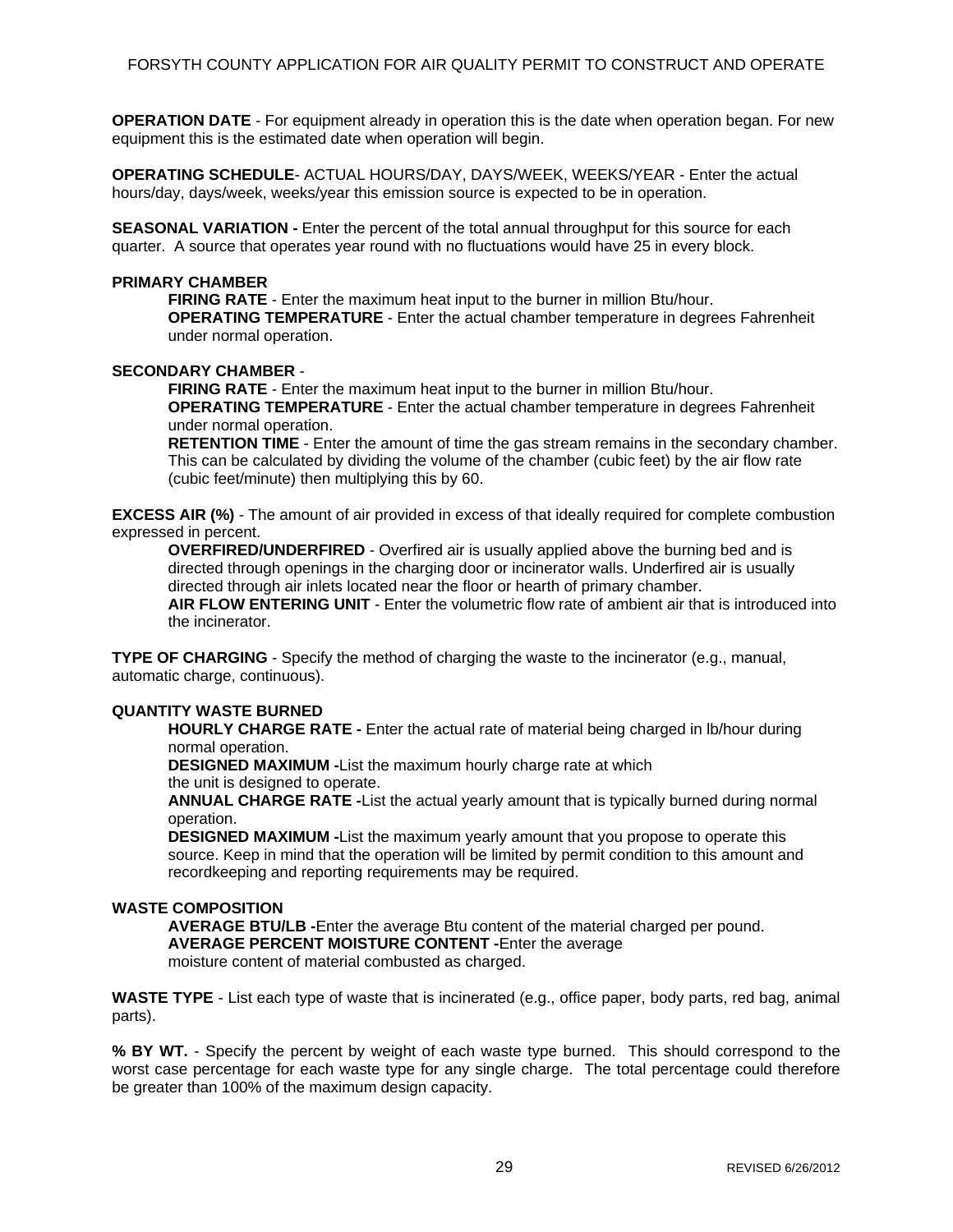**OPERATION DATE** - For equipment already in operation this is the date when operation began. For new equipment this is the estimated date when operation will begin.

**OPERATING SCHEDULE**- ACTUAL HOURS/DAY, DAYS/WEEK, WEEKS/YEAR - Enter the actual hours/day, days/week, weeks/year this emission source is expected to be in operation.

**SEASONAL VARIATION -** Enter the percent of the total annual throughput for this source for each quarter. A source that operates year round with no fluctuations would have 25 in every block.

**PRIMARY CHAMBER**

**FIRING RATE** - Enter the maximum heat input to the burner in million Btu/hour.
**OPERATING TEMPERATURE** - Enter the actual chamber temperature in degrees Fahrenheit under normal operation.

**SECONDARY CHAMBER** -

**FIRING RATE** - Enter the maximum heat input to the burner in million Btu/hour.
**OPERATING TEMPERATURE** - Enter the actual chamber temperature in degrees Fahrenheit under normal operation.
**RETENTION TIME** - Enter the amount of time the gas stream remains in the secondary chamber. This can be calculated by dividing the volume of the chamber (cubic feet) by the air flow rate (cubic feet/minute) then multiplying this by 60.

**EXCESS AIR (%)** - The amount of air provided in excess of that ideally required for complete combustion expressed in percent.

**OVERFIRED/UNDERFIRED** - Overfired air is usually applied above the burning bed and is directed through openings in the charging door or incinerator walls. Underfired air is usually directed through air inlets located near the floor or hearth of primary chamber.
**AIR FLOW ENTERING UNIT** - Enter the volumetric flow rate of ambient air that is introduced into the incinerator.

**TYPE OF CHARGING** - Specify the method of charging the waste to the incinerator (e.g., manual, automatic charge, continuous).

**QUANTITY WASTE BURNED**

**HOURLY CHARGE RATE -** Enter the actual rate of material being charged in lb/hour during normal operation.
**DESIGNED MAXIMUM -**List the maximum hourly charge rate at which the unit is designed to operate.
**ANNUAL CHARGE RATE -**List the actual yearly amount that is typically burned during normal operation.
**DESIGNED MAXIMUM -**List the maximum yearly amount that you propose to operate this source. Keep in mind that the operation will be limited by permit condition to this amount and recordkeeping and reporting requirements may be required.

**WASTE COMPOSITION**

**AVERAGE BTU/LB -**Enter the average Btu content of the material charged per pound.
**AVERAGE PERCENT MOISTURE CONTENT -**Enter the average moisture content of material combusted as charged.

**WASTE TYPE** - List each type of waste that is incinerated (e.g., office paper, body parts, red bag, animal parts).

**% BY WT.** - Specify the percent by weight of each waste type burned. This should correspond to the worst case percentage for each waste type for any single charge. The total percentage could therefore be greater than 100% of the maximum design capacity.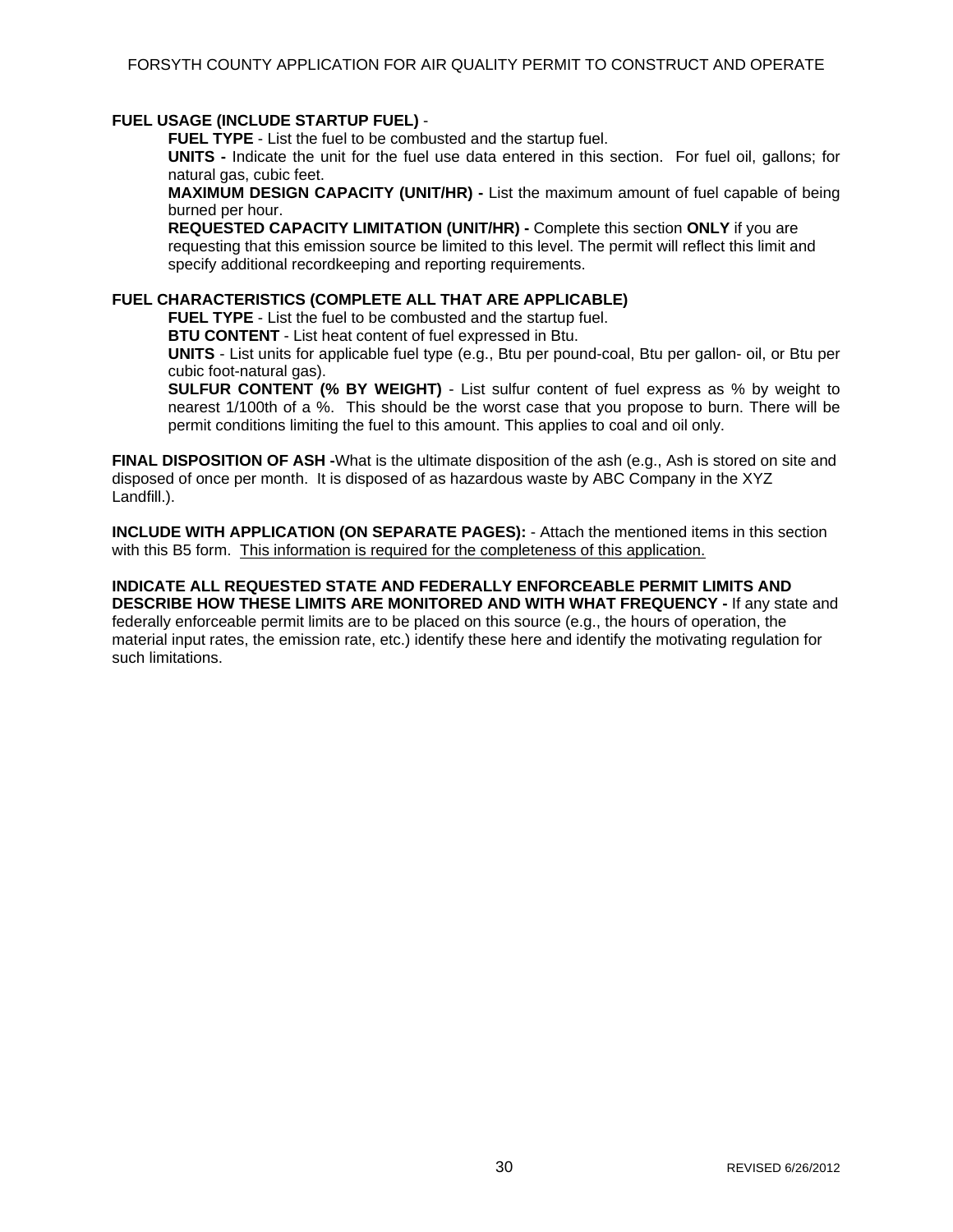**FUEL USAGE (INCLUDE STARTUP FUEL)** -

**FUEL TYPE** - List the fuel to be combusted and the startup fuel.

**UNITS -** Indicate the unit for the fuel use data entered in this section. For fuel oil, gallons; for natural gas, cubic feet.

**MAXIMUM DESIGN CAPACITY (UNIT/HR) -** List the maximum amount of fuel capable of being burned per hour.

**REQUESTED CAPACITY LIMITATION (UNIT/HR) -** Complete this section **ONLY** if you are requesting that this emission source be limited to this level. The permit will reflect this limit and specify additional recordkeeping and reporting requirements.

**FUEL CHARACTERISTICS (COMPLETE ALL THAT ARE APPLICABLE)**

**FUEL TYPE** - List the fuel to be combusted and the startup fuel.

**BTU CONTENT** - List heat content of fuel expressed in Btu.

**UNITS** - List units for applicable fuel type (e.g., Btu per pound-coal, Btu per gallon- oil, or Btu per cubic foot-natural gas).

**SULFUR CONTENT (% BY WEIGHT)** - List sulfur content of fuel express as % by weight to nearest 1/100th of a %. This should be the worst case that you propose to burn. There will be permit conditions limiting the fuel to this amount. This applies to coal and oil only.

**FINAL DISPOSITION OF ASH -**What is the ultimate disposition of the ash (e.g., Ash is stored on site and disposed of once per month. It is disposed of as hazardous waste by ABC Company in the XYZ Landfill.).

**INCLUDE WITH APPLICATION (ON SEPARATE PAGES):** - Attach the mentioned items in this section with this B5 form. This information is required for the completeness of this application.

**INDICATE ALL REQUESTED STATE AND FEDERALLY ENFORCEABLE PERMIT LIMITS AND DESCRIBE HOW THESE LIMITS ARE MONITORED AND WITH WHAT FREQUENCY -** If any state and federally enforceable permit limits are to be placed on this source (e.g., the hours of operation, the material input rates, the emission rate, etc.) identify these here and identify the motivating regulation for such limitations.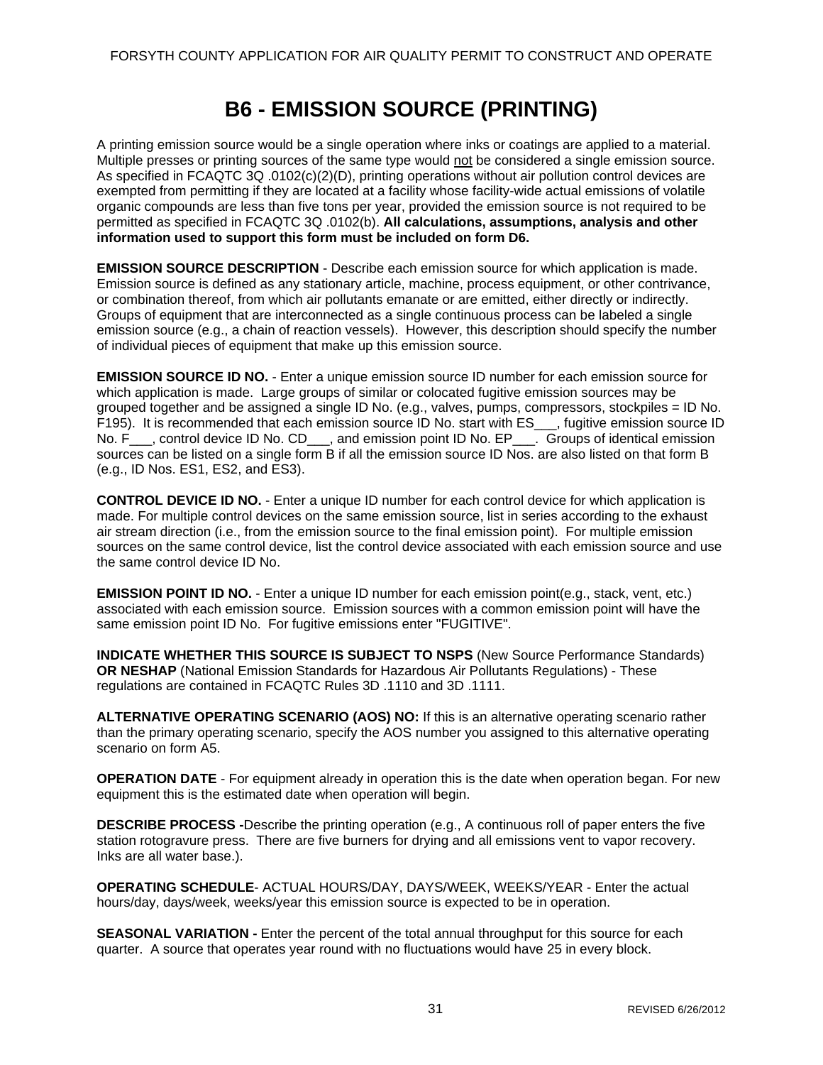# B6 - EMISSION SOURCE (PRINTING)

A printing emission source would be a single operation where inks or coatings are applied to a material. Multiple presses or printing sources of the same type would not be considered a single emission source. As specified in FCAQTC 3Q .0102(c)(2)(D), printing operations without air pollution control devices are exempted from permitting if they are located at a facility whose facility-wide actual emissions of volatile organic compounds are less than five tons per year, provided the emission source is not required to be permitted as specified in FCAQTC 3Q .0102(b). **All calculations, assumptions, analysis and other information used to support this form must be included on form D6.**

**EMISSION SOURCE DESCRIPTION** - Describe each emission source for which application is made. Emission source is defined as any stationary article, machine, process equipment, or other contrivance, or combination thereof, from which air pollutants emanate or are emitted, either directly or indirectly. Groups of equipment that are interconnected as a single continuous process can be labeled a single emission source (e.g., a chain of reaction vessels). However, this description should specify the number of individual pieces of equipment that make up this emission source.

**EMISSION SOURCE ID NO.** - Enter a unique emission source ID number for each emission source for which application is made. Large groups of similar or colocated fugitive emission sources may be grouped together and be assigned a single ID No. (e.g., valves, pumps, compressors, stockpiles = ID No. F195). It is recommended that each emission source ID No. start with ES___, fugitive emission source ID No. F___, control device ID No. CD___, and emission point ID No. EP___. Groups of identical emission sources can be listed on a single form B if all the emission source ID Nos. are also listed on that form B (e.g., ID Nos. ES1, ES2, and ES3).

**CONTROL DEVICE ID NO.** - Enter a unique ID number for each control device for which application is made. For multiple control devices on the same emission source, list in series according to the exhaust air stream direction (i.e., from the emission source to the final emission point). For multiple emission sources on the same control device, list the control device associated with each emission source and use the same control device ID No.

**EMISSION POINT ID NO.** - Enter a unique ID number for each emission point(e.g., stack, vent, etc.) associated with each emission source. Emission sources with a common emission point will have the same emission point ID No. For fugitive emissions enter "FUGITIVE".

**INDICATE WHETHER THIS SOURCE IS SUBJECT TO NSPS** (New Source Performance Standards) **OR NESHAP** (National Emission Standards for Hazardous Air Pollutants Regulations) - These regulations are contained in FCAQTC Rules 3D .1110 and 3D .1111.

**ALTERNATIVE OPERATING SCENARIO (AOS) NO:** If this is an alternative operating scenario rather than the primary operating scenario, specify the AOS number you assigned to this alternative operating scenario on form A5.

**OPERATION DATE** - For equipment already in operation this is the date when operation began. For new equipment this is the estimated date when operation will begin.

**DESCRIBE PROCESS -**Describe the printing operation (e.g., A continuous roll of paper enters the five station rotogravure press. There are five burners for drying and all emissions vent to vapor recovery. Inks are all water base.).

**OPERATING SCHEDULE**- ACTUAL HOURS/DAY, DAYS/WEEK, WEEKS/YEAR - Enter the actual hours/day, days/week, weeks/year this emission source is expected to be in operation.

**SEASONAL VARIATION -** Enter the percent of the total annual throughput for this source for each quarter. A source that operates year round with no fluctuations would have 25 in every block.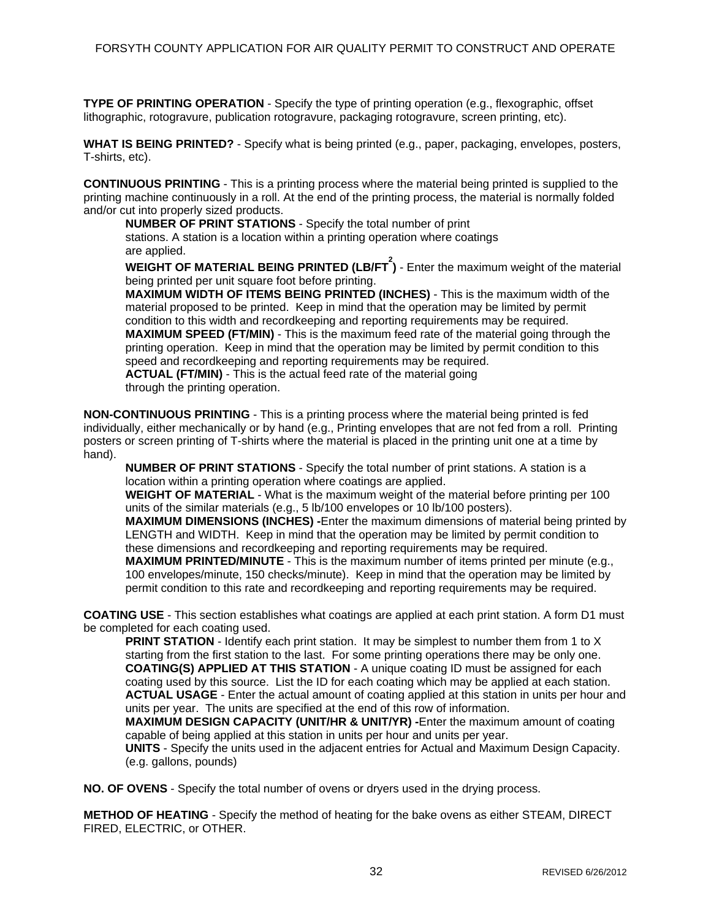**TYPE OF PRINTING OPERATION** - Specify the type of printing operation (e.g., flexographic, offset lithographic, rotogravure, publication rotogravure, packaging rotogravure, screen printing, etc).

**WHAT IS BEING PRINTED?** - Specify what is being printed (e.g., paper, packaging, envelopes, posters, T-shirts, etc).

**CONTINUOUS PRINTING** - This is a printing process where the material being printed is supplied to the printing machine continuously in a roll. At the end of the printing process, the material is normally folded and/or cut into properly sized products.

> **NUMBER OF PRINT STATIONS** - Specify the total number of print stations. A station is a location within a printing operation where coatings are applied.
>
> **WEIGHT OF MATERIAL BEING PRINTED (LB/FT$^2$)** - Enter the maximum weight of the material being printed per unit square foot before printing.
>
> **MAXIMUM WIDTH OF ITEMS BEING PRINTED (INCHES)** - This is the maximum width of the material proposed to be printed. Keep in mind that the operation may be limited by permit condition to this width and recordkeeping and reporting requirements may be required.
>
> **MAXIMUM SPEED (FT/MIN)** - This is the maximum feed rate of the material going through the printing operation. Keep in mind that the operation may be limited by permit condition to this speed and recordkeeping and reporting requirements may be required.
>
> **ACTUAL (FT/MIN)** - This is the actual feed rate of the material going through the printing operation.

**NON-CONTINUOUS PRINTING** - This is a printing process where the material being printed is fed individually, either mechanically or by hand (e.g., Printing envelopes that are not fed from a roll. Printing posters or screen printing of T-shirts where the material is placed in the printing unit one at a time by hand).

> **NUMBER OF PRINT STATIONS** - Specify the total number of print stations. A station is a location within a printing operation where coatings are applied.
>
> **WEIGHT OF MATERIAL** - What is the maximum weight of the material before printing per 100 units of the similar materials (e.g., 5 lb/100 envelopes or 10 lb/100 posters).
>
> **MAXIMUM DIMENSIONS (INCHES) -**Enter the maximum dimensions of material being printed by LENGTH and WIDTH. Keep in mind that the operation may be limited by permit condition to these dimensions and recordkeeping and reporting requirements may be required.
>
> **MAXIMUM PRINTED/MINUTE** - This is the maximum number of items printed per minute (e.g., 100 envelopes/minute, 150 checks/minute). Keep in mind that the operation may be limited by permit condition to this rate and recordkeeping and reporting requirements may be required.

**COATING USE** - This section establishes what coatings are applied at each print station. A form D1 must be completed for each coating used.

> **PRINT STATION** - Identify each print station. It may be simplest to number them from 1 to X starting from the first station to the last. For some printing operations there may be only one.
>
> **COATING(S) APPLIED AT THIS STATION** - A unique coating ID must be assigned for each coating used by this source. List the ID for each coating which may be applied at each station.
>
> **ACTUAL USAGE** - Enter the actual amount of coating applied at this station in units per hour and units per year. The units are specified at the end of this row of information.
>
> **MAXIMUM DESIGN CAPACITY (UNIT/HR & UNIT/YR) -**Enter the maximum amount of coating capable of being applied at this station in units per hour and units per year.
>
> **UNITS** - Specify the units used in the adjacent entries for Actual and Maximum Design Capacity. (e.g. gallons, pounds)

**NO. OF OVENS** - Specify the total number of ovens or dryers used in the drying process.

**METHOD OF HEATING** - Specify the method of heating for the bake ovens as either STEAM, DIRECT FIRED, ELECTRIC, or OTHER.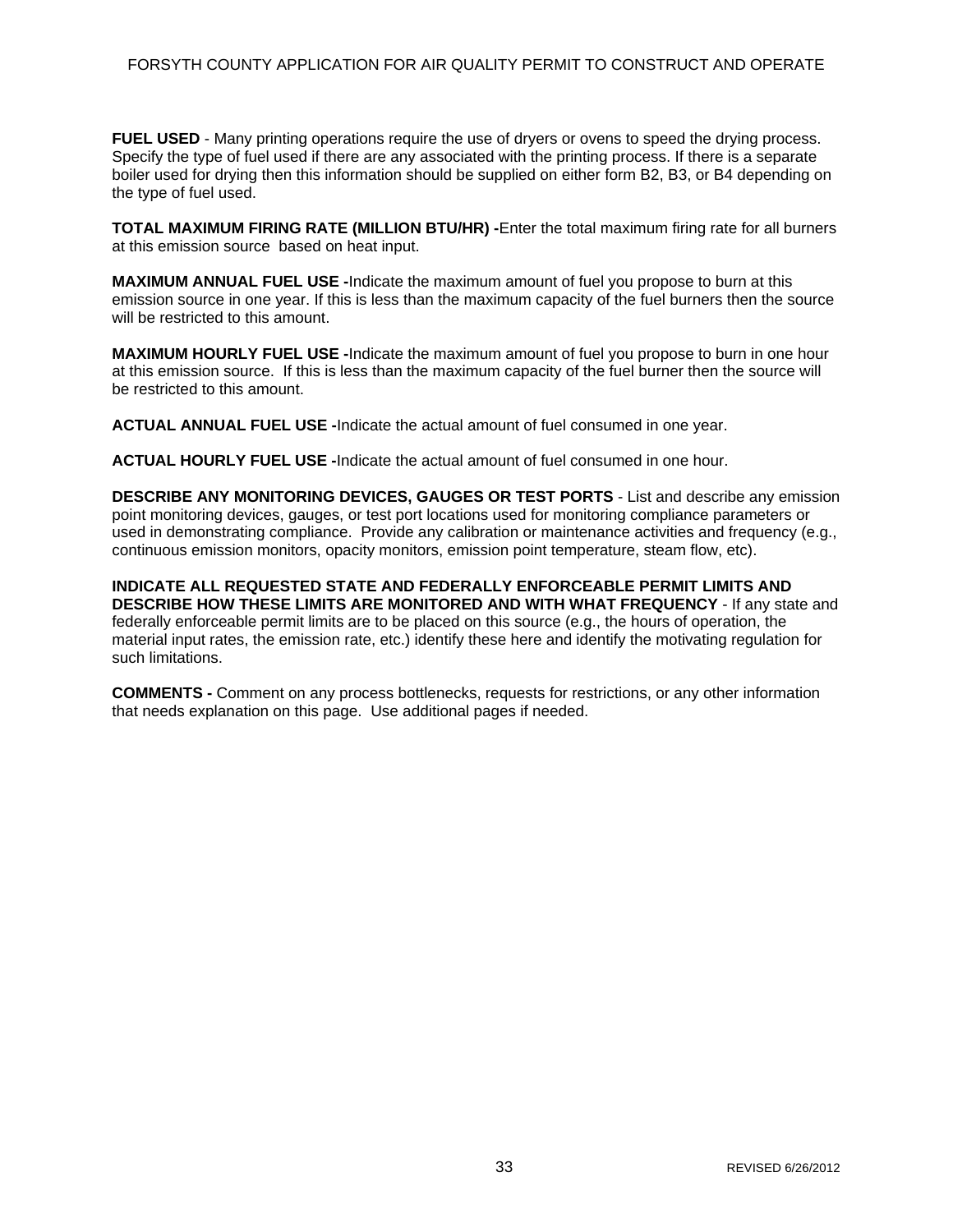**FUEL USED** - Many printing operations require the use of dryers or ovens to speed the drying process. Specify the type of fuel used if there are any associated with the printing process. If there is a separate boiler used for drying then this information should be supplied on either form B2, B3, or B4 depending on the type of fuel used.

**TOTAL MAXIMUM FIRING RATE (MILLION BTU/HR) -**Enter the total maximum firing rate for all burners at this emission source based on heat input.

**MAXIMUM ANNUAL FUEL USE -**Indicate the maximum amount of fuel you propose to burn at this emission source in one year. If this is less than the maximum capacity of the fuel burners then the source will be restricted to this amount.

**MAXIMUM HOURLY FUEL USE -**Indicate the maximum amount of fuel you propose to burn in one hour at this emission source. If this is less than the maximum capacity of the fuel burner then the source will be restricted to this amount.

**ACTUAL ANNUAL FUEL USE -**Indicate the actual amount of fuel consumed in one year.

**ACTUAL HOURLY FUEL USE -**Indicate the actual amount of fuel consumed in one hour.

**DESCRIBE ANY MONITORING DEVICES, GAUGES OR TEST PORTS** - List and describe any emission point monitoring devices, gauges, or test port locations used for monitoring compliance parameters or used in demonstrating compliance. Provide any calibration or maintenance activities and frequency (e.g., continuous emission monitors, opacity monitors, emission point temperature, steam flow, etc).

**INDICATE ALL REQUESTED STATE AND FEDERALLY ENFORCEABLE PERMIT LIMITS AND DESCRIBE HOW THESE LIMITS ARE MONITORED AND WITH WHAT FREQUENCY** - If any state and federally enforceable permit limits are to be placed on this source (e.g., the hours of operation, the material input rates, the emission rate, etc.) identify these here and identify the motivating regulation for such limitations.

**COMMENTS -** Comment on any process bottlenecks, requests for restrictions, or any other information that needs explanation on this page. Use additional pages if needed.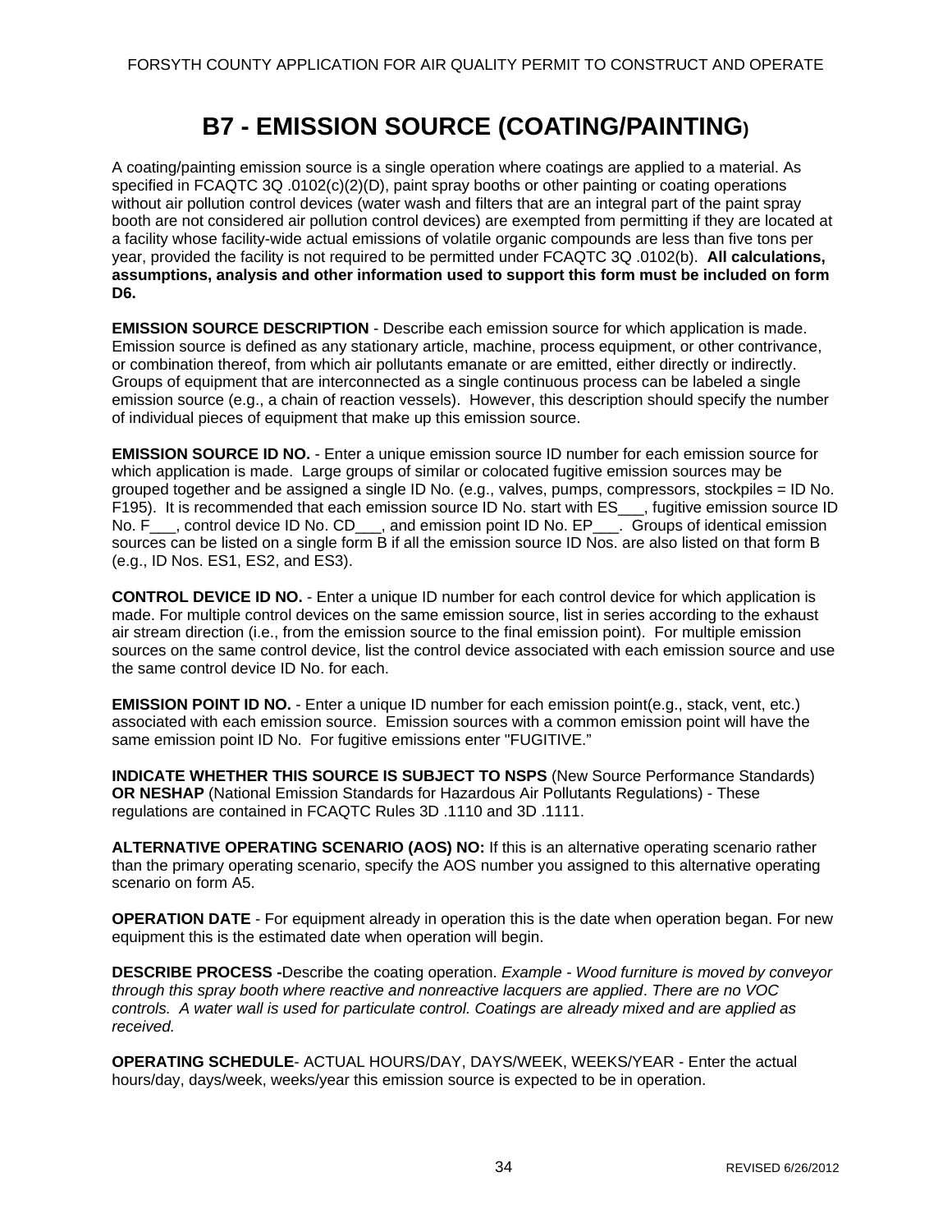# B7 - EMISSION SOURCE (COATING/PAINTING)

A coating/painting emission source is a single operation where coatings are applied to a material. As specified in FCAQTC 3Q .0102(c)(2)(D), paint spray booths or other painting or coating operations without air pollution control devices (water wash and filters that are an integral part of the paint spray booth are not considered air pollution control devices) are exempted from permitting if they are located at a facility whose facility-wide actual emissions of volatile organic compounds are less than five tons per year, provided the facility is not required to be permitted under FCAQTC 3Q .0102(b). **All calculations, assumptions, analysis and other information used to support this form must be included on form D6.**

**EMISSION SOURCE DESCRIPTION** - Describe each emission source for which application is made. Emission source is defined as any stationary article, machine, process equipment, or other contrivance, or combination thereof, from which air pollutants emanate or are emitted, either directly or indirectly. Groups of equipment that are interconnected as a single continuous process can be labeled a single emission source (e.g., a chain of reaction vessels). However, this description should specify the number of individual pieces of equipment that make up this emission source.

**EMISSION SOURCE ID NO.** - Enter a unique emission source ID number for each emission source for which application is made. Large groups of similar or colocated fugitive emission sources may be grouped together and be assigned a single ID No. (e.g., valves, pumps, compressors, stockpiles = ID No. F195). It is recommended that each emission source ID No. start with ES___, fugitive emission source ID No. F___, control device ID No. CD___, and emission point ID No. EP___. Groups of identical emission sources can be listed on a single form B if all the emission source ID Nos. are also listed on that form B (e.g., ID Nos. ES1, ES2, and ES3).

**CONTROL DEVICE ID NO.** - Enter a unique ID number for each control device for which application is made. For multiple control devices on the same emission source, list in series according to the exhaust air stream direction (i.e., from the emission source to the final emission point). For multiple emission sources on the same control device, list the control device associated with each emission source and use the same control device ID No. for each.

**EMISSION POINT ID NO.** - Enter a unique ID number for each emission point(e.g., stack, vent, etc.) associated with each emission source. Emission sources with a common emission point will have the same emission point ID No. For fugitive emissions enter "FUGITIVE."

**INDICATE WHETHER THIS SOURCE IS SUBJECT TO NSPS** (New Source Performance Standards) **OR NESHAP** (National Emission Standards for Hazardous Air Pollutants Regulations) - These regulations are contained in FCAQTC Rules 3D .1110 and 3D .1111.

**ALTERNATIVE OPERATING SCENARIO (AOS) NO:** If this is an alternative operating scenario rather than the primary operating scenario, specify the AOS number you assigned to this alternative operating scenario on form A5.

**OPERATION DATE** - For equipment already in operation this is the date when operation began. For new equipment this is the estimated date when operation will begin.

**DESCRIBE PROCESS -**Describe the coating operation. *Example - Wood furniture is moved by conveyor through this spray booth where reactive and nonreactive lacquers are applied*. *There are no VOC controls. A water wall is used for particulate control. Coatings are already mixed and are applied as received.*

**OPERATING SCHEDULE**- ACTUAL HOURS/DAY, DAYS/WEEK, WEEKS/YEAR - Enter the actual hours/day, days/week, weeks/year this emission source is expected to be in operation.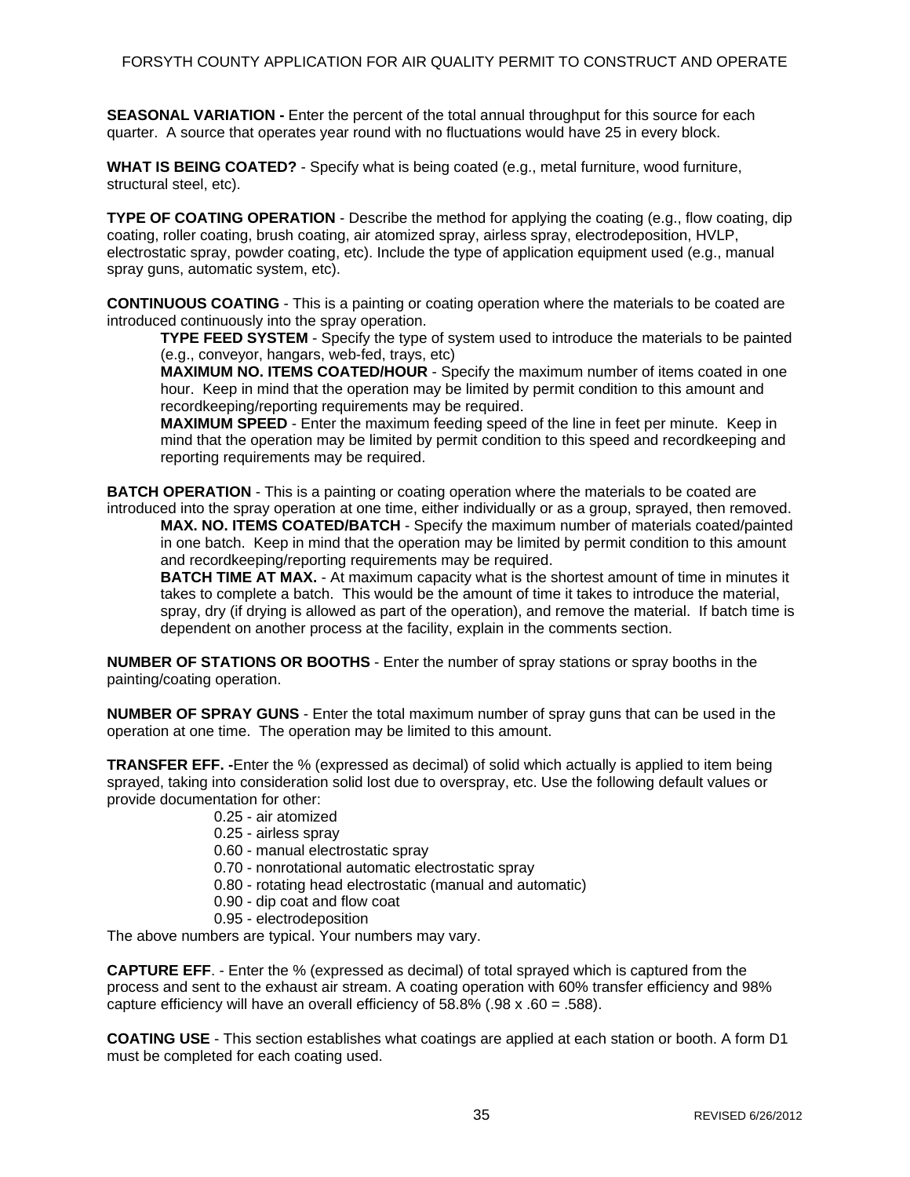**SEASONAL VARIATION -** Enter the percent of the total annual throughput for this source for each quarter. A source that operates year round with no fluctuations would have 25 in every block.

**WHAT IS BEING COATED?** - Specify what is being coated (e.g., metal furniture, wood furniture, structural steel, etc).

**TYPE OF COATING OPERATION** - Describe the method for applying the coating (e.g., flow coating, dip coating, roller coating, brush coating, air atomized spray, airless spray, electrodeposition, HVLP, electrostatic spray, powder coating, etc). Include the type of application equipment used (e.g., manual spray guns, automatic system, etc).

**CONTINUOUS COATING** - This is a painting or coating operation where the materials to be coated are introduced continuously into the spray operation.

> **TYPE FEED SYSTEM** - Specify the type of system used to introduce the materials to be painted (e.g., conveyor, hangars, web-fed, trays, etc)
>
> **MAXIMUM NO. ITEMS COATED/HOUR** - Specify the maximum number of items coated in one hour. Keep in mind that the operation may be limited by permit condition to this amount and recordkeeping/reporting requirements may be required.
>
> **MAXIMUM SPEED** - Enter the maximum feeding speed of the line in feet per minute. Keep in mind that the operation may be limited by permit condition to this speed and recordkeeping and reporting requirements may be required.

**BATCH OPERATION** - This is a painting or coating operation where the materials to be coated are introduced into the spray operation at one time, either individually or as a group, sprayed, then removed.

> **MAX. NO. ITEMS COATED/BATCH** - Specify the maximum number of materials coated/painted in one batch. Keep in mind that the operation may be limited by permit condition to this amount and recordkeeping/reporting requirements may be required.
>
> **BATCH TIME AT MAX.** - At maximum capacity what is the shortest amount of time in minutes it takes to complete a batch. This would be the amount of time it takes to introduce the material, spray, dry (if drying is allowed as part of the operation), and remove the material. If batch time is dependent on another process at the facility, explain in the comments section.

**NUMBER OF STATIONS OR BOOTHS** - Enter the number of spray stations or spray booths in the painting/coating operation.

**NUMBER OF SPRAY GUNS** - Enter the total maximum number of spray guns that can be used in the operation at one time. The operation may be limited to this amount.

**TRANSFER EFF. -**Enter the % (expressed as decimal) of solid which actually is applied to item being sprayed, taking into consideration solid lost due to overspray, etc. Use the following default values or provide documentation for other:

- 0.25 - air atomized
- 0.25 - airless spray
- 0.60 - manual electrostatic spray
- 0.70 - nonrotational automatic electrostatic spray
- 0.80 - rotating head electrostatic (manual and automatic)
- 0.90 - dip coat and flow coat
- 0.95 - electrodeposition

The above numbers are typical. Your numbers may vary.

**CAPTURE EFF**. - Enter the % (expressed as decimal) of total sprayed which is captured from the process and sent to the exhaust air stream. A coating operation with 60% transfer efficiency and 98% capture efficiency will have an overall efficiency of 58.8% (.98 x .60 = .588).

**COATING USE** - This section establishes what coatings are applied at each station or booth. A form D1 must be completed for each coating used.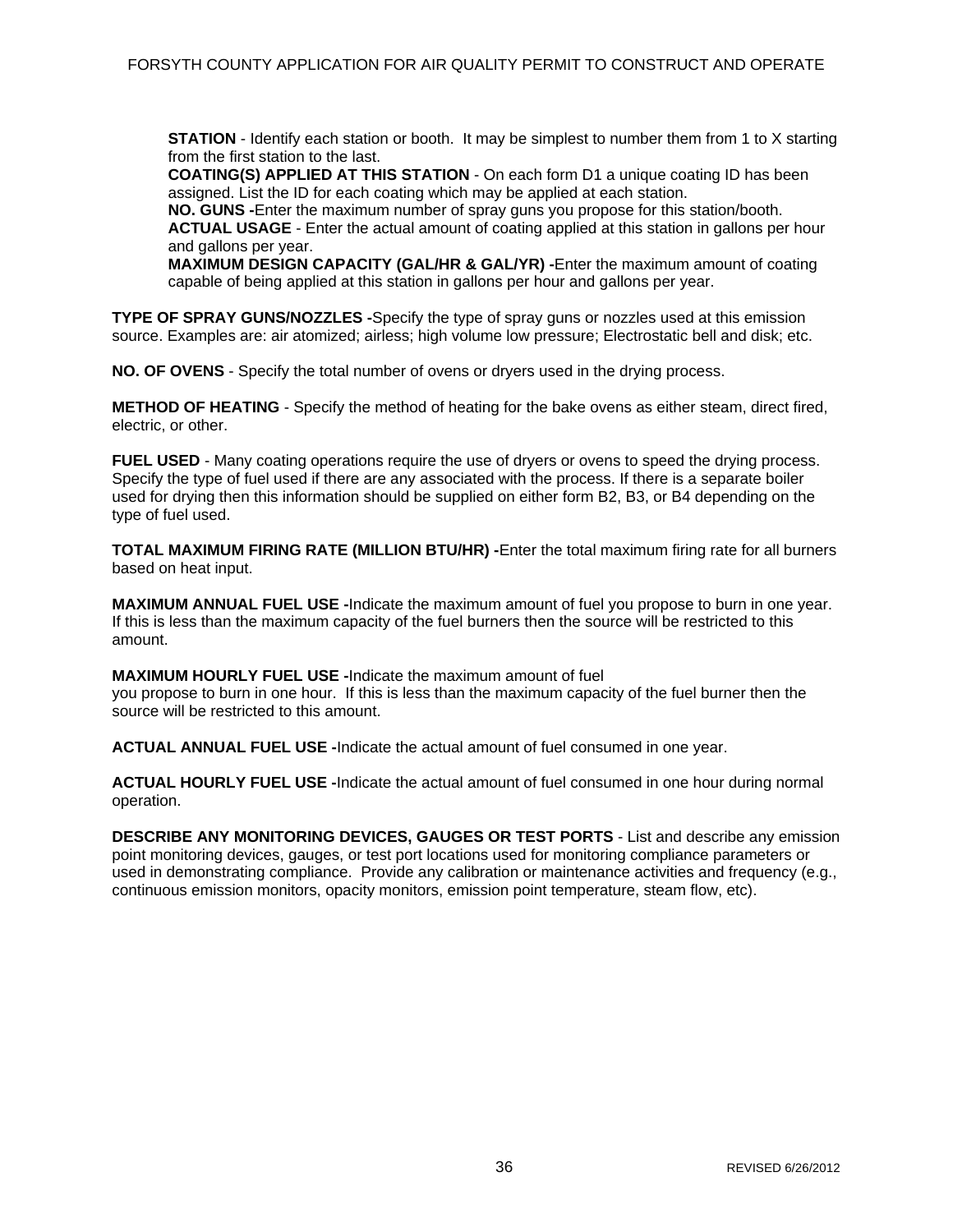**STATION** - Identify each station or booth. It may be simplest to number them from 1 to X starting from the first station to the last.
**COATING(S) APPLIED AT THIS STATION** - On each form D1 a unique coating ID has been assigned. List the ID for each coating which may be applied at each station.
**NO. GUNS -**Enter the maximum number of spray guns you propose for this station/booth.
**ACTUAL USAGE** - Enter the actual amount of coating applied at this station in gallons per hour and gallons per year.
**MAXIMUM DESIGN CAPACITY (GAL/HR & GAL/YR) -**Enter the maximum amount of coating capable of being applied at this station in gallons per hour and gallons per year.

**TYPE OF SPRAY GUNS/NOZZLES -**Specify the type of spray guns or nozzles used at this emission source. Examples are: air atomized; airless; high volume low pressure; Electrostatic bell and disk; etc.

**NO. OF OVENS** - Specify the total number of ovens or dryers used in the drying process.

**METHOD OF HEATING** - Specify the method of heating for the bake ovens as either steam, direct fired, electric, or other.

**FUEL USED** - Many coating operations require the use of dryers or ovens to speed the drying process. Specify the type of fuel used if there are any associated with the process. If there is a separate boiler used for drying then this information should be supplied on either form B2, B3, or B4 depending on the type of fuel used.

**TOTAL MAXIMUM FIRING RATE (MILLION BTU/HR) -**Enter the total maximum firing rate for all burners based on heat input.

**MAXIMUM ANNUAL FUEL USE -**Indicate the maximum amount of fuel you propose to burn in one year. If this is less than the maximum capacity of the fuel burners then the source will be restricted to this amount.

**MAXIMUM HOURLY FUEL USE -**Indicate the maximum amount of fuel you propose to burn in one hour. If this is less than the maximum capacity of the fuel burner then the source will be restricted to this amount.

**ACTUAL ANNUAL FUEL USE -**Indicate the actual amount of fuel consumed in one year.

**ACTUAL HOURLY FUEL USE -**Indicate the actual amount of fuel consumed in one hour during normal operation.

**DESCRIBE ANY MONITORING DEVICES, GAUGES OR TEST PORTS** - List and describe any emission point monitoring devices, gauges, or test port locations used for monitoring compliance parameters or used in demonstrating compliance. Provide any calibration or maintenance activities and frequency (e.g., continuous emission monitors, opacity monitors, emission point temperature, steam flow, etc).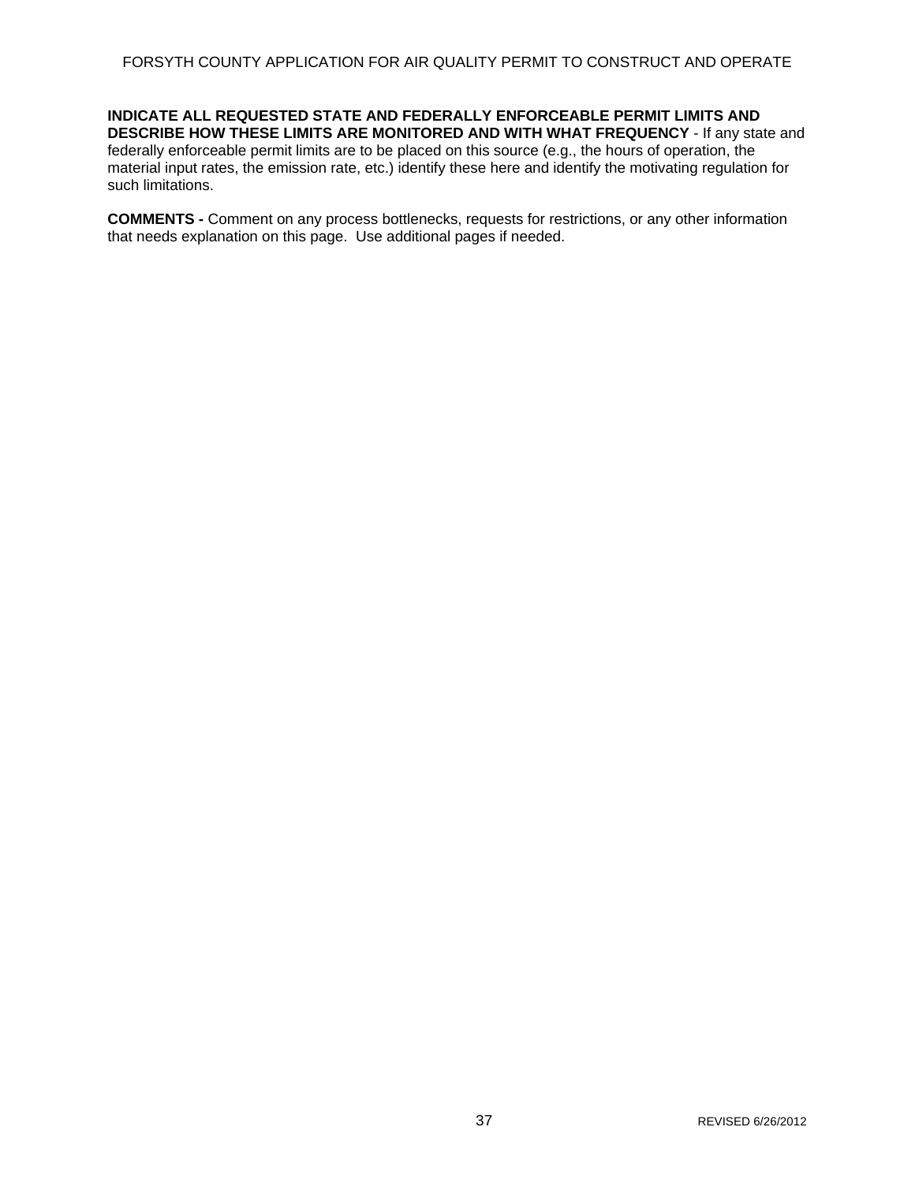**INDICATE ALL REQUESTED STATE AND FEDERALLY ENFORCEABLE PERMIT LIMITS AND DESCRIBE HOW THESE LIMITS ARE MONITORED AND WITH WHAT FREQUENCY** - If any state and federally enforceable permit limits are to be placed on this source (e.g., the hours of operation, the material input rates, the emission rate, etc.) identify these here and identify the motivating regulation for such limitations.

**COMMENTS -** Comment on any process bottlenecks, requests for restrictions, or any other information that needs explanation on this page. Use additional pages if needed.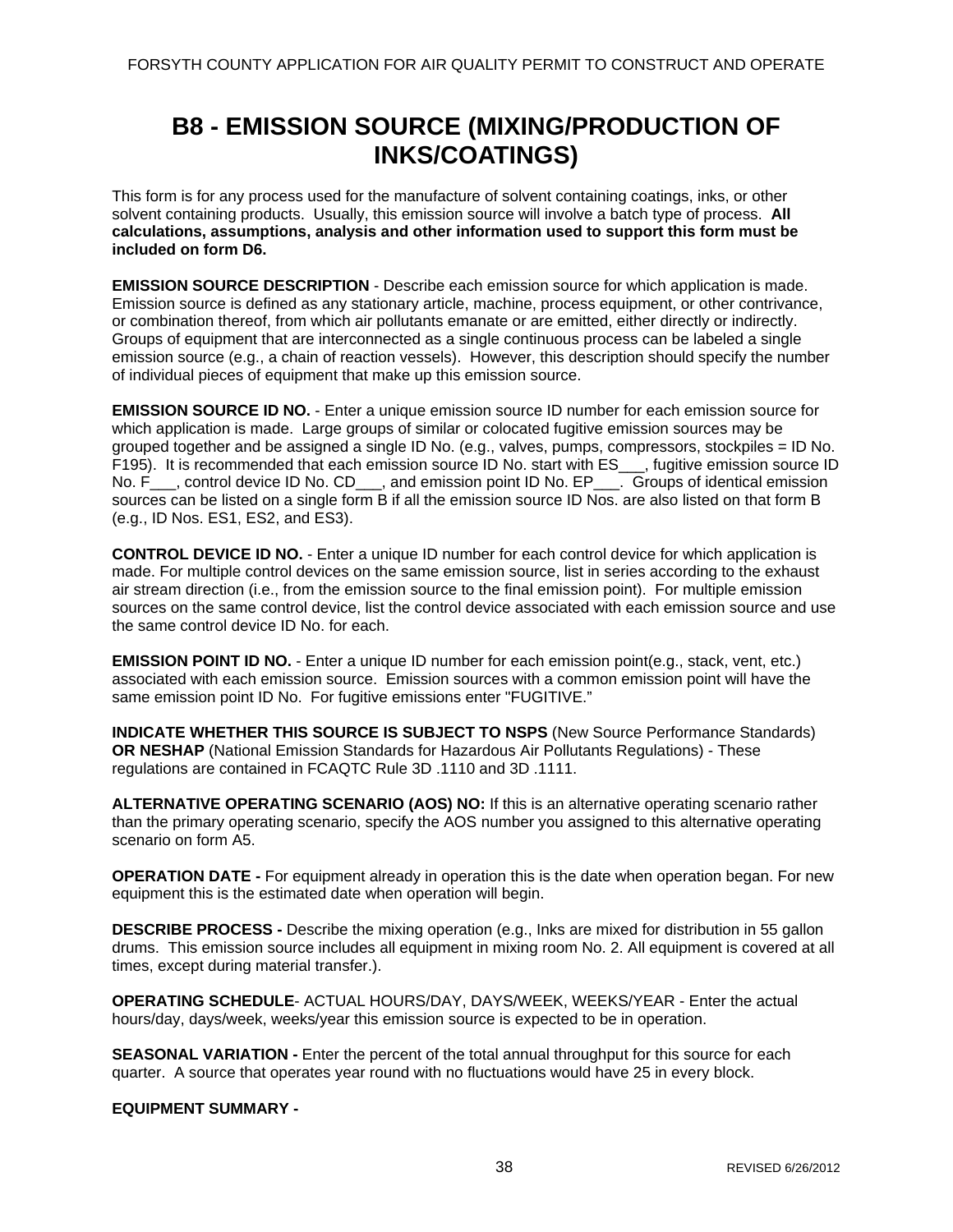# B8 - EMISSION SOURCE (MIXING/PRODUCTION OF INKS/COATINGS)

This form is for any process used for the manufacture of solvent containing coatings, inks, or other solvent containing products. Usually, this emission source will involve a batch type of process. **All calculations, assumptions, analysis and other information used to support this form must be included on form D6.**

**EMISSION SOURCE DESCRIPTION** - Describe each emission source for which application is made. Emission source is defined as any stationary article, machine, process equipment, or other contrivance, or combination thereof, from which air pollutants emanate or are emitted, either directly or indirectly. Groups of equipment that are interconnected as a single continuous process can be labeled a single emission source (e.g., a chain of reaction vessels). However, this description should specify the number of individual pieces of equipment that make up this emission source.

**EMISSION SOURCE ID NO.** - Enter a unique emission source ID number for each emission source for which application is made. Large groups of similar or colocated fugitive emission sources may be grouped together and be assigned a single ID No. (e.g., valves, pumps, compressors, stockpiles = ID No. F195). It is recommended that each emission source ID No. start with ES___, fugitive emission source ID No. F___, control device ID No. CD___, and emission point ID No. EP___. Groups of identical emission sources can be listed on a single form B if all the emission source ID Nos. are also listed on that form B (e.g., ID Nos. ES1, ES2, and ES3).

**CONTROL DEVICE ID NO.** - Enter a unique ID number for each control device for which application is made. For multiple control devices on the same emission source, list in series according to the exhaust air stream direction (i.e., from the emission source to the final emission point). For multiple emission sources on the same control device, list the control device associated with each emission source and use the same control device ID No. for each.

**EMISSION POINT ID NO.** - Enter a unique ID number for each emission point(e.g., stack, vent, etc.) associated with each emission source. Emission sources with a common emission point will have the same emission point ID No. For fugitive emissions enter "FUGITIVE."

**INDICATE WHETHER THIS SOURCE IS SUBJECT TO NSPS** (New Source Performance Standards) **OR NESHAP** (National Emission Standards for Hazardous Air Pollutants Regulations) - These regulations are contained in FCAQTC Rule 3D .1110 and 3D .1111.

**ALTERNATIVE OPERATING SCENARIO (AOS) NO:** If this is an alternative operating scenario rather than the primary operating scenario, specify the AOS number you assigned to this alternative operating scenario on form A5.

**OPERATION DATE -** For equipment already in operation this is the date when operation began. For new equipment this is the estimated date when operation will begin.

**DESCRIBE PROCESS -** Describe the mixing operation (e.g., Inks are mixed for distribution in 55 gallon drums. This emission source includes all equipment in mixing room No. 2. All equipment is covered at all times, except during material transfer.).

**OPERATING SCHEDULE**- ACTUAL HOURS/DAY, DAYS/WEEK, WEEKS/YEAR - Enter the actual hours/day, days/week, weeks/year this emission source is expected to be in operation.

**SEASONAL VARIATION -** Enter the percent of the total annual throughput for this source for each quarter. A source that operates year round with no fluctuations would have 25 in every block.

**EQUIPMENT SUMMARY -**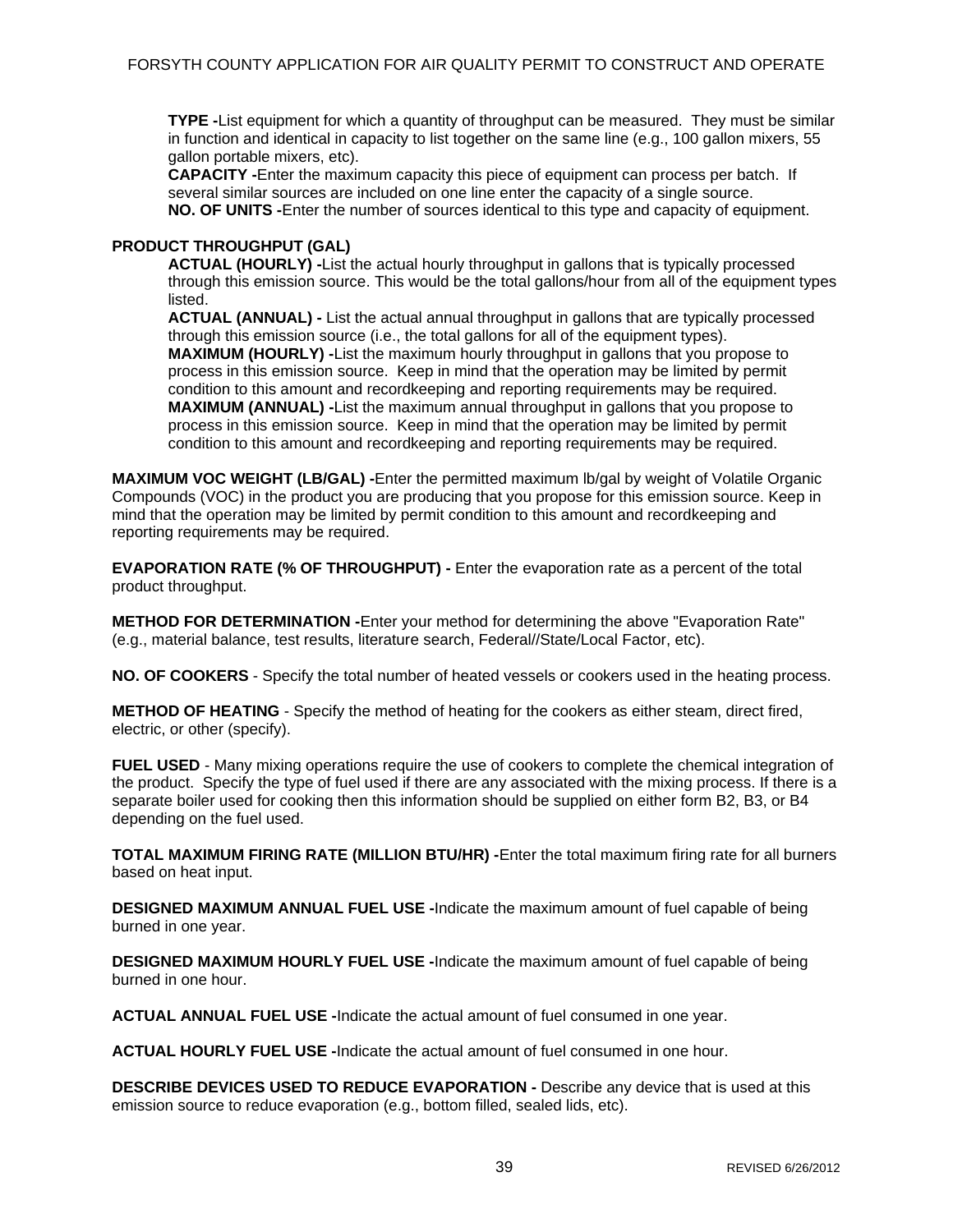**TYPE -**List equipment for which a quantity of throughput can be measured. They must be similar in function and identical in capacity to list together on the same line (e.g., 100 gallon mixers, 55 gallon portable mixers, etc).

**CAPACITY -**Enter the maximum capacity this piece of equipment can process per batch. If several similar sources are included on one line enter the capacity of a single source.

**NO. OF UNITS -**Enter the number of sources identical to this type and capacity of equipment.

**PRODUCT THROUGHPUT (GAL)**

**ACTUAL (HOURLY) -**List the actual hourly throughput in gallons that is typically processed through this emission source. This would be the total gallons/hour from all of the equipment types listed.

**ACTUAL (ANNUAL) -** List the actual annual throughput in gallons that are typically processed through this emission source (i.e., the total gallons for all of the equipment types).

**MAXIMUM (HOURLY) -**List the maximum hourly throughput in gallons that you propose to process in this emission source. Keep in mind that the operation may be limited by permit condition to this amount and recordkeeping and reporting requirements may be required.

**MAXIMUM (ANNUAL) -**List the maximum annual throughput in gallons that you propose to process in this emission source. Keep in mind that the operation may be limited by permit condition to this amount and recordkeeping and reporting requirements may be required.

**MAXIMUM VOC WEIGHT (LB/GAL) -**Enter the permitted maximum lb/gal by weight of Volatile Organic Compounds (VOC) in the product you are producing that you propose for this emission source. Keep in mind that the operation may be limited by permit condition to this amount and recordkeeping and reporting requirements may be required.

**EVAPORATION RATE (% OF THROUGHPUT) -** Enter the evaporation rate as a percent of the total product throughput.

**METHOD FOR DETERMINATION -**Enter your method for determining the above "Evaporation Rate" (e.g., material balance, test results, literature search, Federal//State/Local Factor, etc).

**NO. OF COOKERS** - Specify the total number of heated vessels or cookers used in the heating process.

**METHOD OF HEATING** - Specify the method of heating for the cookers as either steam, direct fired, electric, or other (specify).

**FUEL USED** - Many mixing operations require the use of cookers to complete the chemical integration of the product. Specify the type of fuel used if there are any associated with the mixing process. If there is a separate boiler used for cooking then this information should be supplied on either form B2, B3, or B4 depending on the fuel used.

**TOTAL MAXIMUM FIRING RATE (MILLION BTU/HR) -**Enter the total maximum firing rate for all burners based on heat input.

**DESIGNED MAXIMUM ANNUAL FUEL USE -**Indicate the maximum amount of fuel capable of being burned in one year.

**DESIGNED MAXIMUM HOURLY FUEL USE -**Indicate the maximum amount of fuel capable of being burned in one hour.

**ACTUAL ANNUAL FUEL USE -**Indicate the actual amount of fuel consumed in one year.

**ACTUAL HOURLY FUEL USE -**Indicate the actual amount of fuel consumed in one hour.

**DESCRIBE DEVICES USED TO REDUCE EVAPORATION -** Describe any device that is used at this emission source to reduce evaporation (e.g., bottom filled, sealed lids, etc).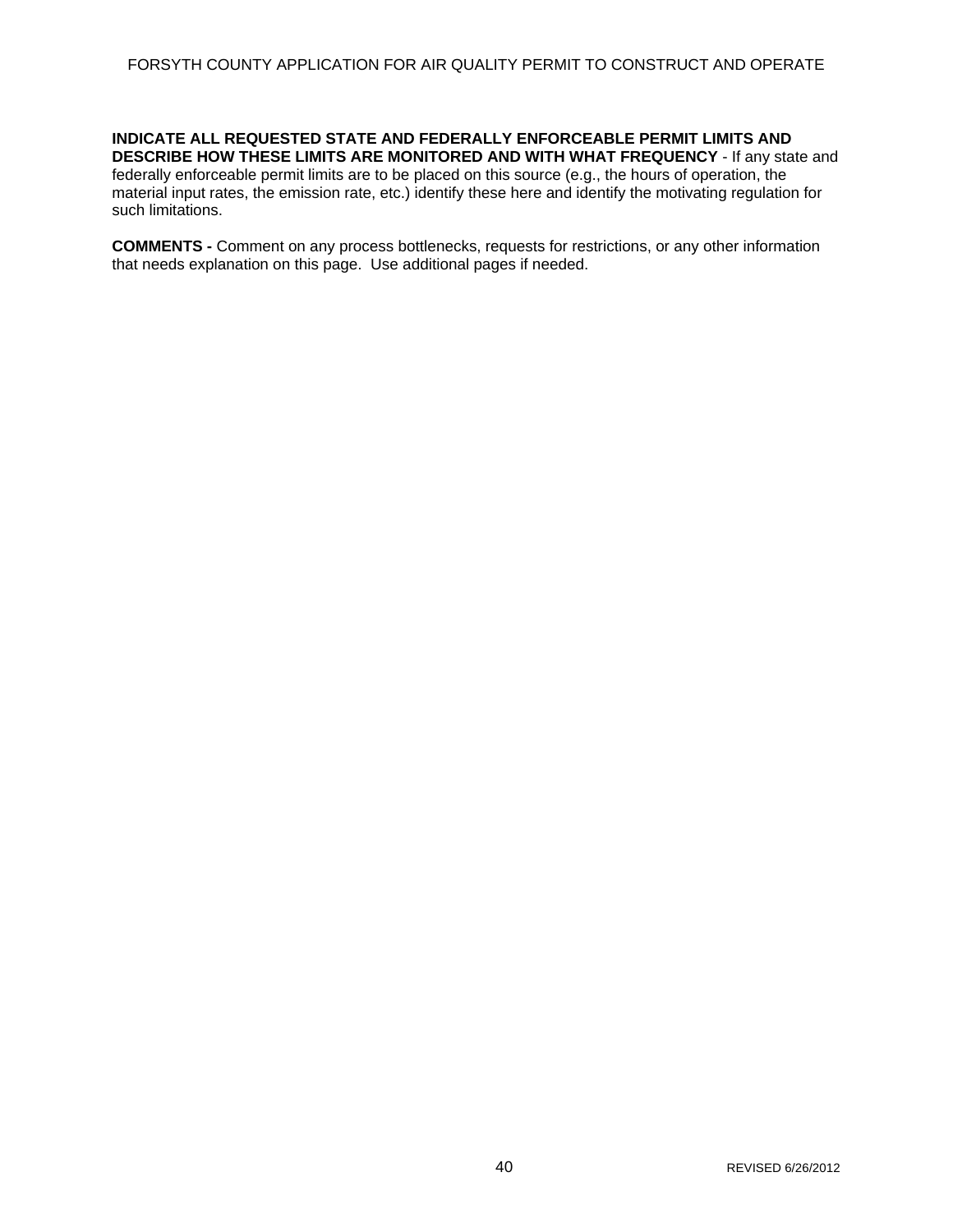**INDICATE ALL REQUESTED STATE AND FEDERALLY ENFORCEABLE PERMIT LIMITS AND DESCRIBE HOW THESE LIMITS ARE MONITORED AND WITH WHAT FREQUENCY** - If any state and federally enforceable permit limits are to be placed on this source (e.g., the hours of operation, the material input rates, the emission rate, etc.) identify these here and identify the motivating regulation for such limitations.

**COMMENTS -** Comment on any process bottlenecks, requests for restrictions, or any other information that needs explanation on this page. Use additional pages if needed.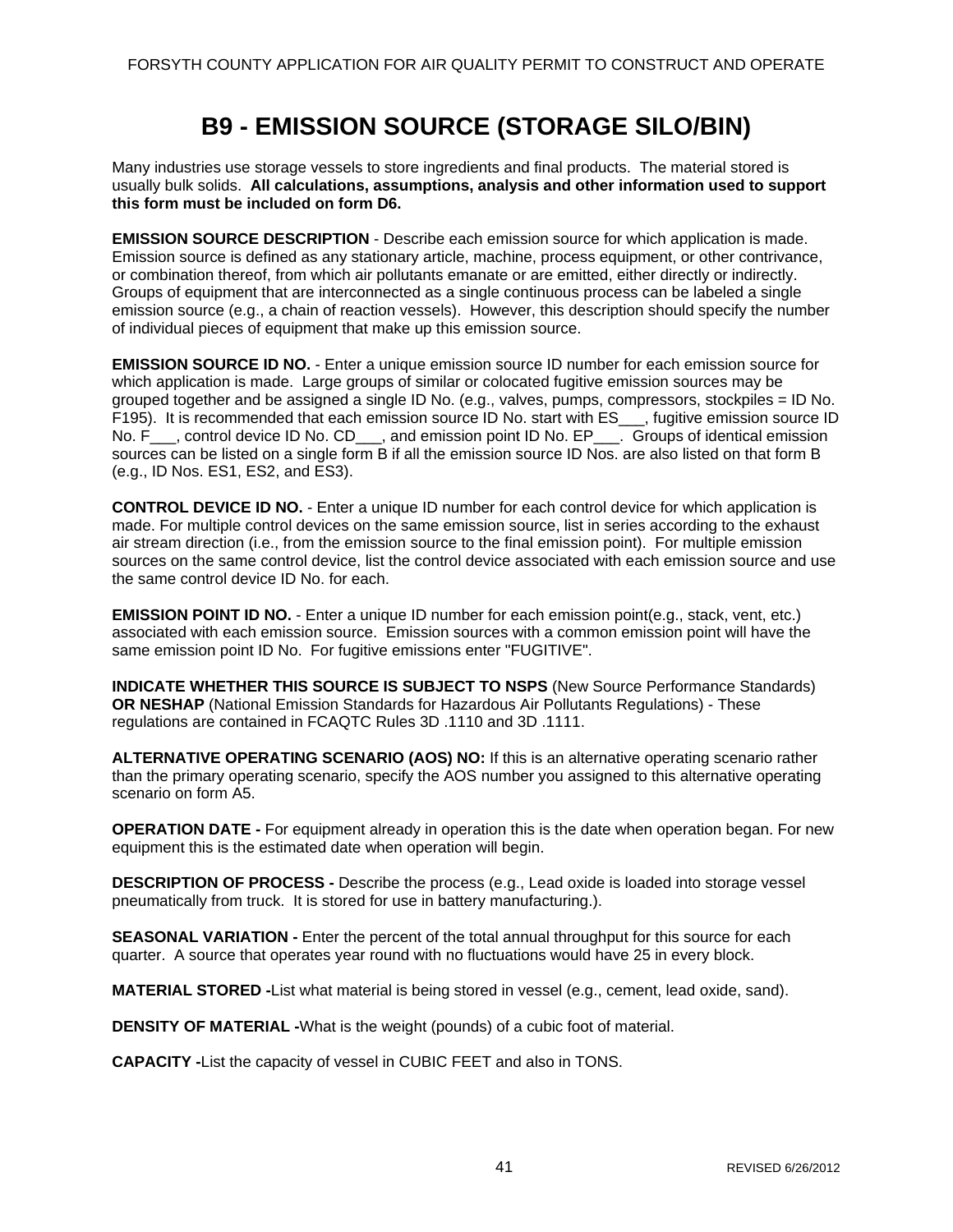# B9 - EMISSION SOURCE (STORAGE SILO/BIN)

Many industries use storage vessels to store ingredients and final products. The material stored is usually bulk solids. **All calculations, assumptions, analysis and other information used to support this form must be included on form D6.**

**EMISSION SOURCE DESCRIPTION** - Describe each emission source for which application is made. Emission source is defined as any stationary article, machine, process equipment, or other contrivance, or combination thereof, from which air pollutants emanate or are emitted, either directly or indirectly. Groups of equipment that are interconnected as a single continuous process can be labeled a single emission source (e.g., a chain of reaction vessels). However, this description should specify the number of individual pieces of equipment that make up this emission source.

**EMISSION SOURCE ID NO.** - Enter a unique emission source ID number for each emission source for which application is made. Large groups of similar or colocated fugitive emission sources may be grouped together and be assigned a single ID No. (e.g., valves, pumps, compressors, stockpiles = ID No. F195). It is recommended that each emission source ID No. start with ES___, fugitive emission source ID No. F___, control device ID No. CD___, and emission point ID No. EP___. Groups of identical emission sources can be listed on a single form B if all the emission source ID Nos. are also listed on that form B (e.g., ID Nos. ES1, ES2, and ES3).

**CONTROL DEVICE ID NO.** - Enter a unique ID number for each control device for which application is made. For multiple control devices on the same emission source, list in series according to the exhaust air stream direction (i.e., from the emission source to the final emission point). For multiple emission sources on the same control device, list the control device associated with each emission source and use the same control device ID No. for each.

**EMISSION POINT ID NO.** - Enter a unique ID number for each emission point(e.g., stack, vent, etc.) associated with each emission source. Emission sources with a common emission point will have the same emission point ID No. For fugitive emissions enter "FUGITIVE".

**INDICATE WHETHER THIS SOURCE IS SUBJECT TO NSPS** (New Source Performance Standards) **OR NESHAP** (National Emission Standards for Hazardous Air Pollutants Regulations) - These regulations are contained in FCAQTC Rules 3D .1110 and 3D .1111.

**ALTERNATIVE OPERATING SCENARIO (AOS) NO:** If this is an alternative operating scenario rather than the primary operating scenario, specify the AOS number you assigned to this alternative operating scenario on form A5.

**OPERATION DATE -** For equipment already in operation this is the date when operation began. For new equipment this is the estimated date when operation will begin.

**DESCRIPTION OF PROCESS -** Describe the process (e.g., Lead oxide is loaded into storage vessel pneumatically from truck. It is stored for use in battery manufacturing.).

**SEASONAL VARIATION -** Enter the percent of the total annual throughput for this source for each quarter. A source that operates year round with no fluctuations would have 25 in every block.

**MATERIAL STORED -**List what material is being stored in vessel (e.g., cement, lead oxide, sand).

**DENSITY OF MATERIAL -**What is the weight (pounds) of a cubic foot of material.

**CAPACITY -**List the capacity of vessel in CUBIC FEET and also in TONS.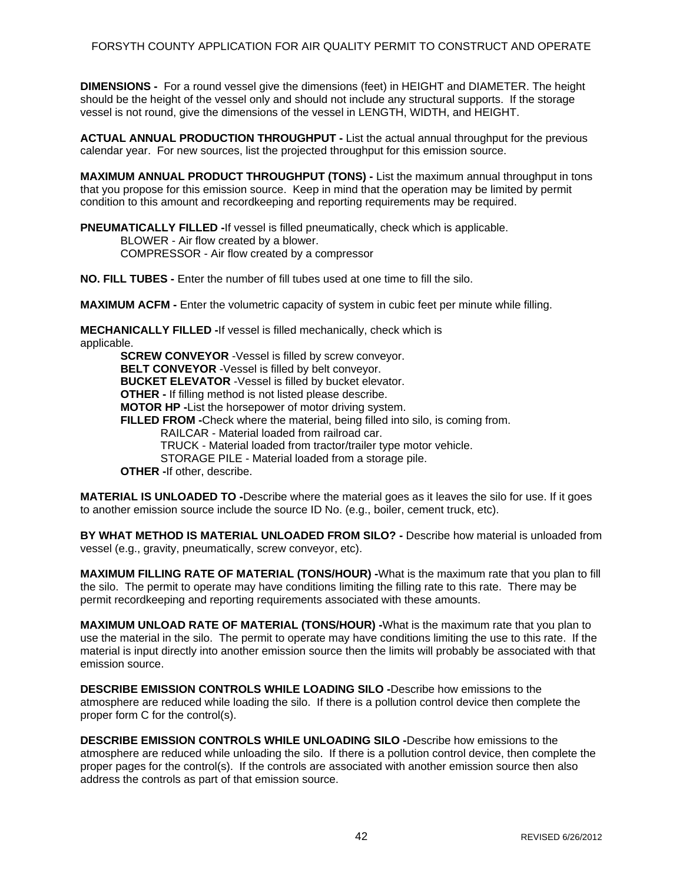**DIMENSIONS -** For a round vessel give the dimensions (feet) in HEIGHT and DIAMETER. The height should be the height of the vessel only and should not include any structural supports. If the storage vessel is not round, give the dimensions of the vessel in LENGTH, WIDTH, and HEIGHT.

**ACTUAL ANNUAL PRODUCTION THROUGHPUT -** List the actual annual throughput for the previous calendar year. For new sources, list the projected throughput for this emission source.

**MAXIMUM ANNUAL PRODUCT THROUGHPUT (TONS) -** List the maximum annual throughput in tons that you propose for this emission source. Keep in mind that the operation may be limited by permit condition to this amount and recordkeeping and reporting requirements may be required.

**PNEUMATICALLY FILLED -**If vessel is filled pneumatically, check which is applicable.

- BLOWER - Air flow created by a blower.
- COMPRESSOR - Air flow created by a compressor

**NO. FILL TUBES -** Enter the number of fill tubes used at one time to fill the silo.

**MAXIMUM ACFM -** Enter the volumetric capacity of system in cubic feet per minute while filling.

**MECHANICALLY FILLED -**If vessel is filled mechanically, check which is applicable.

- **SCREW CONVEYOR** -Vessel is filled by screw conveyor.
- **BELT CONVEYOR** -Vessel is filled by belt conveyor.
- **BUCKET ELEVATOR** -Vessel is filled by bucket elevator.
- **OTHER -** If filling method is not listed please describe.
- **MOTOR HP -**List the horsepower of motor driving system.
- **FILLED FROM -**Check where the material, being filled into silo, is coming from.
  - RAILCAR - Material loaded from railroad car.
  - TRUCK - Material loaded from tractor/trailer type motor vehicle.
  - STORAGE PILE - Material loaded from a storage pile.
- **OTHER -**If other, describe.

**MATERIAL IS UNLOADED TO -**Describe where the material goes as it leaves the silo for use. If it goes to another emission source include the source ID No. (e.g., boiler, cement truck, etc).

**BY WHAT METHOD IS MATERIAL UNLOADED FROM SILO? -** Describe how material is unloaded from vessel (e.g., gravity, pneumatically, screw conveyor, etc).

**MAXIMUM FILLING RATE OF MATERIAL (TONS/HOUR) -**What is the maximum rate that you plan to fill the silo. The permit to operate may have conditions limiting the filling rate to this rate. There may be permit recordkeeping and reporting requirements associated with these amounts.

**MAXIMUM UNLOAD RATE OF MATERIAL (TONS/HOUR) -**What is the maximum rate that you plan to use the material in the silo. The permit to operate may have conditions limiting the use to this rate. If the material is input directly into another emission source then the limits will probably be associated with that emission source.

**DESCRIBE EMISSION CONTROLS WHILE LOADING SILO -**Describe how emissions to the atmosphere are reduced while loading the silo. If there is a pollution control device then complete the proper form C for the control(s).

**DESCRIBE EMISSION CONTROLS WHILE UNLOADING SILO -**Describe how emissions to the atmosphere are reduced while unloading the silo. If there is a pollution control device, then complete the proper pages for the control(s). If the controls are associated with another emission source then also address the controls as part of that emission source.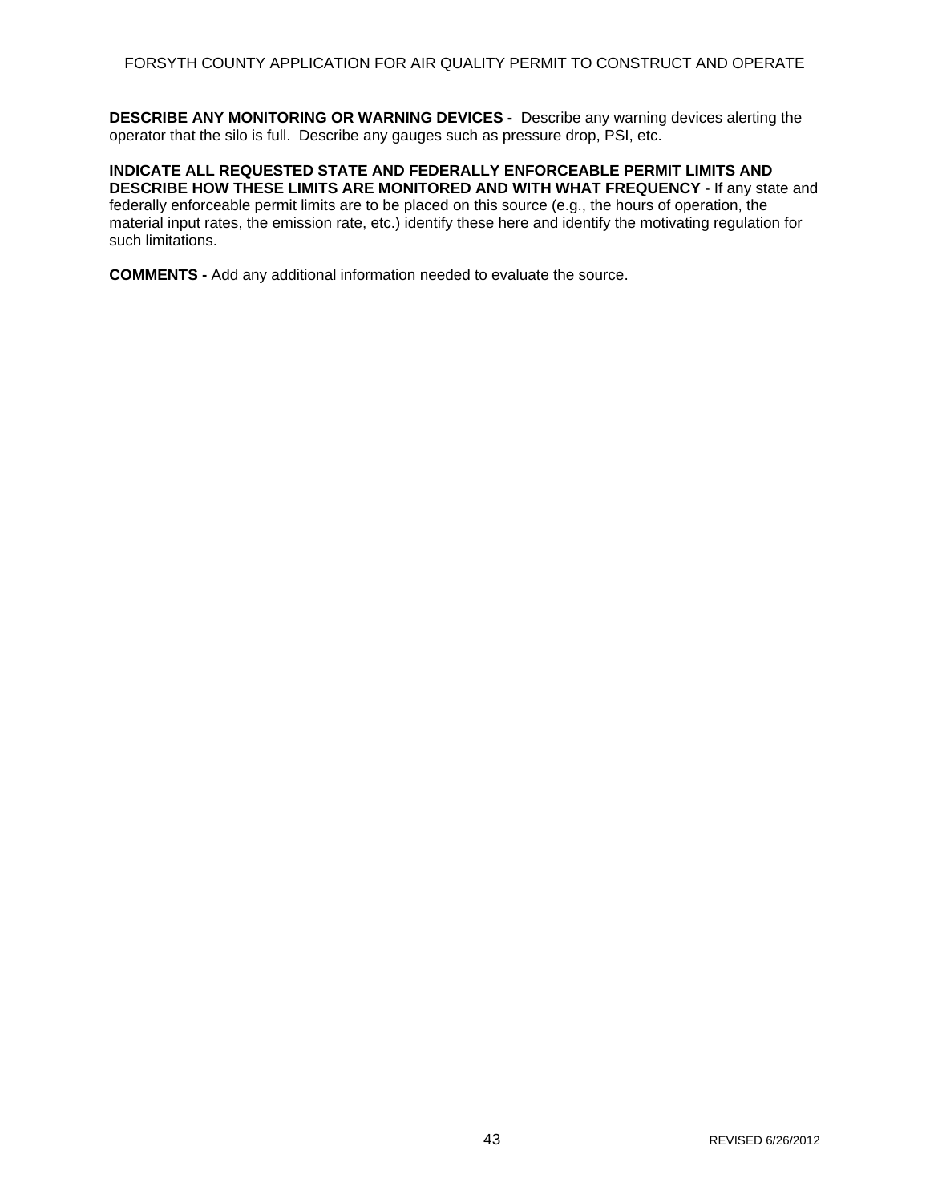**DESCRIBE ANY MONITORING OR WARNING DEVICES -** Describe any warning devices alerting the operator that the silo is full. Describe any gauges such as pressure drop, PSI, etc.

**INDICATE ALL REQUESTED STATE AND FEDERALLY ENFORCEABLE PERMIT LIMITS AND DESCRIBE HOW THESE LIMITS ARE MONITORED AND WITH WHAT FREQUENCY** - If any state and federally enforceable permit limits are to be placed on this source (e.g., the hours of operation, the material input rates, the emission rate, etc.) identify these here and identify the motivating regulation for such limitations.

**COMMENTS -** Add any additional information needed to evaluate the source.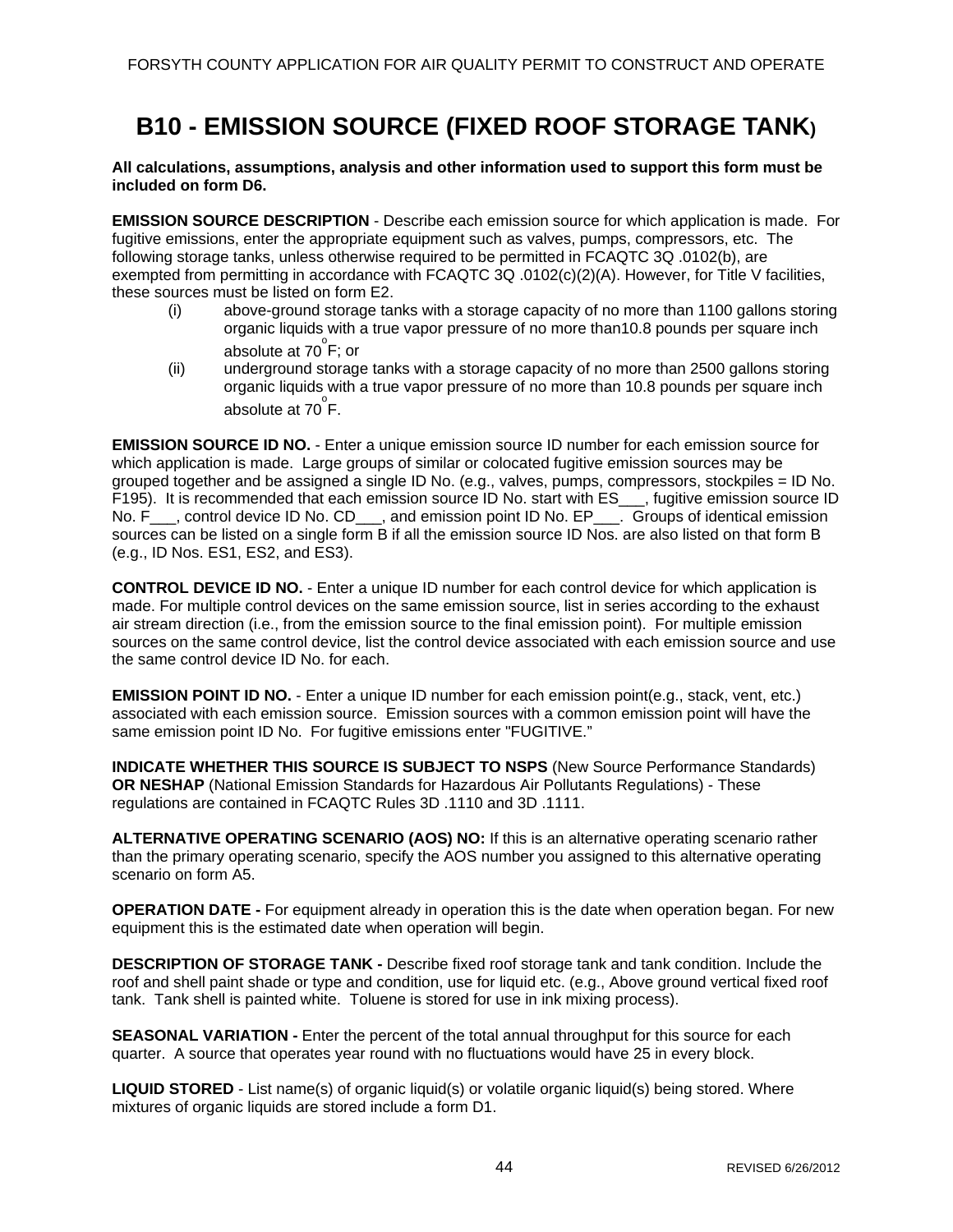# B10 - EMISSION SOURCE (FIXED ROOF STORAGE TANK)

**All calculations, assumptions, analysis and other information used to support this form must be included on form D6.**

**EMISSION SOURCE DESCRIPTION** - Describe each emission source for which application is made. For fugitive emissions, enter the appropriate equipment such as valves, pumps, compressors, etc. The following storage tanks, unless otherwise required to be permitted in FCAQTC 3Q .0102(b), are exempted from permitting in accordance with FCAQTC 3Q .0102(c)(2)(A). However, for Title V facilities, these sources must be listed on form E2.

- (i) above-ground storage tanks with a storage capacity of no more than 1100 gallons storing organic liquids with a true vapor pressure of no more than10.8 pounds per square inch absolute at 70$^{o}$F; or
- (ii) underground storage tanks with a storage capacity of no more than 2500 gallons storing organic liquids with a true vapor pressure of no more than 10.8 pounds per square inch absolute at 70$^{o}$F.

**EMISSION SOURCE ID NO.** - Enter a unique emission source ID number for each emission source for which application is made. Large groups of similar or colocated fugitive emission sources may be grouped together and be assigned a single ID No. (e.g., valves, pumps, compressors, stockpiles = ID No. F195). It is recommended that each emission source ID No. start with ES___, fugitive emission source ID No. F___, control device ID No. CD___, and emission point ID No. EP___. Groups of identical emission sources can be listed on a single form B if all the emission source ID Nos. are also listed on that form B (e.g., ID Nos. ES1, ES2, and ES3).

**CONTROL DEVICE ID NO.** - Enter a unique ID number for each control device for which application is made. For multiple control devices on the same emission source, list in series according to the exhaust air stream direction (i.e., from the emission source to the final emission point). For multiple emission sources on the same control device, list the control device associated with each emission source and use the same control device ID No. for each.

**EMISSION POINT ID NO.** - Enter a unique ID number for each emission point(e.g., stack, vent, etc.) associated with each emission source. Emission sources with a common emission point will have the same emission point ID No. For fugitive emissions enter "FUGITIVE."

**INDICATE WHETHER THIS SOURCE IS SUBJECT TO NSPS** (New Source Performance Standards) **OR NESHAP** (National Emission Standards for Hazardous Air Pollutants Regulations) - These regulations are contained in FCAQTC Rules 3D .1110 and 3D .1111.

**ALTERNATIVE OPERATING SCENARIO (AOS) NO:** If this is an alternative operating scenario rather than the primary operating scenario, specify the AOS number you assigned to this alternative operating scenario on form A5.

**OPERATION DATE -** For equipment already in operation this is the date when operation began. For new equipment this is the estimated date when operation will begin.

**DESCRIPTION OF STORAGE TANK -** Describe fixed roof storage tank and tank condition. Include the roof and shell paint shade or type and condition, use for liquid etc. (e.g., Above ground vertical fixed roof tank. Tank shell is painted white. Toluene is stored for use in ink mixing process).

**SEASONAL VARIATION -** Enter the percent of the total annual throughput for this source for each quarter. A source that operates year round with no fluctuations would have 25 in every block.

**LIQUID STORED** - List name(s) of organic liquid(s) or volatile organic liquid(s) being stored. Where mixtures of organic liquids are stored include a form D1.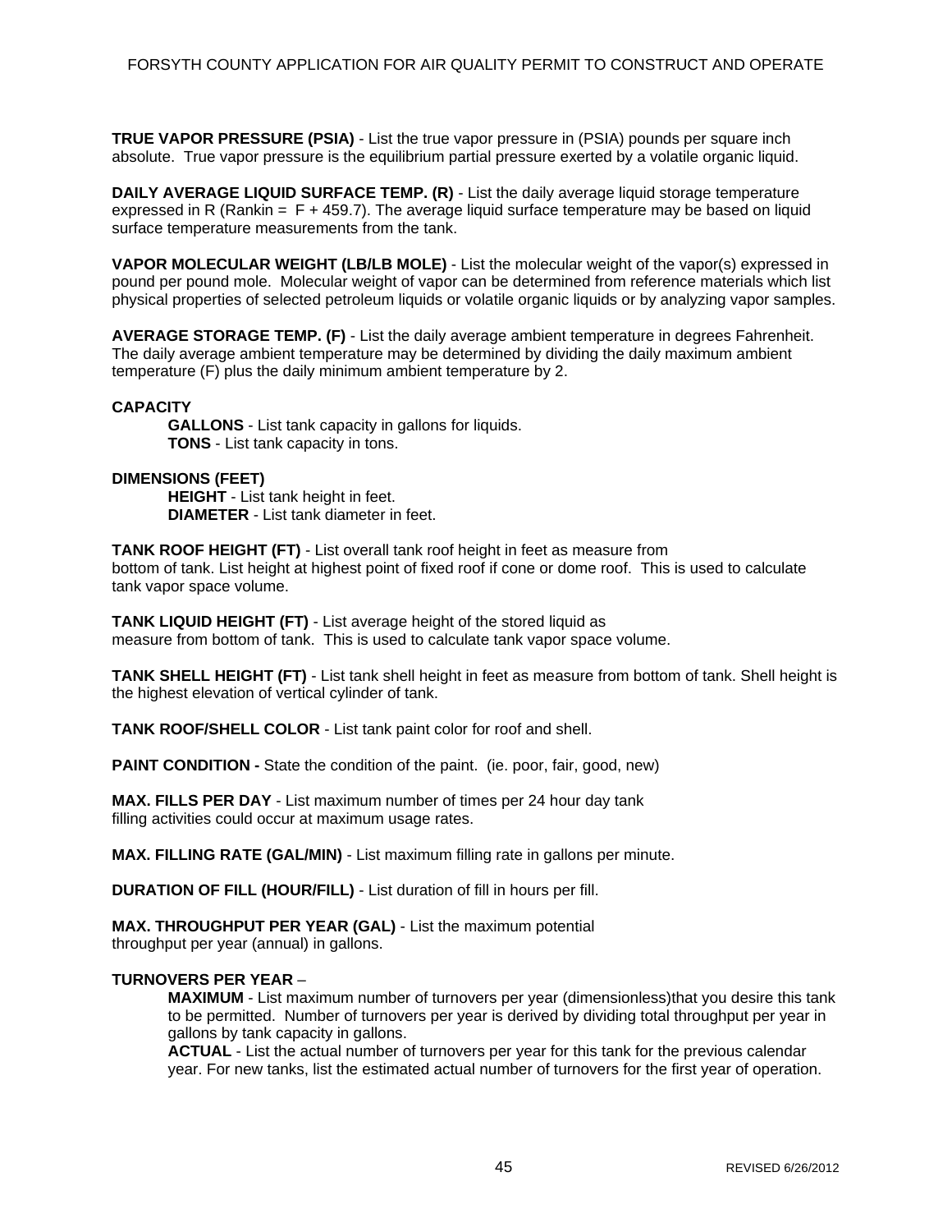**TRUE VAPOR PRESSURE (PSIA)** - List the true vapor pressure in (PSIA) pounds per square inch absolute. True vapor pressure is the equilibrium partial pressure exerted by a volatile organic liquid.

**DAILY AVERAGE LIQUID SURFACE TEMP. (R)** - List the daily average liquid storage temperature expressed in R (Rankin = F + 459.7). The average liquid surface temperature may be based on liquid surface temperature measurements from the tank.

**VAPOR MOLECULAR WEIGHT (LB/LB MOLE)** - List the molecular weight of the vapor(s) expressed in pound per pound mole. Molecular weight of vapor can be determined from reference materials which list physical properties of selected petroleum liquids or volatile organic liquids or by analyzing vapor samples.

**AVERAGE STORAGE TEMP. (F)** - List the daily average ambient temperature in degrees Fahrenheit. The daily average ambient temperature may be determined by dividing the daily maximum ambient temperature (F) plus the daily minimum ambient temperature by 2.

**CAPACITY**

- **GALLONS** - List tank capacity in gallons for liquids.
- **TONS** - List tank capacity in tons.

**DIMENSIONS (FEET)**

- **HEIGHT** - List tank height in feet.
- **DIAMETER** - List tank diameter in feet.

**TANK ROOF HEIGHT (FT)** - List overall tank roof height in feet as measure from bottom of tank. List height at highest point of fixed roof if cone or dome roof. This is used to calculate tank vapor space volume.

**TANK LIQUID HEIGHT (FT)** - List average height of the stored liquid as measure from bottom of tank. This is used to calculate tank vapor space volume.

**TANK SHELL HEIGHT (FT)** - List tank shell height in feet as measure from bottom of tank. Shell height is the highest elevation of vertical cylinder of tank.

**TANK ROOF/SHELL COLOR** - List tank paint color for roof and shell.

**PAINT CONDITION -** State the condition of the paint. (ie. poor, fair, good, new)

**MAX. FILLS PER DAY** - List maximum number of times per 24 hour day tank filling activities could occur at maximum usage rates.

**MAX. FILLING RATE (GAL/MIN)** - List maximum filling rate in gallons per minute.

**DURATION OF FILL (HOUR/FILL)** - List duration of fill in hours per fill.

**MAX. THROUGHPUT PER YEAR (GAL)** - List the maximum potential throughput per year (annual) in gallons.

**TURNOVERS PER YEAR** –

- **MAXIMUM** - List maximum number of turnovers per year (dimensionless)that you desire this tank to be permitted. Number of turnovers per year is derived by dividing total throughput per year in gallons by tank capacity in gallons.
- **ACTUAL** - List the actual number of turnovers per year for this tank for the previous calendar year. For new tanks, list the estimated actual number of turnovers for the first year of operation.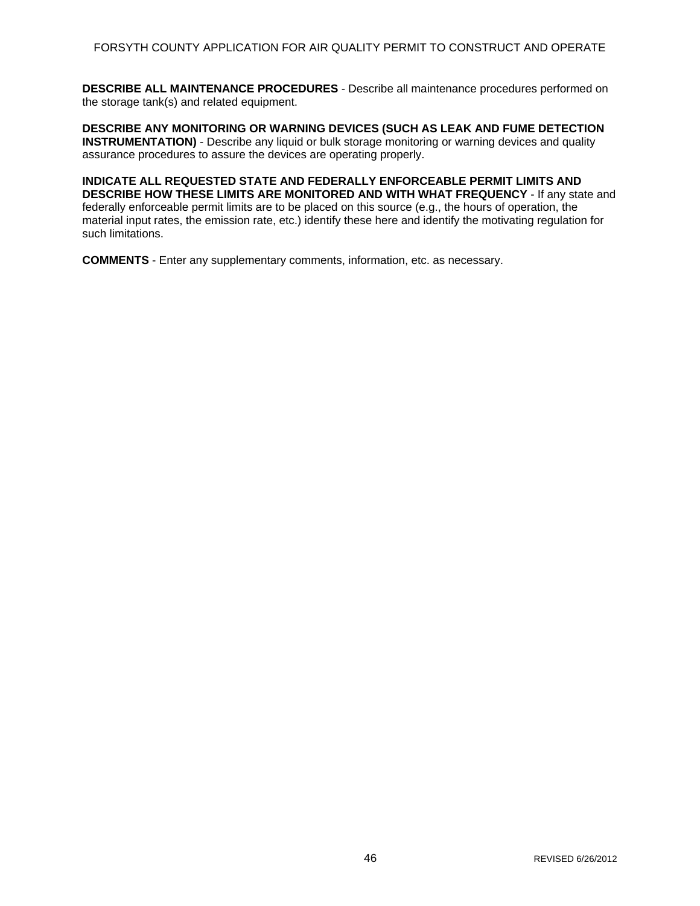**DESCRIBE ALL MAINTENANCE PROCEDURES** - Describe all maintenance procedures performed on the storage tank(s) and related equipment.

**DESCRIBE ANY MONITORING OR WARNING DEVICES (SUCH AS LEAK AND FUME DETECTION INSTRUMENTATION)** - Describe any liquid or bulk storage monitoring or warning devices and quality assurance procedures to assure the devices are operating properly.

**INDICATE ALL REQUESTED STATE AND FEDERALLY ENFORCEABLE PERMIT LIMITS AND DESCRIBE HOW THESE LIMITS ARE MONITORED AND WITH WHAT FREQUENCY** - If any state and federally enforceable permit limits are to be placed on this source (e.g., the hours of operation, the material input rates, the emission rate, etc.) identify these here and identify the motivating regulation for such limitations.

**COMMENTS** - Enter any supplementary comments, information, etc. as necessary.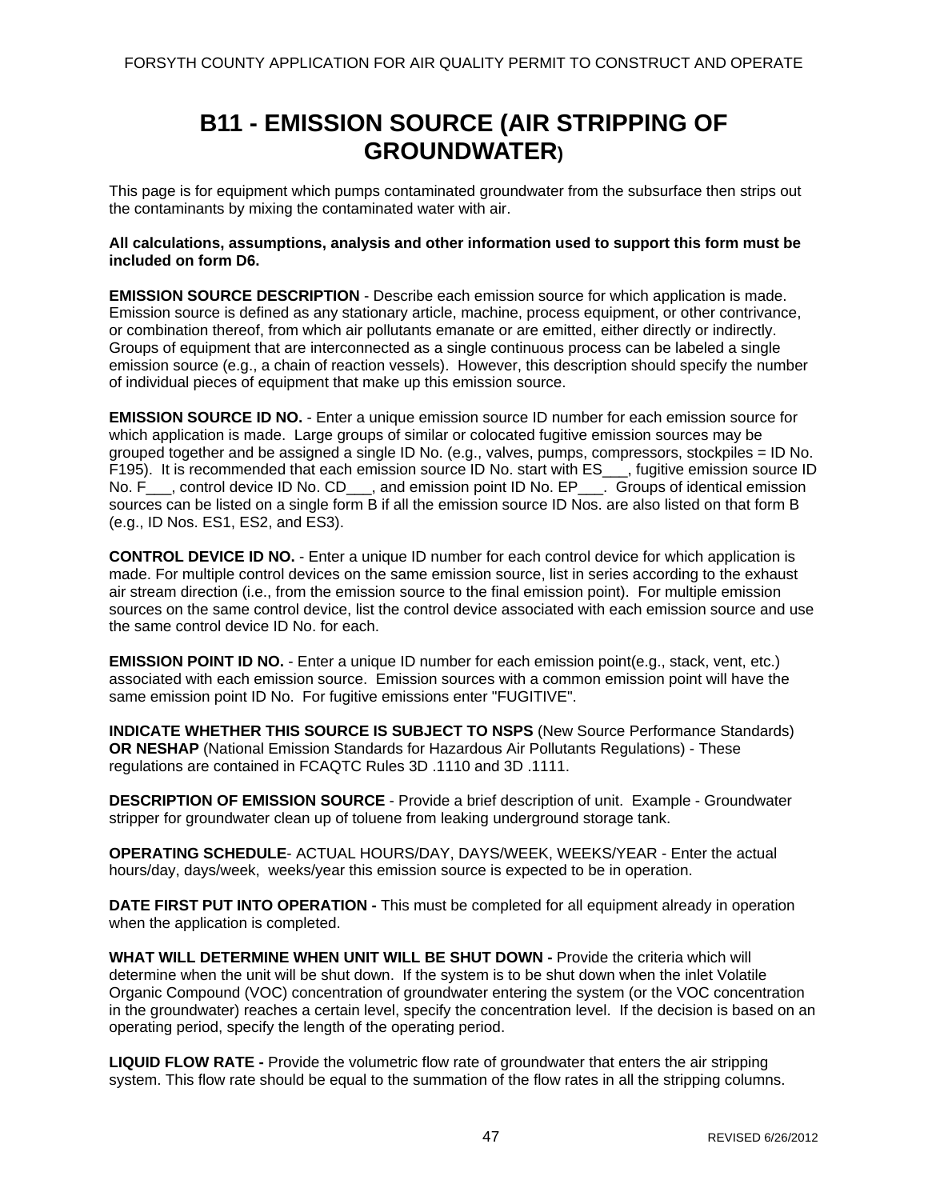# B11 - EMISSION SOURCE (AIR STRIPPING OF GROUNDWATER)

This page is for equipment which pumps contaminated groundwater from the subsurface then strips out the contaminants by mixing the contaminated water with air.

**All calculations, assumptions, analysis and other information used to support this form must be included on form D6.**

**EMISSION SOURCE DESCRIPTION** - Describe each emission source for which application is made. Emission source is defined as any stationary article, machine, process equipment, or other contrivance, or combination thereof, from which air pollutants emanate or are emitted, either directly or indirectly. Groups of equipment that are interconnected as a single continuous process can be labeled a single emission source (e.g., a chain of reaction vessels). However, this description should specify the number of individual pieces of equipment that make up this emission source.

**EMISSION SOURCE ID NO.** - Enter a unique emission source ID number for each emission source for which application is made. Large groups of similar or colocated fugitive emission sources may be grouped together and be assigned a single ID No. (e.g., valves, pumps, compressors, stockpiles = ID No. F195). It is recommended that each emission source ID No. start with ES___, fugitive emission source ID No. F___, control device ID No. CD___, and emission point ID No. EP___. Groups of identical emission sources can be listed on a single form B if all the emission source ID Nos. are also listed on that form B (e.g., ID Nos. ES1, ES2, and ES3).

**CONTROL DEVICE ID NO.** - Enter a unique ID number for each control device for which application is made. For multiple control devices on the same emission source, list in series according to the exhaust air stream direction (i.e., from the emission source to the final emission point). For multiple emission sources on the same control device, list the control device associated with each emission source and use the same control device ID No. for each.

**EMISSION POINT ID NO.** - Enter a unique ID number for each emission point(e.g., stack, vent, etc.) associated with each emission source. Emission sources with a common emission point will have the same emission point ID No. For fugitive emissions enter "FUGITIVE".

**INDICATE WHETHER THIS SOURCE IS SUBJECT TO NSPS** (New Source Performance Standards) **OR NESHAP** (National Emission Standards for Hazardous Air Pollutants Regulations) - These regulations are contained in FCAQTC Rules 3D .1110 and 3D .1111.

**DESCRIPTION OF EMISSION SOURCE** - Provide a brief description of unit. Example - Groundwater stripper for groundwater clean up of toluene from leaking underground storage tank.

**OPERATING SCHEDULE**- ACTUAL HOURS/DAY, DAYS/WEEK, WEEKS/YEAR - Enter the actual hours/day, days/week, weeks/year this emission source is expected to be in operation.

**DATE FIRST PUT INTO OPERATION -** This must be completed for all equipment already in operation when the application is completed.

**WHAT WILL DETERMINE WHEN UNIT WILL BE SHUT DOWN -** Provide the criteria which will determine when the unit will be shut down. If the system is to be shut down when the inlet Volatile Organic Compound (VOC) concentration of groundwater entering the system (or the VOC concentration in the groundwater) reaches a certain level, specify the concentration level. If the decision is based on an operating period, specify the length of the operating period.

**LIQUID FLOW RATE -** Provide the volumetric flow rate of groundwater that enters the air stripping system. This flow rate should be equal to the summation of the flow rates in all the stripping columns.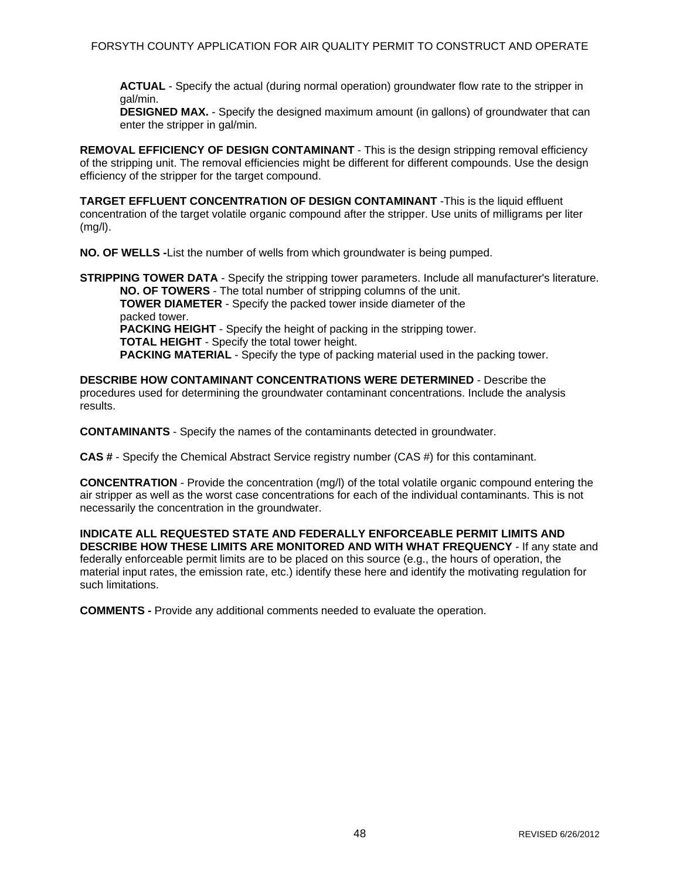**ACTUAL** - Specify the actual (during normal operation) groundwater flow rate to the stripper in gal/min.
**DESIGNED MAX.** - Specify the designed maximum amount (in gallons) of groundwater that can enter the stripper in gal/min.

**REMOVAL EFFICIENCY OF DESIGN CONTAMINANT** - This is the design stripping removal efficiency of the stripping unit. The removal efficiencies might be different for different compounds. Use the design efficiency of the stripper for the target compound.

**TARGET EFFLUENT CONCENTRATION OF DESIGN CONTAMINANT** -This is the liquid effluent concentration of the target volatile organic compound after the stripper. Use units of milligrams per liter (mg/l).

**NO. OF WELLS -**List the number of wells from which groundwater is being pumped.

**STRIPPING TOWER DATA** - Specify the stripping tower parameters. Include all manufacturer's literature.
**NO. OF TOWERS** - The total number of stripping columns of the unit.
**TOWER DIAMETER** - Specify the packed tower inside diameter of the packed tower.
**PACKING HEIGHT** - Specify the height of packing in the stripping tower.
**TOTAL HEIGHT** - Specify the total tower height.
**PACKING MATERIAL** - Specify the type of packing material used in the packing tower.

**DESCRIBE HOW CONTAMINANT CONCENTRATIONS WERE DETERMINED** - Describe the procedures used for determining the groundwater contaminant concentrations. Include the analysis results.

**CONTAMINANTS** - Specify the names of the contaminants detected in groundwater.

**CAS #** - Specify the Chemical Abstract Service registry number (CAS #) for this contaminant.

**CONCENTRATION** - Provide the concentration (mg/l) of the total volatile organic compound entering the air stripper as well as the worst case concentrations for each of the individual contaminants. This is not necessarily the concentration in the groundwater.

**INDICATE ALL REQUESTED STATE AND FEDERALLY ENFORCEABLE PERMIT LIMITS AND DESCRIBE HOW THESE LIMITS ARE MONITORED AND WITH WHAT FREQUENCY** - If any state and federally enforceable permit limits are to be placed on this source (e.g., the hours of operation, the material input rates, the emission rate, etc.) identify these here and identify the motivating regulation for such limitations.

**COMMENTS -** Provide any additional comments needed to evaluate the operation.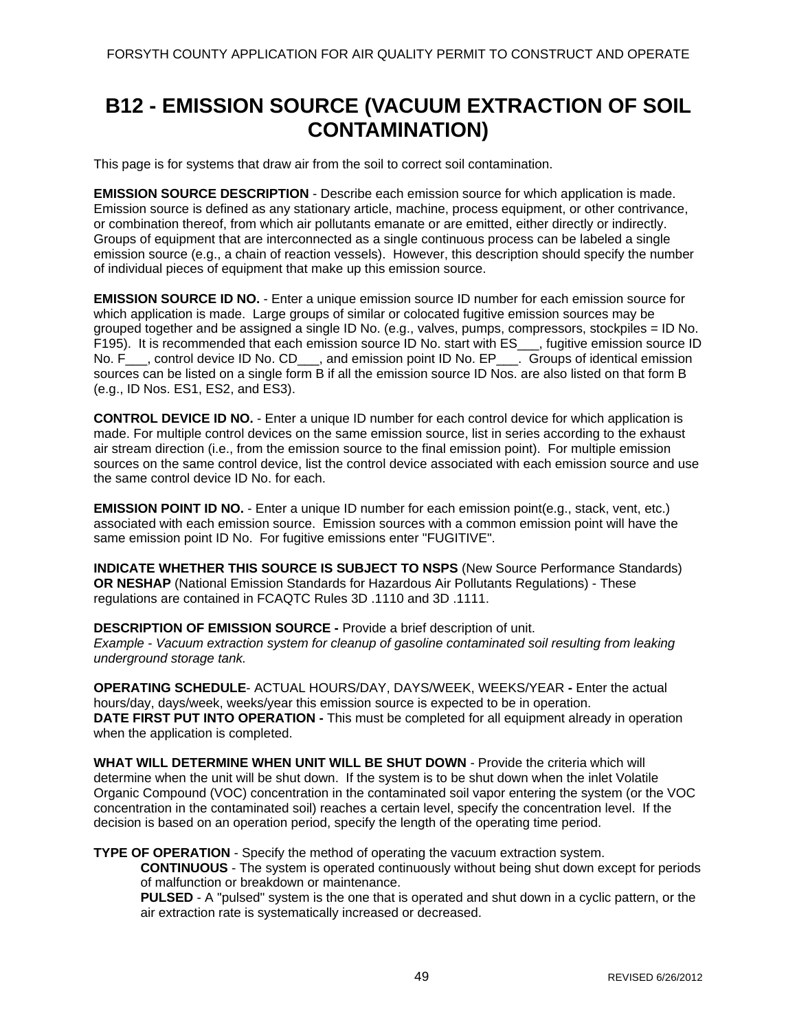# B12 - EMISSION SOURCE (VACUUM EXTRACTION OF SOIL CONTAMINATION)

This page is for systems that draw air from the soil to correct soil contamination.

**EMISSION SOURCE DESCRIPTION** - Describe each emission source for which application is made. Emission source is defined as any stationary article, machine, process equipment, or other contrivance, or combination thereof, from which air pollutants emanate or are emitted, either directly or indirectly. Groups of equipment that are interconnected as a single continuous process can be labeled a single emission source (e.g., a chain of reaction vessels). However, this description should specify the number of individual pieces of equipment that make up this emission source.

**EMISSION SOURCE ID NO.** - Enter a unique emission source ID number for each emission source for which application is made. Large groups of similar or colocated fugitive emission sources may be grouped together and be assigned a single ID No. (e.g., valves, pumps, compressors, stockpiles = ID No. F195). It is recommended that each emission source ID No. start with ES___, fugitive emission source ID No. F___, control device ID No. CD___, and emission point ID No. EP___. Groups of identical emission sources can be listed on a single form B if all the emission source ID Nos. are also listed on that form B (e.g., ID Nos. ES1, ES2, and ES3).

**CONTROL DEVICE ID NO.** - Enter a unique ID number for each control device for which application is made. For multiple control devices on the same emission source, list in series according to the exhaust air stream direction (i.e., from the emission source to the final emission point). For multiple emission sources on the same control device, list the control device associated with each emission source and use the same control device ID No. for each.

**EMISSION POINT ID NO.** - Enter a unique ID number for each emission point(e.g., stack, vent, etc.) associated with each emission source. Emission sources with a common emission point will have the same emission point ID No. For fugitive emissions enter "FUGITIVE".

**INDICATE WHETHER THIS SOURCE IS SUBJECT TO NSPS** (New Source Performance Standards) **OR NESHAP** (National Emission Standards for Hazardous Air Pollutants Regulations) - These regulations are contained in FCAQTC Rules 3D .1110 and 3D .1111.

**DESCRIPTION OF EMISSION SOURCE -** Provide a brief description of unit.
*Example - Vacuum extraction system for cleanup of gasoline contaminated soil resulting from leaking underground storage tank.*

**OPERATING SCHEDULE**- ACTUAL HOURS/DAY, DAYS/WEEK, WEEKS/YEAR **-** Enter the actual hours/day, days/week, weeks/year this emission source is expected to be in operation.
**DATE FIRST PUT INTO OPERATION -** This must be completed for all equipment already in operation when the application is completed.

**WHAT WILL DETERMINE WHEN UNIT WILL BE SHUT DOWN** - Provide the criteria which will determine when the unit will be shut down. If the system is to be shut down when the inlet Volatile Organic Compound (VOC) concentration in the contaminated soil vapor entering the system (or the VOC concentration in the contaminated soil) reaches a certain level, specify the concentration level. If the decision is based on an operation period, specify the length of the operating time period.

**TYPE OF OPERATION** - Specify the method of operating the vacuum extraction system.

- **CONTINUOUS** - The system is operated continuously without being shut down except for periods of malfunction or breakdown or maintenance.
- **PULSED** - A "pulsed" system is the one that is operated and shut down in a cyclic pattern, or the air extraction rate is systematically increased or decreased.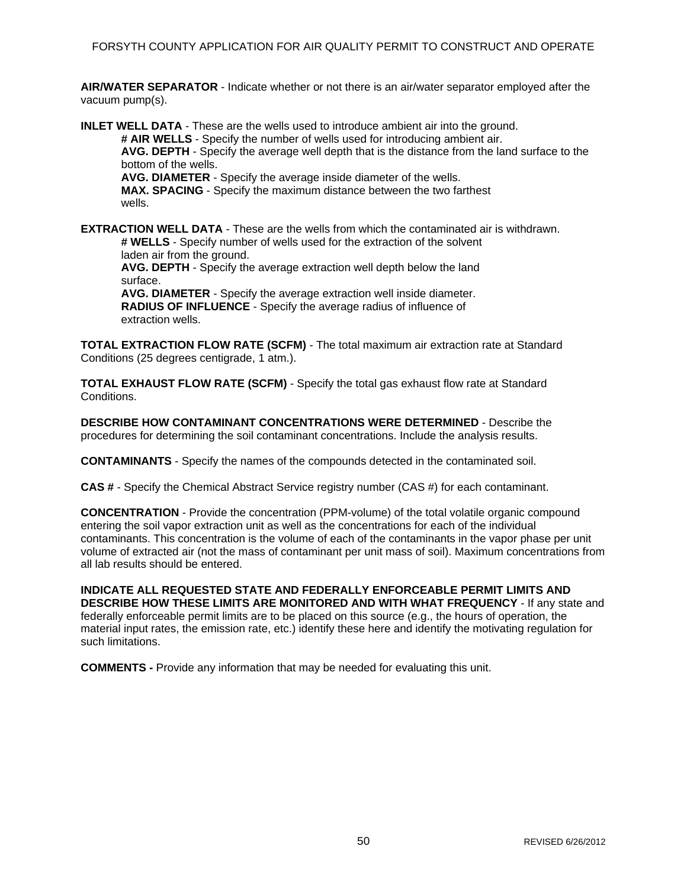**AIR/WATER SEPARATOR** - Indicate whether or not there is an air/water separator employed after the vacuum pump(s).

**INLET WELL DATA** - These are the wells used to introduce ambient air into the ground.

> **# AIR WELLS** - Specify the number of wells used for introducing ambient air.
> **AVG. DEPTH** - Specify the average well depth that is the distance from the land surface to the bottom of the wells.
> **AVG. DIAMETER** - Specify the average inside diameter of the wells.
> **MAX. SPACING** - Specify the maximum distance between the two farthest wells.

**EXTRACTION WELL DATA** - These are the wells from which the contaminated air is withdrawn.

> **# WELLS** - Specify number of wells used for the extraction of the solvent laden air from the ground.
> **AVG. DEPTH** - Specify the average extraction well depth below the land surface.
> **AVG. DIAMETER** - Specify the average extraction well inside diameter.
> **RADIUS OF INFLUENCE** - Specify the average radius of influence of extraction wells.

**TOTAL EXTRACTION FLOW RATE (SCFM)** - The total maximum air extraction rate at Standard Conditions (25 degrees centigrade, 1 atm.).

**TOTAL EXHAUST FLOW RATE (SCFM)** - Specify the total gas exhaust flow rate at Standard Conditions.

**DESCRIBE HOW CONTAMINANT CONCENTRATIONS WERE DETERMINED** - Describe the procedures for determining the soil contaminant concentrations. Include the analysis results.

**CONTAMINANTS** - Specify the names of the compounds detected in the contaminated soil.

**CAS #** - Specify the Chemical Abstract Service registry number (CAS #) for each contaminant.

**CONCENTRATION** - Provide the concentration (PPM-volume) of the total volatile organic compound entering the soil vapor extraction unit as well as the concentrations for each of the individual contaminants. This concentration is the volume of each of the contaminants in the vapor phase per unit volume of extracted air (not the mass of contaminant per unit mass of soil). Maximum concentrations from all lab results should be entered.

**INDICATE ALL REQUESTED STATE AND FEDERALLY ENFORCEABLE PERMIT LIMITS AND DESCRIBE HOW THESE LIMITS ARE MONITORED AND WITH WHAT FREQUENCY** - If any state and federally enforceable permit limits are to be placed on this source (e.g., the hours of operation, the material input rates, the emission rate, etc.) identify these here and identify the motivating regulation for such limitations.

**COMMENTS -** Provide any information that may be needed for evaluating this unit.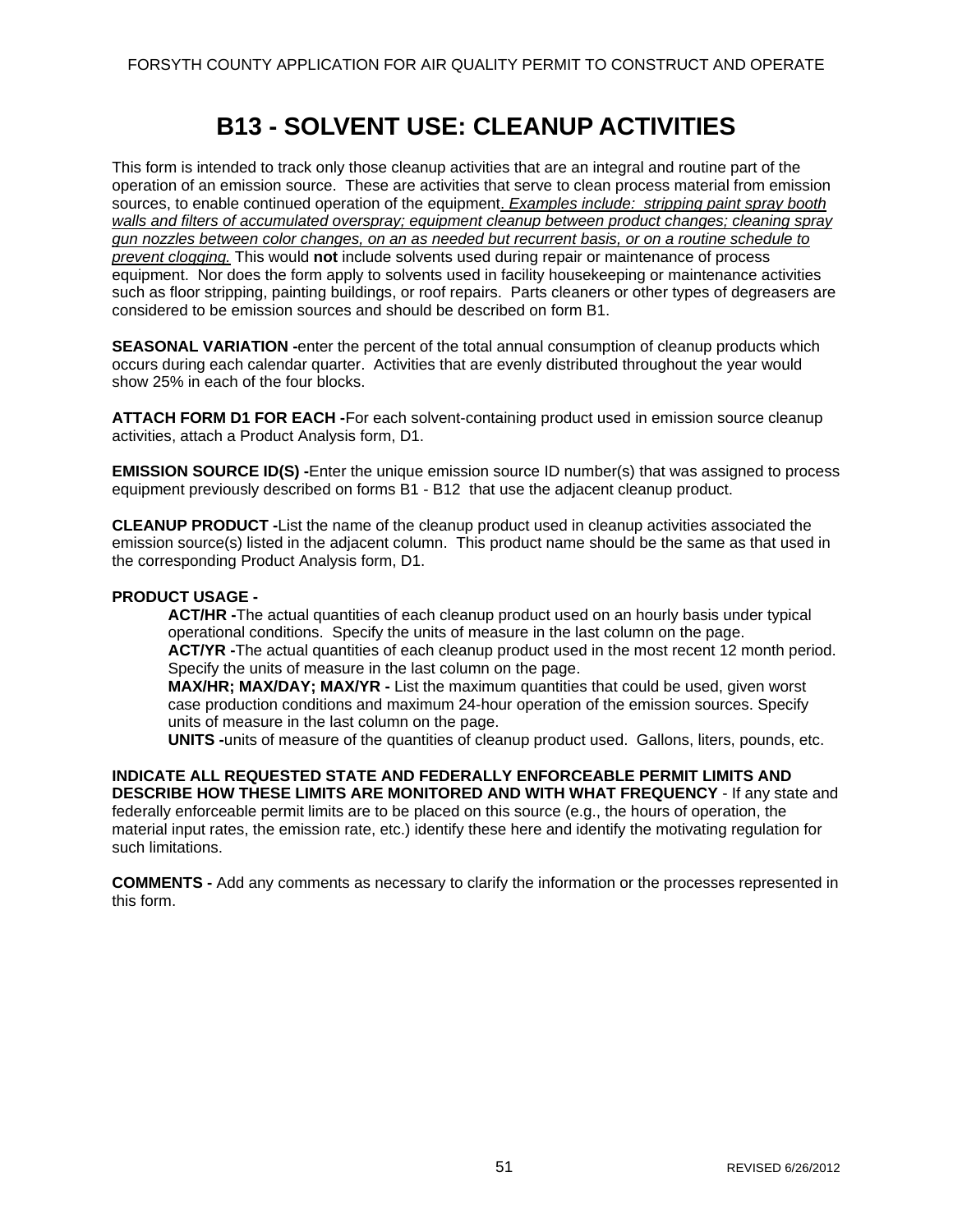# B13 - SOLVENT USE: CLEANUP ACTIVITIES

This form is intended to track only those cleanup activities that are an integral and routine part of the operation of an emission source. These are activities that serve to clean process material from emission sources, to enable continued operation of the equipment. *Examples include: stripping paint spray booth walls and filters of accumulated overspray; equipment cleanup between product changes; cleaning spray gun nozzles between color changes, on an as needed but recurrent basis, or on a routine schedule to prevent clogging.* This would **not** include solvents used during repair or maintenance of process equipment. Nor does the form apply to solvents used in facility housekeeping or maintenance activities such as floor stripping, painting buildings, or roof repairs. Parts cleaners or other types of degreasers are considered to be emission sources and should be described on form B1.

**SEASONAL VARIATION -** enter the percent of the total annual consumption of cleanup products which occurs during each calendar quarter. Activities that are evenly distributed throughout the year would show 25% in each of the four blocks.

**ATTACH FORM D1 FOR EACH -** For each solvent-containing product used in emission source cleanup activities, attach a Product Analysis form, D1.

**EMISSION SOURCE ID(S) -** Enter the unique emission source ID number(s) that was assigned to process equipment previously described on forms B1 - B12 that use the adjacent cleanup product.

**CLEANUP PRODUCT -** List the name of the cleanup product used in cleanup activities associated the emission source(s) listed in the adjacent column. This product name should be the same as that used in the corresponding Product Analysis form, D1.

**PRODUCT USAGE -**

- **ACT/HR -** The actual quantities of each cleanup product used on an hourly basis under typical operational conditions. Specify the units of measure in the last column on the page.
- **ACT/YR -** The actual quantities of each cleanup product used in the most recent 12 month period. Specify the units of measure in the last column on the page.
- **MAX/HR; MAX/DAY; MAX/YR -** List the maximum quantities that could be used, given worst case production conditions and maximum 24-hour operation of the emission sources. Specify units of measure in the last column on the page.
- **UNITS -** units of measure of the quantities of cleanup product used. Gallons, liters, pounds, etc.

**INDICATE ALL REQUESTED STATE AND FEDERALLY ENFORCEABLE PERMIT LIMITS AND DESCRIBE HOW THESE LIMITS ARE MONITORED AND WITH WHAT FREQUENCY** - If any state and federally enforceable permit limits are to be placed on this source (e.g., the hours of operation, the material input rates, the emission rate, etc.) identify these here and identify the motivating regulation for such limitations.

**COMMENTS -** Add any comments as necessary to clarify the information or the processes represented in this form.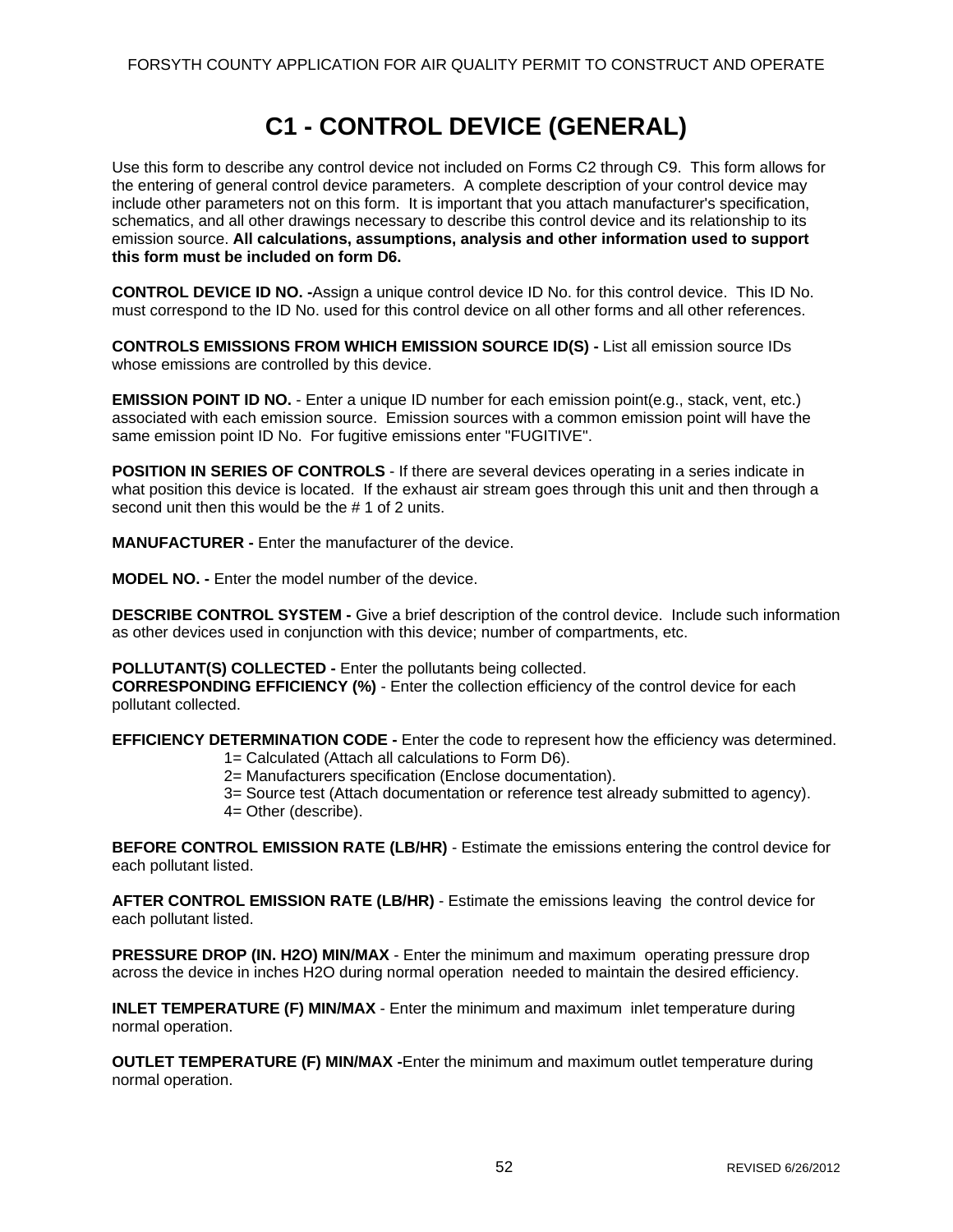# C1 - CONTROL DEVICE (GENERAL)

Use this form to describe any control device not included on Forms C2 through C9. This form allows for the entering of general control device parameters. A complete description of your control device may include other parameters not on this form. It is important that you attach manufacturer's specification, schematics, and all other drawings necessary to describe this control device and its relationship to its emission source. **All calculations, assumptions, analysis and other information used to support this form must be included on form D6.**

**CONTROL DEVICE ID NO. -**Assign a unique control device ID No. for this control device. This ID No. must correspond to the ID No. used for this control device on all other forms and all other references.

**CONTROLS EMISSIONS FROM WHICH EMISSION SOURCE ID(S) -** List all emission source IDs whose emissions are controlled by this device.

**EMISSION POINT ID NO.** - Enter a unique ID number for each emission point(e.g., stack, vent, etc.) associated with each emission source. Emission sources with a common emission point will have the same emission point ID No. For fugitive emissions enter "FUGITIVE".

**POSITION IN SERIES OF CONTROLS** - If there are several devices operating in a series indicate in what position this device is located. If the exhaust air stream goes through this unit and then through a second unit then this would be the # 1 of 2 units.

**MANUFACTURER -** Enter the manufacturer of the device.

**MODEL NO. -** Enter the model number of the device.

**DESCRIBE CONTROL SYSTEM -** Give a brief description of the control device. Include such information as other devices used in conjunction with this device; number of compartments, etc.

**POLLUTANT(S) COLLECTED -** Enter the pollutants being collected.
**CORRESPONDING EFFICIENCY (%)** - Enter the collection efficiency of the control device for each pollutant collected.

**EFFICIENCY DETERMINATION CODE -** Enter the code to represent how the efficiency was determined.

1= Calculated (Attach all calculations to Form D6).
2= Manufacturers specification (Enclose documentation).
3= Source test (Attach documentation or reference test already submitted to agency).
4= Other (describe).

**BEFORE CONTROL EMISSION RATE (LB/HR)** - Estimate the emissions entering the control device for each pollutant listed.

**AFTER CONTROL EMISSION RATE (LB/HR)** - Estimate the emissions leaving the control device for each pollutant listed.

**PRESSURE DROP (IN. H2O) MIN/MAX** - Enter the minimum and maximum operating pressure drop across the device in inches H2O during normal operation needed to maintain the desired efficiency.

**INLET TEMPERATURE (F) MIN/MAX** - Enter the minimum and maximum inlet temperature during normal operation.

**OUTLET TEMPERATURE (F) MIN/MAX -**Enter the minimum and maximum outlet temperature during normal operation.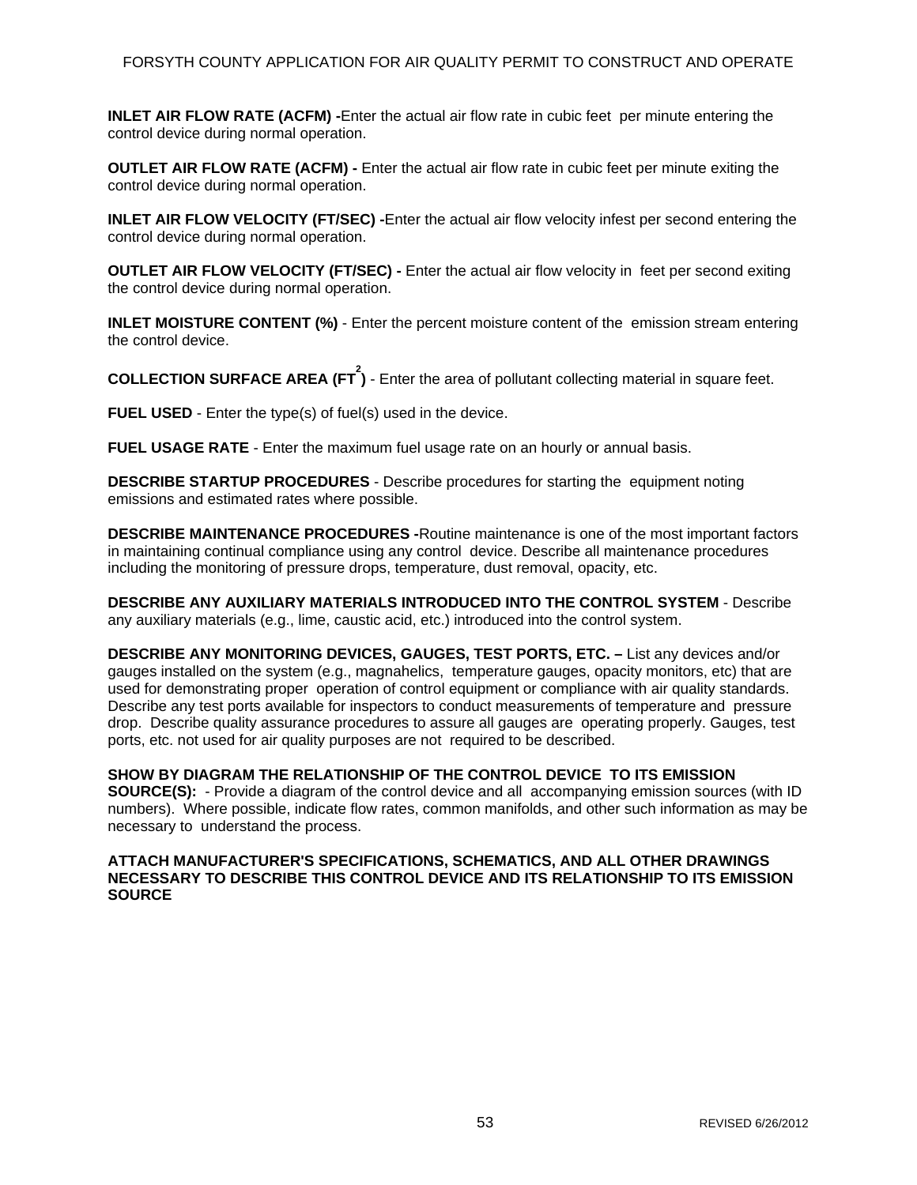**INLET AIR FLOW RATE (ACFM) -**Enter the actual air flow rate in cubic feet per minute entering the control device during normal operation.

**OUTLET AIR FLOW RATE (ACFM) -** Enter the actual air flow rate in cubic feet per minute exiting the control device during normal operation.

**INLET AIR FLOW VELOCITY (FT/SEC) -**Enter the actual air flow velocity infest per second entering the control device during normal operation.

**OUTLET AIR FLOW VELOCITY (FT/SEC) -** Enter the actual air flow velocity in feet per second exiting the control device during normal operation.

**INLET MOISTURE CONTENT (%)** - Enter the percent moisture content of the emission stream entering the control device.

**COLLECTION SURFACE AREA ($FT^2$)** - Enter the area of pollutant collecting material in square feet.

**FUEL USED** - Enter the type(s) of fuel(s) used in the device.

**FUEL USAGE RATE** - Enter the maximum fuel usage rate on an hourly or annual basis.

**DESCRIBE STARTUP PROCEDURES** - Describe procedures for starting the equipment noting emissions and estimated rates where possible.

**DESCRIBE MAINTENANCE PROCEDURES -**Routine maintenance is one of the most important factors in maintaining continual compliance using any control device. Describe all maintenance procedures including the monitoring of pressure drops, temperature, dust removal, opacity, etc.

**DESCRIBE ANY AUXILIARY MATERIALS INTRODUCED INTO THE CONTROL SYSTEM** - Describe any auxiliary materials (e.g., lime, caustic acid, etc.) introduced into the control system.

**DESCRIBE ANY MONITORING DEVICES, GAUGES, TEST PORTS, ETC. –** List any devices and/or gauges installed on the system (e.g., magnahelics, temperature gauges, opacity monitors, etc) that are used for demonstrating proper operation of control equipment or compliance with air quality standards. Describe any test ports available for inspectors to conduct measurements of temperature and pressure drop. Describe quality assurance procedures to assure all gauges are operating properly. Gauges, test ports, etc. not used for air quality purposes are not required to be described.

**SHOW BY DIAGRAM THE RELATIONSHIP OF THE CONTROL DEVICE TO ITS EMISSION SOURCE(S):** - Provide a diagram of the control device and all accompanying emission sources (with ID numbers). Where possible, indicate flow rates, common manifolds, and other such information as may be necessary to understand the process.

**ATTACH MANUFACTURER'S SPECIFICATIONS, SCHEMATICS, AND ALL OTHER DRAWINGS NECESSARY TO DESCRIBE THIS CONTROL DEVICE AND ITS RELATIONSHIP TO ITS EMISSION SOURCE**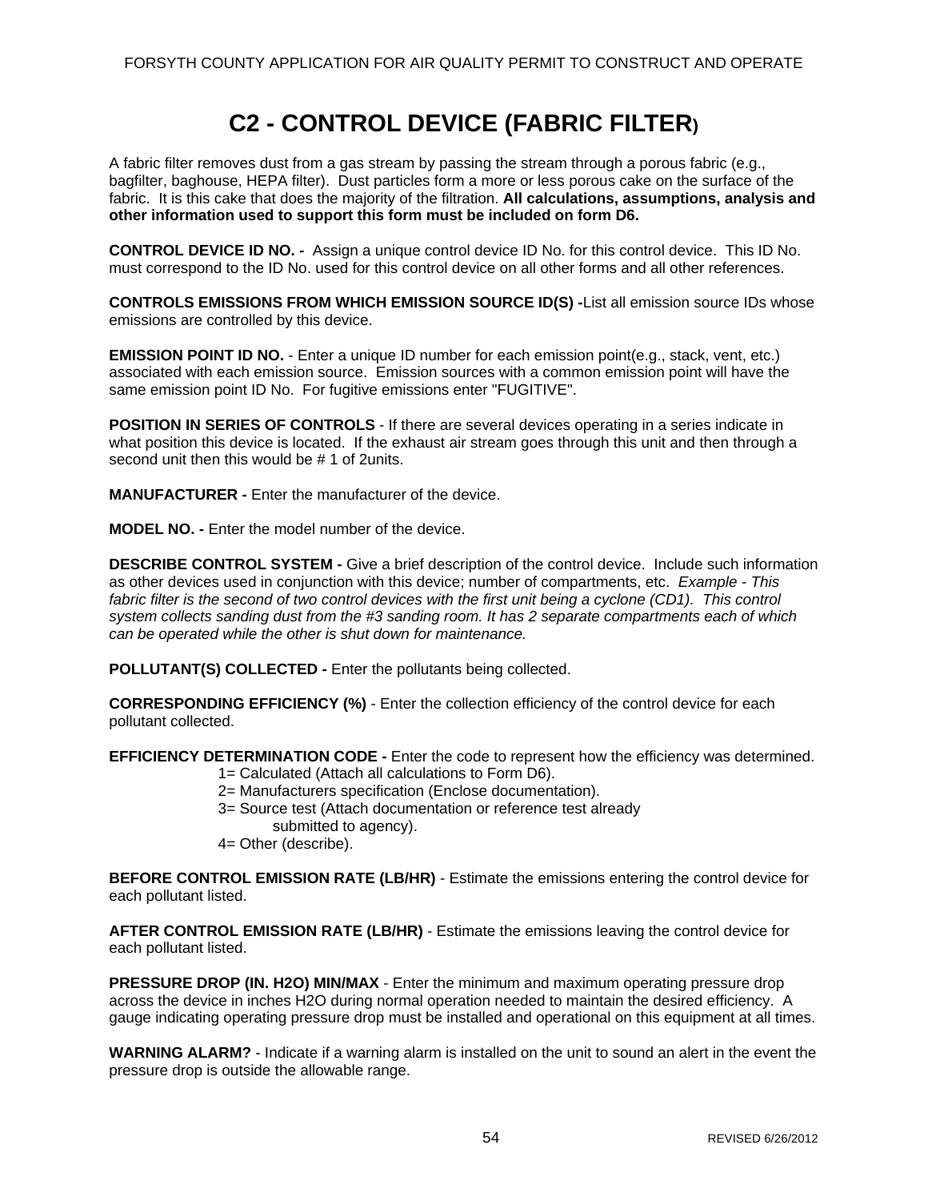# C2 - CONTROL DEVICE (FABRIC FILTER)

A fabric filter removes dust from a gas stream by passing the stream through a porous fabric (e.g., bagfilter, baghouse, HEPA filter). Dust particles form a more or less porous cake on the surface of the fabric. It is this cake that does the majority of the filtration. **All calculations, assumptions, analysis and other information used to support this form must be included on form D6.**

**CONTROL DEVICE ID NO. -** Assign a unique control device ID No. for this control device. This ID No. must correspond to the ID No. used for this control device on all other forms and all other references.

**CONTROLS EMISSIONS FROM WHICH EMISSION SOURCE ID(S) -**List all emission source IDs whose emissions are controlled by this device.

**EMISSION POINT ID NO.** - Enter a unique ID number for each emission point(e.g., stack, vent, etc.) associated with each emission source. Emission sources with a common emission point will have the same emission point ID No. For fugitive emissions enter "FUGITIVE".

**POSITION IN SERIES OF CONTROLS** - If there are several devices operating in a series indicate in what position this device is located. If the exhaust air stream goes through this unit and then through a second unit then this would be # 1 of 2units.

**MANUFACTURER -** Enter the manufacturer of the device.

**MODEL NO. -** Enter the model number of the device.

**DESCRIBE CONTROL SYSTEM -** Give a brief description of the control device. Include such information as other devices used in conjunction with this device; number of compartments, etc. *Example - This fabric filter is the second of two control devices with the first unit being a cyclone (CD1). This control system collects sanding dust from the #3 sanding room. It has 2 separate compartments each of which can be operated while the other is shut down for maintenance.*

**POLLUTANT(S) COLLECTED -** Enter the pollutants being collected.

**CORRESPONDING EFFICIENCY (%)** - Enter the collection efficiency of the control device for each pollutant collected.

**EFFICIENCY DETERMINATION CODE -** Enter the code to represent how the efficiency was determined.

- 1= Calculated (Attach all calculations to Form D6).
- 2= Manufacturers specification (Enclose documentation).
- 3= Source test (Attach documentation or reference test already submitted to agency).
- 4= Other (describe).

**BEFORE CONTROL EMISSION RATE (LB/HR)** - Estimate the emissions entering the control device for each pollutant listed.

**AFTER CONTROL EMISSION RATE (LB/HR)** - Estimate the emissions leaving the control device for each pollutant listed.

**PRESSURE DROP (IN. H2O) MIN/MAX** - Enter the minimum and maximum operating pressure drop across the device in inches H2O during normal operation needed to maintain the desired efficiency. A gauge indicating operating pressure drop must be installed and operational on this equipment at all times.

**WARNING ALARM?** - Indicate if a warning alarm is installed on the unit to sound an alert in the event the pressure drop is outside the allowable range.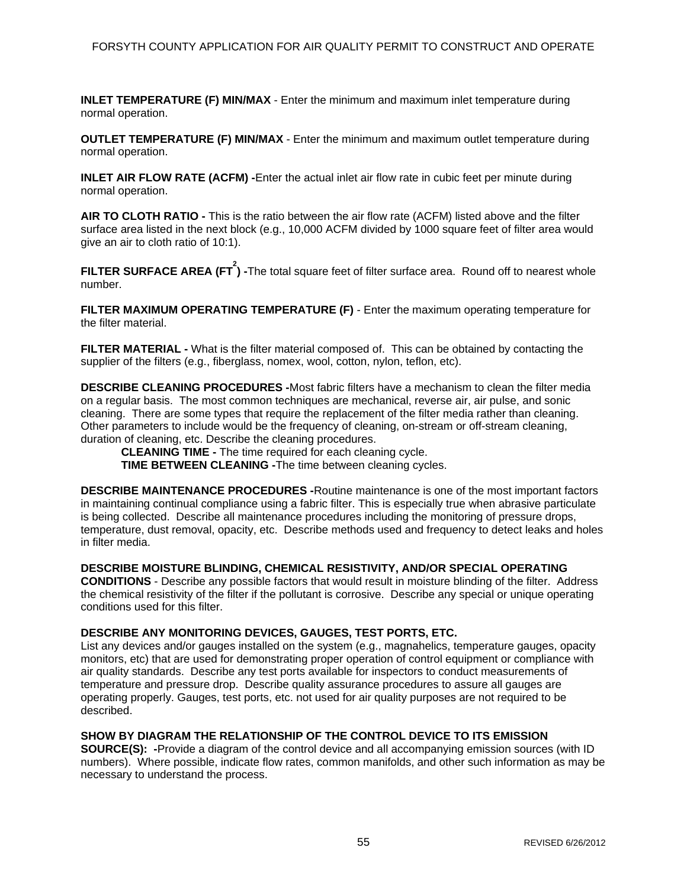**INLET TEMPERATURE (F) MIN/MAX** - Enter the minimum and maximum inlet temperature during normal operation.

**OUTLET TEMPERATURE (F) MIN/MAX** - Enter the minimum and maximum outlet temperature during normal operation.

**INLET AIR FLOW RATE (ACFM) -**Enter the actual inlet air flow rate in cubic feet per minute during normal operation.

**AIR TO CLOTH RATIO -** This is the ratio between the air flow rate (ACFM) listed above and the filter surface area listed in the next block (e.g., 10,000 ACFM divided by 1000 square feet of filter area would give an air to cloth ratio of 10:1).

**FILTER SURFACE AREA ($FT^2$) -**The total square feet of filter surface area. Round off to nearest whole number.

**FILTER MAXIMUM OPERATING TEMPERATURE (F)** - Enter the maximum operating temperature for the filter material.

**FILTER MATERIAL -** What is the filter material composed of. This can be obtained by contacting the supplier of the filters (e.g., fiberglass, nomex, wool, cotton, nylon, teflon, etc).

**DESCRIBE CLEANING PROCEDURES -**Most fabric filters have a mechanism to clean the filter media on a regular basis. The most common techniques are mechanical, reverse air, air pulse, and sonic cleaning. There are some types that require the replacement of the filter media rather than cleaning. Other parameters to include would be the frequency of cleaning, on-stream or off-stream cleaning, duration of cleaning, etc. Describe the cleaning procedures.

**CLEANING TIME -** The time required for each cleaning cycle.
**TIME BETWEEN CLEANING -**The time between cleaning cycles.

**DESCRIBE MAINTENANCE PROCEDURES -**Routine maintenance is one of the most important factors in maintaining continual compliance using a fabric filter. This is especially true when abrasive particulate is being collected. Describe all maintenance procedures including the monitoring of pressure drops, temperature, dust removal, opacity, etc. Describe methods used and frequency to detect leaks and holes in filter media.

**DESCRIBE MOISTURE BLINDING, CHEMICAL RESISTIVITY, AND/OR SPECIAL OPERATING CONDITIONS** - Describe any possible factors that would result in moisture blinding of the filter. Address the chemical resistivity of the filter if the pollutant is corrosive. Describe any special or unique operating conditions used for this filter.

**DESCRIBE ANY MONITORING DEVICES, GAUGES, TEST PORTS, ETC.**
List any devices and/or gauges installed on the system (e.g., magnahelics, temperature gauges, opacity monitors, etc) that are used for demonstrating proper operation of control equipment or compliance with air quality standards. Describe any test ports available for inspectors to conduct measurements of temperature and pressure drop. Describe quality assurance procedures to assure all gauges are operating properly. Gauges, test ports, etc. not used for air quality purposes are not required to be described.

**SHOW BY DIAGRAM THE RELATIONSHIP OF THE CONTROL DEVICE TO ITS EMISSION SOURCE(S): -**Provide a diagram of the control device and all accompanying emission sources (with ID numbers). Where possible, indicate flow rates, common manifolds, and other such information as may be necessary to understand the process.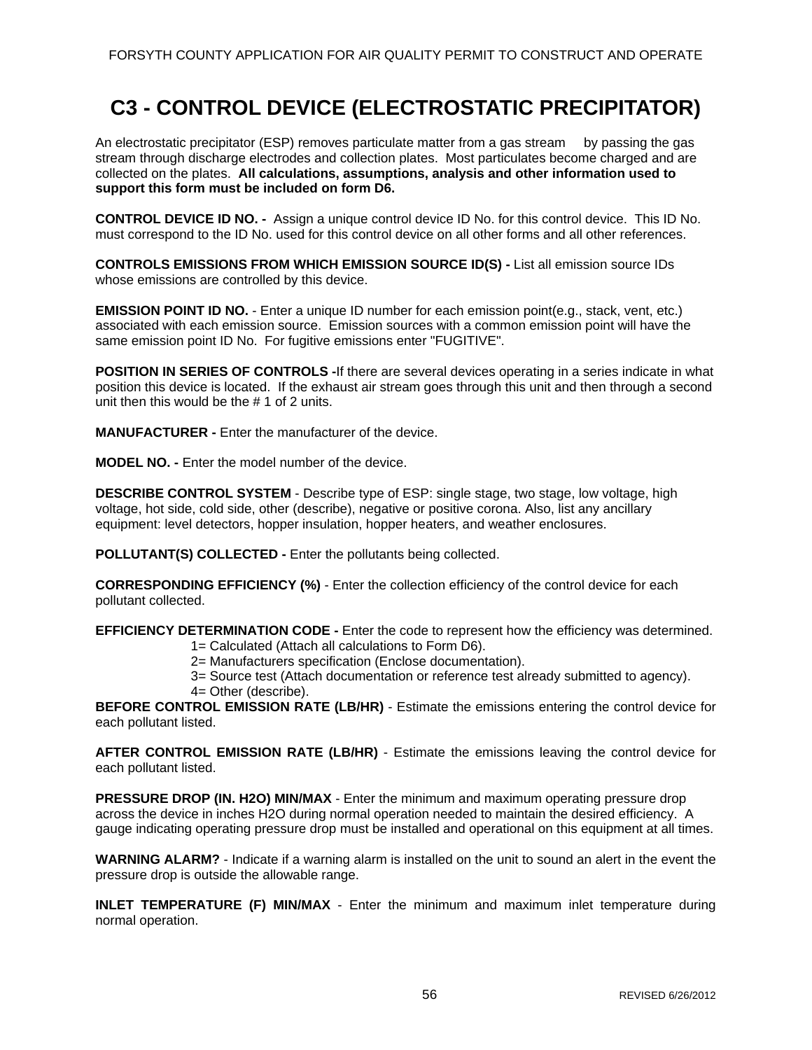# C3 - CONTROL DEVICE (ELECTROSTATIC PRECIPITATOR)

An electrostatic precipitator (ESP) removes particulate matter from a gas stream by passing the gas stream through discharge electrodes and collection plates. Most particulates become charged and are collected on the plates. **All calculations, assumptions, analysis and other information used to support this form must be included on form D6.**

**CONTROL DEVICE ID NO. -** Assign a unique control device ID No. for this control device. This ID No. must correspond to the ID No. used for this control device on all other forms and all other references.

**CONTROLS EMISSIONS FROM WHICH EMISSION SOURCE ID(S) -** List all emission source IDs whose emissions are controlled by this device.

**EMISSION POINT ID NO.** - Enter a unique ID number for each emission point(e.g., stack, vent, etc.) associated with each emission source. Emission sources with a common emission point will have the same emission point ID No. For fugitive emissions enter "FUGITIVE".

**POSITION IN SERIES OF CONTROLS -**If there are several devices operating in a series indicate in what position this device is located. If the exhaust air stream goes through this unit and then through a second unit then this would be the # 1 of 2 units.

**MANUFACTURER -** Enter the manufacturer of the device.

**MODEL NO. -** Enter the model number of the device.

**DESCRIBE CONTROL SYSTEM** - Describe type of ESP: single stage, two stage, low voltage, high voltage, hot side, cold side, other (describe), negative or positive corona. Also, list any ancillary equipment: level detectors, hopper insulation, hopper heaters, and weather enclosures.

**POLLUTANT(S) COLLECTED -** Enter the pollutants being collected.

**CORRESPONDING EFFICIENCY (%)** - Enter the collection efficiency of the control device for each pollutant collected.

**EFFICIENCY DETERMINATION CODE -** Enter the code to represent how the efficiency was determined.

1= Calculated (Attach all calculations to Form D6).
2= Manufacturers specification (Enclose documentation).
3= Source test (Attach documentation or reference test already submitted to agency).
4= Other (describe).

**BEFORE CONTROL EMISSION RATE (LB/HR)** - Estimate the emissions entering the control device for each pollutant listed.

**AFTER CONTROL EMISSION RATE (LB/HR)** - Estimate the emissions leaving the control device for each pollutant listed.

**PRESSURE DROP (IN. H2O) MIN/MAX** - Enter the minimum and maximum operating pressure drop across the device in inches H2O during normal operation needed to maintain the desired efficiency. A gauge indicating operating pressure drop must be installed and operational on this equipment at all times.

**WARNING ALARM?** - Indicate if a warning alarm is installed on the unit to sound an alert in the event the pressure drop is outside the allowable range.

**INLET TEMPERATURE (F) MIN/MAX** - Enter the minimum and maximum inlet temperature during normal operation.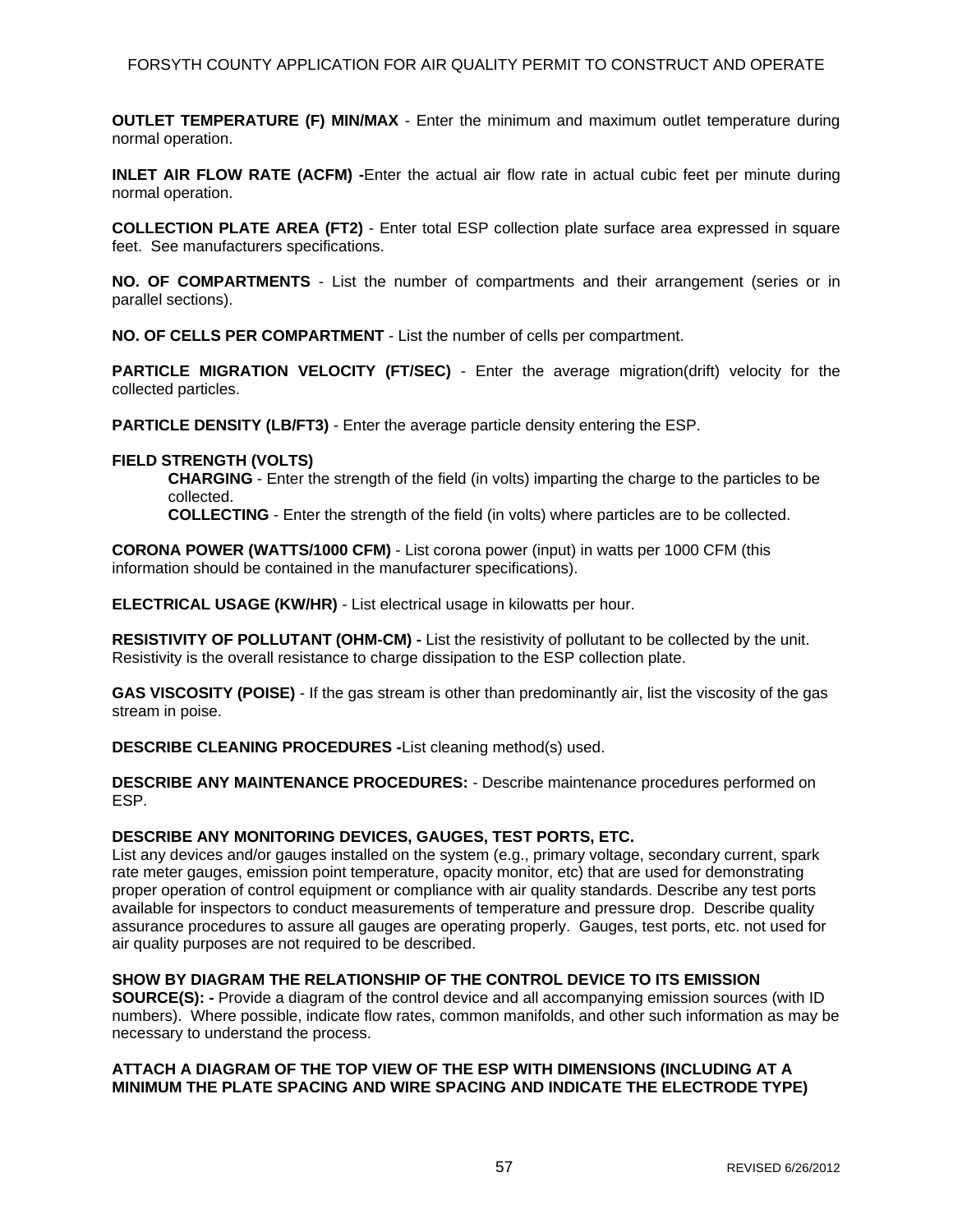**OUTLET TEMPERATURE (F) MIN/MAX** - Enter the minimum and maximum outlet temperature during normal operation.

**INLET AIR FLOW RATE (ACFM) -**Enter the actual air flow rate in actual cubic feet per minute during normal operation.

**COLLECTION PLATE AREA (FT2)** - Enter total ESP collection plate surface area expressed in square feet. See manufacturers specifications.

**NO. OF COMPARTMENTS** - List the number of compartments and their arrangement (series or in parallel sections).

**NO. OF CELLS PER COMPARTMENT** - List the number of cells per compartment.

**PARTICLE MIGRATION VELOCITY (FT/SEC)** - Enter the average migration(drift) velocity for the collected particles.

**PARTICLE DENSITY (LB/FT3)** - Enter the average particle density entering the ESP.

**FIELD STRENGTH (VOLTS)**

> **CHARGING** - Enter the strength of the field (in volts) imparting the charge to the particles to be collected.
>
> **COLLECTING** - Enter the strength of the field (in volts) where particles are to be collected.

**CORONA POWER (WATTS/1000 CFM)** - List corona power (input) in watts per 1000 CFM (this information should be contained in the manufacturer specifications).

**ELECTRICAL USAGE (KW/HR)** - List electrical usage in kilowatts per hour.

**RESISTIVITY OF POLLUTANT (OHM-CM) -** List the resistivity of pollutant to be collected by the unit. Resistivity is the overall resistance to charge dissipation to the ESP collection plate.

**GAS VISCOSITY (POISE)** - If the gas stream is other than predominantly air, list the viscosity of the gas stream in poise.

**DESCRIBE CLEANING PROCEDURES -**List cleaning method(s) used.

**DESCRIBE ANY MAINTENANCE PROCEDURES:** - Describe maintenance procedures performed on ESP.

**DESCRIBE ANY MONITORING DEVICES, GAUGES, TEST PORTS, ETC.**
List any devices and/or gauges installed on the system (e.g., primary voltage, secondary current, spark rate meter gauges, emission point temperature, opacity monitor, etc) that are used for demonstrating proper operation of control equipment or compliance with air quality standards. Describe any test ports available for inspectors to conduct measurements of temperature and pressure drop. Describe quality assurance procedures to assure all gauges are operating properly. Gauges, test ports, etc. not used for air quality purposes are not required to be described.

**SHOW BY DIAGRAM THE RELATIONSHIP OF THE CONTROL DEVICE TO ITS EMISSION SOURCE(S): -** Provide a diagram of the control device and all accompanying emission sources (with ID numbers). Where possible, indicate flow rates, common manifolds, and other such information as may be necessary to understand the process.

**ATTACH A DIAGRAM OF THE TOP VIEW OF THE ESP WITH DIMENSIONS (INCLUDING AT A MINIMUM THE PLATE SPACING AND WIRE SPACING AND INDICATE THE ELECTRODE TYPE)**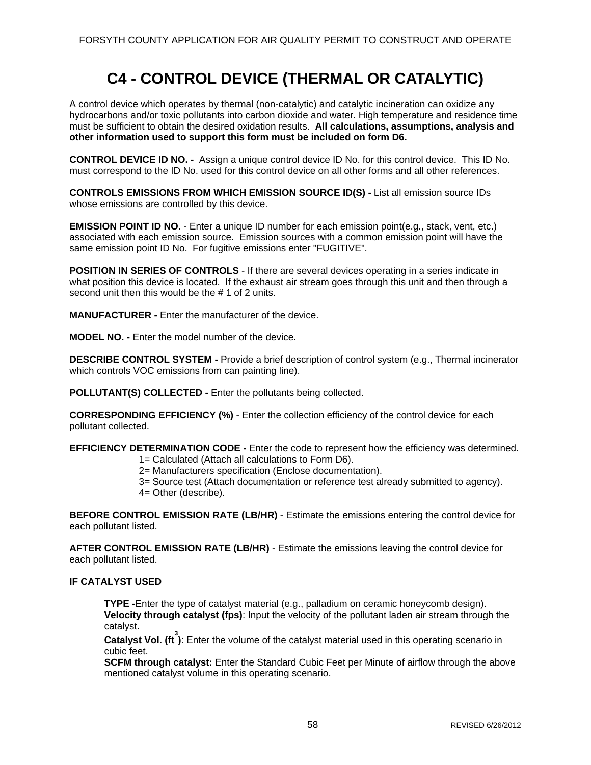# C4 - CONTROL DEVICE (THERMAL OR CATALYTIC)

A control device which operates by thermal (non-catalytic) and catalytic incineration can oxidize any hydrocarbons and/or toxic pollutants into carbon dioxide and water. High temperature and residence time must be sufficient to obtain the desired oxidation results. **All calculations, assumptions, analysis and other information used to support this form must be included on form D6.**

**CONTROL DEVICE ID NO. -** Assign a unique control device ID No. for this control device. This ID No. must correspond to the ID No. used for this control device on all other forms and all other references.

**CONTROLS EMISSIONS FROM WHICH EMISSION SOURCE ID(S) -** List all emission source IDs whose emissions are controlled by this device.

**EMISSION POINT ID NO.** - Enter a unique ID number for each emission point(e.g., stack, vent, etc.) associated with each emission source. Emission sources with a common emission point will have the same emission point ID No. For fugitive emissions enter "FUGITIVE".

**POSITION IN SERIES OF CONTROLS** - If there are several devices operating in a series indicate in what position this device is located. If the exhaust air stream goes through this unit and then through a second unit then this would be the # 1 of 2 units.

**MANUFACTURER -** Enter the manufacturer of the device.

**MODEL NO. -** Enter the model number of the device.

**DESCRIBE CONTROL SYSTEM -** Provide a brief description of control system (e.g., Thermal incinerator which controls VOC emissions from can painting line).

**POLLUTANT(S) COLLECTED -** Enter the pollutants being collected.

**CORRESPONDING EFFICIENCY (%)** - Enter the collection efficiency of the control device for each pollutant collected.

**EFFICIENCY DETERMINATION CODE -** Enter the code to represent how the efficiency was determined.

1= Calculated (Attach all calculations to Form D6).
2= Manufacturers specification (Enclose documentation).
3= Source test (Attach documentation or reference test already submitted to agency).
4= Other (describe).

**BEFORE CONTROL EMISSION RATE (LB/HR)** - Estimate the emissions entering the control device for each pollutant listed.

**AFTER CONTROL EMISSION RATE (LB/HR)** - Estimate the emissions leaving the control device for each pollutant listed.

**IF CATALYST USED**

**TYPE -**Enter the type of catalyst material (e.g., palladium on ceramic honeycomb design).
**Velocity through catalyst (fps)**: Input the velocity of the pollutant laden air stream through the catalyst.
**Catalyst Vol. ($ft^3$)**: Enter the volume of the catalyst material used in this operating scenario in cubic feet.
**SCFM through catalyst:** Enter the Standard Cubic Feet per Minute of airflow through the above mentioned catalyst volume in this operating scenario.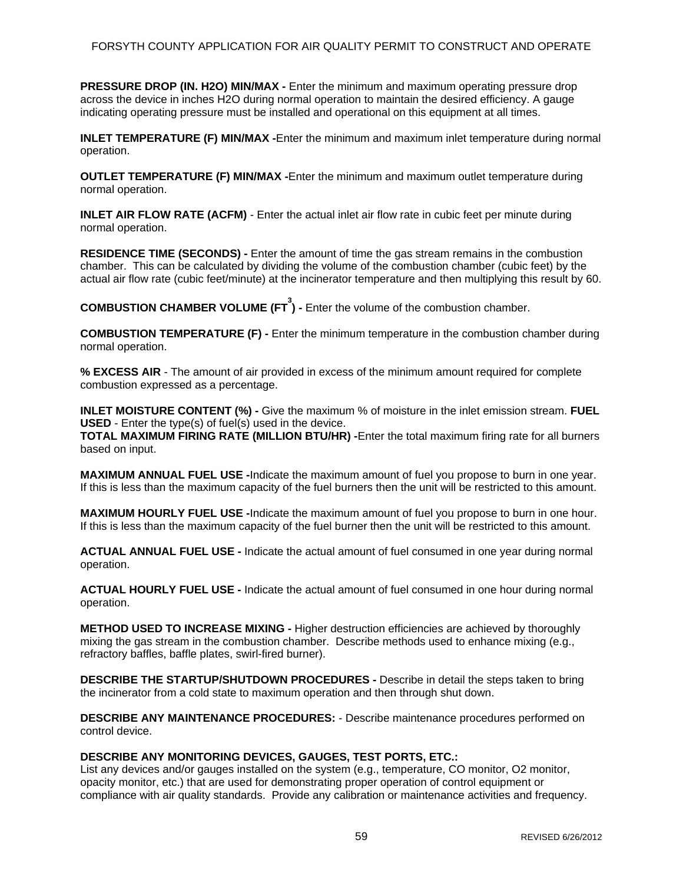**PRESSURE DROP (IN. H2O) MIN/MAX -** Enter the minimum and maximum operating pressure drop across the device in inches H2O during normal operation to maintain the desired efficiency. A gauge indicating operating pressure must be installed and operational on this equipment at all times.

**INLET TEMPERATURE (F) MIN/MAX -**Enter the minimum and maximum inlet temperature during normal operation.

**OUTLET TEMPERATURE (F) MIN/MAX -**Enter the minimum and maximum outlet temperature during normal operation.

**INLET AIR FLOW RATE (ACFM)** - Enter the actual inlet air flow rate in cubic feet per minute during normal operation.

**RESIDENCE TIME (SECONDS) -** Enter the amount of time the gas stream remains in the combustion chamber. This can be calculated by dividing the volume of the combustion chamber (cubic feet) by the actual air flow rate (cubic feet/minute) at the incinerator temperature and then multiplying this result by 60.

**COMBUSTION CHAMBER VOLUME ($FT^3$) -** Enter the volume of the combustion chamber.

**COMBUSTION TEMPERATURE (F) -** Enter the minimum temperature in the combustion chamber during normal operation.

**% EXCESS AIR** - The amount of air provided in excess of the minimum amount required for complete combustion expressed as a percentage.

**INLET MOISTURE CONTENT (%) -** Give the maximum % of moisture in the inlet emission stream. **FUEL USED** - Enter the type(s) of fuel(s) used in the device.
**TOTAL MAXIMUM FIRING RATE (MILLION BTU/HR) -**Enter the total maximum firing rate for all burners based on input.

**MAXIMUM ANNUAL FUEL USE -**Indicate the maximum amount of fuel you propose to burn in one year. If this is less than the maximum capacity of the fuel burners then the unit will be restricted to this amount.

**MAXIMUM HOURLY FUEL USE -**Indicate the maximum amount of fuel you propose to burn in one hour. If this is less than the maximum capacity of the fuel burner then the unit will be restricted to this amount.

**ACTUAL ANNUAL FUEL USE -** Indicate the actual amount of fuel consumed in one year during normal operation.

**ACTUAL HOURLY FUEL USE -** Indicate the actual amount of fuel consumed in one hour during normal operation.

**METHOD USED TO INCREASE MIXING -** Higher destruction efficiencies are achieved by thoroughly mixing the gas stream in the combustion chamber. Describe methods used to enhance mixing (e.g., refractory baffles, baffle plates, swirl-fired burner).

**DESCRIBE THE STARTUP/SHUTDOWN PROCEDURES -** Describe in detail the steps taken to bring the incinerator from a cold state to maximum operation and then through shut down.

**DESCRIBE ANY MAINTENANCE PROCEDURES:** - Describe maintenance procedures performed on control device.

**DESCRIBE ANY MONITORING DEVICES, GAUGES, TEST PORTS, ETC.:**
List any devices and/or gauges installed on the system (e.g., temperature, CO monitor, O2 monitor, opacity monitor, etc.) that are used for demonstrating proper operation of control equipment or compliance with air quality standards. Provide any calibration or maintenance activities and frequency.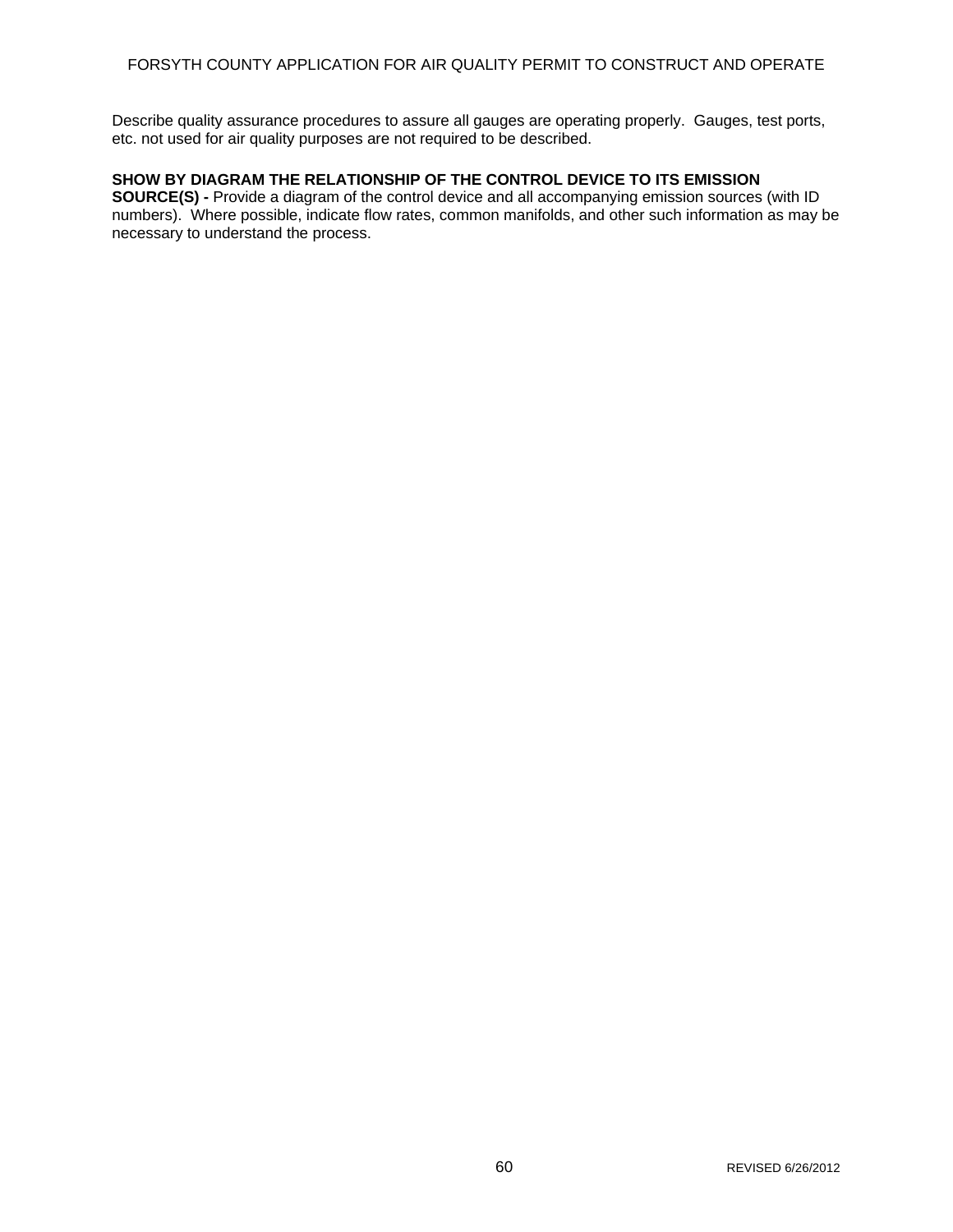Describe quality assurance procedures to assure all gauges are operating properly. Gauges, test ports, etc. not used for air quality purposes are not required to be described.

**SHOW BY DIAGRAM THE RELATIONSHIP OF THE CONTROL DEVICE TO ITS EMISSION SOURCE(S) -** Provide a diagram of the control device and all accompanying emission sources (with ID numbers). Where possible, indicate flow rates, common manifolds, and other such information as may be necessary to understand the process.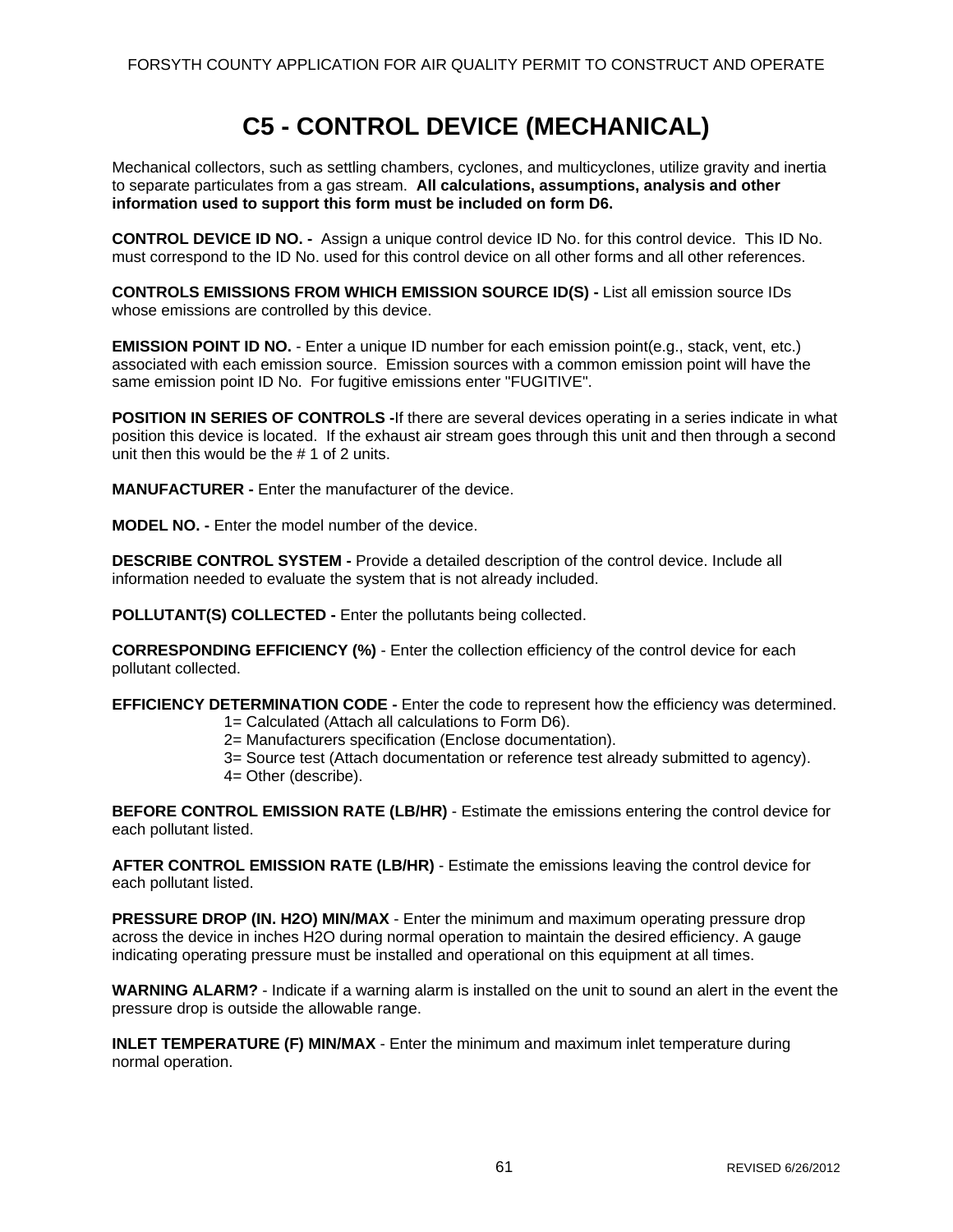# C5 - CONTROL DEVICE (MECHANICAL)

Mechanical collectors, such as settling chambers, cyclones, and multicyclones, utilize gravity and inertia to separate particulates from a gas stream. **All calculations, assumptions, analysis and other information used to support this form must be included on form D6.**

**CONTROL DEVICE ID NO. -** Assign a unique control device ID No. for this control device. This ID No. must correspond to the ID No. used for this control device on all other forms and all other references.

**CONTROLS EMISSIONS FROM WHICH EMISSION SOURCE ID(S) -** List all emission source IDs whose emissions are controlled by this device.

**EMISSION POINT ID NO.** - Enter a unique ID number for each emission point(e.g., stack, vent, etc.) associated with each emission source. Emission sources with a common emission point will have the same emission point ID No. For fugitive emissions enter "FUGITIVE".

**POSITION IN SERIES OF CONTROLS -**If there are several devices operating in a series indicate in what position this device is located. If the exhaust air stream goes through this unit and then through a second unit then this would be the # 1 of 2 units.

**MANUFACTURER -** Enter the manufacturer of the device.

**MODEL NO. -** Enter the model number of the device.

**DESCRIBE CONTROL SYSTEM -** Provide a detailed description of the control device. Include all information needed to evaluate the system that is not already included.

**POLLUTANT(S) COLLECTED -** Enter the pollutants being collected.

**CORRESPONDING EFFICIENCY (%)** - Enter the collection efficiency of the control device for each pollutant collected.

**EFFICIENCY DETERMINATION CODE -** Enter the code to represent how the efficiency was determined.

1= Calculated (Attach all calculations to Form D6).
2= Manufacturers specification (Enclose documentation).
3= Source test (Attach documentation or reference test already submitted to agency).
4= Other (describe).

**BEFORE CONTROL EMISSION RATE (LB/HR)** - Estimate the emissions entering the control device for each pollutant listed.

**AFTER CONTROL EMISSION RATE (LB/HR)** - Estimate the emissions leaving the control device for each pollutant listed.

**PRESSURE DROP (IN. H2O) MIN/MAX** - Enter the minimum and maximum operating pressure drop across the device in inches H2O during normal operation to maintain the desired efficiency. A gauge indicating operating pressure must be installed and operational on this equipment at all times.

**WARNING ALARM?** - Indicate if a warning alarm is installed on the unit to sound an alert in the event the pressure drop is outside the allowable range.

**INLET TEMPERATURE (F) MIN/MAX** - Enter the minimum and maximum inlet temperature during normal operation.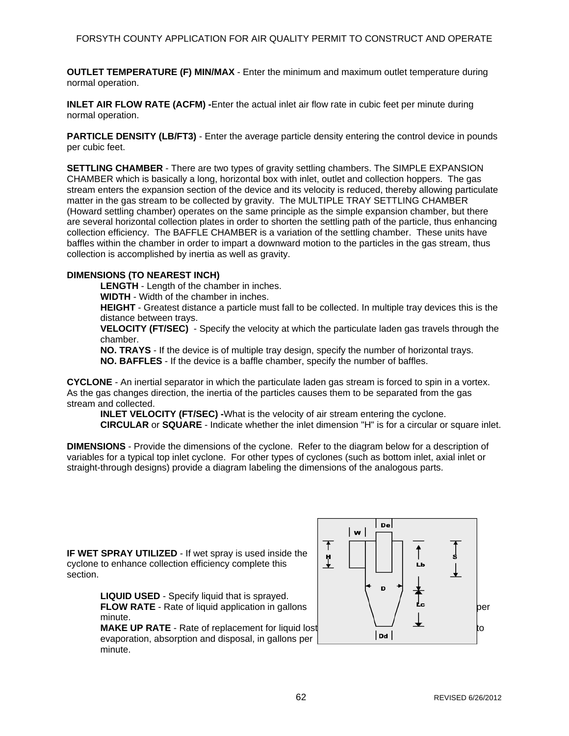**OUTLET TEMPERATURE (F) MIN/MAX** - Enter the minimum and maximum outlet temperature during normal operation.

**INLET AIR FLOW RATE (ACFM) -**Enter the actual inlet air flow rate in cubic feet per minute during normal operation.

**PARTICLE DENSITY (LB/FT3)** - Enter the average particle density entering the control device in pounds per cubic feet.

**SETTLING CHAMBER** - There are two types of gravity settling chambers. The SIMPLE EXPANSION CHAMBER which is basically a long, horizontal box with inlet, outlet and collection hoppers. The gas stream enters the expansion section of the device and its velocity is reduced, thereby allowing particulate matter in the gas stream to be collected by gravity. The MULTIPLE TRAY SETTLING CHAMBER (Howard settling chamber) operates on the same principle as the simple expansion chamber, but there are several horizontal collection plates in order to shorten the settling path of the particle, thus enhancing collection efficiency. The BAFFLE CHAMBER is a variation of the settling chamber. These units have baffles within the chamber in order to impart a downward motion to the particles in the gas stream, thus collection is accomplished by inertia as well as gravity.

**DIMENSIONS (TO NEAREST INCH)**

- **LENGTH** - Length of the chamber in inches.
- **WIDTH** - Width of the chamber in inches.
- **HEIGHT** - Greatest distance a particle must fall to be collected. In multiple tray devices this is the distance between trays.
- **VELOCITY (FT/SEC)** - Specify the velocity at which the particulate laden gas travels through the chamber.
- **NO. TRAYS** - If the device is of multiple tray design, specify the number of horizontal trays.
- **NO. BAFFLES** - If the device is a baffle chamber, specify the number of baffles.

**CYCLONE** - An inertial separator in which the particulate laden gas stream is forced to spin in a vortex. As the gas changes direction, the inertia of the particles causes them to be separated from the gas stream and collected.

- **INLET VELOCITY (FT/SEC) -**What is the velocity of air stream entering the cyclone.
- **CIRCULAR** or **SQUARE** - Indicate whether the inlet dimension "H" is for a circular or square inlet.

**DIMENSIONS** - Provide the dimensions of the cyclone. Refer to the diagram below for a description of variables for a typical top inlet cyclone. For other types of cyclones (such as bottom inlet, axial inlet or straight-through designs) provide a diagram labeling the dimensions of the analogous parts.

**IF WET SPRAY UTILIZED** - If wet spray is used inside the cyclone to enhance collection efficiency complete this section.

- **LIQUID USED** - Specify liquid that is sprayed.
- **FLOW RATE** - Rate of liquid application in gallons per minute.
- **MAKE UP RATE** - Rate of replacement for liquid lost to evaporation, absorption and disposal, in gallons per minute.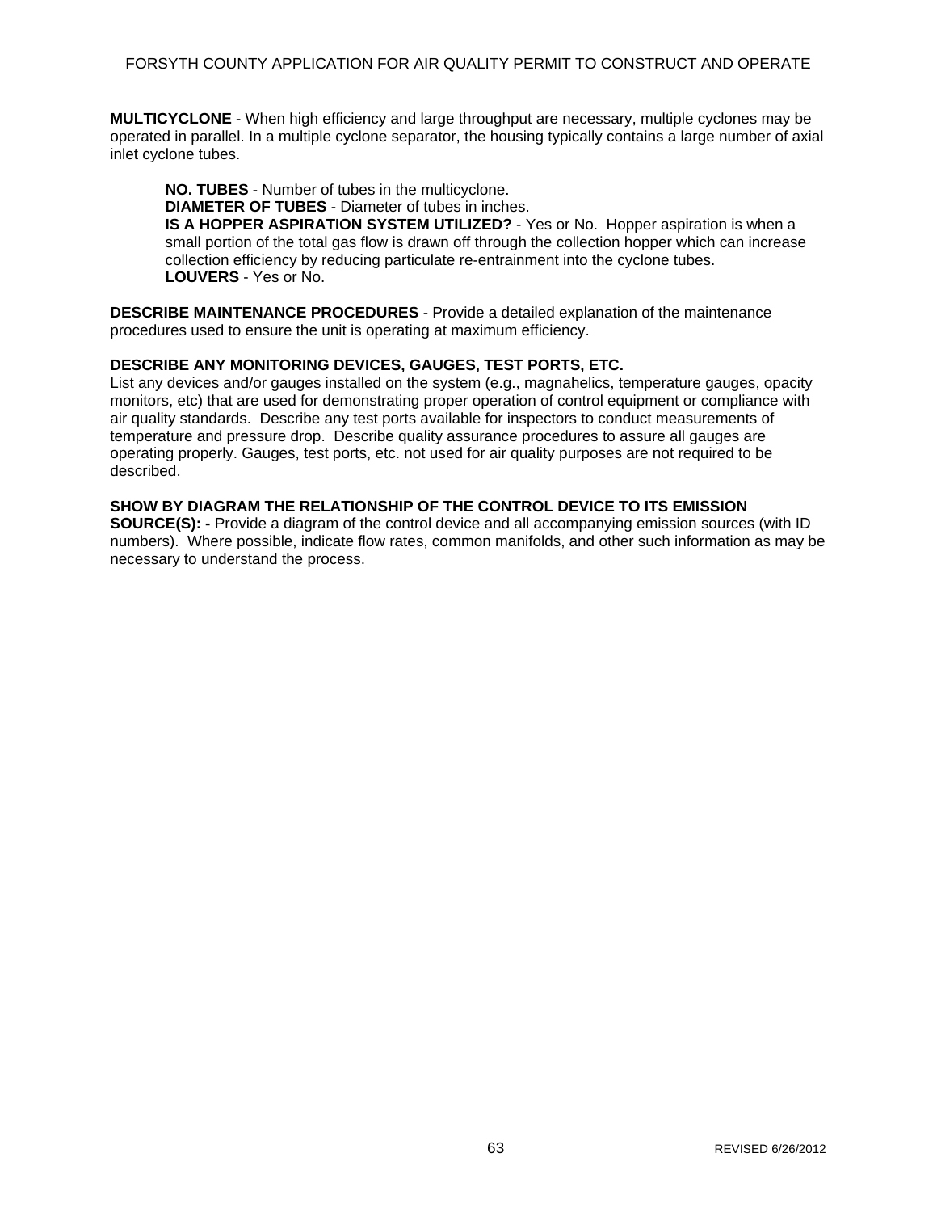**MULTICYCLONE** - When high efficiency and large throughput are necessary, multiple cyclones may be operated in parallel. In a multiple cyclone separator, the housing typically contains a large number of axial inlet cyclone tubes.

> **NO. TUBES** - Number of tubes in the multicyclone.
> **DIAMETER OF TUBES** - Diameter of tubes in inches.
> **IS A HOPPER ASPIRATION SYSTEM UTILIZED?** - Yes or No. Hopper aspiration is when a small portion of the total gas flow is drawn off through the collection hopper which can increase collection efficiency by reducing particulate re-entrainment into the cyclone tubes.
> **LOUVERS** - Yes or No.

**DESCRIBE MAINTENANCE PROCEDURES** - Provide a detailed explanation of the maintenance procedures used to ensure the unit is operating at maximum efficiency.

**DESCRIBE ANY MONITORING DEVICES, GAUGES, TEST PORTS, ETC.**
List any devices and/or gauges installed on the system (e.g., magnahelics, temperature gauges, opacity monitors, etc) that are used for demonstrating proper operation of control equipment or compliance with air quality standards. Describe any test ports available for inspectors to conduct measurements of temperature and pressure drop. Describe quality assurance procedures to assure all gauges are operating properly. Gauges, test ports, etc. not used for air quality purposes are not required to be described.

**SHOW BY DIAGRAM THE RELATIONSHIP OF THE CONTROL DEVICE TO ITS EMISSION SOURCE(S): -** Provide a diagram of the control device and all accompanying emission sources (with ID numbers). Where possible, indicate flow rates, common manifolds, and other such information as may be necessary to understand the process.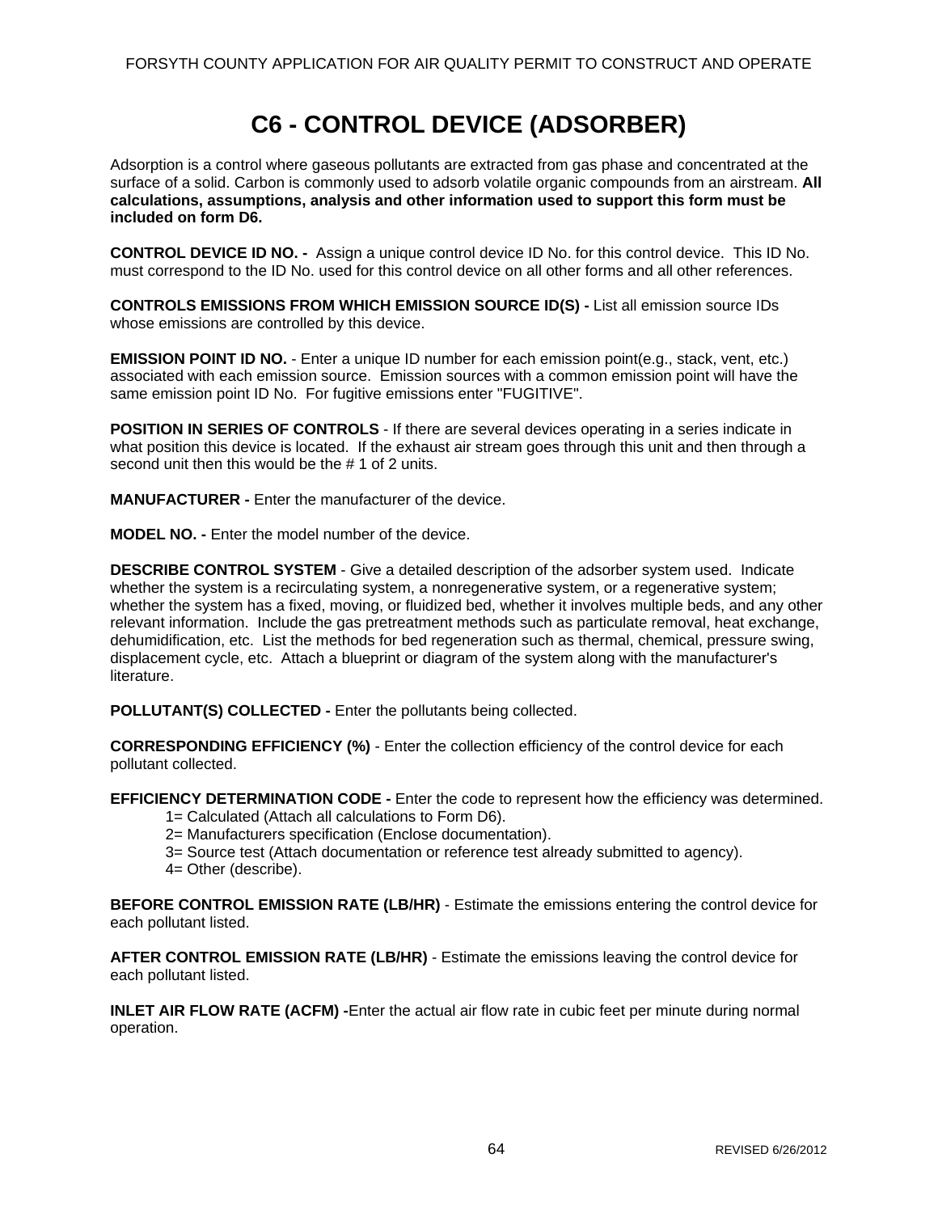# C6 - CONTROL DEVICE (ADSORBER)

Adsorption is a control where gaseous pollutants are extracted from gas phase and concentrated at the surface of a solid. Carbon is commonly used to adsorb volatile organic compounds from an airstream. **All calculations, assumptions, analysis and other information used to support this form must be included on form D6.**

**CONTROL DEVICE ID NO. -** Assign a unique control device ID No. for this control device. This ID No. must correspond to the ID No. used for this control device on all other forms and all other references.

**CONTROLS EMISSIONS FROM WHICH EMISSION SOURCE ID(S) -** List all emission source IDs whose emissions are controlled by this device.

**EMISSION POINT ID NO.** - Enter a unique ID number for each emission point(e.g., stack, vent, etc.) associated with each emission source. Emission sources with a common emission point will have the same emission point ID No. For fugitive emissions enter "FUGITIVE".

**POSITION IN SERIES OF CONTROLS** - If there are several devices operating in a series indicate in what position this device is located. If the exhaust air stream goes through this unit and then through a second unit then this would be the # 1 of 2 units.

**MANUFACTURER -** Enter the manufacturer of the device.

**MODEL NO. -** Enter the model number of the device.

**DESCRIBE CONTROL SYSTEM** - Give a detailed description of the adsorber system used. Indicate whether the system is a recirculating system, a nonregenerative system, or a regenerative system; whether the system has a fixed, moving, or fluidized bed, whether it involves multiple beds, and any other relevant information. Include the gas pretreatment methods such as particulate removal, heat exchange, dehumidification, etc. List the methods for bed regeneration such as thermal, chemical, pressure swing, displacement cycle, etc. Attach a blueprint or diagram of the system along with the manufacturer's literature.

**POLLUTANT(S) COLLECTED -** Enter the pollutants being collected.

**CORRESPONDING EFFICIENCY (%)** - Enter the collection efficiency of the control device for each pollutant collected.

**EFFICIENCY DETERMINATION CODE -** Enter the code to represent how the efficiency was determined.

- 1= Calculated (Attach all calculations to Form D6).
- 2= Manufacturers specification (Enclose documentation).
- 3= Source test (Attach documentation or reference test already submitted to agency).
- 4= Other (describe).

**BEFORE CONTROL EMISSION RATE (LB/HR)** - Estimate the emissions entering the control device for each pollutant listed.

**AFTER CONTROL EMISSION RATE (LB/HR)** - Estimate the emissions leaving the control device for each pollutant listed.

**INLET AIR FLOW RATE (ACFM) -**Enter the actual air flow rate in cubic feet per minute during normal operation.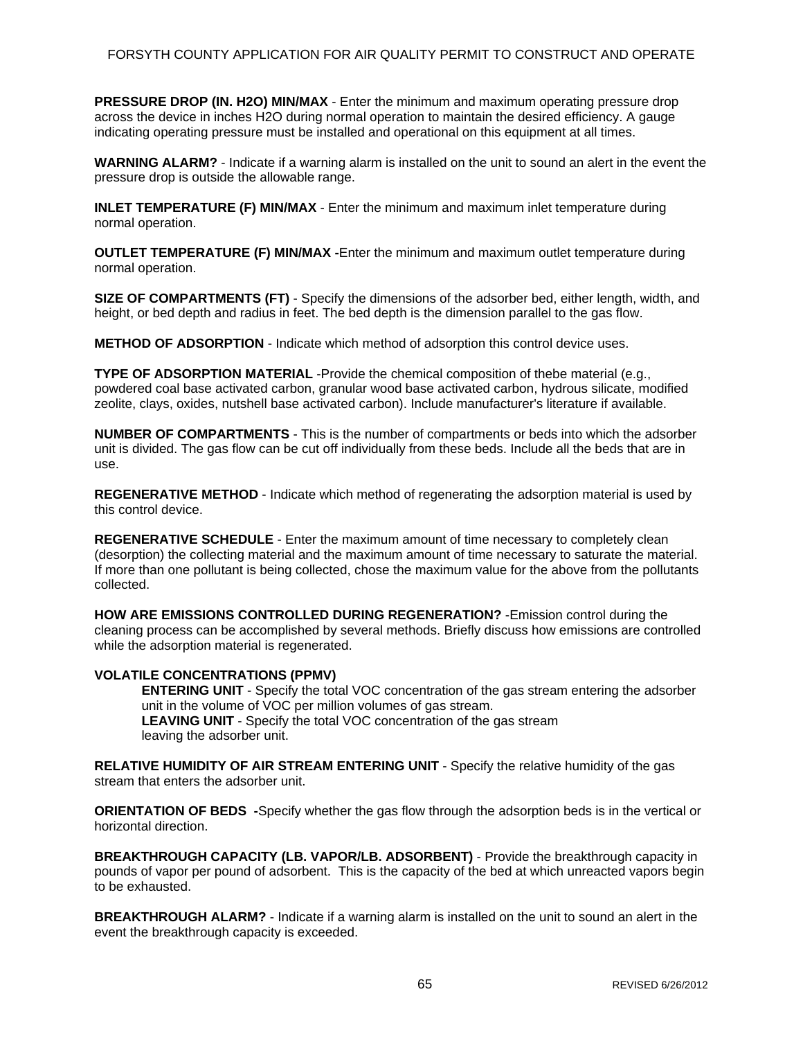**PRESSURE DROP (IN. H2O) MIN/MAX** - Enter the minimum and maximum operating pressure drop across the device in inches H2O during normal operation to maintain the desired efficiency. A gauge indicating operating pressure must be installed and operational on this equipment at all times.

**WARNING ALARM?** - Indicate if a warning alarm is installed on the unit to sound an alert in the event the pressure drop is outside the allowable range.

**INLET TEMPERATURE (F) MIN/MAX** - Enter the minimum and maximum inlet temperature during normal operation.

**OUTLET TEMPERATURE (F) MIN/MAX -**Enter the minimum and maximum outlet temperature during normal operation.

**SIZE OF COMPARTMENTS (FT)** - Specify the dimensions of the adsorber bed, either length, width, and height, or bed depth and radius in feet. The bed depth is the dimension parallel to the gas flow.

**METHOD OF ADSORPTION** - Indicate which method of adsorption this control device uses.

**TYPE OF ADSORPTION MATERIAL** -Provide the chemical composition of thebe material (e.g., powdered coal base activated carbon, granular wood base activated carbon, hydrous silicate, modified zeolite, clays, oxides, nutshell base activated carbon). Include manufacturer's literature if available.

**NUMBER OF COMPARTMENTS** - This is the number of compartments or beds into which the adsorber unit is divided. The gas flow can be cut off individually from these beds. Include all the beds that are in use.

**REGENERATIVE METHOD** - Indicate which method of regenerating the adsorption material is used by this control device.

**REGENERATIVE SCHEDULE** - Enter the maximum amount of time necessary to completely clean (desorption) the collecting material and the maximum amount of time necessary to saturate the material. If more than one pollutant is being collected, chose the maximum value for the above from the pollutants collected.

**HOW ARE EMISSIONS CONTROLLED DURING REGENERATION?** -Emission control during the cleaning process can be accomplished by several methods. Briefly discuss how emissions are controlled while the adsorption material is regenerated.

**VOLATILE CONCENTRATIONS (PPMV)**

**ENTERING UNIT** - Specify the total VOC concentration of the gas stream entering the adsorber unit in the volume of VOC per million volumes of gas stream.
**LEAVING UNIT** - Specify the total VOC concentration of the gas stream leaving the adsorber unit.

**RELATIVE HUMIDITY OF AIR STREAM ENTERING UNIT** - Specify the relative humidity of the gas stream that enters the adsorber unit.

**ORIENTATION OF BEDS -**Specify whether the gas flow through the adsorption beds is in the vertical or horizontal direction.

**BREAKTHROUGH CAPACITY (LB. VAPOR/LB. ADSORBENT)** - Provide the breakthrough capacity in pounds of vapor per pound of adsorbent. This is the capacity of the bed at which unreacted vapors begin to be exhausted.

**BREAKTHROUGH ALARM?** - Indicate if a warning alarm is installed on the unit to sound an alert in the event the breakthrough capacity is exceeded.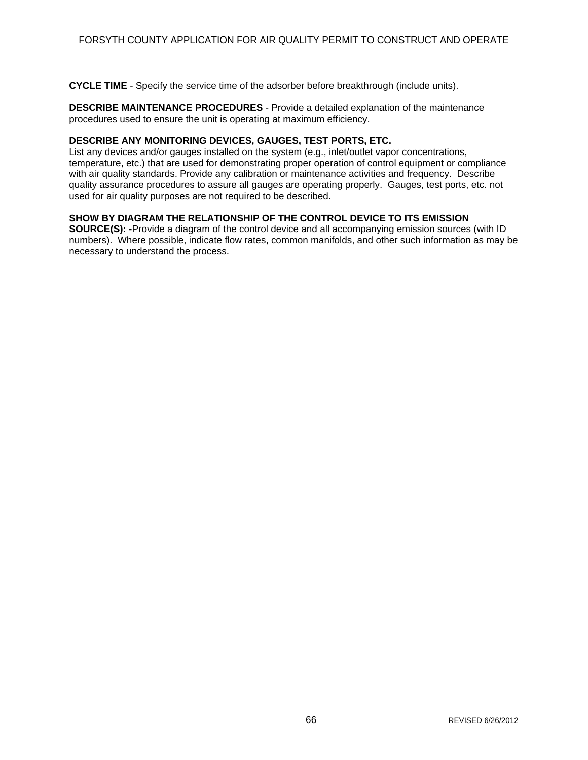**CYCLE TIME** - Specify the service time of the adsorber before breakthrough (include units).

**DESCRIBE MAINTENANCE PROCEDURES** - Provide a detailed explanation of the maintenance procedures used to ensure the unit is operating at maximum efficiency.

**DESCRIBE ANY MONITORING DEVICES, GAUGES, TEST PORTS, ETC.**
List any devices and/or gauges installed on the system (e.g., inlet/outlet vapor concentrations, temperature, etc.) that are used for demonstrating proper operation of control equipment or compliance with air quality standards. Provide any calibration or maintenance activities and frequency. Describe quality assurance procedures to assure all gauges are operating properly. Gauges, test ports, etc. not used for air quality purposes are not required to be described.

**SHOW BY DIAGRAM THE RELATIONSHIP OF THE CONTROL DEVICE TO ITS EMISSION SOURCE(S): -**Provide a diagram of the control device and all accompanying emission sources (with ID numbers). Where possible, indicate flow rates, common manifolds, and other such information as may be necessary to understand the process.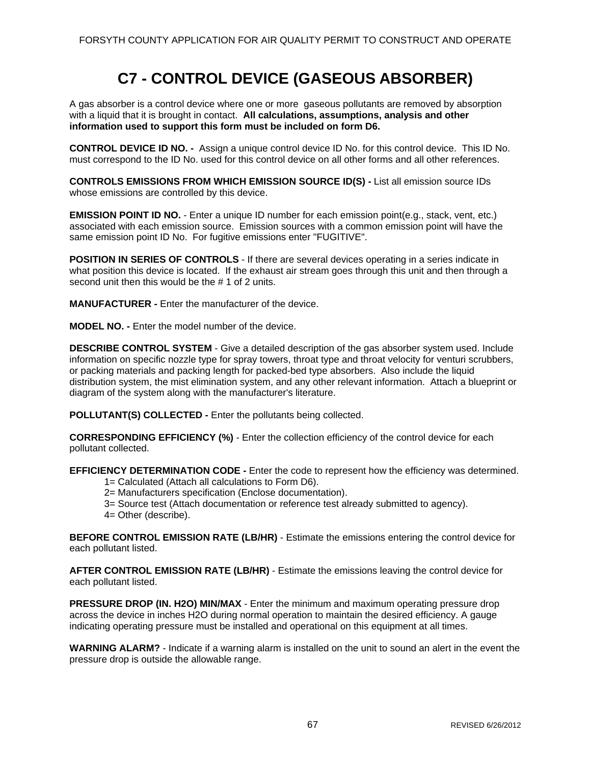# C7 - CONTROL DEVICE (GASEOUS ABSORBER)

A gas absorber is a control device where one or more gaseous pollutants are removed by absorption with a liquid that it is brought in contact. **All calculations, assumptions, analysis and other information used to support this form must be included on form D6.**

**CONTROL DEVICE ID NO. -** Assign a unique control device ID No. for this control device. This ID No. must correspond to the ID No. used for this control device on all other forms and all other references.

**CONTROLS EMISSIONS FROM WHICH EMISSION SOURCE ID(S) -** List all emission source IDs whose emissions are controlled by this device.

**EMISSION POINT ID NO.** - Enter a unique ID number for each emission point(e.g., stack, vent, etc.) associated with each emission source. Emission sources with a common emission point will have the same emission point ID No. For fugitive emissions enter "FUGITIVE".

**POSITION IN SERIES OF CONTROLS** - If there are several devices operating in a series indicate in what position this device is located. If the exhaust air stream goes through this unit and then through a second unit then this would be the # 1 of 2 units.

**MANUFACTURER -** Enter the manufacturer of the device.

**MODEL NO. -** Enter the model number of the device.

**DESCRIBE CONTROL SYSTEM** - Give a detailed description of the gas absorber system used. Include information on specific nozzle type for spray towers, throat type and throat velocity for venturi scrubbers, or packing materials and packing length for packed-bed type absorbers. Also include the liquid distribution system, the mist elimination system, and any other relevant information. Attach a blueprint or diagram of the system along with the manufacturer's literature.

**POLLUTANT(S) COLLECTED -** Enter the pollutants being collected.

**CORRESPONDING EFFICIENCY (%)** - Enter the collection efficiency of the control device for each pollutant collected.

**EFFICIENCY DETERMINATION CODE -** Enter the code to represent how the efficiency was determined.

- 1= Calculated (Attach all calculations to Form D6).
- 2= Manufacturers specification (Enclose documentation).
- 3= Source test (Attach documentation or reference test already submitted to agency).
- 4= Other (describe).

**BEFORE CONTROL EMISSION RATE (LB/HR)** - Estimate the emissions entering the control device for each pollutant listed.

**AFTER CONTROL EMISSION RATE (LB/HR)** - Estimate the emissions leaving the control device for each pollutant listed.

**PRESSURE DROP (IN. H2O) MIN/MAX** - Enter the minimum and maximum operating pressure drop across the device in inches H2O during normal operation to maintain the desired efficiency. A gauge indicating operating pressure must be installed and operational on this equipment at all times.

**WARNING ALARM?** - Indicate if a warning alarm is installed on the unit to sound an alert in the event the pressure drop is outside the allowable range.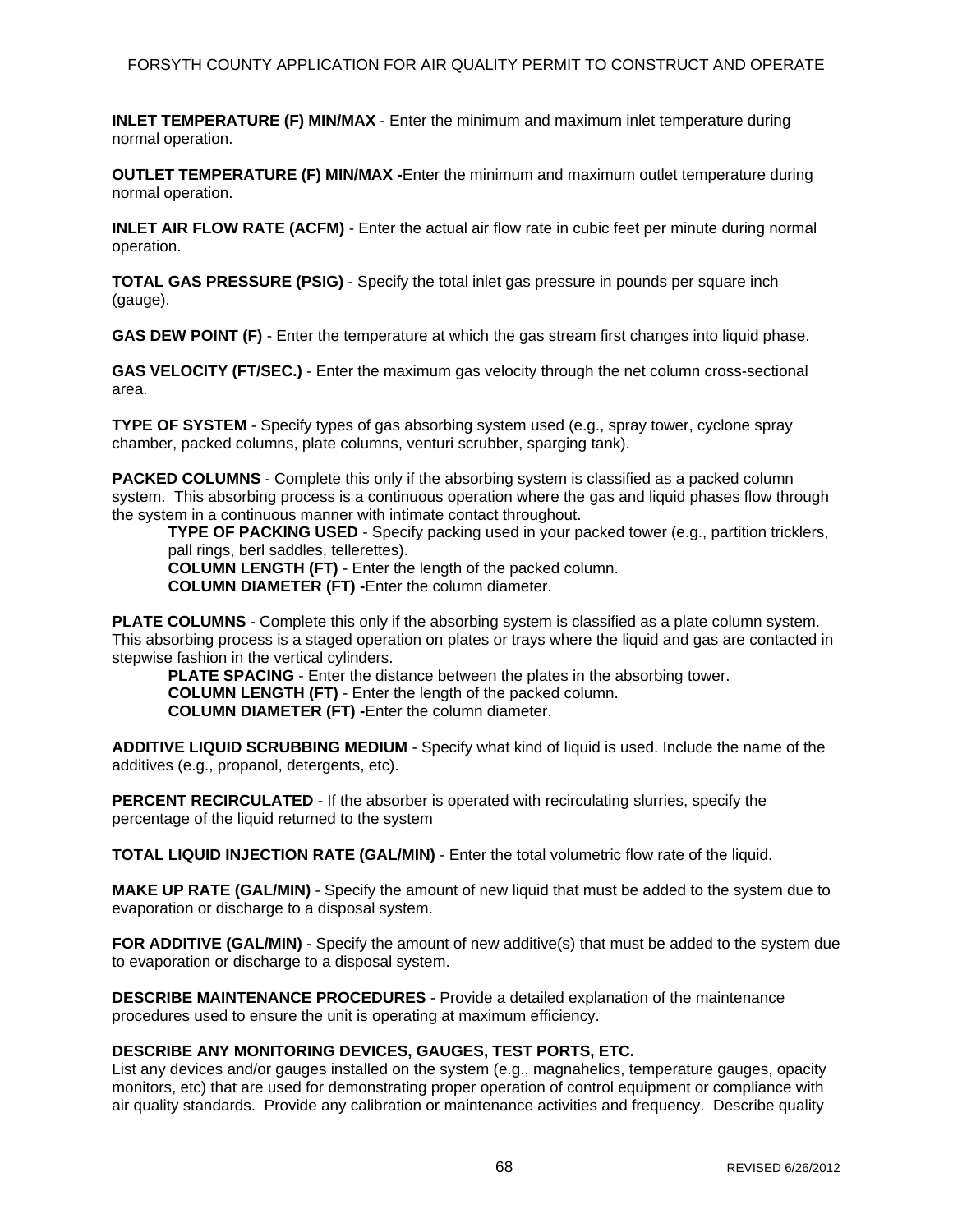**INLET TEMPERATURE (F) MIN/MAX** - Enter the minimum and maximum inlet temperature during normal operation.

**OUTLET TEMPERATURE (F) MIN/MAX -**Enter the minimum and maximum outlet temperature during normal operation.

**INLET AIR FLOW RATE (ACFM)** - Enter the actual air flow rate in cubic feet per minute during normal operation.

**TOTAL GAS PRESSURE (PSIG)** - Specify the total inlet gas pressure in pounds per square inch (gauge).

**GAS DEW POINT (F)** - Enter the temperature at which the gas stream first changes into liquid phase.

**GAS VELOCITY (FT/SEC.)** - Enter the maximum gas velocity through the net column cross-sectional area.

**TYPE OF SYSTEM** - Specify types of gas absorbing system used (e.g., spray tower, cyclone spray chamber, packed columns, plate columns, venturi scrubber, sparging tank).

**PACKED COLUMNS** - Complete this only if the absorbing system is classified as a packed column system. This absorbing process is a continuous operation where the gas and liquid phases flow through the system in a continuous manner with intimate contact throughout.

> **TYPE OF PACKING USED** - Specify packing used in your packed tower (e.g., partition tricklers, pall rings, berl saddles, tellerettes).
> **COLUMN LENGTH (FT)** - Enter the length of the packed column.
> **COLUMN DIAMETER (FT) -**Enter the column diameter.

**PLATE COLUMNS** - Complete this only if the absorbing system is classified as a plate column system. This absorbing process is a staged operation on plates or trays where the liquid and gas are contacted in stepwise fashion in the vertical cylinders.

> **PLATE SPACING** - Enter the distance between the plates in the absorbing tower.
> **COLUMN LENGTH (FT)** - Enter the length of the packed column.
> **COLUMN DIAMETER (FT) -**Enter the column diameter.

**ADDITIVE LIQUID SCRUBBING MEDIUM** - Specify what kind of liquid is used. Include the name of the additives (e.g., propanol, detergents, etc).

**PERCENT RECIRCULATED** - If the absorber is operated with recirculating slurries, specify the percentage of the liquid returned to the system

**TOTAL LIQUID INJECTION RATE (GAL/MIN)** - Enter the total volumetric flow rate of the liquid.

**MAKE UP RATE (GAL/MIN)** - Specify the amount of new liquid that must be added to the system due to evaporation or discharge to a disposal system.

**FOR ADDITIVE (GAL/MIN)** - Specify the amount of new additive(s) that must be added to the system due to evaporation or discharge to a disposal system.

**DESCRIBE MAINTENANCE PROCEDURES** - Provide a detailed explanation of the maintenance procedures used to ensure the unit is operating at maximum efficiency.

**DESCRIBE ANY MONITORING DEVICES, GAUGES, TEST PORTS, ETC.**
List any devices and/or gauges installed on the system (e.g., magnahelics, temperature gauges, opacity monitors, etc) that are used for demonstrating proper operation of control equipment or compliance with air quality standards. Provide any calibration or maintenance activities and frequency. Describe quality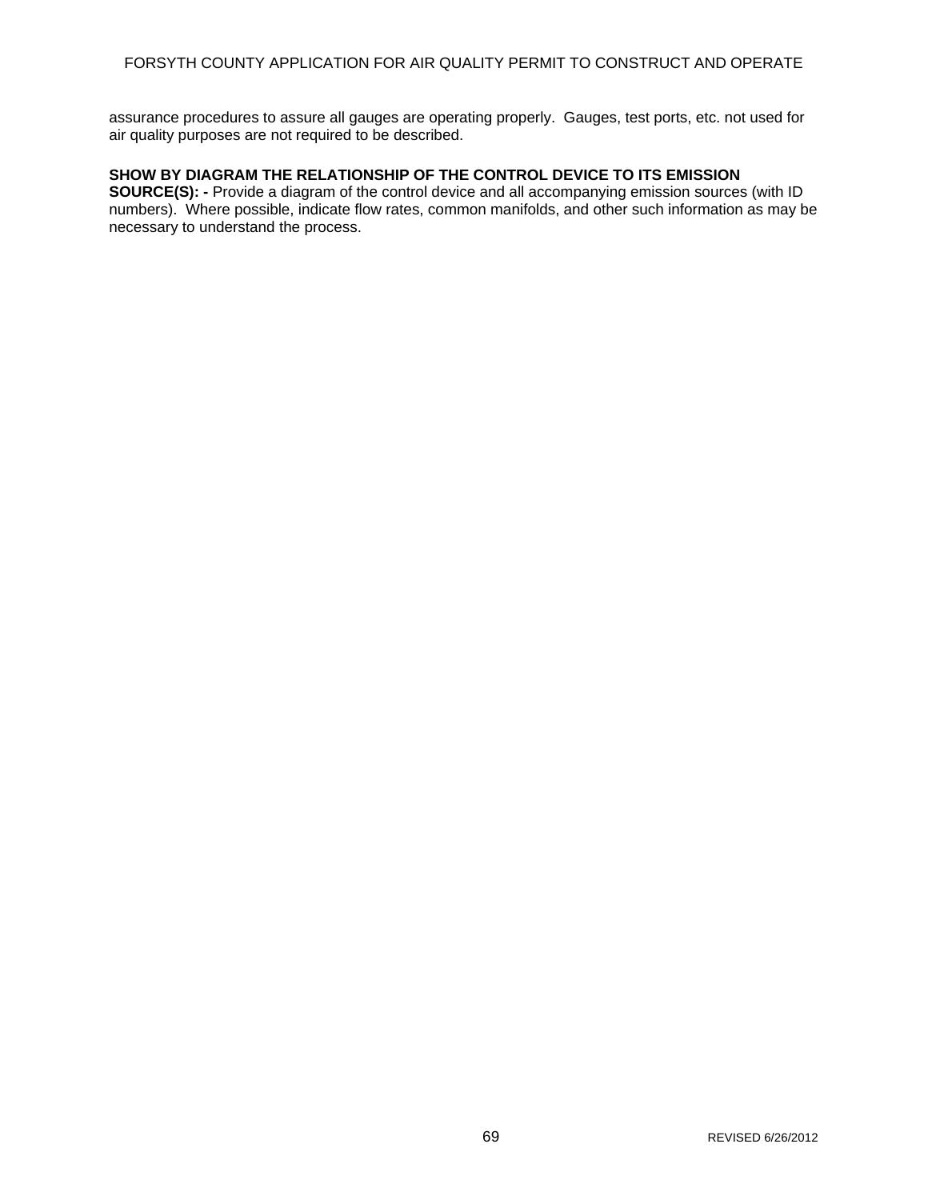assurance procedures to assure all gauges are operating properly. Gauges, test ports, etc. not used for air quality purposes are not required to be described.

**SHOW BY DIAGRAM THE RELATIONSHIP OF THE CONTROL DEVICE TO ITS EMISSION SOURCE(S): -** Provide a diagram of the control device and all accompanying emission sources (with ID numbers). Where possible, indicate flow rates, common manifolds, and other such information as may be necessary to understand the process.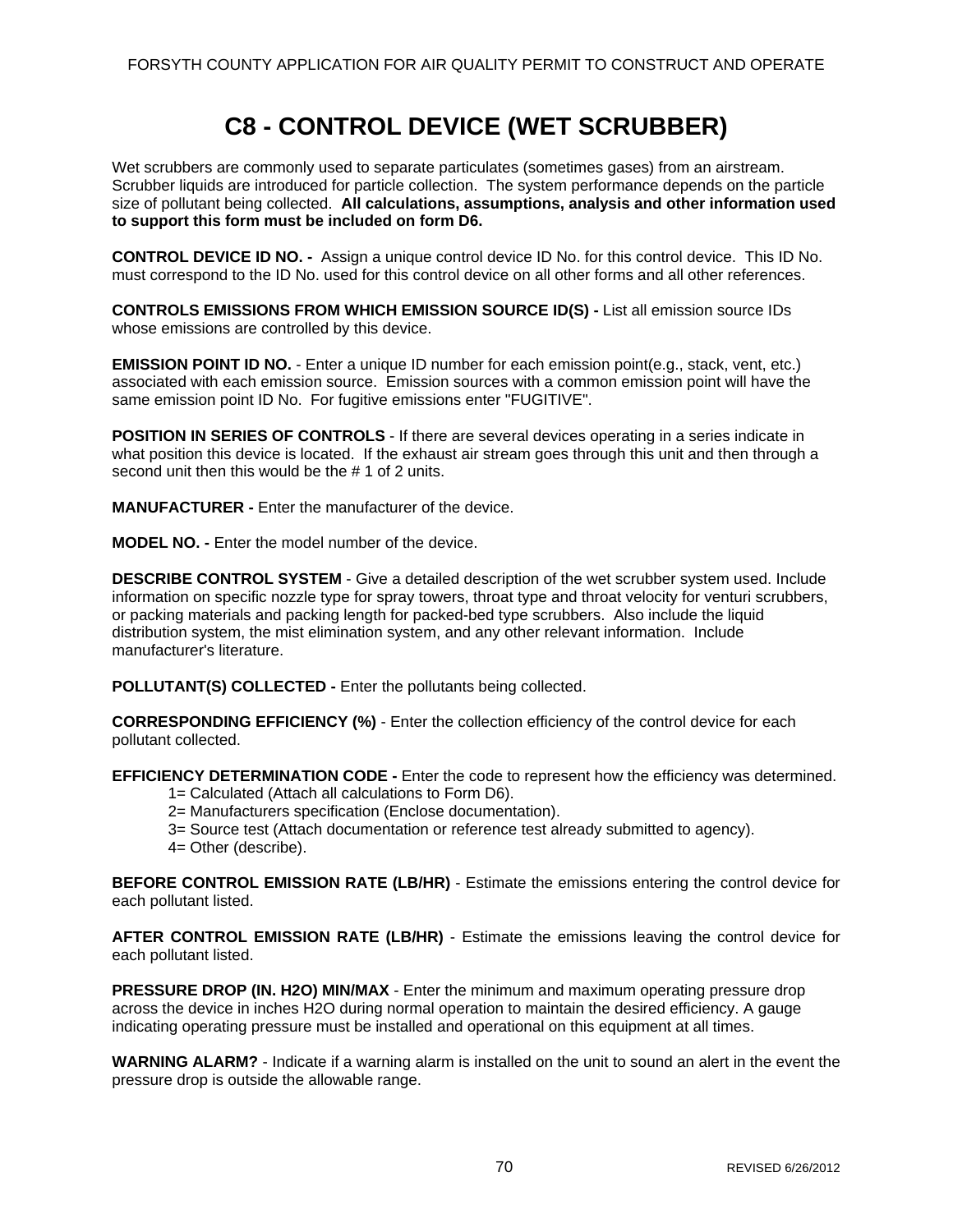# C8 - CONTROL DEVICE (WET SCRUBBER)

Wet scrubbers are commonly used to separate particulates (sometimes gases) from an airstream. Scrubber liquids are introduced for particle collection. The system performance depends on the particle size of pollutant being collected. **All calculations, assumptions, analysis and other information used to support this form must be included on form D6.**

**CONTROL DEVICE ID NO. -** Assign a unique control device ID No. for this control device. This ID No. must correspond to the ID No. used for this control device on all other forms and all other references.

**CONTROLS EMISSIONS FROM WHICH EMISSION SOURCE ID(S) -** List all emission source IDs whose emissions are controlled by this device.

**EMISSION POINT ID NO.** - Enter a unique ID number for each emission point(e.g., stack, vent, etc.) associated with each emission source. Emission sources with a common emission point will have the same emission point ID No. For fugitive emissions enter "FUGITIVE".

**POSITION IN SERIES OF CONTROLS** - If there are several devices operating in a series indicate in what position this device is located. If the exhaust air stream goes through this unit and then through a second unit then this would be the # 1 of 2 units.

**MANUFACTURER -** Enter the manufacturer of the device.

**MODEL NO. -** Enter the model number of the device.

**DESCRIBE CONTROL SYSTEM** - Give a detailed description of the wet scrubber system used. Include information on specific nozzle type for spray towers, throat type and throat velocity for venturi scrubbers, or packing materials and packing length for packed-bed type scrubbers. Also include the liquid distribution system, the mist elimination system, and any other relevant information. Include manufacturer's literature.

**POLLUTANT(S) COLLECTED -** Enter the pollutants being collected.

**CORRESPONDING EFFICIENCY (%)** - Enter the collection efficiency of the control device for each pollutant collected.

**EFFICIENCY DETERMINATION CODE -** Enter the code to represent how the efficiency was determined.

1= Calculated (Attach all calculations to Form D6).
2= Manufacturers specification (Enclose documentation).
3= Source test (Attach documentation or reference test already submitted to agency).
4= Other (describe).

**BEFORE CONTROL EMISSION RATE (LB/HR)** - Estimate the emissions entering the control device for each pollutant listed.

**AFTER CONTROL EMISSION RATE (LB/HR)** - Estimate the emissions leaving the control device for each pollutant listed.

**PRESSURE DROP (IN. H2O) MIN/MAX** - Enter the minimum and maximum operating pressure drop across the device in inches H2O during normal operation to maintain the desired efficiency. A gauge indicating operating pressure must be installed and operational on this equipment at all times.

**WARNING ALARM?** - Indicate if a warning alarm is installed on the unit to sound an alert in the event the pressure drop is outside the allowable range.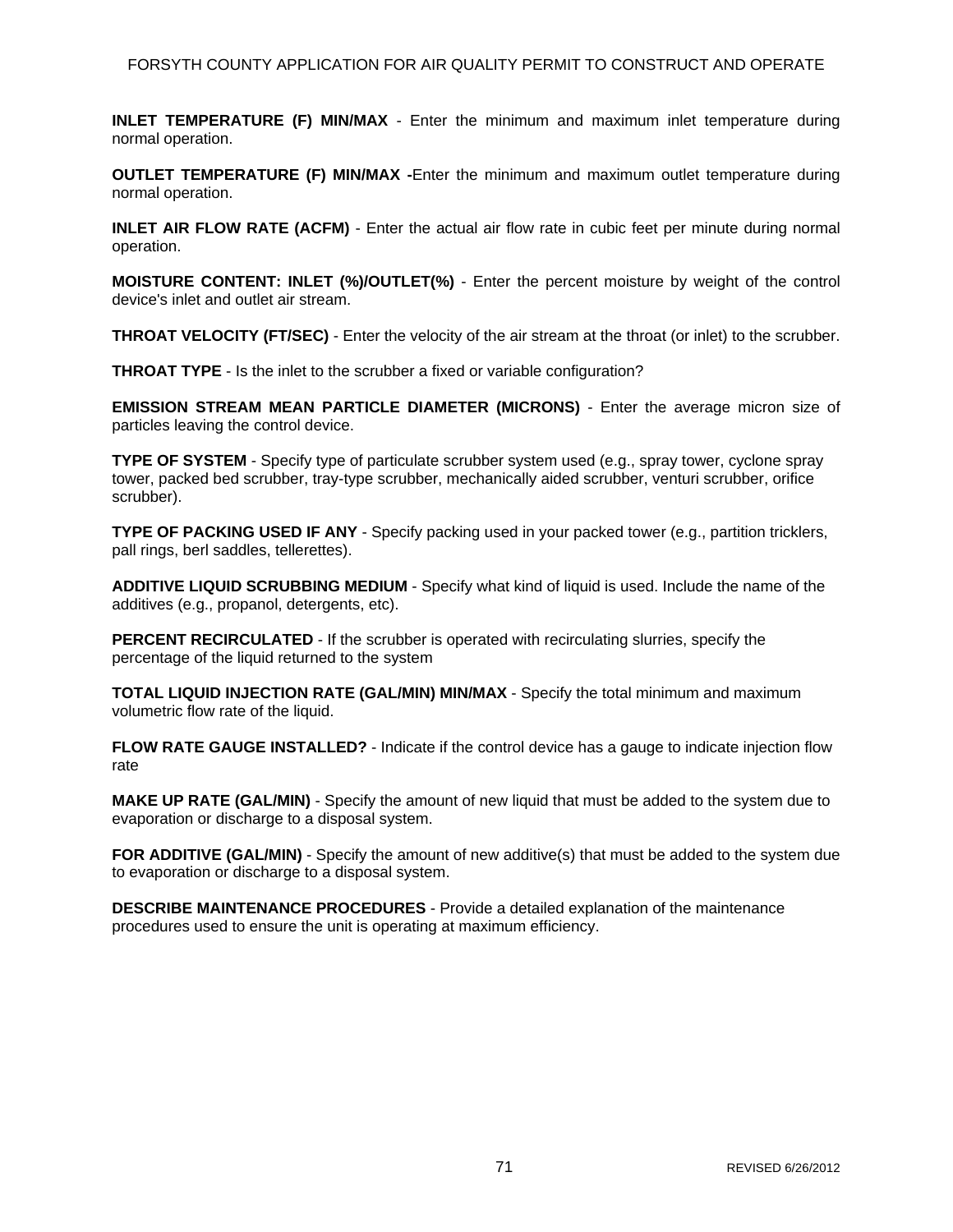**INLET TEMPERATURE (F) MIN/MAX** - Enter the minimum and maximum inlet temperature during normal operation.

**OUTLET TEMPERATURE (F) MIN/MAX -**Enter the minimum and maximum outlet temperature during normal operation.

**INLET AIR FLOW RATE (ACFM)** - Enter the actual air flow rate in cubic feet per minute during normal operation.

**MOISTURE CONTENT: INLET (%)/OUTLET(%)** - Enter the percent moisture by weight of the control device's inlet and outlet air stream.

**THROAT VELOCITY (FT/SEC)** - Enter the velocity of the air stream at the throat (or inlet) to the scrubber.

**THROAT TYPE** - Is the inlet to the scrubber a fixed or variable configuration?

**EMISSION STREAM MEAN PARTICLE DIAMETER (MICRONS)** - Enter the average micron size of particles leaving the control device.

**TYPE OF SYSTEM** - Specify type of particulate scrubber system used (e.g., spray tower, cyclone spray tower, packed bed scrubber, tray-type scrubber, mechanically aided scrubber, venturi scrubber, orifice scrubber).

**TYPE OF PACKING USED IF ANY** - Specify packing used in your packed tower (e.g., partition tricklers, pall rings, berl saddles, tellerettes).

**ADDITIVE LIQUID SCRUBBING MEDIUM** - Specify what kind of liquid is used. Include the name of the additives (e.g., propanol, detergents, etc).

**PERCENT RECIRCULATED** - If the scrubber is operated with recirculating slurries, specify the percentage of the liquid returned to the system

**TOTAL LIQUID INJECTION RATE (GAL/MIN) MIN/MAX** - Specify the total minimum and maximum volumetric flow rate of the liquid.

**FLOW RATE GAUGE INSTALLED?** - Indicate if the control device has a gauge to indicate injection flow rate

**MAKE UP RATE (GAL/MIN)** - Specify the amount of new liquid that must be added to the system due to evaporation or discharge to a disposal system.

**FOR ADDITIVE (GAL/MIN)** - Specify the amount of new additive(s) that must be added to the system due to evaporation or discharge to a disposal system.

**DESCRIBE MAINTENANCE PROCEDURES** - Provide a detailed explanation of the maintenance procedures used to ensure the unit is operating at maximum efficiency.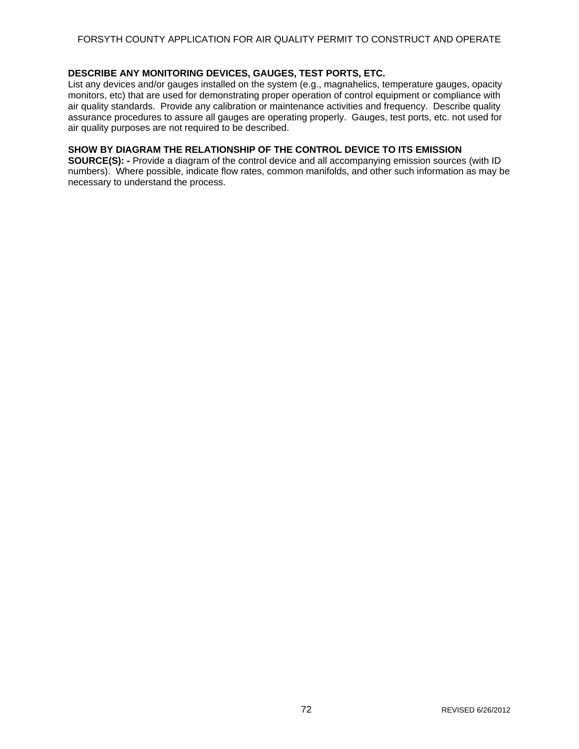**DESCRIBE ANY MONITORING DEVICES, GAUGES, TEST PORTS, ETC.**
List any devices and/or gauges installed on the system (e.g., magnahelics, temperature gauges, opacity monitors, etc) that are used for demonstrating proper operation of control equipment or compliance with air quality standards. Provide any calibration or maintenance activities and frequency. Describe quality assurance procedures to assure all gauges are operating properly. Gauges, test ports, etc. not used for air quality purposes are not required to be described.

**SHOW BY DIAGRAM THE RELATIONSHIP OF THE CONTROL DEVICE TO ITS EMISSION SOURCE(S): -** Provide a diagram of the control device and all accompanying emission sources (with ID numbers). Where possible, indicate flow rates, common manifolds, and other such information as may be necessary to understand the process.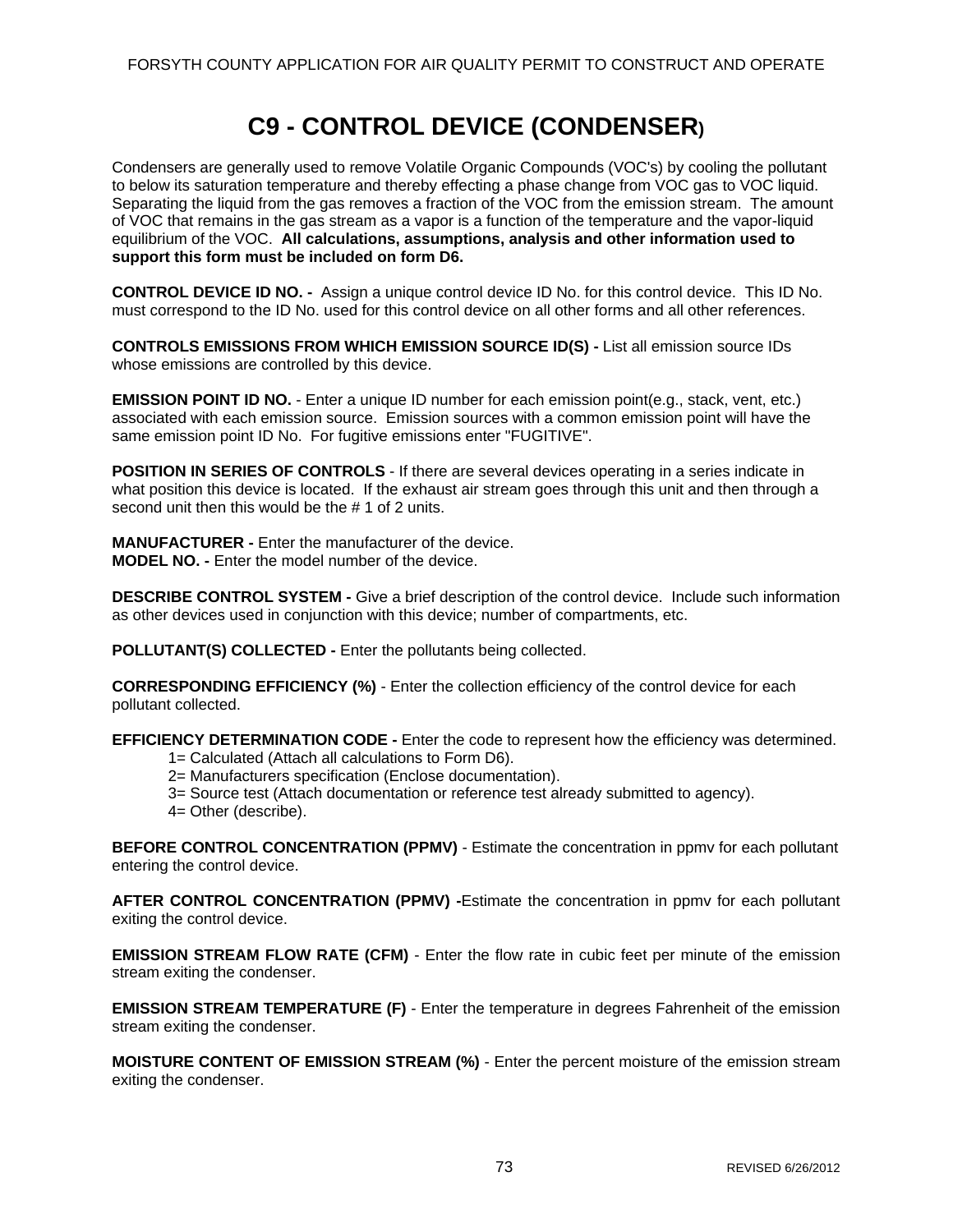# C9 - CONTROL DEVICE (CONDENSER)

Condensers are generally used to remove Volatile Organic Compounds (VOC's) by cooling the pollutant to below its saturation temperature and thereby effecting a phase change from VOC gas to VOC liquid. Separating the liquid from the gas removes a fraction of the VOC from the emission stream. The amount of VOC that remains in the gas stream as a vapor is a function of the temperature and the vapor-liquid equilibrium of the VOC. **All calculations, assumptions, analysis and other information used to support this form must be included on form D6.**

**CONTROL DEVICE ID NO. -** Assign a unique control device ID No. for this control device. This ID No. must correspond to the ID No. used for this control device on all other forms and all other references.

**CONTROLS EMISSIONS FROM WHICH EMISSION SOURCE ID(S) -** List all emission source IDs whose emissions are controlled by this device.

**EMISSION POINT ID NO.** - Enter a unique ID number for each emission point(e.g., stack, vent, etc.) associated with each emission source. Emission sources with a common emission point will have the same emission point ID No. For fugitive emissions enter "FUGITIVE".

**POSITION IN SERIES OF CONTROLS** - If there are several devices operating in a series indicate in what position this device is located. If the exhaust air stream goes through this unit and then through a second unit then this would be the # 1 of 2 units.

**MANUFACTURER -** Enter the manufacturer of the device.
**MODEL NO. -** Enter the model number of the device.

**DESCRIBE CONTROL SYSTEM -** Give a brief description of the control device. Include such information as other devices used in conjunction with this device; number of compartments, etc.

**POLLUTANT(S) COLLECTED -** Enter the pollutants being collected.

**CORRESPONDING EFFICIENCY (%)** - Enter the collection efficiency of the control device for each pollutant collected.

**EFFICIENCY DETERMINATION CODE -** Enter the code to represent how the efficiency was determined.

- 1= Calculated (Attach all calculations to Form D6).
- 2= Manufacturers specification (Enclose documentation).
- 3= Source test (Attach documentation or reference test already submitted to agency).
- 4= Other (describe).

**BEFORE CONTROL CONCENTRATION (PPMV)** - Estimate the concentration in ppmv for each pollutant entering the control device.

**AFTER CONTROL CONCENTRATION (PPMV) -**Estimate the concentration in ppmv for each pollutant exiting the control device.

**EMISSION STREAM FLOW RATE (CFM)** - Enter the flow rate in cubic feet per minute of the emission stream exiting the condenser.

**EMISSION STREAM TEMPERATURE (F)** - Enter the temperature in degrees Fahrenheit of the emission stream exiting the condenser.

**MOISTURE CONTENT OF EMISSION STREAM (%)** - Enter the percent moisture of the emission stream exiting the condenser.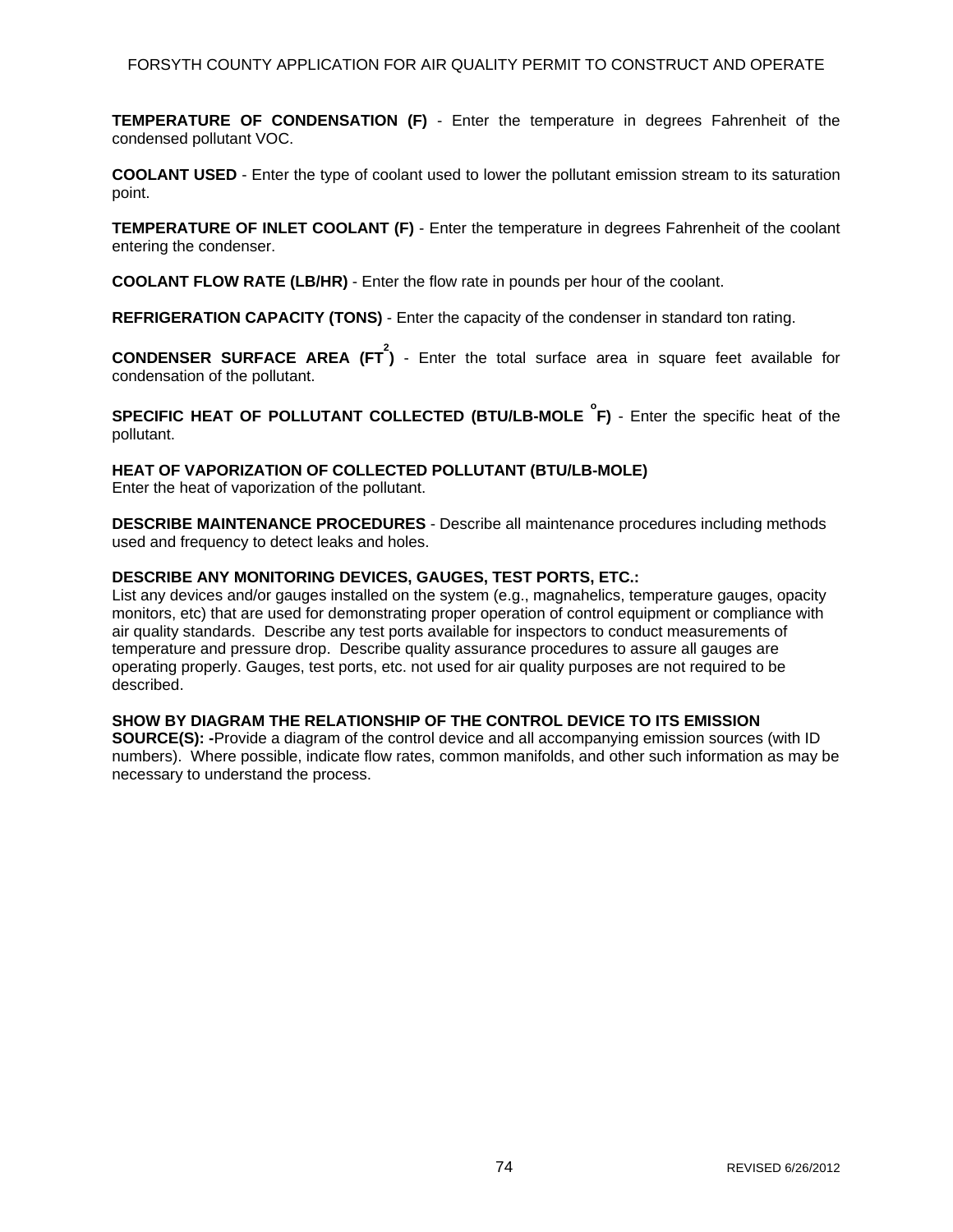**TEMPERATURE OF CONDENSATION (F)** - Enter the temperature in degrees Fahrenheit of the condensed pollutant VOC.

**COOLANT USED** - Enter the type of coolant used to lower the pollutant emission stream to its saturation point.

**TEMPERATURE OF INLET COOLANT (F)** - Enter the temperature in degrees Fahrenheit of the coolant entering the condenser.

**COOLANT FLOW RATE (LB/HR)** - Enter the flow rate in pounds per hour of the coolant.

**REFRIGERATION CAPACITY (TONS)** - Enter the capacity of the condenser in standard ton rating.

**CONDENSER SURFACE AREA ($FT^2$)** - Enter the total surface area in square feet available for condensation of the pollutant.

**SPECIFIC HEAT OF POLLUTANT COLLECTED (BTU/LB-MOLE °F)** - Enter the specific heat of the pollutant.

**HEAT OF VAPORIZATION OF COLLECTED POLLUTANT (BTU/LB-MOLE)**
Enter the heat of vaporization of the pollutant.

**DESCRIBE MAINTENANCE PROCEDURES** - Describe all maintenance procedures including methods used and frequency to detect leaks and holes.

**DESCRIBE ANY MONITORING DEVICES, GAUGES, TEST PORTS, ETC.:**
List any devices and/or gauges installed on the system (e.g., magnahelics, temperature gauges, opacity monitors, etc) that are used for demonstrating proper operation of control equipment or compliance with air quality standards. Describe any test ports available for inspectors to conduct measurements of temperature and pressure drop. Describe quality assurance procedures to assure all gauges are operating properly. Gauges, test ports, etc. not used for air quality purposes are not required to be described.

**SHOW BY DIAGRAM THE RELATIONSHIP OF THE CONTROL DEVICE TO ITS EMISSION SOURCE(S): -**Provide a diagram of the control device and all accompanying emission sources (with ID numbers). Where possible, indicate flow rates, common manifolds, and other such information as may be necessary to understand the process.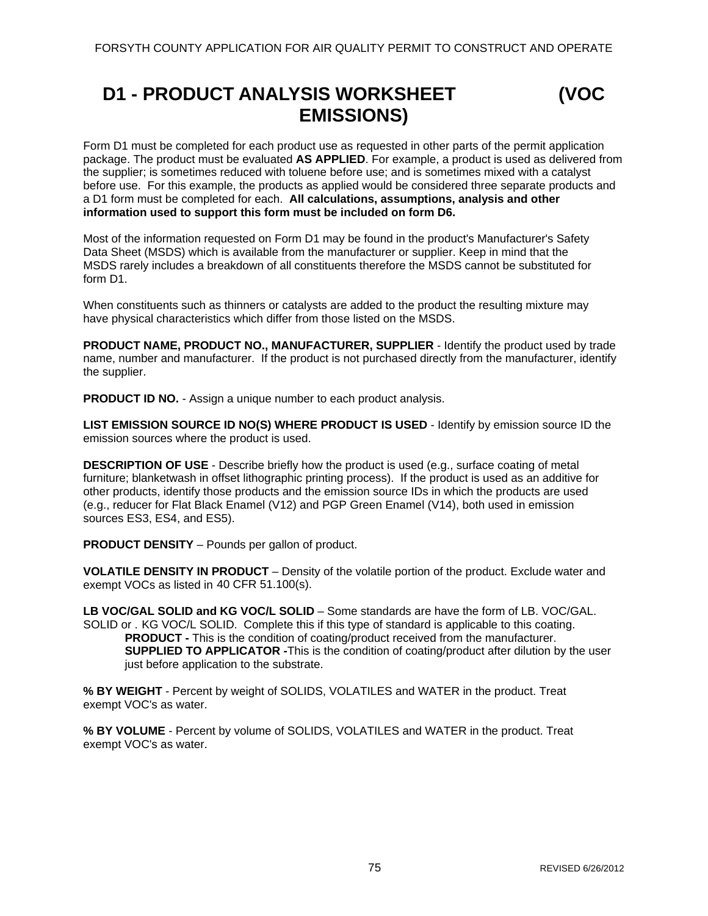# D1 - PRODUCT ANALYSIS WORKSHEET (VOC EMISSIONS)

Form D1 must be completed for each product use as requested in other parts of the permit application package. The product must be evaluated **AS APPLIED**. For example, a product is used as delivered from the supplier; is sometimes reduced with toluene before use; and is sometimes mixed with a catalyst before use. For this example, the products as applied would be considered three separate products and a D1 form must be completed for each. **All calculations, assumptions, analysis and other information used to support this form must be included on form D6.**

Most of the information requested on Form D1 may be found in the product's Manufacturer's Safety Data Sheet (MSDS) which is available from the manufacturer or supplier. Keep in mind that the MSDS rarely includes a breakdown of all constituents therefore the MSDS cannot be substituted for form D1.

When constituents such as thinners or catalysts are added to the product the resulting mixture may have physical characteristics which differ from those listed on the MSDS.

**PRODUCT NAME, PRODUCT NO., MANUFACTURER, SUPPLIER** - Identify the product used by trade name, number and manufacturer. If the product is not purchased directly from the manufacturer, identify the supplier.

**PRODUCT ID NO.** - Assign a unique number to each product analysis.

**LIST EMISSION SOURCE ID NO(S) WHERE PRODUCT IS USED** - Identify by emission source ID the emission sources where the product is used.

**DESCRIPTION OF USE** - Describe briefly how the product is used (e.g., surface coating of metal furniture; blanketwash in offset lithographic printing process). If the product is used as an additive for other products, identify those products and the emission source IDs in which the products are used (e.g., reducer for Flat Black Enamel (V12) and PGP Green Enamel (V14), both used in emission sources ES3, ES4, and ES5).

**PRODUCT DENSITY** – Pounds per gallon of product.

**VOLATILE DENSITY IN PRODUCT** – Density of the volatile portion of the product. Exclude water and exempt VOCs as listed in 40 CFR 51.100(s).

**LB VOC/GAL SOLID and KG VOC/L SOLID** – Some standards are have the form of LB. VOC/GAL. SOLID or . KG VOC/L SOLID. Complete this if this type of standard is applicable to this coating.

> **PRODUCT -** This is the condition of coating/product received from the manufacturer.
> **SUPPLIED TO APPLICATOR -**This is the condition of coating/product after dilution by the user just before application to the substrate.

**% BY WEIGHT** - Percent by weight of SOLIDS, VOLATILES and WATER in the product. Treat exempt VOC's as water.

**% BY VOLUME** - Percent by volume of SOLIDS, VOLATILES and WATER in the product. Treat exempt VOC's as water.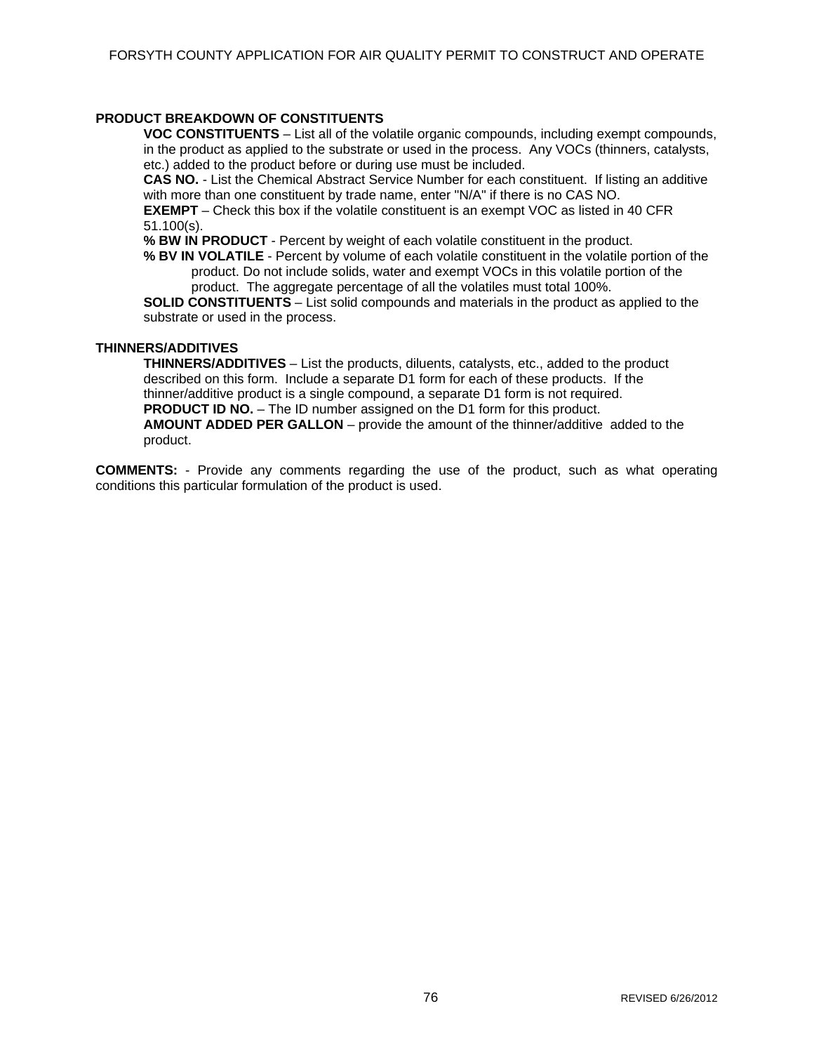**PRODUCT BREAKDOWN OF CONSTITUENTS**

**VOC CONSTITUENTS** – List all of the volatile organic compounds, including exempt compounds, in the product as applied to the substrate or used in the process. Any VOCs (thinners, catalysts, etc.) added to the product before or during use must be included.

**CAS NO.** - List the Chemical Abstract Service Number for each constituent. If listing an additive with more than one constituent by trade name, enter "N/A" if there is no CAS NO.

**EXEMPT** – Check this box if the volatile constituent is an exempt VOC as listed in 40 CFR 51.100(s).

**% BW IN PRODUCT** - Percent by weight of each volatile constituent in the product.

**% BV IN VOLATILE** - Percent by volume of each volatile constituent in the volatile portion of the product. Do not include solids, water and exempt VOCs in this volatile portion of the product. The aggregate percentage of all the volatiles must total 100%.

**SOLID CONSTITUENTS** – List solid compounds and materials in the product as applied to the substrate or used in the process.

**THINNERS/ADDITIVES**

**THINNERS/ADDITIVES** – List the products, diluents, catalysts, etc., added to the product described on this form. Include a separate D1 form for each of these products. If the thinner/additive product is a single compound, a separate D1 form is not required.

**PRODUCT ID NO.** – The ID number assigned on the D1 form for this product.

**AMOUNT ADDED PER GALLON** – provide the amount of the thinner/additive added to the product.

**COMMENTS:** - Provide any comments regarding the use of the product, such as what operating conditions this particular formulation of the product is used.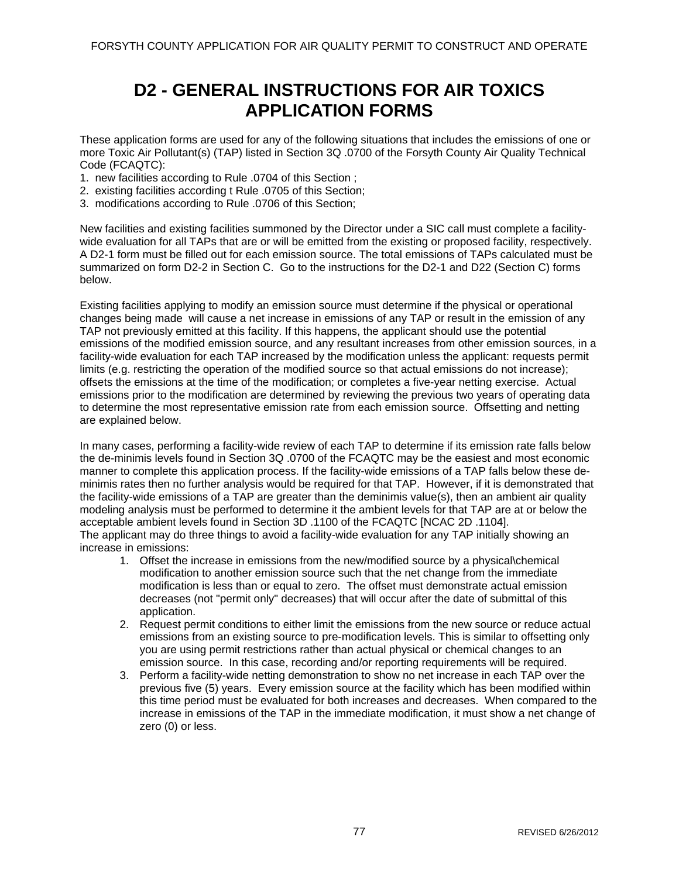# D2 - GENERAL INSTRUCTIONS FOR AIR TOXICS APPLICATION FORMS

These application forms are used for any of the following situations that includes the emissions of one or more Toxic Air Pollutant(s) (TAP) listed in Section 3Q .0700 of the Forsyth County Air Quality Technical Code (FCAQTC):

1. new facilities according to Rule .0704 of this Section ;
2. existing facilities according t Rule .0705 of this Section;
3. modifications according to Rule .0706 of this Section;

New facilities and existing facilities summoned by the Director under a SIC call must complete a facility-wide evaluation for all TAPs that are or will be emitted from the existing or proposed facility, respectively. A D2-1 form must be filled out for each emission source. The total emissions of TAPs calculated must be summarized on form D2-2 in Section C. Go to the instructions for the D2-1 and D22 (Section C) forms below.

Existing facilities applying to modify an emission source must determine if the physical or operational changes being made will cause a net increase in emissions of any TAP or result in the emission of any TAP not previously emitted at this facility. If this happens, the applicant should use the potential emissions of the modified emission source, and any resultant increases from other emission sources, in a facility-wide evaluation for each TAP increased by the modification unless the applicant: requests permit limits (e.g. restricting the operation of the modified source so that actual emissions do not increase); offsets the emissions at the time of the modification; or completes a five-year netting exercise. Actual emissions prior to the modification are determined by reviewing the previous two years of operating data to determine the most representative emission rate from each emission source. Offsetting and netting are explained below.

In many cases, performing a facility-wide review of each TAP to determine if its emission rate falls below the de-minimis levels found in Section 3Q .0700 of the FCAQTC may be the easiest and most economic manner to complete this application process. If the facility-wide emissions of a TAP falls below these de-minimis rates then no further analysis would be required for that TAP. However, if it is demonstrated that the facility-wide emissions of a TAP are greater than the deminimis value(s), then an ambient air quality modeling analysis must be performed to determine it the ambient levels for that TAP are at or below the acceptable ambient levels found in Section 3D .1100 of the FCAQTC [NCAC 2D .1104].
The applicant may do three things to avoid a facility-wide evaluation for any TAP initially showing an increase in emissions:

1. Offset the increase in emissions from the new/modified source by a physical\chemical modification to another emission source such that the net change from the immediate modification is less than or equal to zero. The offset must demonstrate actual emission decreases (not "permit only" decreases) that will occur after the date of submittal of this application.
2. Request permit conditions to either limit the emissions from the new source or reduce actual emissions from an existing source to pre-modification levels. This is similar to offsetting only you are using permit restrictions rather than actual physical or chemical changes to an emission source. In this case, recording and/or reporting requirements will be required.
3. Perform a facility-wide netting demonstration to show no net increase in each TAP over the previous five (5) years. Every emission source at the facility which has been modified within this time period must be evaluated for both increases and decreases. When compared to the increase in emissions of the TAP in the immediate modification, it must show a net change of zero (0) or less.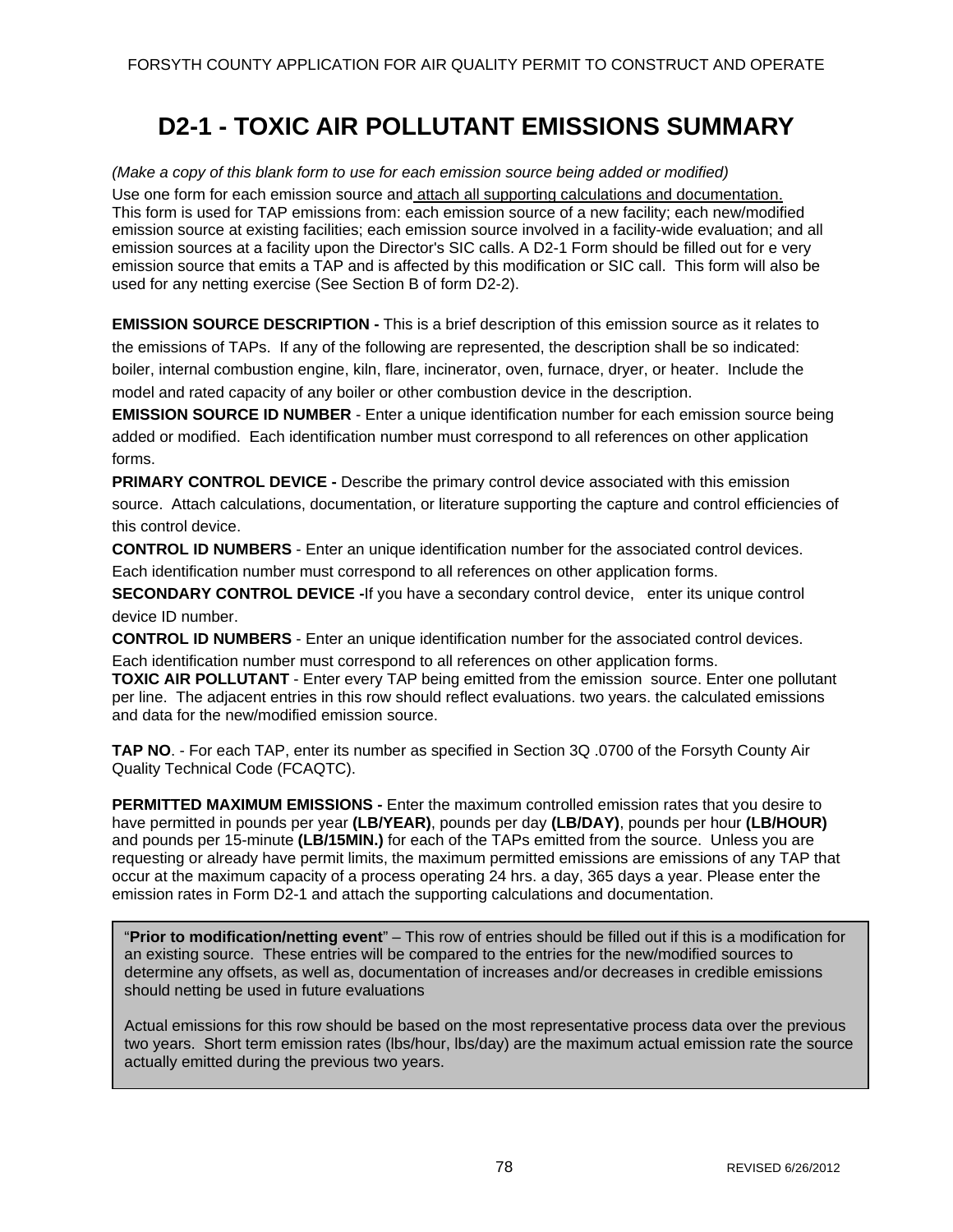# D2-1 - TOXIC AIR POLLUTANT EMISSIONS SUMMARY

*(Make a copy of this blank form to use for each emission source being added or modified)*

Use one form for each emission source and attach all supporting calculations and documentation. This form is used for TAP emissions from: each emission source of a new facility; each new/modified emission source at existing facilities; each emission source involved in a facility-wide evaluation; and all emission sources at a facility upon the Director's SIC calls. A D2-1 Form should be filled out for e very emission source that emits a TAP and is affected by this modification or SIC call. This form will also be used for any netting exercise (See Section B of form D2-2).

**EMISSION SOURCE DESCRIPTION -** This is a brief description of this emission source as it relates to the emissions of TAPs. If any of the following are represented, the description shall be so indicated: boiler, internal combustion engine, kiln, flare, incinerator, oven, furnace, dryer, or heater. Include the model and rated capacity of any boiler or other combustion device in the description.

**EMISSION SOURCE ID NUMBER** - Enter a unique identification number for each emission source being added or modified. Each identification number must correspond to all references on other application forms.

**PRIMARY CONTROL DEVICE -** Describe the primary control device associated with this emission source. Attach calculations, documentation, or literature supporting the capture and control efficiencies of this control device.

**CONTROL ID NUMBERS** - Enter an unique identification number for the associated control devices. Each identification number must correspond to all references on other application forms.

**SECONDARY CONTROL DEVICE -**If you have a secondary control device, enter its unique control device ID number.

**CONTROL ID NUMBERS** - Enter an unique identification number for the associated control devices. Each identification number must correspond to all references on other application forms.

**TOXIC AIR POLLUTANT** - Enter every TAP being emitted from the emission source. Enter one pollutant per line. The adjacent entries in this row should reflect evaluations. two years. the calculated emissions and data for the new/modified emission source.

**TAP NO**. - For each TAP, enter its number as specified in Section 3Q .0700 of the Forsyth County Air Quality Technical Code (FCAQTC).

**PERMITTED MAXIMUM EMISSIONS -** Enter the maximum controlled emission rates that you desire to have permitted in pounds per year **(LB/YEAR)**, pounds per day **(LB/DAY)**, pounds per hour **(LB/HOUR)** and pounds per 15-minute **(LB/15MIN.)** for each of the TAPs emitted from the source. Unless you are requesting or already have permit limits, the maximum permitted emissions are emissions of any TAP that occur at the maximum capacity of a process operating 24 hrs. a day, 365 days a year. Please enter the emission rates in Form D2-1 and attach the supporting calculations and documentation.

"**Prior to modification/netting event**" – This row of entries should be filled out if this is a modification for an existing source. These entries will be compared to the entries for the new/modified sources to determine any offsets, as well as, documentation of increases and/or decreases in credible emissions should netting be used in future evaluations

Actual emissions for this row should be based on the most representative process data over the previous two years. Short term emission rates (lbs/hour, lbs/day) are the maximum actual emission rate the source actually emitted during the previous two years.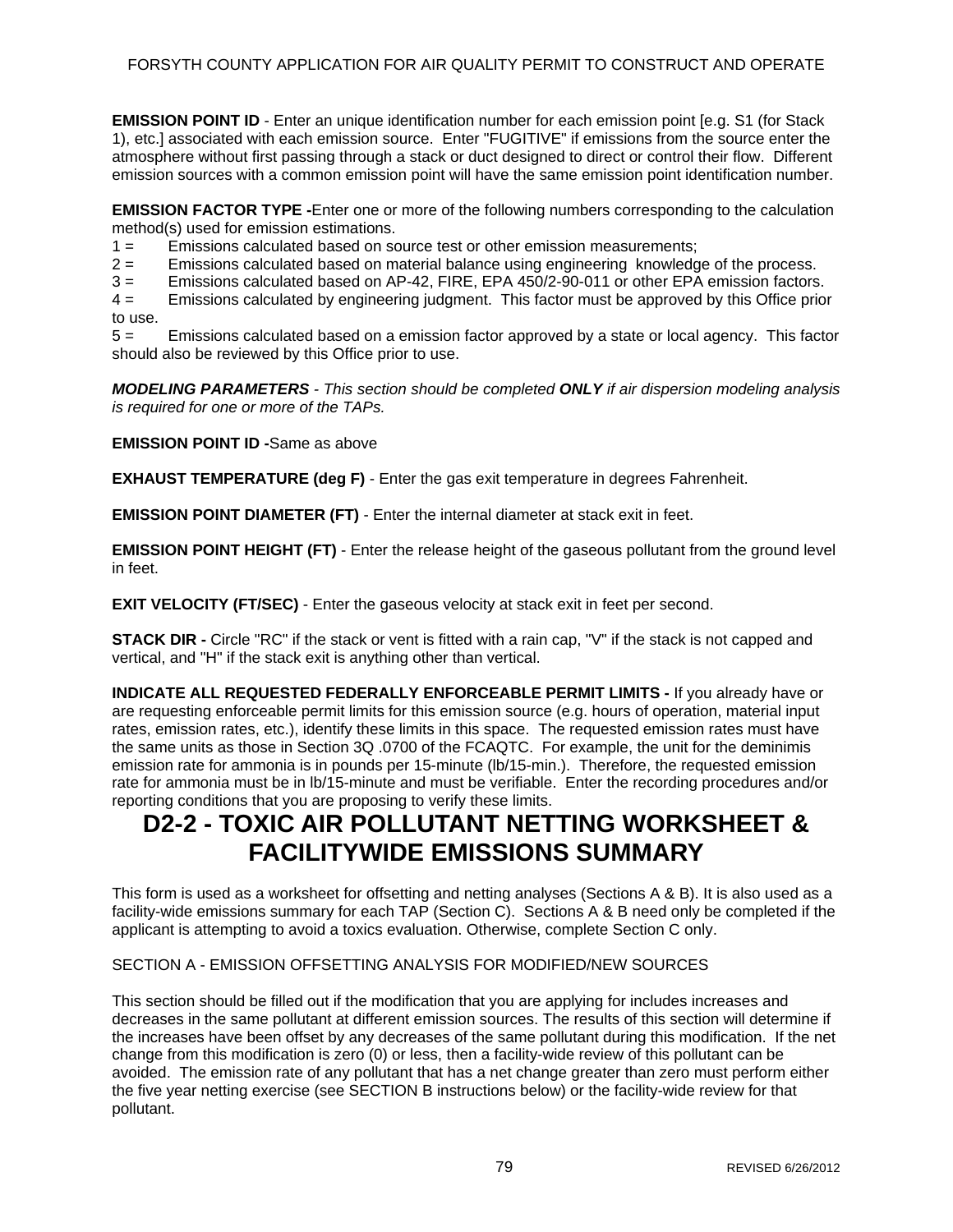**EMISSION POINT ID** - Enter an unique identification number for each emission point [e.g. S1 (for Stack 1), etc.] associated with each emission source. Enter "FUGITIVE" if emissions from the source enter the atmosphere without first passing through a stack or duct designed to direct or control their flow. Different emission sources with a common emission point will have the same emission point identification number.

**EMISSION FACTOR TYPE -**Enter one or more of the following numbers corresponding to the calculation method(s) used for emission estimations.

1 = Emissions calculated based on source test or other emission measurements;
2 = Emissions calculated based on material balance using engineering knowledge of the process.
3 = Emissions calculated based on AP-42, FIRE, EPA 450/2-90-011 or other EPA emission factors.
4 = Emissions calculated by engineering judgment. This factor must be approved by this Office prior to use.
5 = Emissions calculated based on a emission factor approved by a state or local agency. This factor should also be reviewed by this Office prior to use.

***MODELING PARAMETERS*** *- This section should be completed **ONLY** if air dispersion modeling analysis is required for one or more of the TAPs.*

**EMISSION POINT ID -**Same as above

**EXHAUST TEMPERATURE (deg F)** - Enter the gas exit temperature in degrees Fahrenheit.

**EMISSION POINT DIAMETER (FT)** - Enter the internal diameter at stack exit in feet.

**EMISSION POINT HEIGHT (FT)** - Enter the release height of the gaseous pollutant from the ground level in feet.

**EXIT VELOCITY (FT/SEC)** - Enter the gaseous velocity at stack exit in feet per second.

**STACK DIR -** Circle "RC" if the stack or vent is fitted with a rain cap, "V" if the stack is not capped and vertical, and "H" if the stack exit is anything other than vertical.

**INDICATE ALL REQUESTED FEDERALLY ENFORCEABLE PERMIT LIMITS -** If you already have or are requesting enforceable permit limits for this emission source (e.g. hours of operation, material input rates, emission rates, etc.), identify these limits in this space. The requested emission rates must have the same units as those in Section 3Q .0700 of the FCAQTC. For example, the unit for the deminimis emission rate for ammonia is in pounds per 15-minute (lb/15-min.). Therefore, the requested emission rate for ammonia must be in lb/15-minute and must be verifiable. Enter the recording procedures and/or reporting conditions that you are proposing to verify these limits.

# D2-2 - TOXIC AIR POLLUTANT NETTING WORKSHEET & FACILITYWIDE EMISSIONS SUMMARY

This form is used as a worksheet for offsetting and netting analyses (Sections A & B). It is also used as a facility-wide emissions summary for each TAP (Section C). Sections A & B need only be completed if the applicant is attempting to avoid a toxics evaluation. Otherwise, complete Section C only.

SECTION A - EMISSION OFFSETTING ANALYSIS FOR MODIFIED/NEW SOURCES

This section should be filled out if the modification that you are applying for includes increases and decreases in the same pollutant at different emission sources. The results of this section will determine if the increases have been offset by any decreases of the same pollutant during this modification. If the net change from this modification is zero (0) or less, then a facility-wide review of this pollutant can be avoided. The emission rate of any pollutant that has a net change greater than zero must perform either the five year netting exercise (see SECTION B instructions below) or the facility-wide review for that pollutant.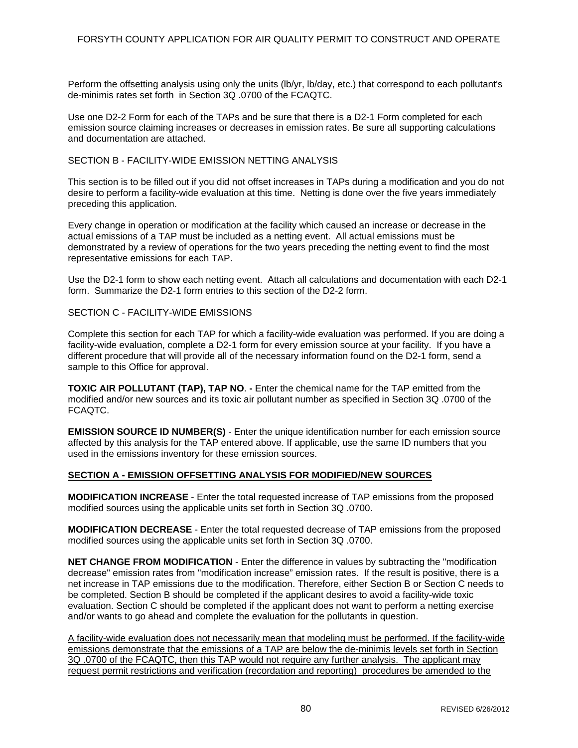Perform the offsetting analysis using only the units (lb/yr, lb/day, etc.) that correspond to each pollutant's de-minimis rates set forth in Section 3Q .0700 of the FCAQTC.

Use one D2-2 Form for each of the TAPs and be sure that there is a D2-1 Form completed for each emission source claiming increases or decreases in emission rates. Be sure all supporting calculations and documentation are attached.

SECTION B - FACILITY-WIDE EMISSION NETTING ANALYSIS

This section is to be filled out if you did not offset increases in TAPs during a modification and you do not desire to perform a facility-wide evaluation at this time. Netting is done over the five years immediately preceding this application.

Every change in operation or modification at the facility which caused an increase or decrease in the actual emissions of a TAP must be included as a netting event. All actual emissions must be demonstrated by a review of operations for the two years preceding the netting event to find the most representative emissions for each TAP.

Use the D2-1 form to show each netting event. Attach all calculations and documentation with each D2-1 form. Summarize the D2-1 form entries to this section of the D2-2 form.

SECTION C - FACILITY-WIDE EMISSIONS

Complete this section for each TAP for which a facility-wide evaluation was performed. If you are doing a facility-wide evaluation, complete a D2-1 form for every emission source at your facility. If you have a different procedure that will provide all of the necessary information found on the D2-1 form, send a sample to this Office for approval.

**TOXIC AIR POLLUTANT (TAP), TAP NO. -** Enter the chemical name for the TAP emitted from the modified and/or new sources and its toxic air pollutant number as specified in Section 3Q .0700 of the FCAQTC.

**EMISSION SOURCE ID NUMBER(S)** - Enter the unique identification number for each emission source affected by this analysis for the TAP entered above. If applicable, use the same ID numbers that you used in the emissions inventory for these emission sources.

**SECTION A - EMISSION OFFSETTING ANALYSIS FOR MODIFIED/NEW SOURCES**

**MODIFICATION INCREASE** - Enter the total requested increase of TAP emissions from the proposed modified sources using the applicable units set forth in Section 3Q .0700.

**MODIFICATION DECREASE** - Enter the total requested decrease of TAP emissions from the proposed modified sources using the applicable units set forth in Section 3Q .0700.

**NET CHANGE FROM MODIFICATION** - Enter the difference in values by subtracting the "modification decrease" emission rates from "modification increase" emission rates. If the result is positive, there is a net increase in TAP emissions due to the modification. Therefore, either Section B or Section C needs to be completed. Section B should be completed if the applicant desires to avoid a facility-wide toxic evaluation. Section C should be completed if the applicant does not want to perform a netting exercise and/or wants to go ahead and complete the evaluation for the pollutants in question.

A facility-wide evaluation does not necessarily mean that modeling must be performed. If the facility-wide emissions demonstrate that the emissions of a TAP are below the de-minimis levels set forth in Section 3Q .0700 of the FCAQTC, then this TAP would not require any further analysis. The applicant may request permit restrictions and verification (recordation and reporting) procedures be amended to the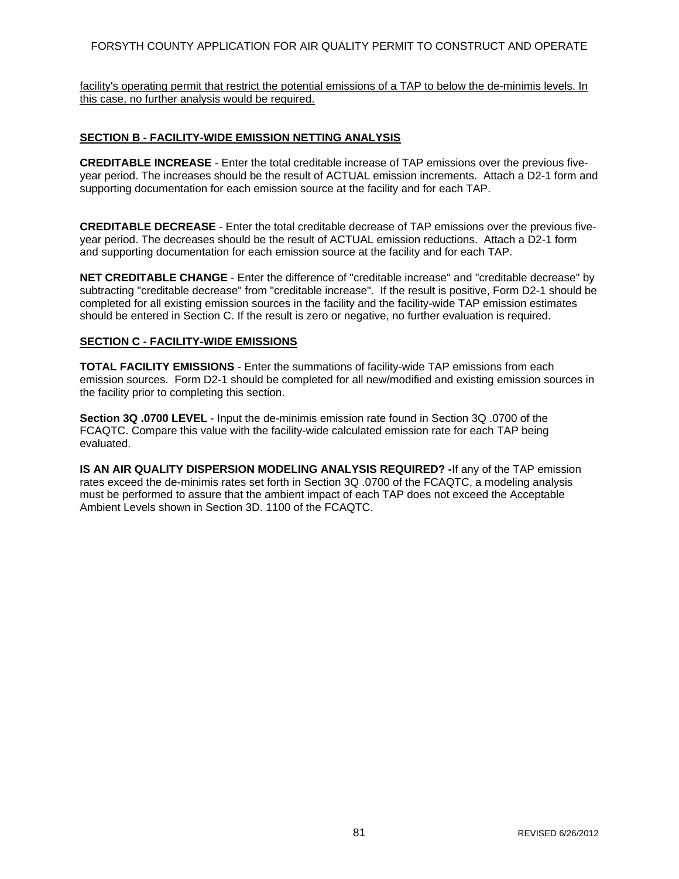facility's operating permit that restrict the potential emissions of a TAP to below the de-minimis levels. In this case, no further analysis would be required.

## SECTION B - FACILITY-WIDE EMISSION NETTING ANALYSIS

**CREDITABLE INCREASE** - Enter the total creditable increase of TAP emissions over the previous five-year period. The increases should be the result of ACTUAL emission increments. Attach a D2-1 form and supporting documentation for each emission source at the facility and for each TAP.

**CREDITABLE DECREASE** - Enter the total creditable decrease of TAP emissions over the previous five-year period. The decreases should be the result of ACTUAL emission reductions. Attach a D2-1 form and supporting documentation for each emission source at the facility and for each TAP.

**NET CREDITABLE CHANGE** - Enter the difference of "creditable increase" and "creditable decrease" by subtracting "creditable decrease" from "creditable increase". If the result is positive, Form D2-1 should be completed for all existing emission sources in the facility and the facility-wide TAP emission estimates should be entered in Section C. If the result is zero or negative, no further evaluation is required.

## SECTION C - FACILITY-WIDE EMISSIONS

**TOTAL FACILITY EMISSIONS** - Enter the summations of facility-wide TAP emissions from each emission sources. Form D2-1 should be completed for all new/modified and existing emission sources in the facility prior to completing this section.

**Section 3Q .0700 LEVEL** - Input the de-minimis emission rate found in Section 3Q .0700 of the FCAQTC. Compare this value with the facility-wide calculated emission rate for each TAP being evaluated.

**IS AN AIR QUALITY DISPERSION MODELING ANALYSIS REQUIRED? -**If any of the TAP emission rates exceed the de-minimis rates set forth in Section 3Q .0700 of the FCAQTC, a modeling analysis must be performed to assure that the ambient impact of each TAP does not exceed the Acceptable Ambient Levels shown in Section 3D. 1100 of the FCAQTC.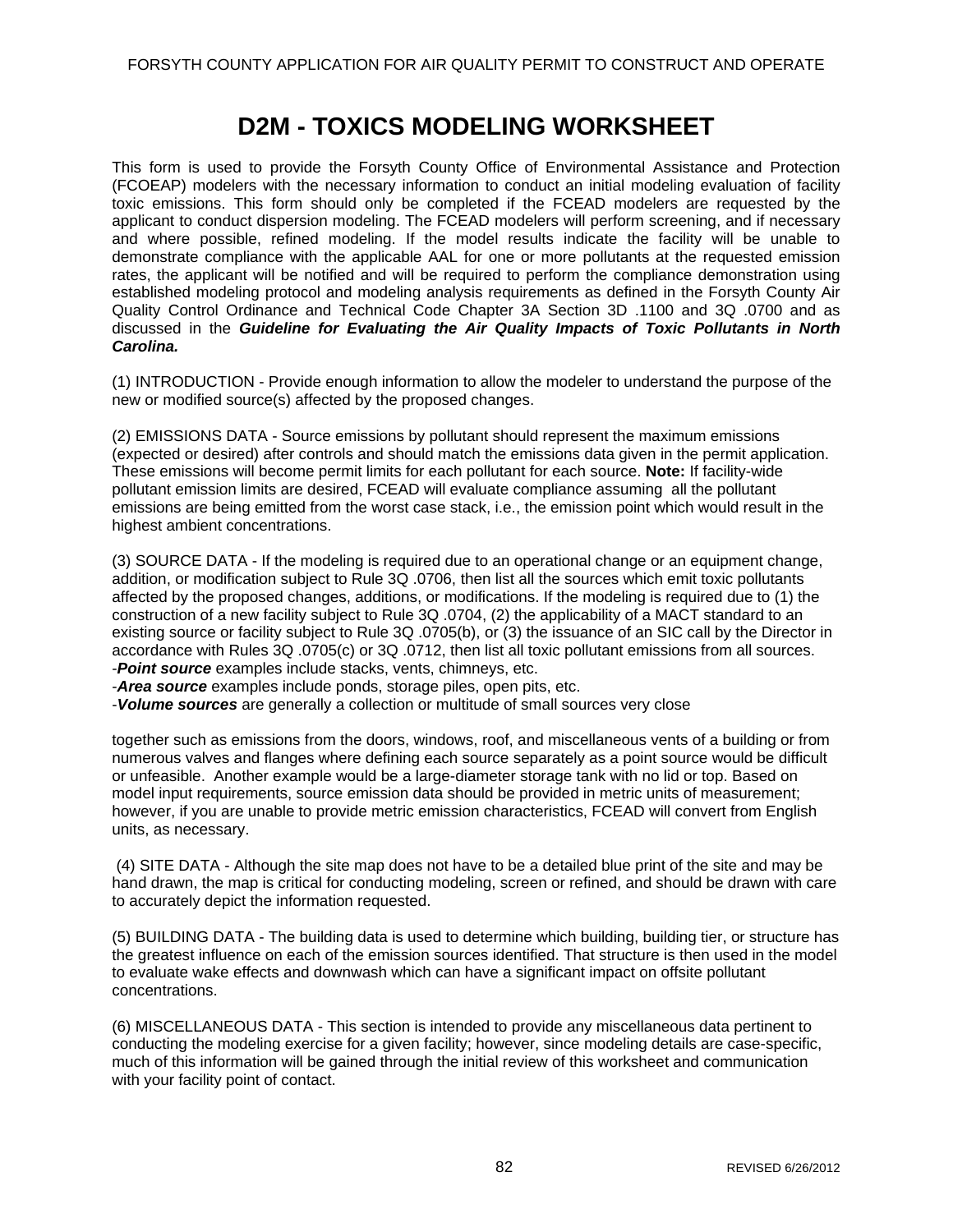# D2M - TOXICS MODELING WORKSHEET

This form is used to provide the Forsyth County Office of Environmental Assistance and Protection (FCOEAP) modelers with the necessary information to conduct an initial modeling evaluation of facility toxic emissions. This form should only be completed if the FCEAD modelers are requested by the applicant to conduct dispersion modeling. The FCEAD modelers will perform screening, and if necessary and where possible, refined modeling. If the model results indicate the facility will be unable to demonstrate compliance with the applicable AAL for one or more pollutants at the requested emission rates, the applicant will be notified and will be required to perform the compliance demonstration using established modeling protocol and modeling analysis requirements as defined in the Forsyth County Air Quality Control Ordinance and Technical Code Chapter 3A Section 3D .1100 and 3Q .0700 and as discussed in the ***Guideline for Evaluating the Air Quality Impacts of Toxic Pollutants in North Carolina.***

(1) INTRODUCTION - Provide enough information to allow the modeler to understand the purpose of the new or modified source(s) affected by the proposed changes.

(2) EMISSIONS DATA - Source emissions by pollutant should represent the maximum emissions (expected or desired) after controls and should match the emissions data given in the permit application. These emissions will become permit limits for each pollutant for each source. **Note:** If facility-wide pollutant emission limits are desired, FCEAD will evaluate compliance assuming all the pollutant emissions are being emitted from the worst case stack, i.e., the emission point which would result in the highest ambient concentrations.

(3) SOURCE DATA - If the modeling is required due to an operational change or an equipment change, addition, or modification subject to Rule 3Q .0706, then list all the sources which emit toxic pollutants affected by the proposed changes, additions, or modifications. If the modeling is required due to (1) the construction of a new facility subject to Rule 3Q .0704, (2) the applicability of a MACT standard to an existing source or facility subject to Rule 3Q .0705(b), or (3) the issuance of an SIC call by the Director in accordance with Rules 3Q .0705(c) or 3Q .0712, then list all toxic pollutant emissions from all sources.

-***Point source*** examples include stacks, vents, chimneys, etc.

-***Area source*** examples include ponds, storage piles, open pits, etc.

-***Volume sources*** are generally a collection or multitude of small sources very close together such as emissions from the doors, windows, roof, and miscellaneous vents of a building or from numerous valves and flanges where defining each source separately as a point source would be difficult or unfeasible. Another example would be a large-diameter storage tank with no lid or top. Based on model input requirements, source emission data should be provided in metric units of measurement; however, if you are unable to provide metric emission characteristics, FCEAD will convert from English units, as necessary.

(4) SITE DATA - Although the site map does not have to be a detailed blue print of the site and may be hand drawn, the map is critical for conducting modeling, screen or refined, and should be drawn with care to accurately depict the information requested.

(5) BUILDING DATA - The building data is used to determine which building, building tier, or structure has the greatest influence on each of the emission sources identified. That structure is then used in the model to evaluate wake effects and downwash which can have a significant impact on offsite pollutant concentrations.

(6) MISCELLANEOUS DATA - This section is intended to provide any miscellaneous data pertinent to conducting the modeling exercise for a given facility; however, since modeling details are case-specific, much of this information will be gained through the initial review of this worksheet and communication with your facility point of contact.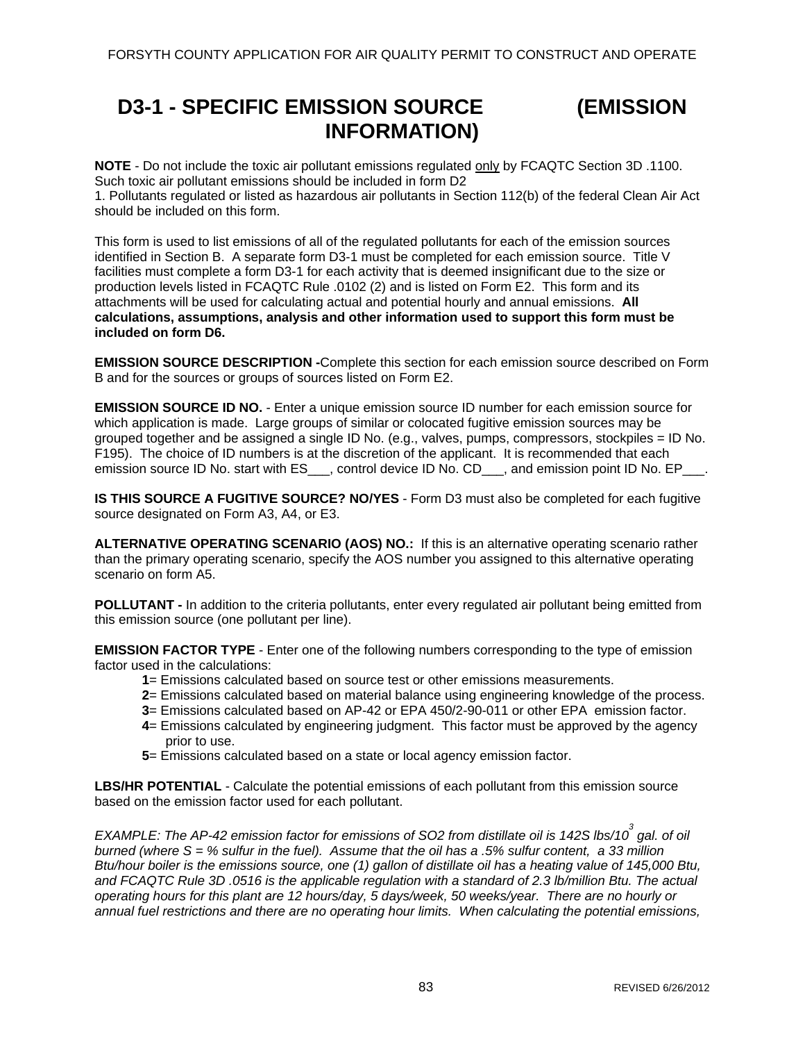# D3-1 - SPECIFIC EMISSION SOURCE (EMISSION INFORMATION)

**NOTE** - Do not include the toxic air pollutant emissions regulated only by FCAQTC Section 3D .1100. Such toxic air pollutant emissions should be included in form D2
1. Pollutants regulated or listed as hazardous air pollutants in Section 112(b) of the federal Clean Air Act should be included on this form.

This form is used to list emissions of all of the regulated pollutants for each of the emission sources identified in Section B. A separate form D3-1 must be completed for each emission source. Title V facilities must complete a form D3-1 for each activity that is deemed insignificant due to the size or production levels listed in FCAQTC Rule .0102 (2) and is listed on Form E2. This form and its attachments will be used for calculating actual and potential hourly and annual emissions. **All calculations, assumptions, analysis and other information used to support this form must be included on form D6.**

**EMISSION SOURCE DESCRIPTION -** Complete this section for each emission source described on Form B and for the sources or groups of sources listed on Form E2.

**EMISSION SOURCE ID NO.** - Enter a unique emission source ID number for each emission source for which application is made. Large groups of similar or colocated fugitive emission sources may be grouped together and be assigned a single ID No. (e.g., valves, pumps, compressors, stockpiles = ID No. F195). The choice of ID numbers is at the discretion of the applicant. It is recommended that each emission source ID No. start with ES___, control device ID No. CD___, and emission point ID No. EP___.

**IS THIS SOURCE A FUGITIVE SOURCE? NO/YES** - Form D3 must also be completed for each fugitive source designated on Form A3, A4, or E3.

**ALTERNATIVE OPERATING SCENARIO (AOS) NO.:** If this is an alternative operating scenario rather than the primary operating scenario, specify the AOS number you assigned to this alternative operating scenario on form A5.

**POLLUTANT -** In addition to the criteria pollutants, enter every regulated air pollutant being emitted from this emission source (one pollutant per line).

**EMISSION FACTOR TYPE** - Enter one of the following numbers corresponding to the type of emission factor used in the calculations:

- **1**= Emissions calculated based on source test or other emissions measurements.
- **2**= Emissions calculated based on material balance using engineering knowledge of the process.
- **3**= Emissions calculated based on AP-42 or EPA 450/2-90-011 or other EPA emission factor.
- **4**= Emissions calculated by engineering judgment. This factor must be approved by the agency prior to use.
- **5**= Emissions calculated based on a state or local agency emission factor.

**LBS/HR POTENTIAL** - Calculate the potential emissions of each pollutant from this emission source based on the emission factor used for each pollutant.

*EXAMPLE: The AP-42 emission factor for emissions of $SO_2$ from distillate oil is 142S lbs/$10^3$ gal. of oil burned (where S = % sulfur in the fuel). Assume that the oil has a .5% sulfur content, a 33 million Btu/hour boiler is the emissions source, one (1) gallon of distillate oil has a heating value of 145,000 Btu, and FCAQTC Rule 3D .0516 is the applicable regulation with a standard of 2.3 lb/million Btu. The actual operating hours for this plant are 12 hours/day, 5 days/week, 50 weeks/year. There are no hourly or annual fuel restrictions and there are no operating hour limits. When calculating the potential emissions,*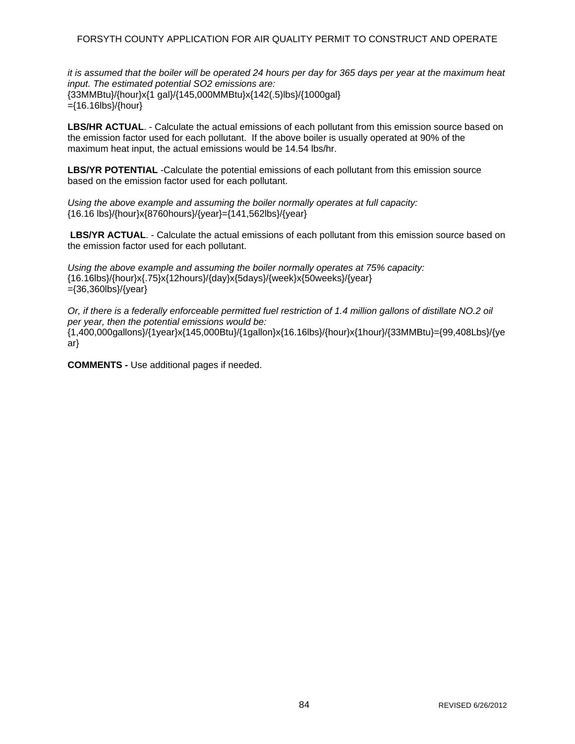*it is assumed that the boiler will be operated 24 hours per day for 365 days per year at the maximum heat input. The estimated potential SO2 emissions are:*

$$\frac{33MMBtu}{hour} \times \frac{1\ gal}{145{,}000MMBtu} \times \frac{142(.5)lbs}{1000gal} = \frac{16.16lbs}{hour}$$

**LBS/HR ACTUAL**. - Calculate the actual emissions of each pollutant from this emission source based on the emission factor used for each pollutant. If the above boiler is usually operated at 90% of the maximum heat input, the actual emissions would be 14.54 lbs/hr.

**LBS/YR POTENTIAL** -Calculate the potential emissions of each pollutant from this emission source based on the emission factor used for each pollutant.

*Using the above example and assuming the boiler normally operates at full capacity:*

$$\frac{16.16\ lbs}{hour} \times \frac{8760hours}{year} = \frac{141{,}562lbs}{year}$$

**LBS/YR ACTUAL**. - Calculate the actual emissions of each pollutant from this emission source based on the emission factor used for each pollutant.

*Using the above example and assuming the boiler normally operates at 75% capacity:*

$$\frac{16.16lbs}{hour} \times .75 \times \frac{12hours}{day} \times \frac{5days}{week} \times \frac{50weeks}{year} = \frac{36{,}360lbs}{year}$$

*Or, if there is a federally enforceable permitted fuel restriction of 1.4 million gallons of distillate NO.2 oil per year, then the potential emissions would be:*

$$\frac{1{,}400{,}000gallons}{1year} \times \frac{145{,}000Btu}{1gallon} \times \frac{16.16lbs}{hour} \times \frac{1hour}{33MMBtu} = \frac{99{,}408Lbs}{year}$$

**COMMENTS -** Use additional pages if needed.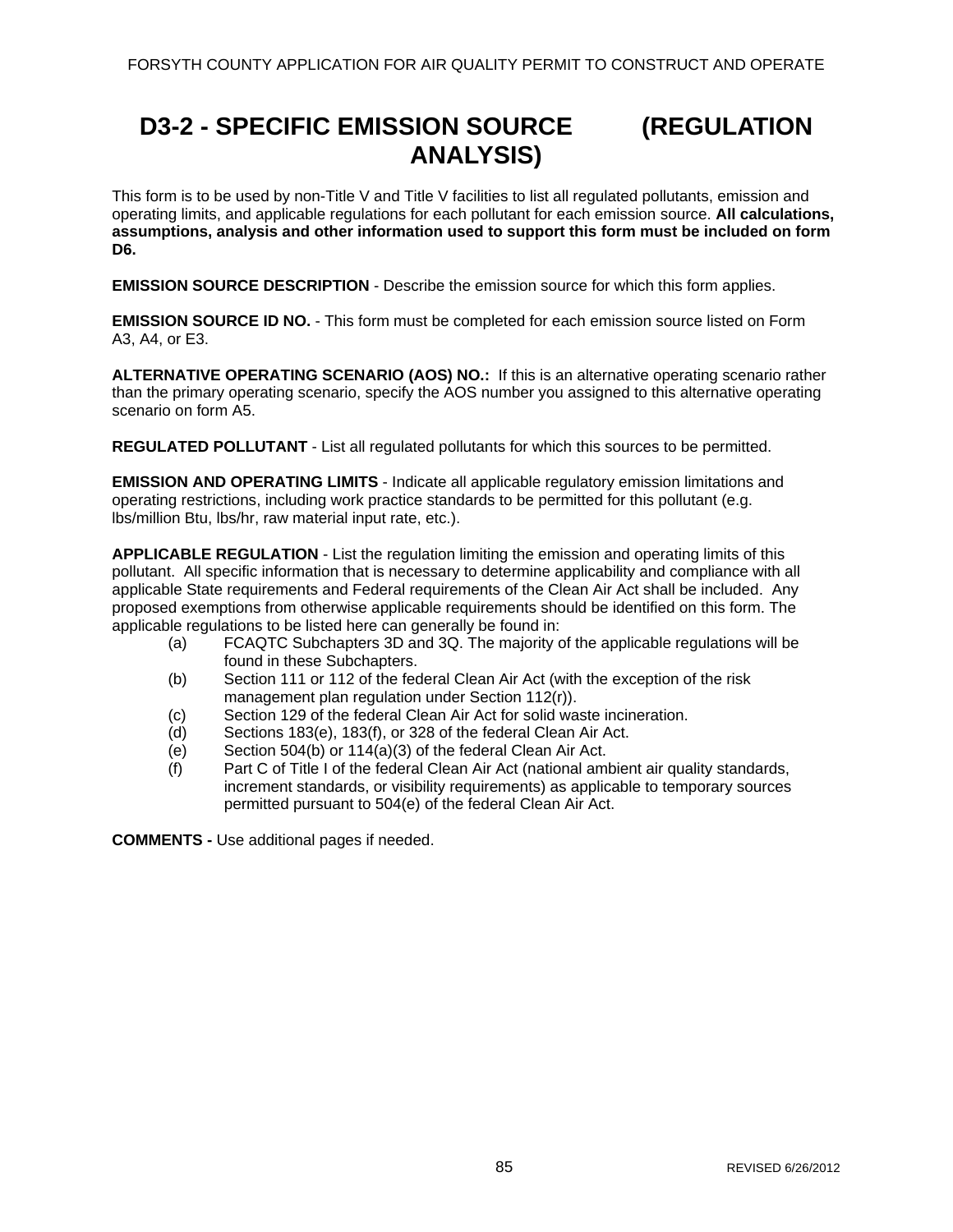# D3-2 - SPECIFIC EMISSION SOURCE (REGULATION ANALYSIS)

This form is to be used by non-Title V and Title V facilities to list all regulated pollutants, emission and operating limits, and applicable regulations for each pollutant for each emission source. **All calculations, assumptions, analysis and other information used to support this form must be included on form D6.**

**EMISSION SOURCE DESCRIPTION** - Describe the emission source for which this form applies.

**EMISSION SOURCE ID NO.** - This form must be completed for each emission source listed on Form A3, A4, or E3.

**ALTERNATIVE OPERATING SCENARIO (AOS) NO.:** If this is an alternative operating scenario rather than the primary operating scenario, specify the AOS number you assigned to this alternative operating scenario on form A5.

**REGULATED POLLUTANT** - List all regulated pollutants for which this sources to be permitted.

**EMISSION AND OPERATING LIMITS** - Indicate all applicable regulatory emission limitations and operating restrictions, including work practice standards to be permitted for this pollutant (e.g. lbs/million Btu, lbs/hr, raw material input rate, etc.).

**APPLICABLE REGULATION** - List the regulation limiting the emission and operating limits of this pollutant. All specific information that is necessary to determine applicability and compliance with all applicable State requirements and Federal requirements of the Clean Air Act shall be included. Any proposed exemptions from otherwise applicable requirements should be identified on this form. The applicable regulations to be listed here can generally be found in:

- (a) FCAQTC Subchapters 3D and 3Q. The majority of the applicable regulations will be found in these Subchapters.
- (b) Section 111 or 112 of the federal Clean Air Act (with the exception of the risk management plan regulation under Section 112(r)).
- (c) Section 129 of the federal Clean Air Act for solid waste incineration.
- (d) Sections 183(e), 183(f), or 328 of the federal Clean Air Act.
- (e) Section 504(b) or 114(a)(3) of the federal Clean Air Act.
- (f) Part C of Title I of the federal Clean Air Act (national ambient air quality standards, increment standards, or visibility requirements) as applicable to temporary sources permitted pursuant to 504(e) of the federal Clean Air Act.

**COMMENTS -** Use additional pages if needed.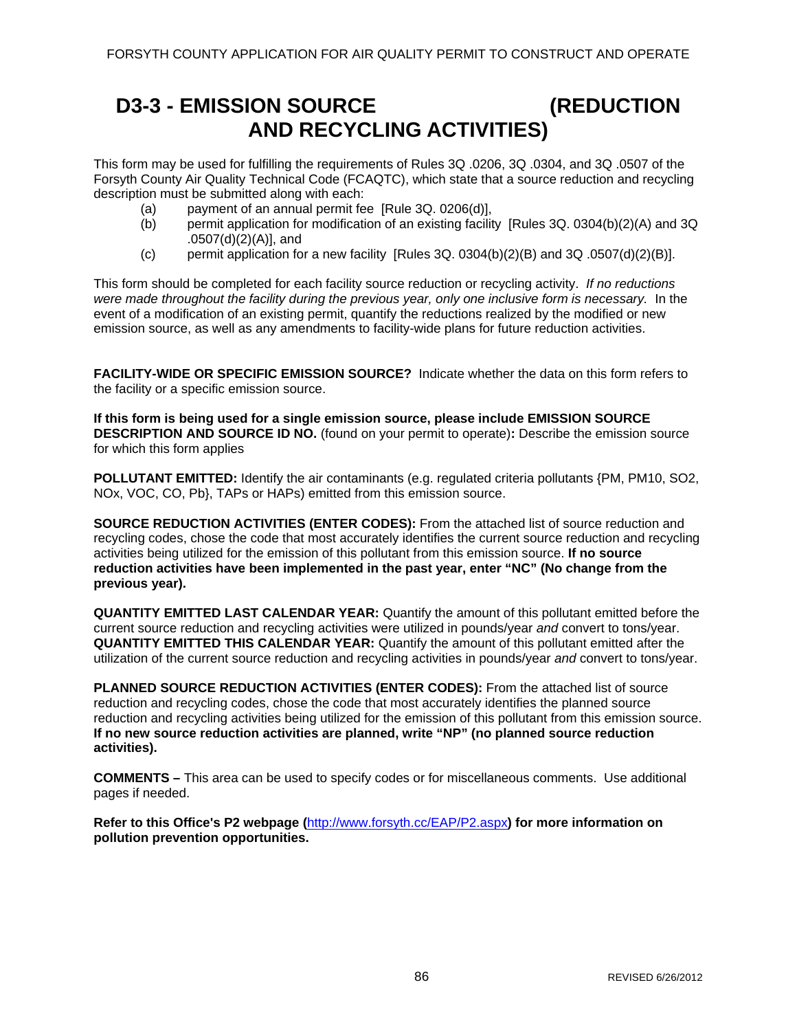# D3-3 - EMISSION SOURCE (REDUCTION AND RECYCLING ACTIVITIES)

This form may be used for fulfilling the requirements of Rules 3Q .0206, 3Q .0304, and 3Q .0507 of the Forsyth County Air Quality Technical Code (FCAQTC), which state that a source reduction and recycling description must be submitted along with each:

- (a) payment of an annual permit fee [Rule 3Q. 0206(d)],
- (b) permit application for modification of an existing facility [Rules 3Q. 0304(b)(2)(A) and 3Q .0507(d)(2)(A)], and
- (c) permit application for a new facility [Rules 3Q. 0304(b)(2)(B) and 3Q .0507(d)(2)(B)].

This form should be completed for each facility source reduction or recycling activity. *If no reductions were made throughout the facility during the previous year, only one inclusive form is necessary.* In the event of a modification of an existing permit, quantify the reductions realized by the modified or new emission source, as well as any amendments to facility-wide plans for future reduction activities.

**FACILITY-WIDE OR SPECIFIC EMISSION SOURCE?** Indicate whether the data on this form refers to the facility or a specific emission source.

**If this form is being used for a single emission source, please include EMISSION SOURCE DESCRIPTION AND SOURCE ID NO.** (found on your permit to operate)**:** Describe the emission source for which this form applies

**POLLUTANT EMITTED:** Identify the air contaminants (e.g. regulated criteria pollutants {PM, PM10, SO2, NOx, VOC, CO, Pb}, TAPs or HAPs) emitted from this emission source.

**SOURCE REDUCTION ACTIVITIES (ENTER CODES):** From the attached list of source reduction and recycling codes, chose the code that most accurately identifies the current source reduction and recycling activities being utilized for the emission of this pollutant from this emission source. **If no source reduction activities have been implemented in the past year, enter "NC" (No change from the previous year).**

**QUANTITY EMITTED LAST CALENDAR YEAR:** Quantify the amount of this pollutant emitted before the current source reduction and recycling activities were utilized in pounds/year *and* convert to tons/year.
**QUANTITY EMITTED THIS CALENDAR YEAR:** Quantify the amount of this pollutant emitted after the utilization of the current source reduction and recycling activities in pounds/year *and* convert to tons/year.

**PLANNED SOURCE REDUCTION ACTIVITIES (ENTER CODES):** From the attached list of source reduction and recycling codes, chose the code that most accurately identifies the planned source reduction and recycling activities being utilized for the emission of this pollutant from this emission source. **If no new source reduction activities are planned, write "NP" (no planned source reduction activities).**

**COMMENTS –** This area can be used to specify codes or for miscellaneous comments. Use additional pages if needed.

**Refer to this Office's P2 webpage (**http://www.forsyth.cc/EAP/P2.aspx**) for more information on pollution prevention opportunities.**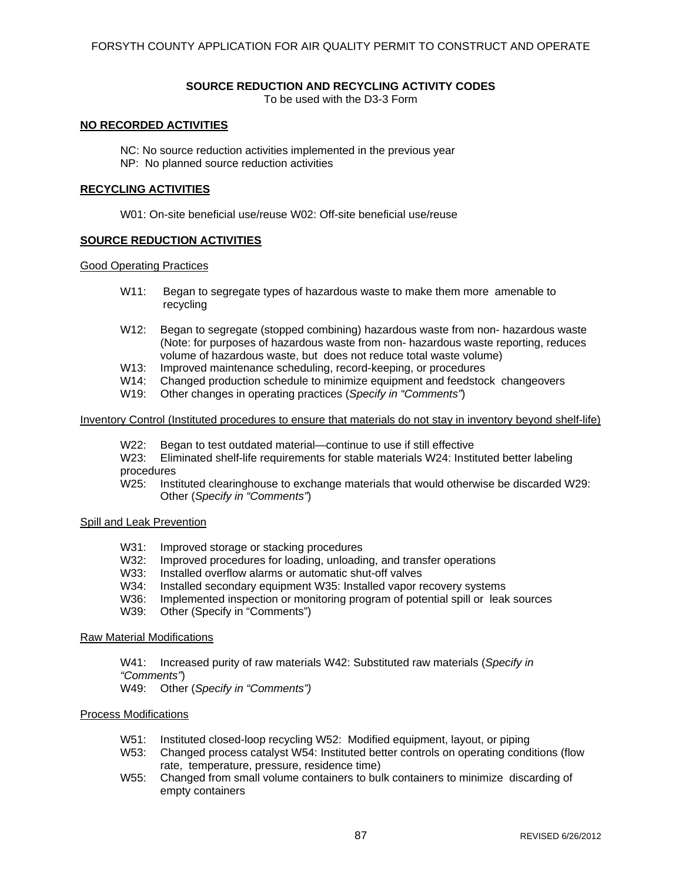FORSYTH COUNTY APPLICATION FOR AIR QUALITY PERMIT TO CONSTRUCT AND OPERATE

**SOURCE REDUCTION AND RECYCLING ACTIVITY CODES**

To be used with the D3-3 Form

## NO RECORDED ACTIVITIES

NC: No source reduction activities implemented in the previous year
NP: No planned source reduction activities

## RECYCLING ACTIVITIES

W01: On-site beneficial use/reuse W02: Off-site beneficial use/reuse

## SOURCE REDUCTION ACTIVITIES

### Good Operating Practices

W11: Began to segregate types of hazardous waste to make them more amenable to recycling

W12: Began to segregate (stopped combining) hazardous waste from non- hazardous waste (Note: for purposes of hazardous waste from non- hazardous waste reporting, reduces volume of hazardous waste, but does not reduce total waste volume)
W13: Improved maintenance scheduling, record-keeping, or procedures
W14: Changed production schedule to minimize equipment and feedstock changeovers
W19: Other changes in operating practices (*Specify in "Comments"*)

### Inventory Control (Instituted procedures to ensure that materials do not stay in inventory beyond shelf-life)

W22: Began to test outdated material—continue to use if still effective
W23: Eliminated shelf-life requirements for stable materials W24: Instituted better labeling procedures
W25: Instituted clearinghouse to exchange materials that would otherwise be discarded W29: Other (*Specify in "Comments"*)

### Spill and Leak Prevention

W31: Improved storage or stacking procedures
W32: Improved procedures for loading, unloading, and transfer operations
W33: Installed overflow alarms or automatic shut-off valves
W34: Installed secondary equipment W35: Installed vapor recovery systems
W36: Implemented inspection or monitoring program of potential spill or leak sources
W39: Other (Specify in "Comments")

### Raw Material Modifications

W41: Increased purity of raw materials W42: Substituted raw materials (*Specify in "Comments"*)
W49: Other (*Specify in "Comments")*

### Process Modifications

W51: Instituted closed-loop recycling W52: Modified equipment, layout, or piping
W53: Changed process catalyst W54: Instituted better controls on operating conditions (flow rate, temperature, pressure, residence time)
W55: Changed from small volume containers to bulk containers to minimize discarding of empty containers

REVISED 6/26/2012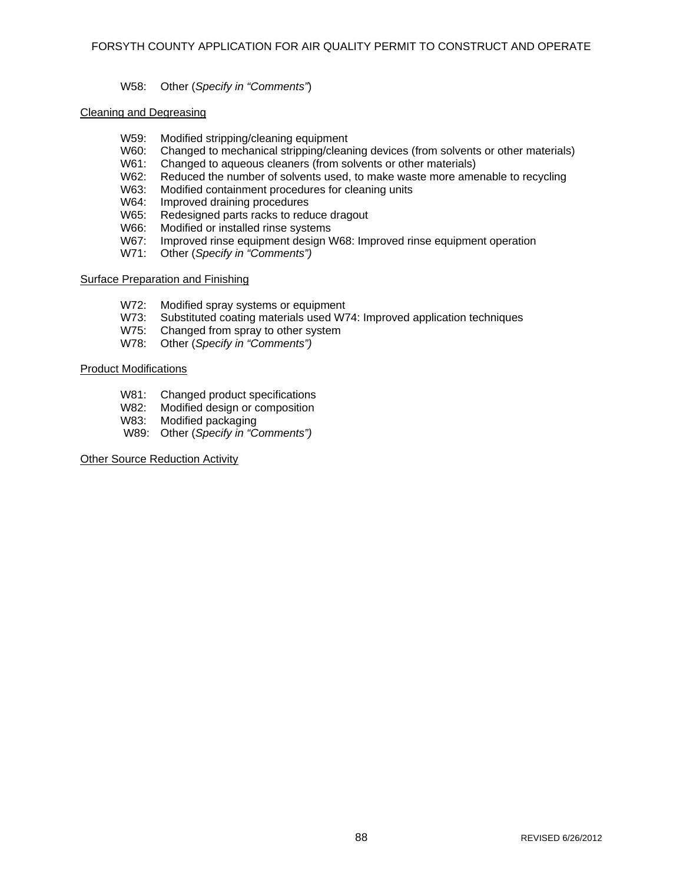W58: Other (*Specify in "Comments"*)

<u>Cleaning and Degreasing</u>

W59: Modified stripping/cleaning equipment
W60: Changed to mechanical stripping/cleaning devices (from solvents or other materials)
W61: Changed to aqueous cleaners (from solvents or other materials)
W62: Reduced the number of solvents used, to make waste more amenable to recycling
W63: Modified containment procedures for cleaning units
W64: Improved draining procedures
W65: Redesigned parts racks to reduce dragout
W66: Modified or installed rinse systems
W67: Improved rinse equipment design W68: Improved rinse equipment operation
W71: Other (*Specify in "Comments")*

<u>Surface Preparation and Finishing</u>

W72: Modified spray systems or equipment
W73: Substituted coating materials used W74: Improved application techniques
W75: Changed from spray to other system
W78: Other (*Specify in "Comments")*

<u>Product Modifications</u>

W81: Changed product specifications
W82: Modified design or composition
W83: Modified packaging
W89: Other (*Specify in "Comments")*

<u>Other Source Reduction Activity</u>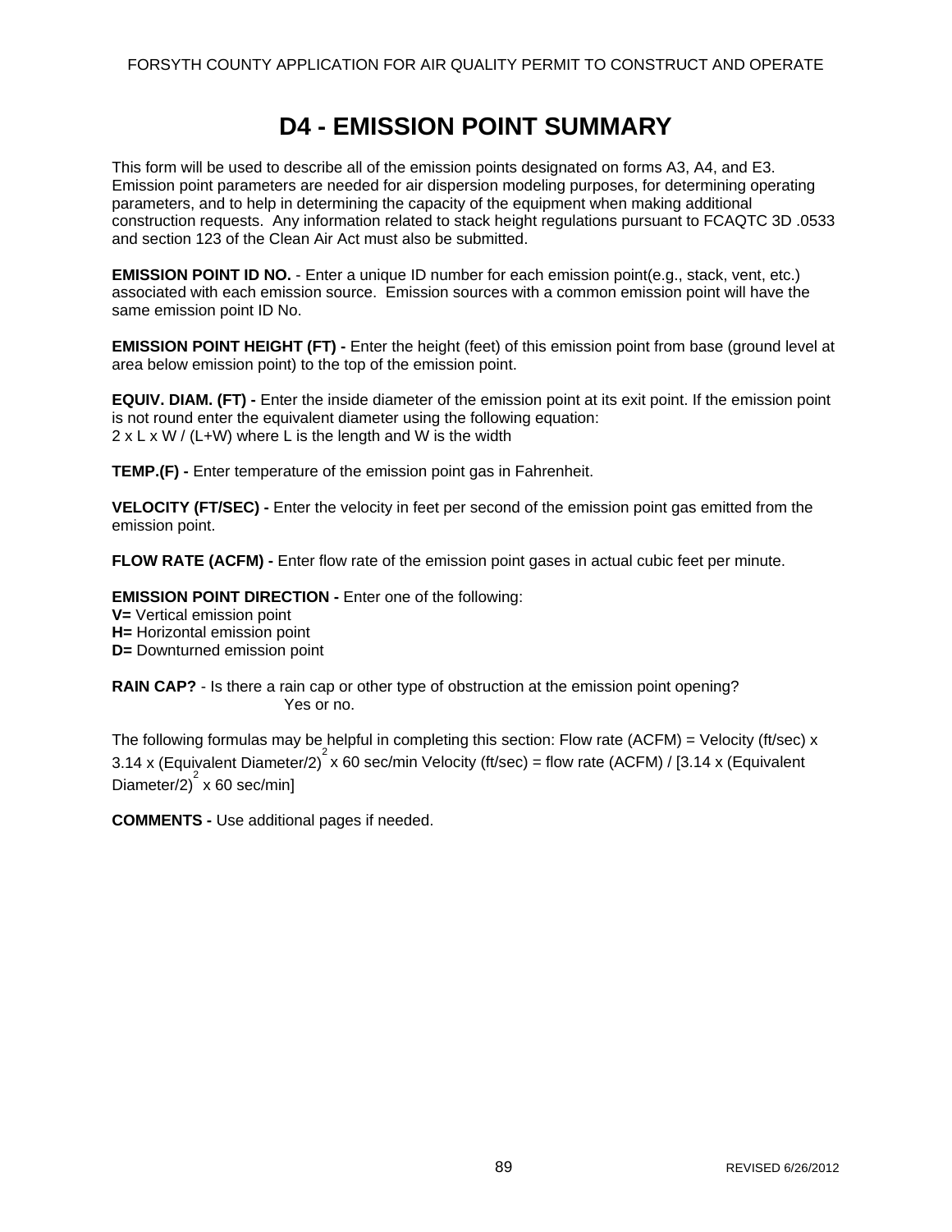# D4 - EMISSION POINT SUMMARY

This form will be used to describe all of the emission points designated on forms A3, A4, and E3. Emission point parameters are needed for air dispersion modeling purposes, for determining operating parameters, and to help in determining the capacity of the equipment when making additional construction requests. Any information related to stack height regulations pursuant to FCAQTC 3D .0533 and section 123 of the Clean Air Act must also be submitted.

**EMISSION POINT ID NO.** - Enter a unique ID number for each emission point(e.g., stack, vent, etc.) associated with each emission source. Emission sources with a common emission point will have the same emission point ID No.

**EMISSION POINT HEIGHT (FT) -** Enter the height (feet) of this emission point from base (ground level at area below emission point) to the top of the emission point.

**EQUIV. DIAM. (FT) -** Enter the inside diameter of the emission point at its exit point. If the emission point is not round enter the equivalent diameter using the following equation:
2 x L x W / (L+W) where L is the length and W is the width

**TEMP.(F) -** Enter temperature of the emission point gas in Fahrenheit.

**VELOCITY (FT/SEC) -** Enter the velocity in feet per second of the emission point gas emitted from the emission point.

**FLOW RATE (ACFM) -** Enter flow rate of the emission point gases in actual cubic feet per minute.

**EMISSION POINT DIRECTION -** Enter one of the following:
**V=** Vertical emission point
**H=** Horizontal emission point
**D=** Downturned emission point

**RAIN CAP?** - Is there a rain cap or other type of obstruction at the emission point opening? Yes or no.

The following formulas may be helpful in completing this section: Flow rate (ACFM) = Velocity (ft/sec) x 3.14 x (Equivalent Diameter/2)$^2$ x 60 sec/min Velocity (ft/sec) = flow rate (ACFM) / [3.14 x (Equivalent Diameter/2)$^2$ x 60 sec/min]

**COMMENTS -** Use additional pages if needed.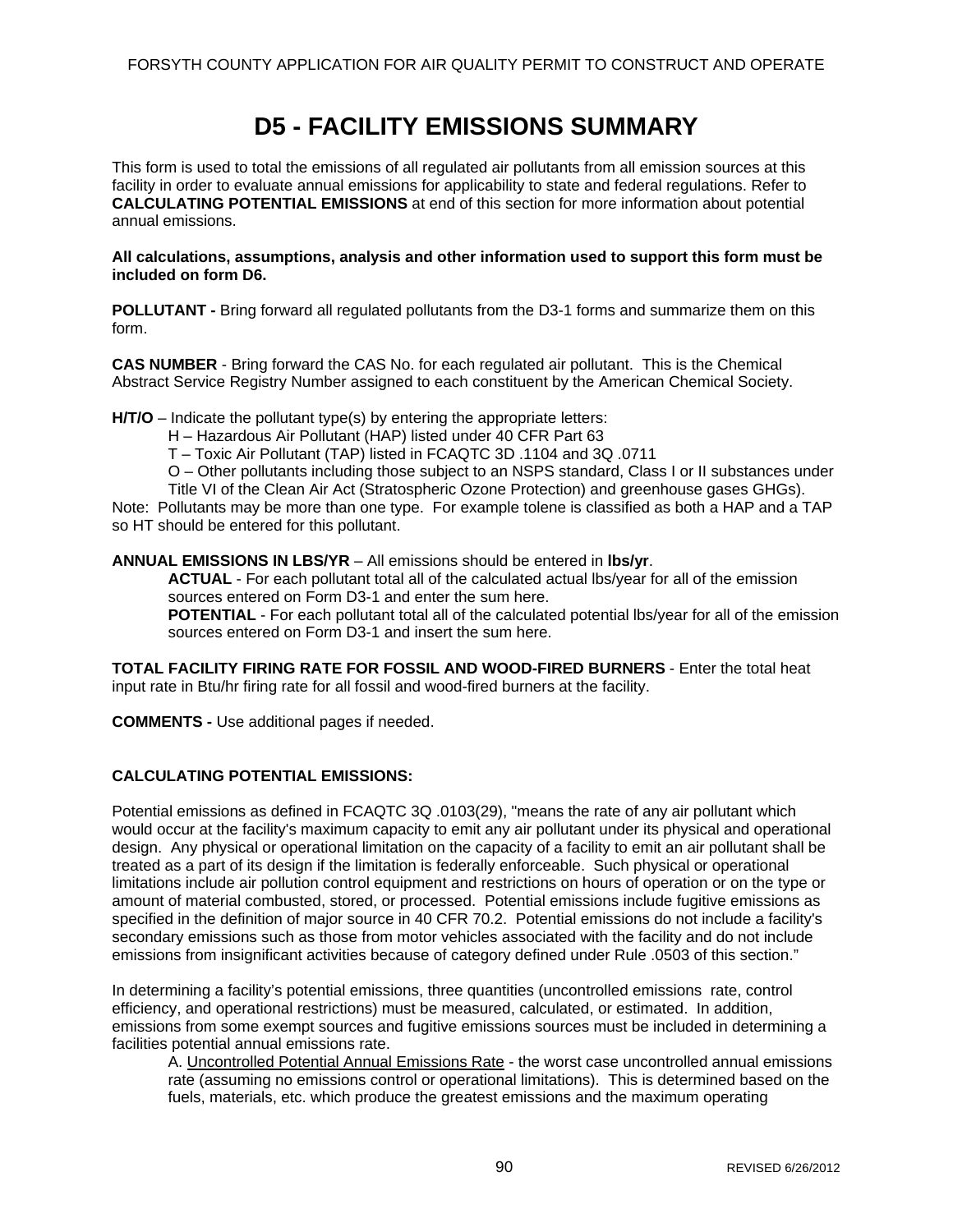# D5 - FACILITY EMISSIONS SUMMARY

This form is used to total the emissions of all regulated air pollutants from all emission sources at this facility in order to evaluate annual emissions for applicability to state and federal regulations. Refer to **CALCULATING POTENTIAL EMISSIONS** at end of this section for more information about potential annual emissions.

**All calculations, assumptions, analysis and other information used to support this form must be included on form D6.**

**POLLUTANT -** Bring forward all regulated pollutants from the D3-1 forms and summarize them on this form.

**CAS NUMBER** - Bring forward the CAS No. for each regulated air pollutant. This is the Chemical Abstract Service Registry Number assigned to each constituent by the American Chemical Society.

**H/T/O** – Indicate the pollutant type(s) by entering the appropriate letters:

H – Hazardous Air Pollutant (HAP) listed under 40 CFR Part 63

T – Toxic Air Pollutant (TAP) listed in FCAQTC 3D .1104 and 3Q .0711

O – Other pollutants including those subject to an NSPS standard, Class I or II substances under Title VI of the Clean Air Act (Stratospheric Ozone Protection) and greenhouse gases GHGs).

Note: Pollutants may be more than one type. For example tolene is classified as both a HAP and a TAP so HT should be entered for this pollutant.

**ANNUAL EMISSIONS IN LBS/YR** – All emissions should be entered in **lbs/yr**.

**ACTUAL** - For each pollutant total all of the calculated actual lbs/year for all of the emission sources entered on Form D3-1 and enter the sum here.

**POTENTIAL** - For each pollutant total all of the calculated potential lbs/year for all of the emission sources entered on Form D3-1 and insert the sum here.

**TOTAL FACILITY FIRING RATE FOR FOSSIL AND WOOD-FIRED BURNERS** - Enter the total heat input rate in Btu/hr firing rate for all fossil and wood-fired burners at the facility.

**COMMENTS -** Use additional pages if needed.

### CALCULATING POTENTIAL EMISSIONS:

Potential emissions as defined in FCAQTC 3Q .0103(29), "means the rate of any air pollutant which would occur at the facility's maximum capacity to emit any air pollutant under its physical and operational design. Any physical or operational limitation on the capacity of a facility to emit an air pollutant shall be treated as a part of its design if the limitation is federally enforceable. Such physical or operational limitations include air pollution control equipment and restrictions on hours of operation or on the type or amount of material combusted, stored, or processed. Potential emissions include fugitive emissions as specified in the definition of major source in 40 CFR 70.2. Potential emissions do not include a facility's secondary emissions such as those from motor vehicles associated with the facility and do not include emissions from insignificant activities because of category defined under Rule .0503 of this section."

In determining a facility's potential emissions, three quantities (uncontrolled emissions rate, control efficiency, and operational restrictions) must be measured, calculated, or estimated. In addition, emissions from some exempt sources and fugitive emissions sources must be included in determining a facilities potential annual emissions rate.

A. Uncontrolled Potential Annual Emissions Rate - the worst case uncontrolled annual emissions rate (assuming no emissions control or operational limitations). This is determined based on the fuels, materials, etc. which produce the greatest emissions and the maximum operating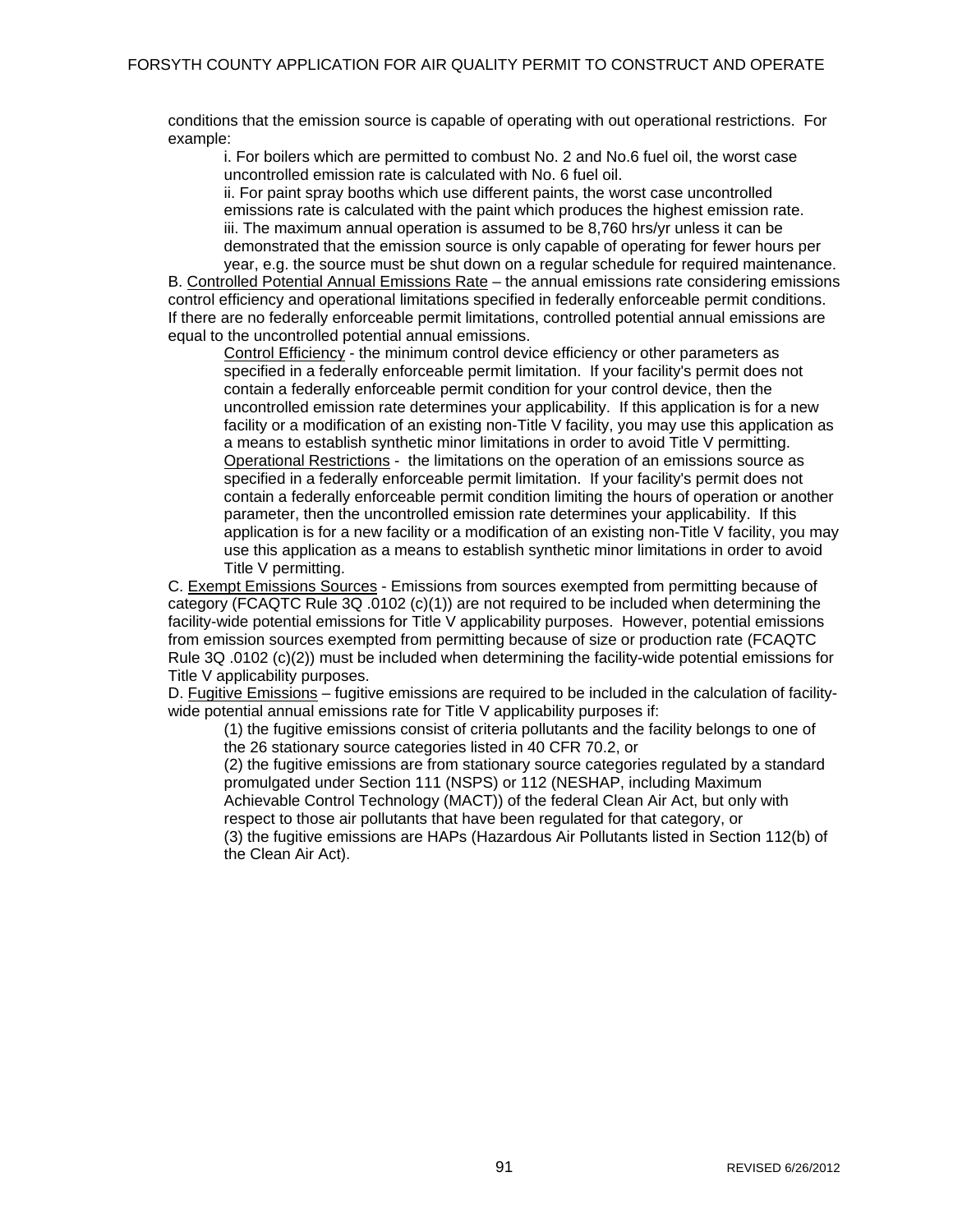conditions that the emission source is capable of operating with out operational restrictions. For example:

i. For boilers which are permitted to combust No. 2 and No.6 fuel oil, the worst case uncontrolled emission rate is calculated with No. 6 fuel oil.

ii. For paint spray booths which use different paints, the worst case uncontrolled emissions rate is calculated with the paint which produces the highest emission rate.

iii. The maximum annual operation is assumed to be 8,760 hrs/yr unless it can be demonstrated that the emission source is only capable of operating for fewer hours per year, e.g. the source must be shut down on a regular schedule for required maintenance.

B. Controlled Potential Annual Emissions Rate – the annual emissions rate considering emissions control efficiency and operational limitations specified in federally enforceable permit conditions. If there are no federally enforceable permit limitations, controlled potential annual emissions are equal to the uncontrolled potential annual emissions.

Control Efficiency - the minimum control device efficiency or other parameters as specified in a federally enforceable permit limitation. If your facility's permit does not contain a federally enforceable permit condition for your control device, then the uncontrolled emission rate determines your applicability. If this application is for a new facility or a modification of an existing non-Title V facility, you may use this application as a means to establish synthetic minor limitations in order to avoid Title V permitting.

Operational Restrictions - the limitations on the operation of an emissions source as specified in a federally enforceable permit limitation. If your facility's permit does not contain a federally enforceable permit condition limiting the hours of operation or another parameter, then the uncontrolled emission rate determines your applicability. If this application is for a new facility or a modification of an existing non-Title V facility, you may use this application as a means to establish synthetic minor limitations in order to avoid Title V permitting.

C. Exempt Emissions Sources - Emissions from sources exempted from permitting because of category (FCAQTC Rule 3Q .0102 (c)(1)) are not required to be included when determining the facility-wide potential emissions for Title V applicability purposes. However, potential emissions from emission sources exempted from permitting because of size or production rate (FCAQTC Rule 3Q .0102 (c)(2)) must be included when determining the facility-wide potential emissions for Title V applicability purposes.

D. Fugitive Emissions – fugitive emissions are required to be included in the calculation of facility-wide potential annual emissions rate for Title V applicability purposes if:

(1) the fugitive emissions consist of criteria pollutants and the facility belongs to one of the 26 stationary source categories listed in 40 CFR 70.2, or

(2) the fugitive emissions are from stationary source categories regulated by a standard promulgated under Section 111 (NSPS) or 112 (NESHAP, including Maximum Achievable Control Technology (MACT)) of the federal Clean Air Act, but only with respect to those air pollutants that have been regulated for that category, or

(3) the fugitive emissions are HAPs (Hazardous Air Pollutants listed in Section 112(b) of the Clean Air Act).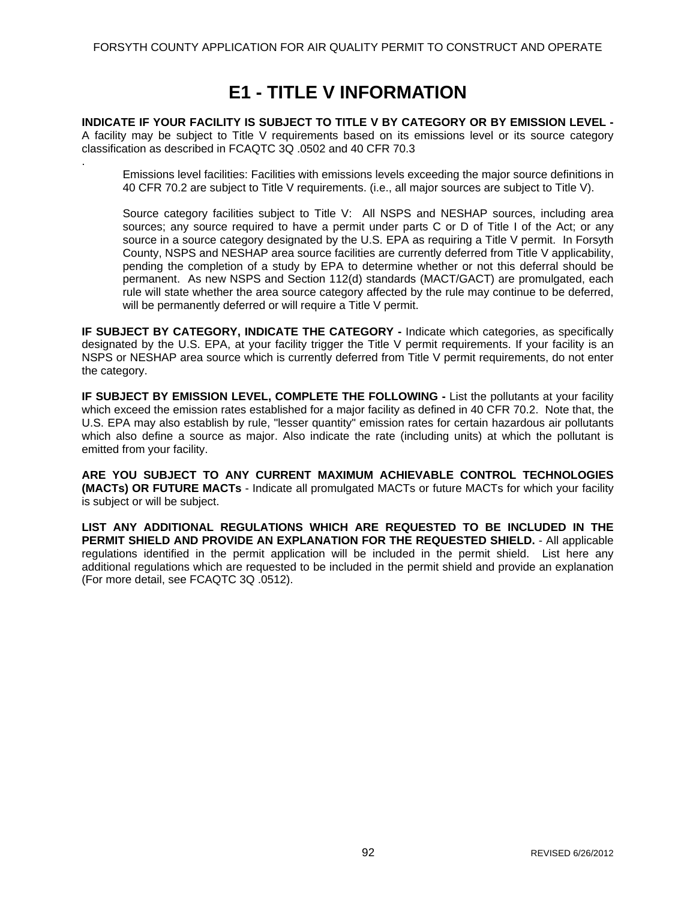# E1 - TITLE V INFORMATION

**INDICATE IF YOUR FACILITY IS SUBJECT TO TITLE V BY CATEGORY OR BY EMISSION LEVEL -** A facility may be subject to Title V requirements based on its emissions level or its source category classification as described in FCAQTC 3Q .0502 and 40 CFR 70.3
.

> Emissions level facilities: Facilities with emissions levels exceeding the major source definitions in 40 CFR 70.2 are subject to Title V requirements. (i.e., all major sources are subject to Title V).
>
> Source category facilities subject to Title V: All NSPS and NESHAP sources, including area sources; any source required to have a permit under parts C or D of Title I of the Act; or any source in a source category designated by the U.S. EPA as requiring a Title V permit. In Forsyth County, NSPS and NESHAP area source facilities are currently deferred from Title V applicability, pending the completion of a study by EPA to determine whether or not this deferral should be permanent. As new NSPS and Section 112(d) standards (MACT/GACT) are promulgated, each rule will state whether the area source category affected by the rule may continue to be deferred, will be permanently deferred or will require a Title V permit.

**IF SUBJECT BY CATEGORY, INDICATE THE CATEGORY -** Indicate which categories, as specifically designated by the U.S. EPA, at your facility trigger the Title V permit requirements. If your facility is an NSPS or NESHAP area source which is currently deferred from Title V permit requirements, do not enter the category.

**IF SUBJECT BY EMISSION LEVEL, COMPLETE THE FOLLOWING -** List the pollutants at your facility which exceed the emission rates established for a major facility as defined in 40 CFR 70.2. Note that, the U.S. EPA may also establish by rule, "lesser quantity" emission rates for certain hazardous air pollutants which also define a source as major. Also indicate the rate (including units) at which the pollutant is emitted from your facility.

**ARE YOU SUBJECT TO ANY CURRENT MAXIMUM ACHIEVABLE CONTROL TECHNOLOGIES (MACTs) OR FUTURE MACTs** - Indicate all promulgated MACTs or future MACTs for which your facility is subject or will be subject.

**LIST ANY ADDITIONAL REGULATIONS WHICH ARE REQUESTED TO BE INCLUDED IN THE PERMIT SHIELD AND PROVIDE AN EXPLANATION FOR THE REQUESTED SHIELD.** - All applicable regulations identified in the permit application will be included in the permit shield. List here any additional regulations which are requested to be included in the permit shield and provide an explanation (For more detail, see FCAQTC 3Q .0512).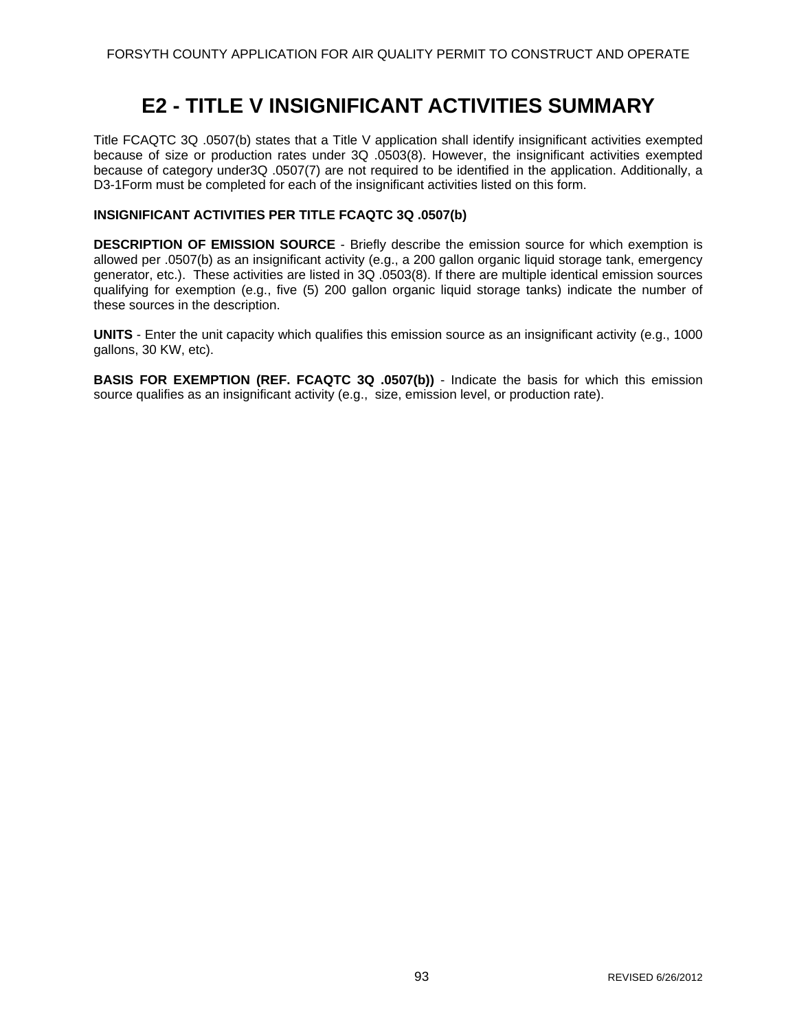# E2 - TITLE V INSIGNIFICANT ACTIVITIES SUMMARY

Title FCAQTC 3Q .0507(b) states that a Title V application shall identify insignificant activities exempted because of size or production rates under 3Q .0503(8). However, the insignificant activities exempted because of category under3Q .0507(7) are not required to be identified in the application. Additionally, a D3-1Form must be completed for each of the insignificant activities listed on this form.

**INSIGNIFICANT ACTIVITIES PER TITLE FCAQTC 3Q .0507(b)**

**DESCRIPTION OF EMISSION SOURCE** - Briefly describe the emission source for which exemption is allowed per .0507(b) as an insignificant activity (e.g., a 200 gallon organic liquid storage tank, emergency generator, etc.). These activities are listed in 3Q .0503(8). If there are multiple identical emission sources qualifying for exemption (e.g., five (5) 200 gallon organic liquid storage tanks) indicate the number of these sources in the description.

**UNITS** - Enter the unit capacity which qualifies this emission source as an insignificant activity (e.g., 1000 gallons, 30 KW, etc).

**BASIS FOR EXEMPTION (REF. FCAQTC 3Q .0507(b))** - Indicate the basis for which this emission source qualifies as an insignificant activity (e.g., size, emission level, or production rate).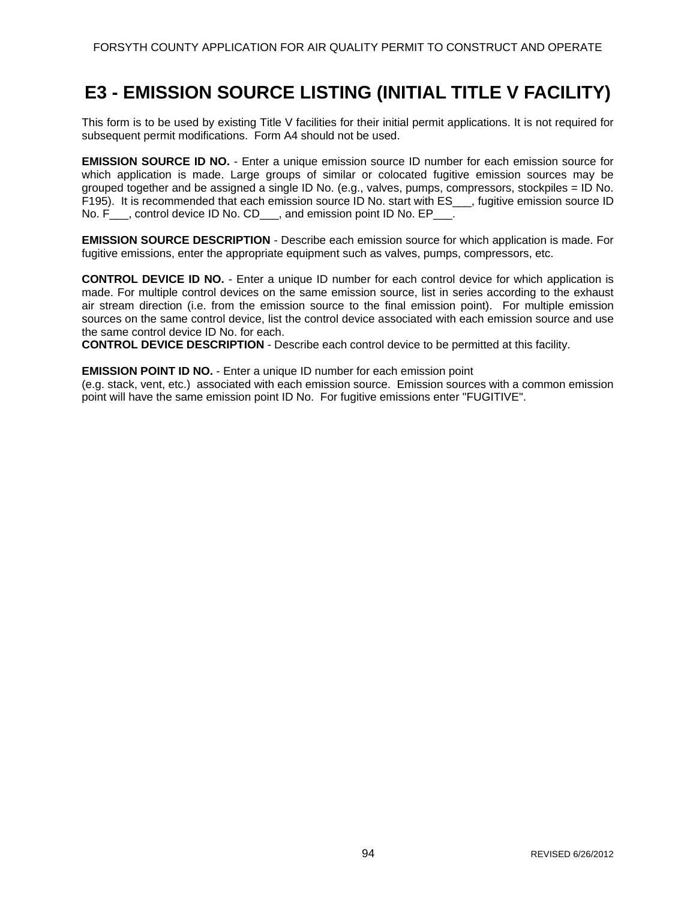# E3 - EMISSION SOURCE LISTING (INITIAL TITLE V FACILITY)

This form is to be used by existing Title V facilities for their initial permit applications. It is not required for subsequent permit modifications. Form A4 should not be used.

**EMISSION SOURCE ID NO.** - Enter a unique emission source ID number for each emission source for which application is made. Large groups of similar or colocated fugitive emission sources may be grouped together and be assigned a single ID No. (e.g., valves, pumps, compressors, stockpiles = ID No. F195). It is recommended that each emission source ID No. start with ES___, fugitive emission source ID No. F___, control device ID No. CD___, and emission point ID No. EP___.

**EMISSION SOURCE DESCRIPTION** - Describe each emission source for which application is made. For fugitive emissions, enter the appropriate equipment such as valves, pumps, compressors, etc.

**CONTROL DEVICE ID NO.** - Enter a unique ID number for each control device for which application is made. For multiple control devices on the same emission source, list in series according to the exhaust air stream direction (i.e. from the emission source to the final emission point). For multiple emission sources on the same control device, list the control device associated with each emission source and use the same control device ID No. for each.

**CONTROL DEVICE DESCRIPTION** - Describe each control device to be permitted at this facility.

**EMISSION POINT ID NO.** - Enter a unique ID number for each emission point (e.g. stack, vent, etc.) associated with each emission source. Emission sources with a common emission point will have the same emission point ID No. For fugitive emissions enter "FUGITIVE".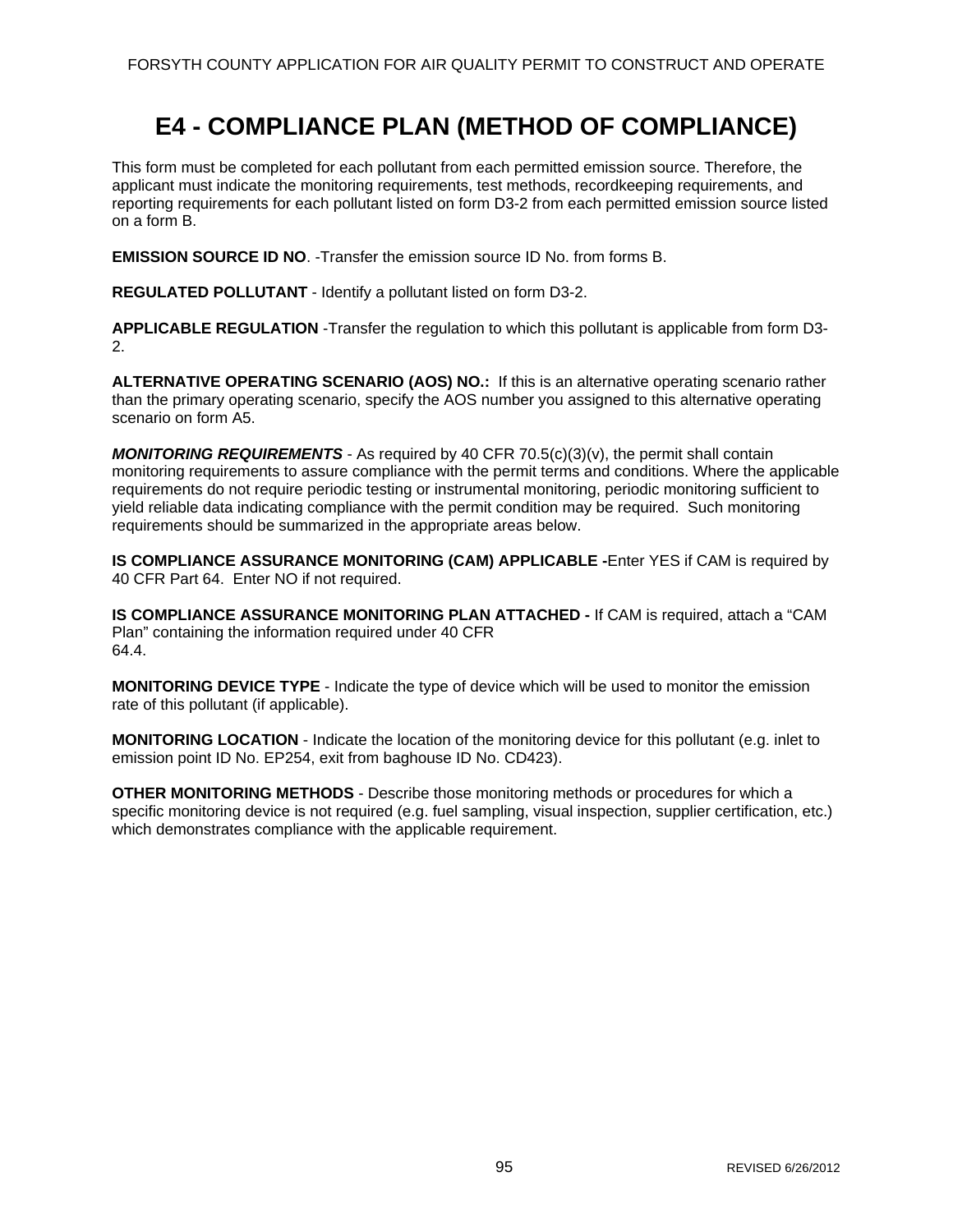# E4 - COMPLIANCE PLAN (METHOD OF COMPLIANCE)

This form must be completed for each pollutant from each permitted emission source. Therefore, the applicant must indicate the monitoring requirements, test methods, recordkeeping requirements, and reporting requirements for each pollutant listed on form D3-2 from each permitted emission source listed on a form B.

**EMISSION SOURCE ID NO**. -Transfer the emission source ID No. from forms B.

**REGULATED POLLUTANT** - Identify a pollutant listed on form D3-2.

**APPLICABLE REGULATION** -Transfer the regulation to which this pollutant is applicable from form D3-2.

**ALTERNATIVE OPERATING SCENARIO (AOS) NO.:** If this is an alternative operating scenario rather than the primary operating scenario, specify the AOS number you assigned to this alternative operating scenario on form A5.

***MONITORING REQUIREMENTS*** - As required by 40 CFR 70.5(c)(3)(v), the permit shall contain monitoring requirements to assure compliance with the permit terms and conditions. Where the applicable requirements do not require periodic testing or instrumental monitoring, periodic monitoring sufficient to yield reliable data indicating compliance with the permit condition may be required. Such monitoring requirements should be summarized in the appropriate areas below.

**IS COMPLIANCE ASSURANCE MONITORING (CAM) APPLICABLE -**Enter YES if CAM is required by 40 CFR Part 64. Enter NO if not required.

**IS COMPLIANCE ASSURANCE MONITORING PLAN ATTACHED -** If CAM is required, attach a "CAM Plan" containing the information required under 40 CFR 64.4.

**MONITORING DEVICE TYPE** - Indicate the type of device which will be used to monitor the emission rate of this pollutant (if applicable).

**MONITORING LOCATION** - Indicate the location of the monitoring device for this pollutant (e.g. inlet to emission point ID No. EP254, exit from baghouse ID No. CD423).

**OTHER MONITORING METHODS** - Describe those monitoring methods or procedures for which a specific monitoring device is not required (e.g. fuel sampling, visual inspection, supplier certification, etc.) which demonstrates compliance with the applicable requirement.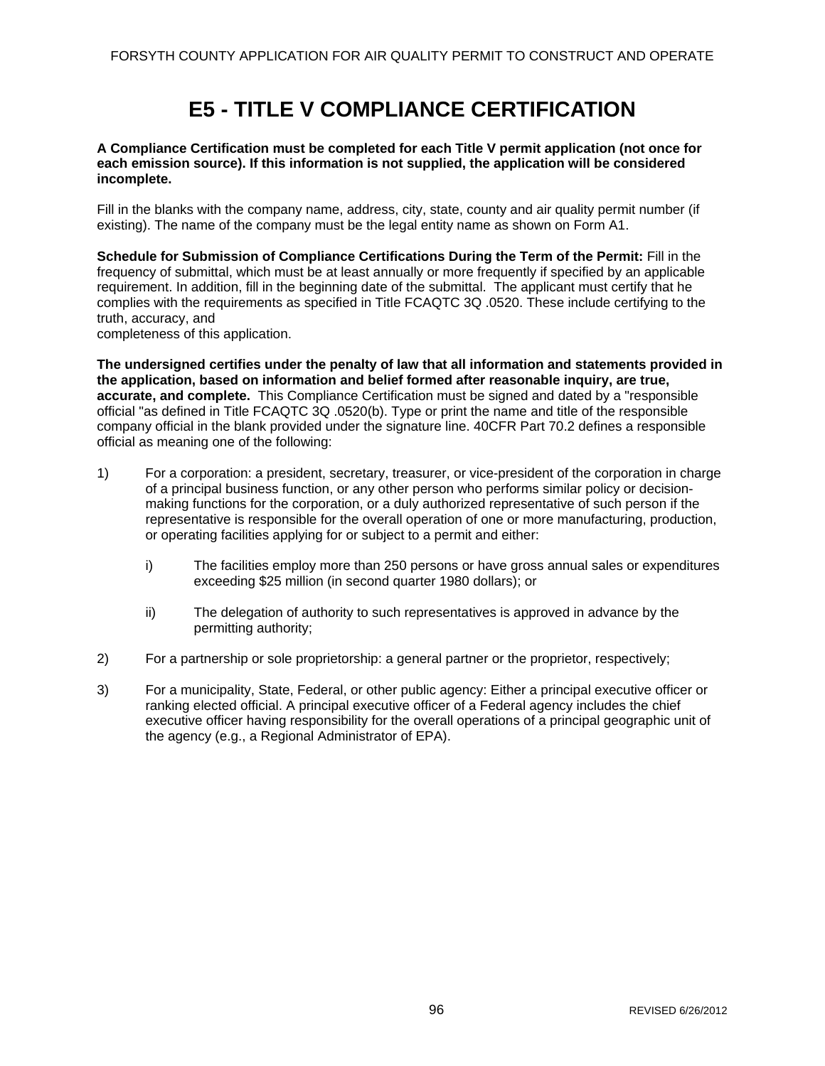# E5 - TITLE V COMPLIANCE CERTIFICATION

**A Compliance Certification must be completed for each Title V permit application (not once for each emission source). If this information is not supplied, the application will be considered incomplete.**

Fill in the blanks with the company name, address, city, state, county and air quality permit number (if existing). The name of the company must be the legal entity name as shown on Form A1.

**Schedule for Submission of Compliance Certifications During the Term of the Permit:** Fill in the frequency of submittal, which must be at least annually or more frequently if specified by an applicable requirement. In addition, fill in the beginning date of the submittal. The applicant must certify that he complies with the requirements as specified in Title FCAQTC 3Q .0520. These include certifying to the truth, accuracy, and
completeness of this application.

**The undersigned certifies under the penalty of law that all information and statements provided in the application, based on information and belief formed after reasonable inquiry, are true, accurate, and complete.** This Compliance Certification must be signed and dated by a "responsible official "as defined in Title FCAQTC 3Q .0520(b). Type or print the name and title of the responsible company official in the blank provided under the signature line. 40CFR Part 70.2 defines a responsible official as meaning one of the following:

1) For a corporation: a president, secretary, treasurer, or vice-president of the corporation in charge of a principal business function, or any other person who performs similar policy or decision-making functions for the corporation, or a duly authorized representative of such person if the representative is responsible for the overall operation of one or more manufacturing, production, or operating facilities applying for or subject to a permit and either:

    i) The facilities employ more than 250 persons or have gross annual sales or expenditures exceeding $25 million (in second quarter 1980 dollars); or

    ii) The delegation of authority to such representatives is approved in advance by the permitting authority;

2) For a partnership or sole proprietorship: a general partner or the proprietor, respectively;

3) For a municipality, State, Federal, or other public agency: Either a principal executive officer or ranking elected official. A principal executive officer of a Federal agency includes the chief executive officer having responsibility for the overall operations of a principal geographic unit of the agency (e.g., a Regional Administrator of EPA).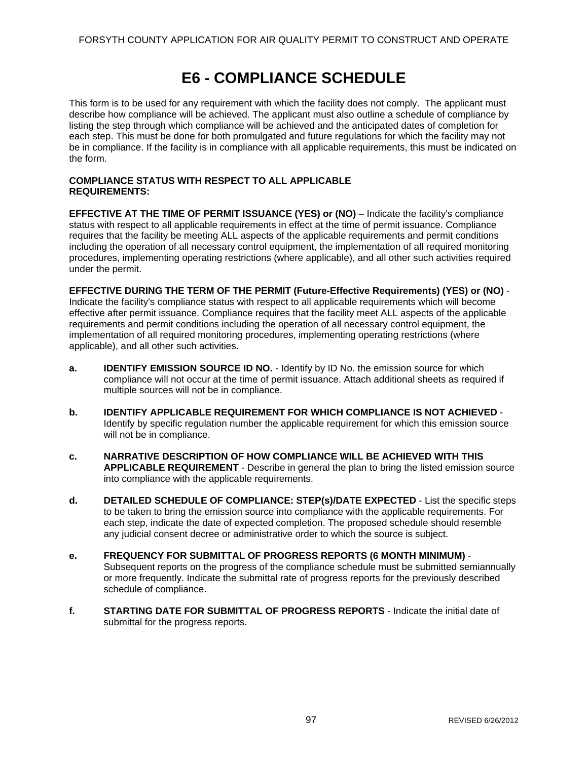# E6 - COMPLIANCE SCHEDULE

This form is to be used for any requirement with which the facility does not comply. The applicant must describe how compliance will be achieved. The applicant must also outline a schedule of compliance by listing the step through which compliance will be achieved and the anticipated dates of completion for each step. This must be done for both promulgated and future regulations for which the facility may not be in compliance. If the facility is in compliance with all applicable requirements, this must be indicated on the form.

**COMPLIANCE STATUS WITH RESPECT TO ALL APPLICABLE REQUIREMENTS:**

**EFFECTIVE AT THE TIME OF PERMIT ISSUANCE (YES) or (NO)** – Indicate the facility's compliance status with respect to all applicable requirements in effect at the time of permit issuance. Compliance requires that the facility be meeting ALL aspects of the applicable requirements and permit conditions including the operation of all necessary control equipment, the implementation of all required monitoring procedures, implementing operating restrictions (where applicable), and all other such activities required under the permit.

**EFFECTIVE DURING THE TERM OF THE PERMIT (Future-Effective Requirements) (YES) or (NO)** - Indicate the facility's compliance status with respect to all applicable requirements which will become effective after permit issuance. Compliance requires that the facility meet ALL aspects of the applicable requirements and permit conditions including the operation of all necessary control equipment, the implementation of all required monitoring procedures, implementing operating restrictions (where applicable), and all other such activities.

**a.** **IDENTIFY EMISSION SOURCE ID NO.** - Identify by ID No. the emission source for which compliance will not occur at the time of permit issuance. Attach additional sheets as required if multiple sources will not be in compliance.

**b.** **IDENTIFY APPLICABLE REQUIREMENT FOR WHICH COMPLIANCE IS NOT ACHIEVED** - Identify by specific regulation number the applicable requirement for which this emission source will not be in compliance.

**c.** **NARRATIVE DESCRIPTION OF HOW COMPLIANCE WILL BE ACHIEVED WITH THIS APPLICABLE REQUIREMENT** - Describe in general the plan to bring the listed emission source into compliance with the applicable requirements.

**d.** **DETAILED SCHEDULE OF COMPLIANCE: STEP(s)/DATE EXPECTED** - List the specific steps to be taken to bring the emission source into compliance with the applicable requirements. For each step, indicate the date of expected completion. The proposed schedule should resemble any judicial consent decree or administrative order to which the source is subject.

**e.** **FREQUENCY FOR SUBMITTAL OF PROGRESS REPORTS (6 MONTH MINIMUM)** - Subsequent reports on the progress of the compliance schedule must be submitted semiannually or more frequently. Indicate the submittal rate of progress reports for the previously described schedule of compliance.

**f.** **STARTING DATE FOR SUBMITTAL OF PROGRESS REPORTS** - Indicate the initial date of submittal for the progress reports.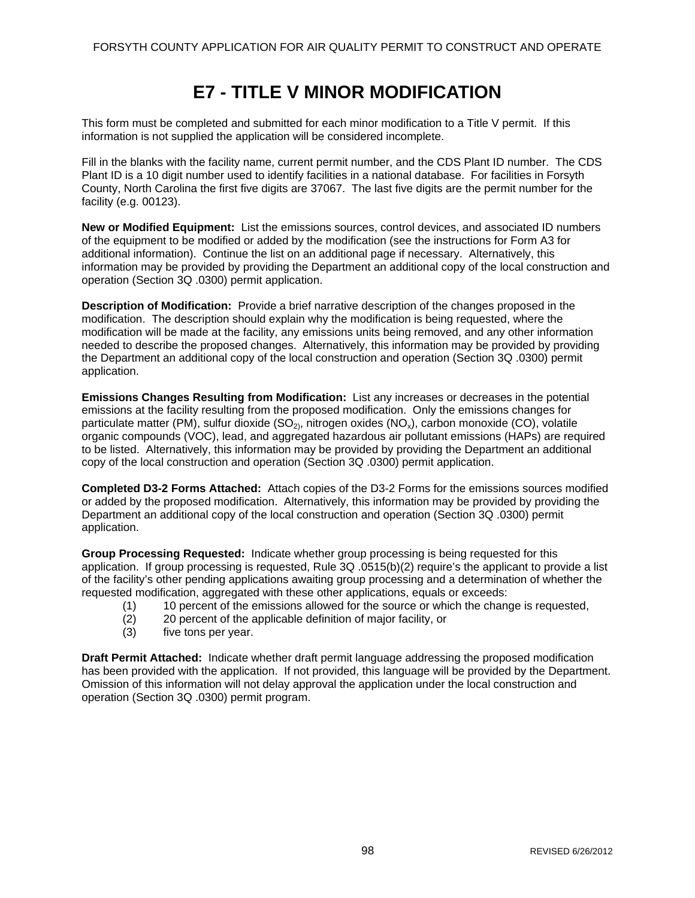# E7 - TITLE V MINOR MODIFICATION

This form must be completed and submitted for each minor modification to a Title V permit. If this information is not supplied the application will be considered incomplete.

Fill in the blanks with the facility name, current permit number, and the CDS Plant ID number. The CDS Plant ID is a 10 digit number used to identify facilities in a national database. For facilities in Forsyth County, North Carolina the first five digits are 37067. The last five digits are the permit number for the facility (e.g. 00123).

**New or Modified Equipment:** List the emissions sources, control devices, and associated ID numbers of the equipment to be modified or added by the modification (see the instructions for Form A3 for additional information). Continue the list on an additional page if necessary. Alternatively, this information may be provided by providing the Department an additional copy of the local construction and operation (Section 3Q .0300) permit application.

**Description of Modification:** Provide a brief narrative description of the changes proposed in the modification. The description should explain why the modification is being requested, where the modification will be made at the facility, any emissions units being removed, and any other information needed to describe the proposed changes. Alternatively, this information may be provided by providing the Department an additional copy of the local construction and operation (Section 3Q .0300) permit application.

**Emissions Changes Resulting from Modification:** List any increases or decreases in the potential emissions at the facility resulting from the proposed modification. Only the emissions changes for particulate matter (PM), sulfur dioxide ($SO_2$), nitrogen oxides ($NO_x$), carbon monoxide (CO), volatile organic compounds (VOC), lead, and aggregated hazardous air pollutant emissions (HAPs) are required to be listed. Alternatively, this information may be provided by providing the Department an additional copy of the local construction and operation (Section 3Q .0300) permit application.

**Completed D3-2 Forms Attached:** Attach copies of the D3-2 Forms for the emissions sources modified or added by the proposed modification. Alternatively, this information may be provided by providing the Department an additional copy of the local construction and operation (Section 3Q .0300) permit application.

**Group Processing Requested:** Indicate whether group processing is being requested for this application. If group processing is requested, Rule 3Q .0515(b)(2) require's the applicant to provide a list of the facility's other pending applications awaiting group processing and a determination of whether the requested modification, aggregated with these other applications, equals or exceeds:

(1) 10 percent of the emissions allowed for the source or which the change is requested,
(2) 20 percent of the applicable definition of major facility, or
(3) five tons per year.

**Draft Permit Attached:** Indicate whether draft permit language addressing the proposed modification has been provided with the application. If not provided, this language will be provided by the Department. Omission of this information will not delay approval the application under the local construction and operation (Section 3Q .0300) permit program.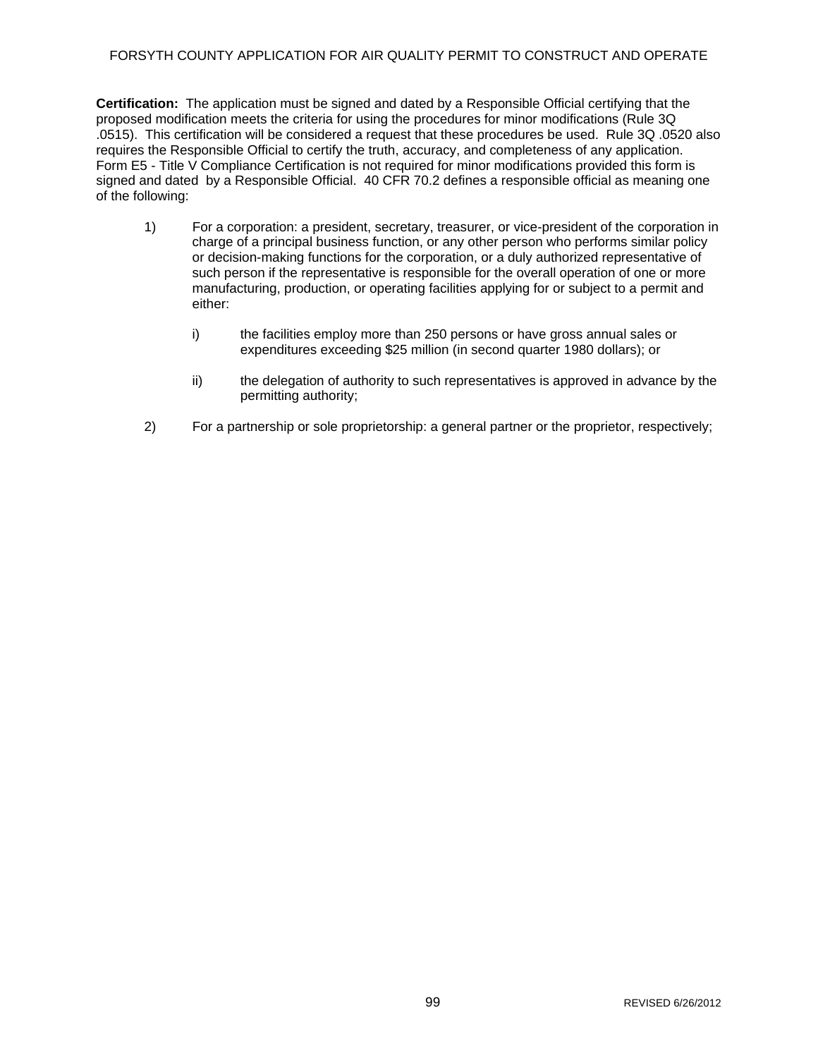**Certification:** The application must be signed and dated by a Responsible Official certifying that the proposed modification meets the criteria for using the procedures for minor modifications (Rule 3Q .0515). This certification will be considered a request that these procedures be used. Rule 3Q .0520 also requires the Responsible Official to certify the truth, accuracy, and completeness of any application. Form E5 - Title V Compliance Certification is not required for minor modifications provided this form is signed and dated by a Responsible Official. 40 CFR 70.2 defines a responsible official as meaning one of the following:

1) For a corporation: a president, secretary, treasurer, or vice-president of the corporation in charge of a principal business function, or any other person who performs similar policy or decision-making functions for the corporation, or a duly authorized representative of such person if the representative is responsible for the overall operation of one or more manufacturing, production, or operating facilities applying for or subject to a permit and either:

   i) the facilities employ more than 250 persons or have gross annual sales or expenditures exceeding $25 million (in second quarter 1980 dollars); or

   ii) the delegation of authority to such representatives is approved in advance by the permitting authority;

2) For a partnership or sole proprietorship: a general partner or the proprietor, respectively;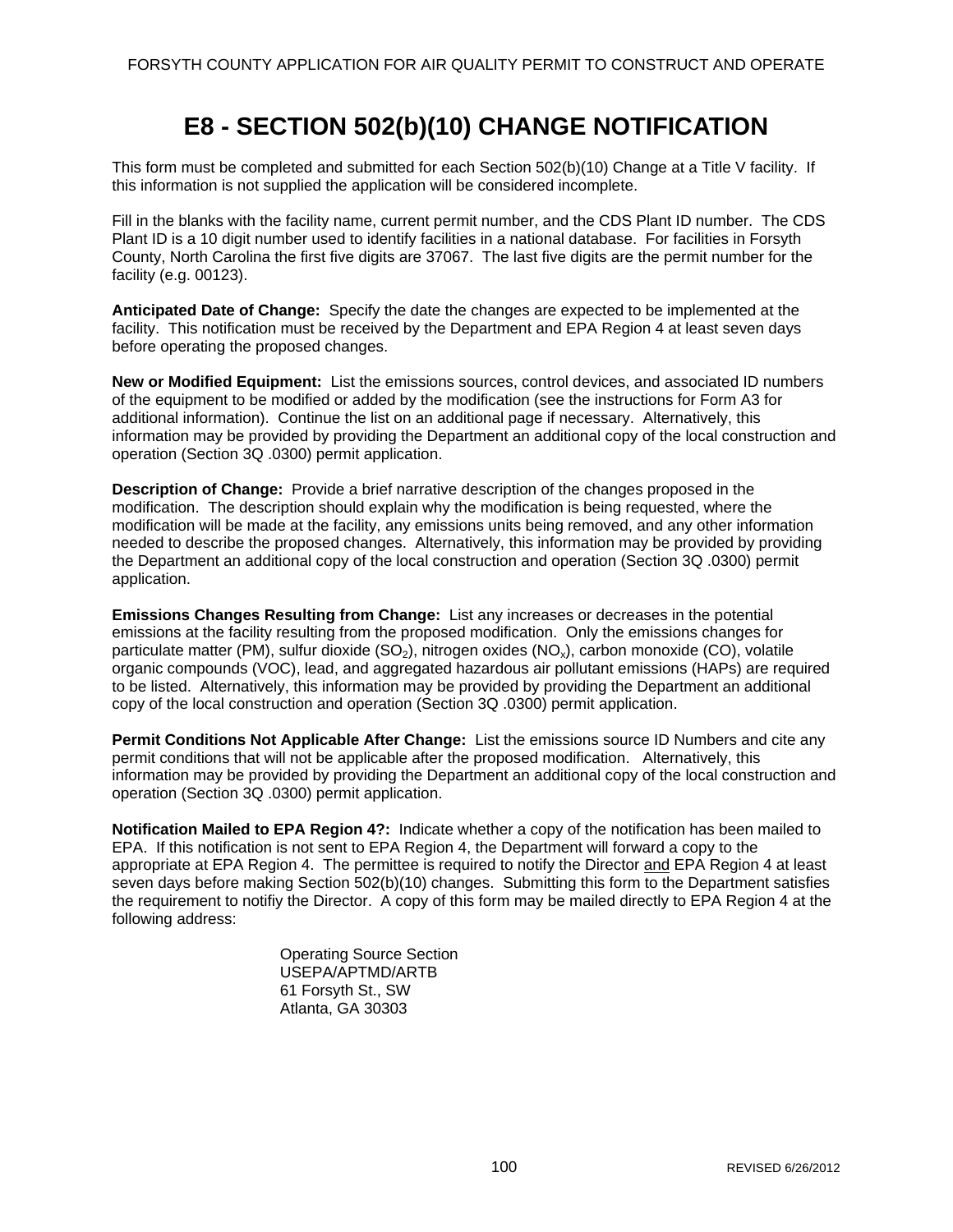# E8 - SECTION 502(b)(10) CHANGE NOTIFICATION

This form must be completed and submitted for each Section 502(b)(10) Change at a Title V facility. If this information is not supplied the application will be considered incomplete.

Fill in the blanks with the facility name, current permit number, and the CDS Plant ID number. The CDS Plant ID is a 10 digit number used to identify facilities in a national database. For facilities in Forsyth County, North Carolina the first five digits are 37067. The last five digits are the permit number for the facility (e.g. 00123).

**Anticipated Date of Change:** Specify the date the changes are expected to be implemented at the facility. This notification must be received by the Department and EPA Region 4 at least seven days before operating the proposed changes.

**New or Modified Equipment:** List the emissions sources, control devices, and associated ID numbers of the equipment to be modified or added by the modification (see the instructions for Form A3 for additional information). Continue the list on an additional page if necessary. Alternatively, this information may be provided by providing the Department an additional copy of the local construction and operation (Section 3Q .0300) permit application.

**Description of Change:** Provide a brief narrative description of the changes proposed in the modification. The description should explain why the modification is being requested, where the modification will be made at the facility, any emissions units being removed, and any other information needed to describe the proposed changes. Alternatively, this information may be provided by providing the Department an additional copy of the local construction and operation (Section 3Q .0300) permit application.

**Emissions Changes Resulting from Change:** List any increases or decreases in the potential emissions at the facility resulting from the proposed modification. Only the emissions changes for particulate matter (PM), sulfur dioxide ($SO_2$), nitrogen oxides ($NO_x$), carbon monoxide (CO), volatile organic compounds (VOC), lead, and aggregated hazardous air pollutant emissions (HAPs) are required to be listed. Alternatively, this information may be provided by providing the Department an additional copy of the local construction and operation (Section 3Q .0300) permit application.

**Permit Conditions Not Applicable After Change:** List the emissions source ID Numbers and cite any permit conditions that will not be applicable after the proposed modification. Alternatively, this information may be provided by providing the Department an additional copy of the local construction and operation (Section 3Q .0300) permit application.

**Notification Mailed to EPA Region 4?:** Indicate whether a copy of the notification has been mailed to EPA. If this notification is not sent to EPA Region 4, the Department will forward a copy to the appropriate at EPA Region 4. The permittee is required to notify the Director and EPA Region 4 at least seven days before making Section 502(b)(10) changes. Submitting this form to the Department satisfies the requirement to notifiy the Director. A copy of this form may be mailed directly to EPA Region 4 at the following address:

Operating Source Section
USEPA/APTMD/ARTB
61 Forsyth St., SW
Atlanta, GA 30303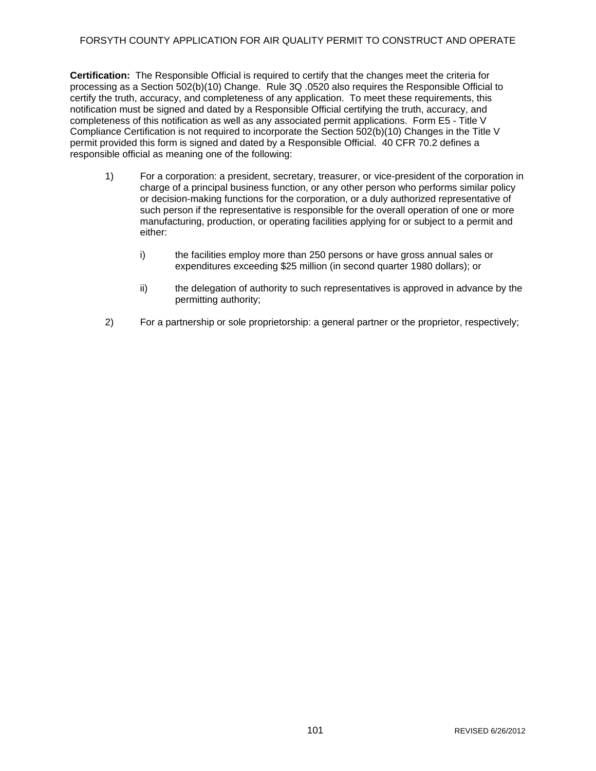**Certification:** The Responsible Official is required to certify that the changes meet the criteria for processing as a Section 502(b)(10) Change. Rule 3Q .0520 also requires the Responsible Official to certify the truth, accuracy, and completeness of any application. To meet these requirements, this notification must be signed and dated by a Responsible Official certifying the truth, accuracy, and completeness of this notification as well as any associated permit applications. Form E5 - Title V Compliance Certification is not required to incorporate the Section 502(b)(10) Changes in the Title V permit provided this form is signed and dated by a Responsible Official. 40 CFR 70.2 defines a responsible official as meaning one of the following:

1) For a corporation: a president, secretary, treasurer, or vice-president of the corporation in charge of a principal business function, or any other person who performs similar policy or decision-making functions for the corporation, or a duly authorized representative of such person if the representative is responsible for the overall operation of one or more manufacturing, production, or operating facilities applying for or subject to a permit and either:

   i) the facilities employ more than 250 persons or have gross annual sales or expenditures exceeding $25 million (in second quarter 1980 dollars); or

   ii) the delegation of authority to such representatives is approved in advance by the permitting authority;

2) For a partnership or sole proprietorship: a general partner or the proprietor, respectively;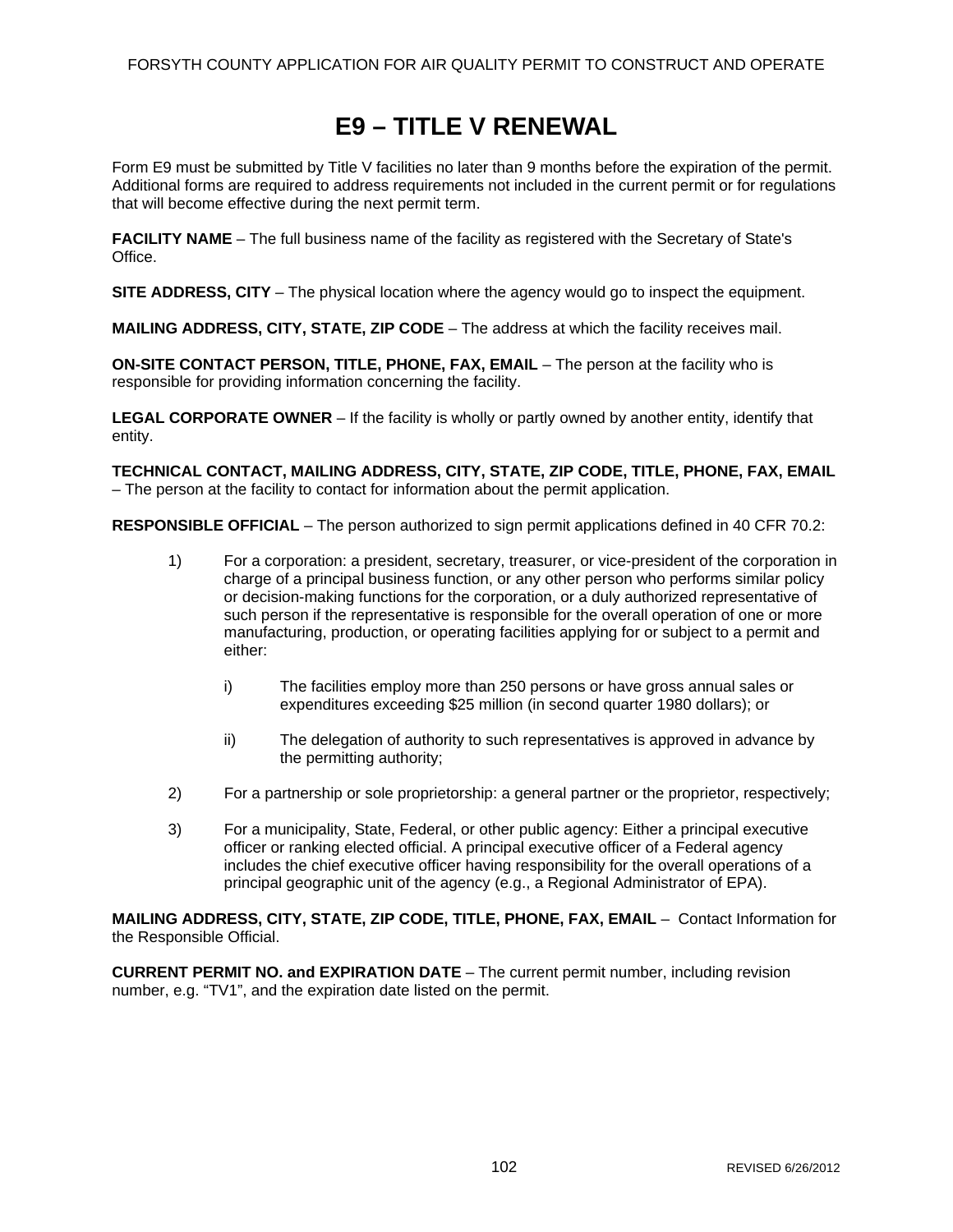# E9 – TITLE V RENEWAL

Form E9 must be submitted by Title V facilities no later than 9 months before the expiration of the permit. Additional forms are required to address requirements not included in the current permit or for regulations that will become effective during the next permit term.

**FACILITY NAME** – The full business name of the facility as registered with the Secretary of State's Office.

**SITE ADDRESS, CITY** – The physical location where the agency would go to inspect the equipment.

**MAILING ADDRESS, CITY, STATE, ZIP CODE** – The address at which the facility receives mail.

**ON-SITE CONTACT PERSON, TITLE, PHONE, FAX, EMAIL** – The person at the facility who is responsible for providing information concerning the facility.

**LEGAL CORPORATE OWNER** – If the facility is wholly or partly owned by another entity, identify that entity.

**TECHNICAL CONTACT, MAILING ADDRESS, CITY, STATE, ZIP CODE, TITLE, PHONE, FAX, EMAIL** – The person at the facility to contact for information about the permit application.

**RESPONSIBLE OFFICIAL** – The person authorized to sign permit applications defined in 40 CFR 70.2:

1) For a corporation: a president, secretary, treasurer, or vice-president of the corporation in charge of a principal business function, or any other person who performs similar policy or decision-making functions for the corporation, or a duly authorized representative of such person if the representative is responsible for the overall operation of one or more manufacturing, production, or operating facilities applying for or subject to a permit and either:

   i) The facilities employ more than 250 persons or have gross annual sales or expenditures exceeding $25 million (in second quarter 1980 dollars); or

   ii) The delegation of authority to such representatives is approved in advance by the permitting authority;

2) For a partnership or sole proprietorship: a general partner or the proprietor, respectively;

3) For a municipality, State, Federal, or other public agency: Either a principal executive officer or ranking elected official. A principal executive officer of a Federal agency includes the chief executive officer having responsibility for the overall operations of a principal geographic unit of the agency (e.g., a Regional Administrator of EPA).

**MAILING ADDRESS, CITY, STATE, ZIP CODE, TITLE, PHONE, FAX, EMAIL** – Contact Information for the Responsible Official.

**CURRENT PERMIT NO. and EXPIRATION DATE** – The current permit number, including revision number, e.g. "TV1", and the expiration date listed on the permit.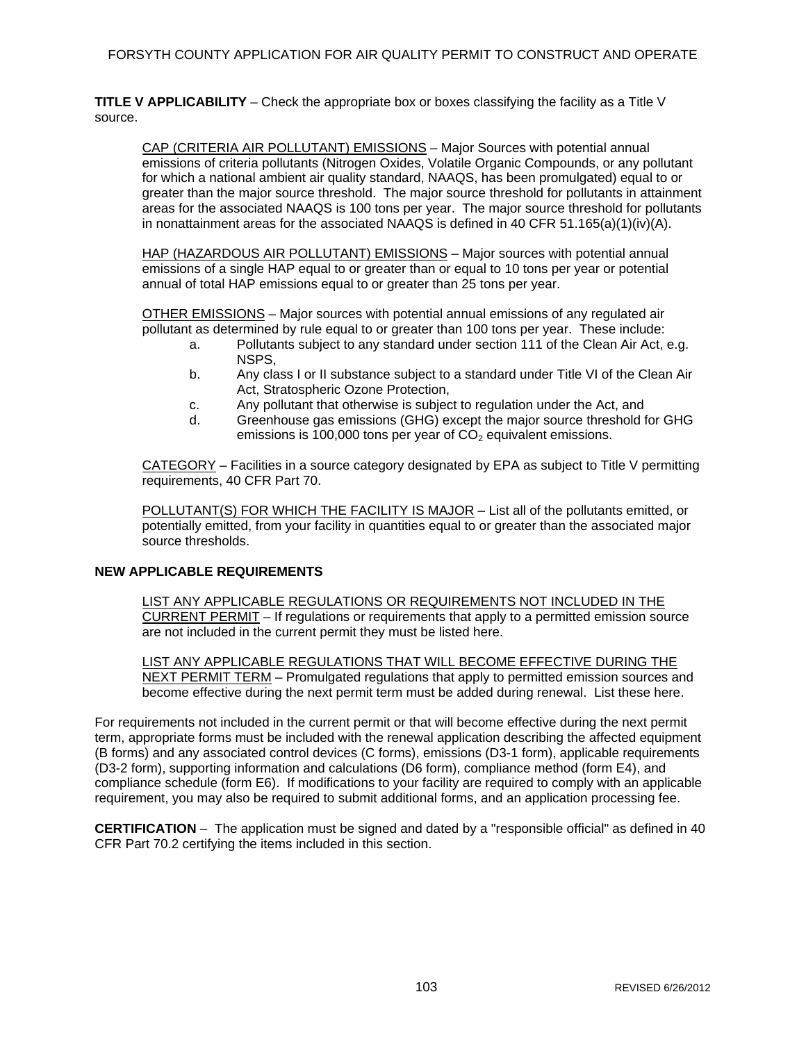**TITLE V APPLICABILITY** – Check the appropriate box or boxes classifying the facility as a Title V source.

CAP (CRITERIA AIR POLLUTANT) EMISSIONS – Major Sources with potential annual emissions of criteria pollutants (Nitrogen Oxides, Volatile Organic Compounds, or any pollutant for which a national ambient air quality standard, NAAQS, has been promulgated) equal to or greater than the major source threshold. The major source threshold for pollutants in attainment areas for the associated NAAQS is 100 tons per year. The major source threshold for pollutants in nonattainment areas for the associated NAAQS is defined in 40 CFR 51.165(a)(1)(iv)(A).

HAP (HAZARDOUS AIR POLLUTANT) EMISSIONS – Major sources with potential annual emissions of a single HAP equal to or greater than or equal to 10 tons per year or potential annual of total HAP emissions equal to or greater than 25 tons per year.

OTHER EMISSIONS – Major sources with potential annual emissions of any regulated air pollutant as determined by rule equal to or greater than 100 tons per year. These include:

a. Pollutants subject to any standard under section 111 of the Clean Air Act, e.g. NSPS,
b. Any class I or II substance subject to a standard under Title VI of the Clean Air Act, Stratospheric Ozone Protection,
c. Any pollutant that otherwise is subject to regulation under the Act, and
d. Greenhouse gas emissions (GHG) except the major source threshold for GHG emissions is 100,000 tons per year of $CO_2$ equivalent emissions.

CATEGORY – Facilities in a source category designated by EPA as subject to Title V permitting requirements, 40 CFR Part 70.

POLLUTANT(S) FOR WHICH THE FACILITY IS MAJOR – List all of the pollutants emitted, or potentially emitted, from your facility in quantities equal to or greater than the associated major source thresholds.

**NEW APPLICABLE REQUIREMENTS**

LIST ANY APPLICABLE REGULATIONS OR REQUIREMENTS NOT INCLUDED IN THE CURRENT PERMIT – If regulations or requirements that apply to a permitted emission source are not included in the current permit they must be listed here.

LIST ANY APPLICABLE REGULATIONS THAT WILL BECOME EFFECTIVE DURING THE NEXT PERMIT TERM – Promulgated regulations that apply to permitted emission sources and become effective during the next permit term must be added during renewal. List these here.

For requirements not included in the current permit or that will become effective during the next permit term, appropriate forms must be included with the renewal application describing the affected equipment (B forms) and any associated control devices (C forms), emissions (D3-1 form), applicable requirements (D3-2 form), supporting information and calculations (D6 form), compliance method (form E4), and compliance schedule (form E6). If modifications to your facility are required to comply with an applicable requirement, you may also be required to submit additional forms, and an application processing fee.

**CERTIFICATION** – The application must be signed and dated by a "responsible official" as defined in 40 CFR Part 70.2 certifying the items included in this section.